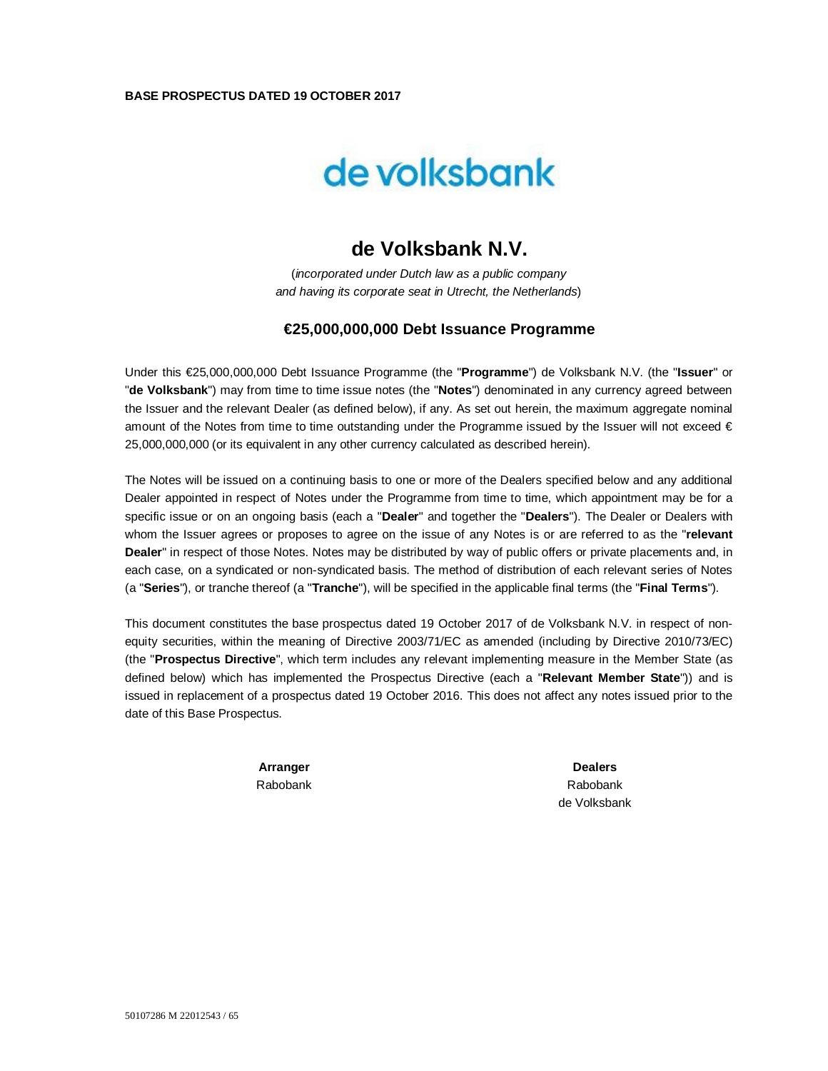**BASE PROSPECTUS DATED 19 OCTOBER 2017**

de volksbank

# de Volksbank N.V.

(*incorporated under Dutch law as a public company and having its corporate seat in Utrecht, the Netherlands*)

## €25,000,000,000 Debt Issuance Programme

Under this €25,000,000,000 Debt Issuance Programme (the "**Programme**") de Volksbank N.V. (the "**Issuer**" or "**de Volksbank**") may from time to time issue notes (the "**Notes**") denominated in any currency agreed between the Issuer and the relevant Dealer (as defined below), if any. As set out herein, the maximum aggregate nominal amount of the Notes from time to time outstanding under the Programme issued by the Issuer will not exceed € 25,000,000,000 (or its equivalent in any other currency calculated as described herein).

The Notes will be issued on a continuing basis to one or more of the Dealers specified below and any additional Dealer appointed in respect of Notes under the Programme from time to time, which appointment may be for a specific issue or on an ongoing basis (each a "**Dealer**" and together the "**Dealers**"). The Dealer or Dealers with whom the Issuer agrees or proposes to agree on the issue of any Notes is or are referred to as the "**relevant Dealer**" in respect of those Notes. Notes may be distributed by way of public offers or private placements and, in each case, on a syndicated or non-syndicated basis. The method of distribution of each relevant series of Notes (a "**Series**"), or tranche thereof (a "**Tranche**"), will be specified in the applicable final terms (the "**Final Terms**").

This document constitutes the base prospectus dated 19 October 2017 of de Volksbank N.V. in respect of non-equity securities, within the meaning of Directive 2003/71/EC as amended (including by Directive 2010/73/EC) (the "**Prospectus Directive**", which term includes any relevant implementing measure in the Member State (as defined below) which has implemented the Prospectus Directive (each a "**Relevant Member State**")) and is issued in replacement of a prospectus dated 19 October 2016. This does not affect any notes issued prior to the date of this Base Prospectus.

| **Arranger** | **Dealers** |
|---|---|
| Rabobank | Rabobank |
| | de Volksbank |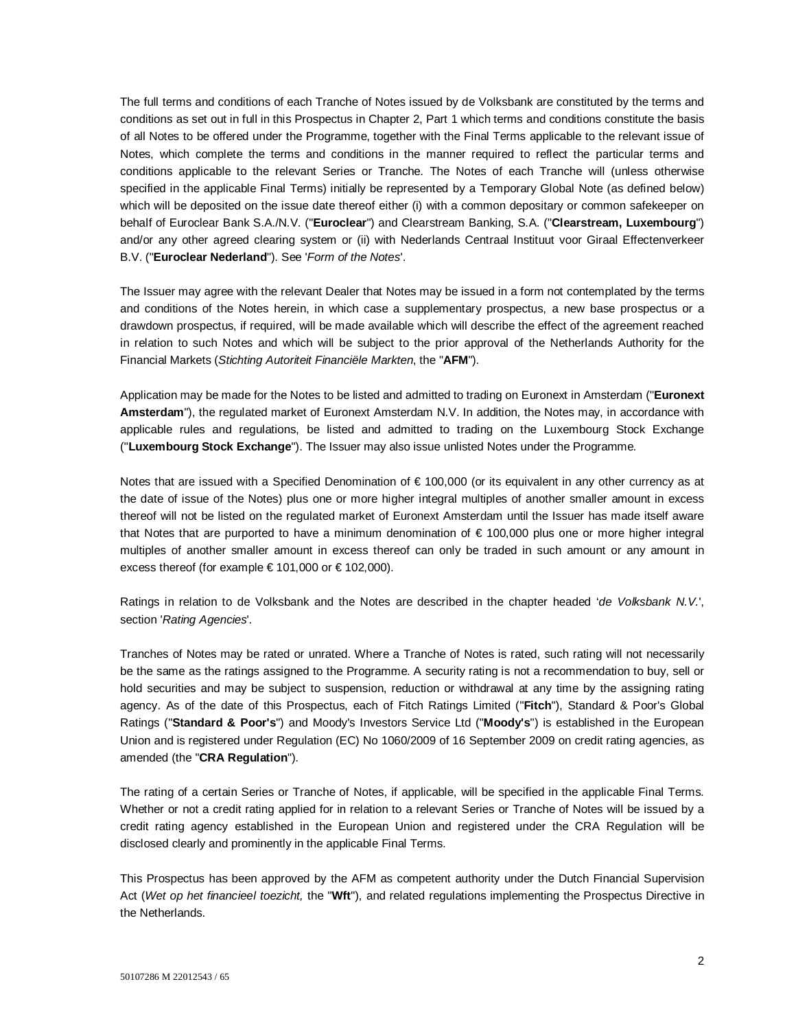The full terms and conditions of each Tranche of Notes issued by de Volksbank are constituted by the terms and conditions as set out in full in this Prospectus in Chapter 2, Part 1 which terms and conditions constitute the basis of all Notes to be offered under the Programme, together with the Final Terms applicable to the relevant issue of Notes, which complete the terms and conditions in the manner required to reflect the particular terms and conditions applicable to the relevant Series or Tranche. The Notes of each Tranche will (unless otherwise specified in the applicable Final Terms) initially be represented by a Temporary Global Note (as defined below) which will be deposited on the issue date thereof either (i) with a common depositary or common safekeeper on behalf of Euroclear Bank S.A./N.V. ("**Euroclear**") and Clearstream Banking, S.A. ("**Clearstream, Luxembourg**") and/or any other agreed clearing system or (ii) with Nederlands Centraal Instituut voor Giraal Effectenverkeer B.V. ("**Euroclear Nederland**"). See '*Form of the Notes*'.

The Issuer may agree with the relevant Dealer that Notes may be issued in a form not contemplated by the terms and conditions of the Notes herein, in which case a supplementary prospectus, a new base prospectus or a drawdown prospectus, if required, will be made available which will describe the effect of the agreement reached in relation to such Notes and which will be subject to the prior approval of the Netherlands Authority for the Financial Markets (*Stichting Autoriteit Financiële Markten*, the "**AFM**").

Application may be made for the Notes to be listed and admitted to trading on Euronext in Amsterdam ("**Euronext Amsterdam**"), the regulated market of Euronext Amsterdam N.V. In addition, the Notes may, in accordance with applicable rules and regulations, be listed and admitted to trading on the Luxembourg Stock Exchange ("**Luxembourg Stock Exchange**"). The Issuer may also issue unlisted Notes under the Programme.

Notes that are issued with a Specified Denomination of € 100,000 (or its equivalent in any other currency as at the date of issue of the Notes) plus one or more higher integral multiples of another smaller amount in excess thereof will not be listed on the regulated market of Euronext Amsterdam until the Issuer has made itself aware that Notes that are purported to have a minimum denomination of € 100,000 plus one or more higher integral multiples of another smaller amount in excess thereof can only be traded in such amount or any amount in excess thereof (for example € 101,000 or € 102,000).

Ratings in relation to de Volksbank and the Notes are described in the chapter headed '*de Volksbank N.V.*', section '*Rating Agencies*'.

Tranches of Notes may be rated or unrated. Where a Tranche of Notes is rated, such rating will not necessarily be the same as the ratings assigned to the Programme. A security rating is not a recommendation to buy, sell or hold securities and may be subject to suspension, reduction or withdrawal at any time by the assigning rating agency. As of the date of this Prospectus, each of Fitch Ratings Limited ("**Fitch**"), Standard & Poor's Global Ratings ("**Standard & Poor's**") and Moody's Investors Service Ltd ("**Moody's**") is established in the European Union and is registered under Regulation (EC) No 1060/2009 of 16 September 2009 on credit rating agencies, as amended (the "**CRA Regulation**").

The rating of a certain Series or Tranche of Notes, if applicable, will be specified in the applicable Final Terms. Whether or not a credit rating applied for in relation to a relevant Series or Tranche of Notes will be issued by a credit rating agency established in the European Union and registered under the CRA Regulation will be disclosed clearly and prominently in the applicable Final Terms.

This Prospectus has been approved by the AFM as competent authority under the Dutch Financial Supervision Act (*Wet op het financieel toezicht,* the "**Wft**"), and related regulations implementing the Prospectus Directive in the Netherlands.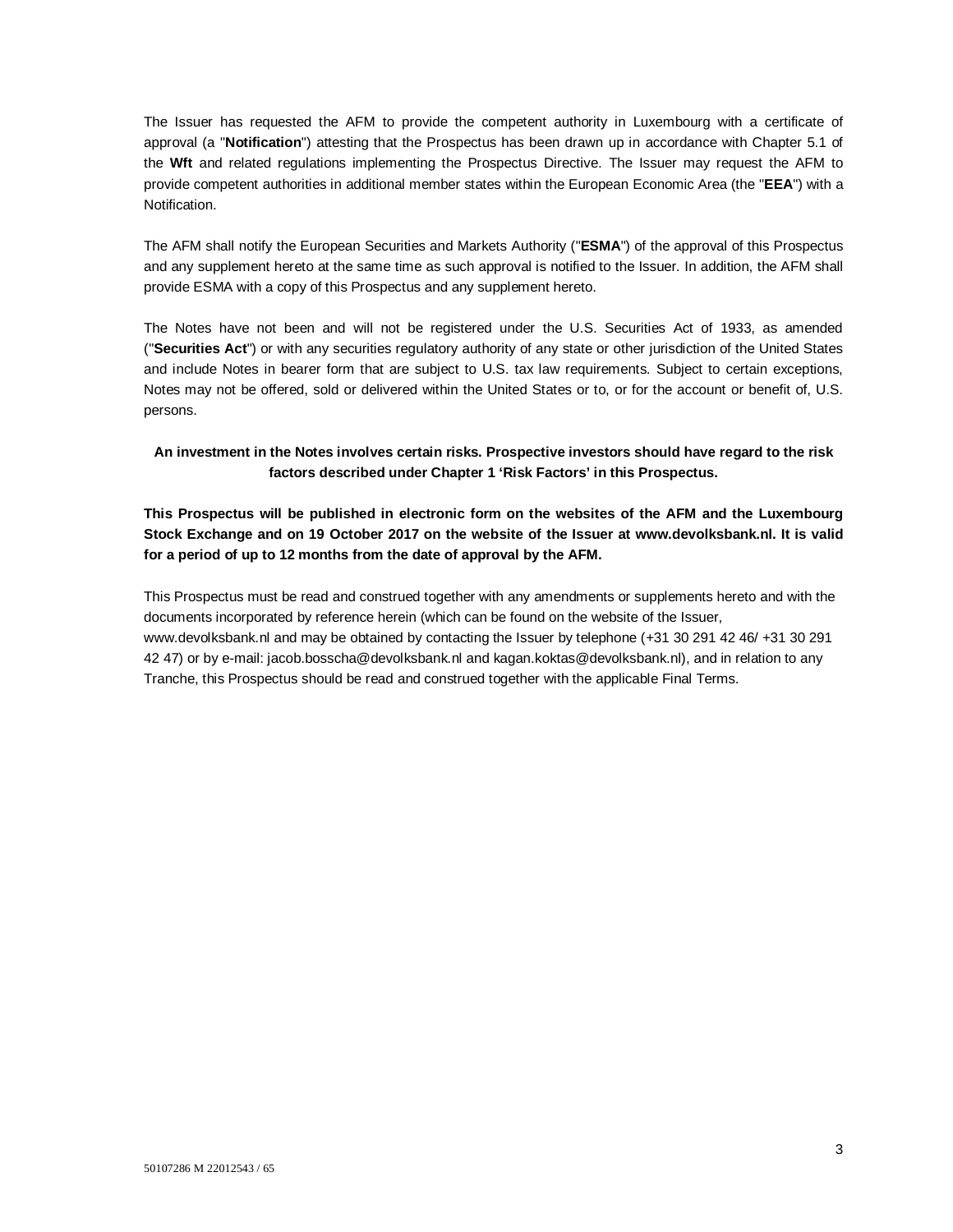The Issuer has requested the AFM to provide the competent authority in Luxembourg with a certificate of approval (a "**Notification**") attesting that the Prospectus has been drawn up in accordance with Chapter 5.1 of the **Wft** and related regulations implementing the Prospectus Directive. The Issuer may request the AFM to provide competent authorities in additional member states within the European Economic Area (the "**EEA**") with a Notification.

The AFM shall notify the European Securities and Markets Authority ("**ESMA**") of the approval of this Prospectus and any supplement hereto at the same time as such approval is notified to the Issuer. In addition, the AFM shall provide ESMA with a copy of this Prospectus and any supplement hereto.

The Notes have not been and will not be registered under the U.S. Securities Act of 1933, as amended ("**Securities Act**") or with any securities regulatory authority of any state or other jurisdiction of the United States and include Notes in bearer form that are subject to U.S. tax law requirements. Subject to certain exceptions, Notes may not be offered, sold or delivered within the United States or to, or for the account or benefit of, U.S. persons.

**An investment in the Notes involves certain risks. Prospective investors should have regard to the risk factors described under Chapter 1 'Risk Factors' in this Prospectus.**

**This Prospectus will be published in electronic form on the websites of the AFM and the Luxembourg Stock Exchange and on 19 October 2017 on the website of the Issuer at www.devolksbank.nl. It is valid for a period of up to 12 months from the date of approval by the AFM.**

This Prospectus must be read and construed together with any amendments or supplements hereto and with the documents incorporated by reference herein (which can be found on the website of the Issuer, www.devolksbank.nl and may be obtained by contacting the Issuer by telephone (+31 30 291 42 46/ +31 30 291 42 47) or by e-mail: jacob.bosscha@devolksbank.nl and kagan.koktas@devolksbank.nl), and in relation to any Tranche, this Prospectus should be read and construed together with the applicable Final Terms.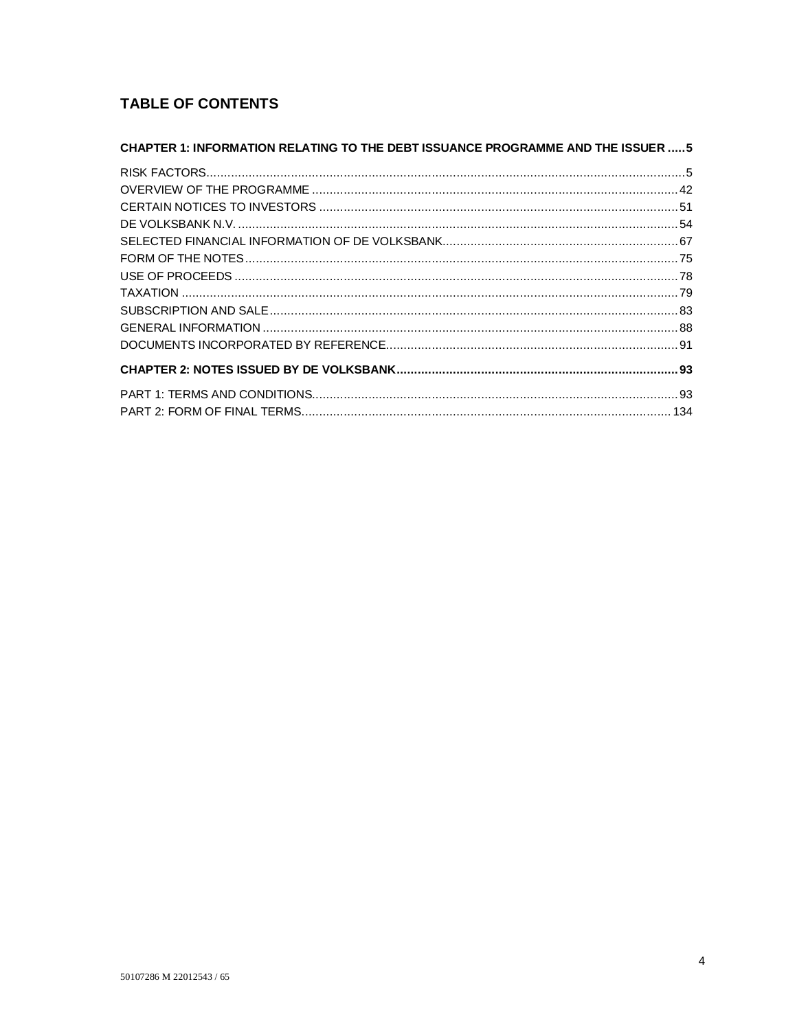## TABLE OF CONTENTS

**CHAPTER 1: INFORMATION RELATING TO THE DEBT ISSUANCE PROGRAMME AND THE ISSUER ..... 5**

RISK FACTORS ..... 5
OVERVIEW OF THE PROGRAMME ..... 42
CERTAIN NOTICES TO INVESTORS ..... 51
DE VOLKSBANK N.V. ..... 54
SELECTED FINANCIAL INFORMATION OF DE VOLKSBANK ..... 67
FORM OF THE NOTES ..... 75
USE OF PROCEEDS ..... 78
TAXATION ..... 79
SUBSCRIPTION AND SALE ..... 83
GENERAL INFORMATION ..... 88
DOCUMENTS INCORPORATED BY REFERENCE ..... 91

**CHAPTER 2: NOTES ISSUED BY DE VOLKSBANK ..... 93**

PART 1: TERMS AND CONDITIONS ..... 93
PART 2: FORM OF FINAL TERMS ..... 134

50107286 M 22012543 / 65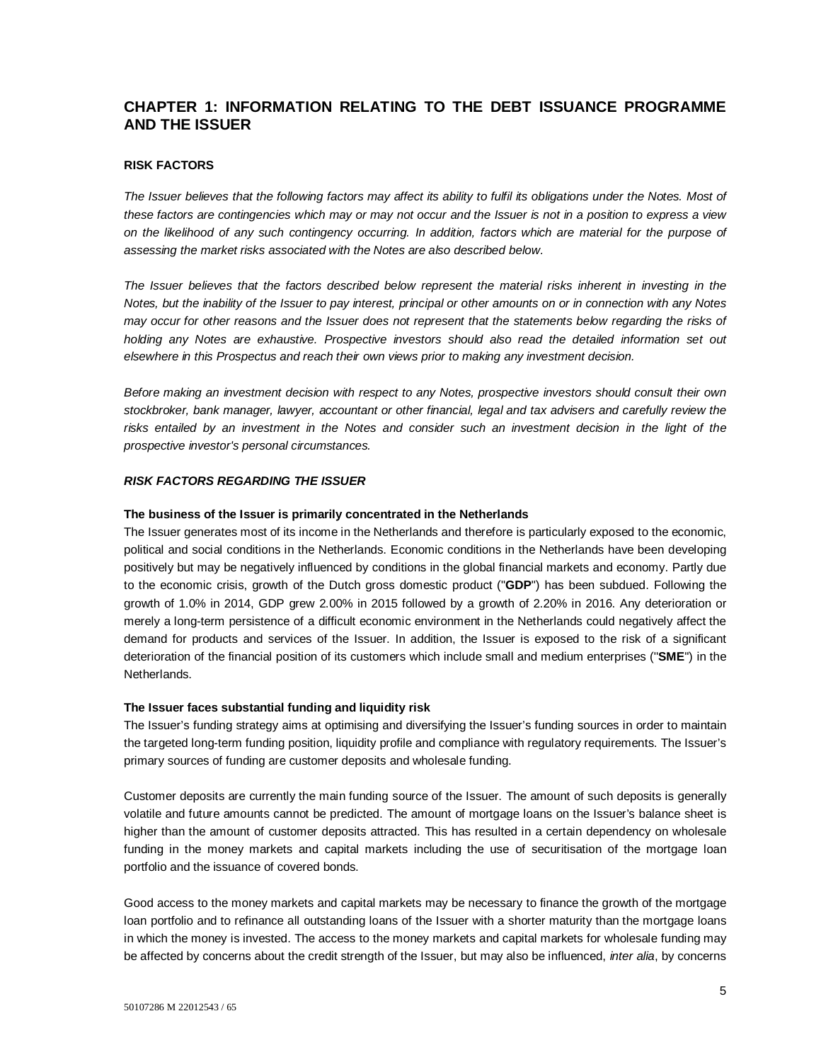## CHAPTER 1: INFORMATION RELATING TO THE DEBT ISSUANCE PROGRAMME AND THE ISSUER

### RISK FACTORS

*The Issuer believes that the following factors may affect its ability to fulfil its obligations under the Notes. Most of these factors are contingencies which may or may not occur and the Issuer is not in a position to express a view on the likelihood of any such contingency occurring. In addition, factors which are material for the purpose of assessing the market risks associated with the Notes are also described below.*

*The Issuer believes that the factors described below represent the material risks inherent in investing in the Notes, but the inability of the Issuer to pay interest, principal or other amounts on or in connection with any Notes may occur for other reasons and the Issuer does not represent that the statements below regarding the risks of holding any Notes are exhaustive. Prospective investors should also read the detailed information set out elsewhere in this Prospectus and reach their own views prior to making any investment decision.*

*Before making an investment decision with respect to any Notes, prospective investors should consult their own stockbroker, bank manager, lawyer, accountant or other financial, legal and tax advisers and carefully review the risks entailed by an investment in the Notes and consider such an investment decision in the light of the prospective investor's personal circumstances.*

***RISK FACTORS REGARDING THE ISSUER***

**The business of the Issuer is primarily concentrated in the Netherlands**

The Issuer generates most of its income in the Netherlands and therefore is particularly exposed to the economic, political and social conditions in the Netherlands. Economic conditions in the Netherlands have been developing positively but may be negatively influenced by conditions in the global financial markets and economy. Partly due to the economic crisis, growth of the Dutch gross domestic product ("**GDP**") has been subdued. Following the growth of 1.0% in 2014, GDP grew 2.00% in 2015 followed by a growth of 2.20% in 2016. Any deterioration or merely a long-term persistence of a difficult economic environment in the Netherlands could negatively affect the demand for products and services of the Issuer. In addition, the Issuer is exposed to the risk of a significant deterioration of the financial position of its customers which include small and medium enterprises ("**SME**") in the Netherlands.

**The Issuer faces substantial funding and liquidity risk**

The Issuer's funding strategy aims at optimising and diversifying the Issuer's funding sources in order to maintain the targeted long-term funding position, liquidity profile and compliance with regulatory requirements. The Issuer's primary sources of funding are customer deposits and wholesale funding.

Customer deposits are currently the main funding source of the Issuer. The amount of such deposits is generally volatile and future amounts cannot be predicted. The amount of mortgage loans on the Issuer's balance sheet is higher than the amount of customer deposits attracted. This has resulted in a certain dependency on wholesale funding in the money markets and capital markets including the use of securitisation of the mortgage loan portfolio and the issuance of covered bonds.

Good access to the money markets and capital markets may be necessary to finance the growth of the mortgage loan portfolio and to refinance all outstanding loans of the Issuer with a shorter maturity than the mortgage loans in which the money is invested. The access to the money markets and capital markets for wholesale funding may be affected by concerns about the credit strength of the Issuer, but may also be influenced, *inter alia*, by concerns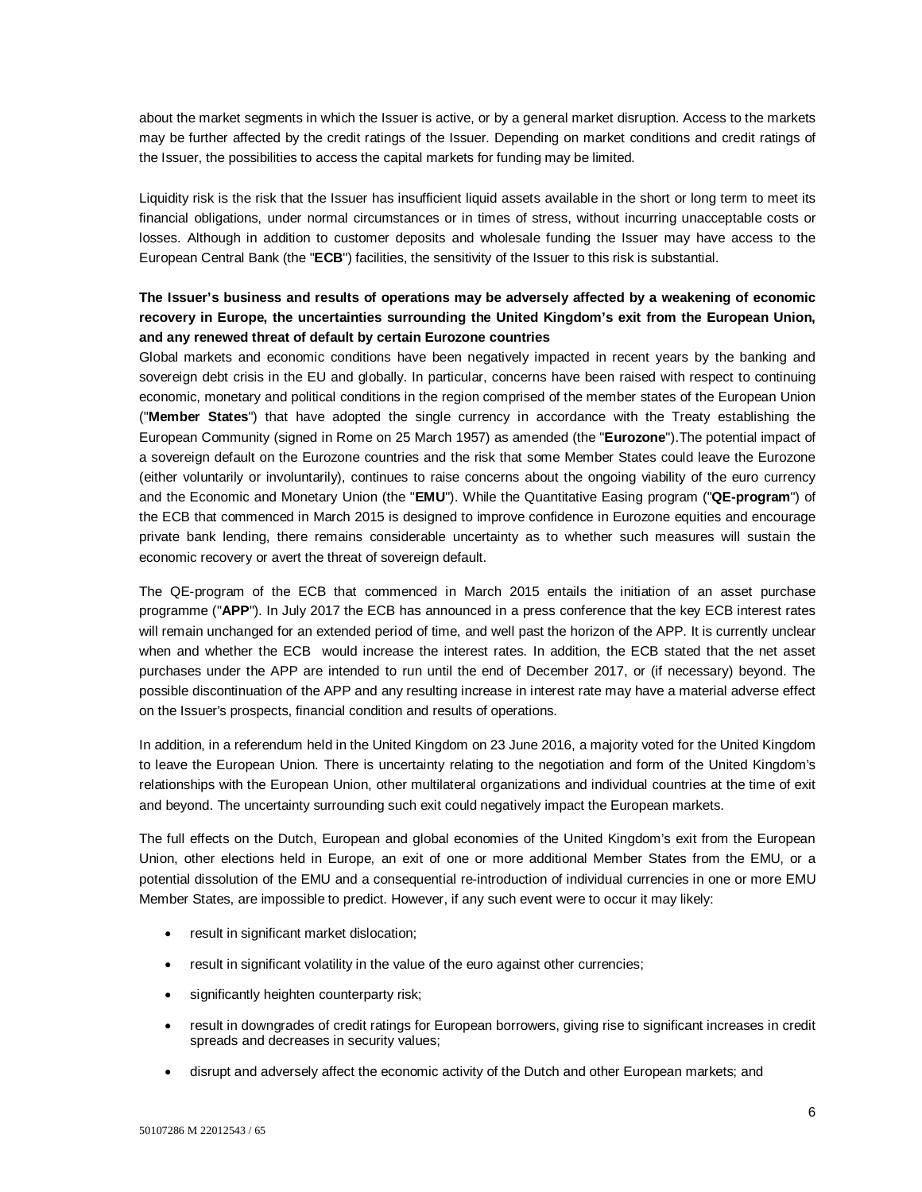about the market segments in which the Issuer is active, or by a general market disruption. Access to the markets may be further affected by the credit ratings of the Issuer. Depending on market conditions and credit ratings of the Issuer, the possibilities to access the capital markets for funding may be limited.

Liquidity risk is the risk that the Issuer has insufficient liquid assets available in the short or long term to meet its financial obligations, under normal circumstances or in times of stress, without incurring unacceptable costs or losses. Although in addition to customer deposits and wholesale funding the Issuer may have access to the European Central Bank (the "**ECB**") facilities, the sensitivity of the Issuer to this risk is substantial.

**The Issuer's business and results of operations may be adversely affected by a weakening of economic recovery in Europe, the uncertainties surrounding the United Kingdom's exit from the European Union, and any renewed threat of default by certain Eurozone countries**

Global markets and economic conditions have been negatively impacted in recent years by the banking and sovereign debt crisis in the EU and globally. In particular, concerns have been raised with respect to continuing economic, monetary and political conditions in the region comprised of the member states of the European Union ("**Member States**") that have adopted the single currency in accordance with the Treaty establishing the European Community (signed in Rome on 25 March 1957) as amended (the "**Eurozone**").The potential impact of a sovereign default on the Eurozone countries and the risk that some Member States could leave the Eurozone (either voluntarily or involuntarily), continues to raise concerns about the ongoing viability of the euro currency and the Economic and Monetary Union (the "**EMU**"). While the Quantitative Easing program ("**QE-program**") of the ECB that commenced in March 2015 is designed to improve confidence in Eurozone equities and encourage private bank lending, there remains considerable uncertainty as to whether such measures will sustain the economic recovery or avert the threat of sovereign default.

The QE-program of the ECB that commenced in March 2015 entails the initiation of an asset purchase programme ("**APP**"). In July 2017 the ECB has announced in a press conference that the key ECB interest rates will remain unchanged for an extended period of time, and well past the horizon of the APP. It is currently unclear when and whether the ECB would increase the interest rates. In addition, the ECB stated that the net asset purchases under the APP are intended to run until the end of December 2017, or (if necessary) beyond. The possible discontinuation of the APP and any resulting increase in interest rate may have a material adverse effect on the Issuer's prospects, financial condition and results of operations.

In addition, in a referendum held in the United Kingdom on 23 June 2016, a majority voted for the United Kingdom to leave the European Union. There is uncertainty relating to the negotiation and form of the United Kingdom's relationships with the European Union, other multilateral organizations and individual countries at the time of exit and beyond. The uncertainty surrounding such exit could negatively impact the European markets.

The full effects on the Dutch, European and global economies of the United Kingdom's exit from the European Union, other elections held in Europe, an exit of one or more additional Member States from the EMU, or a potential dissolution of the EMU and a consequential re-introduction of individual currencies in one or more EMU Member States, are impossible to predict. However, if any such event were to occur it may likely:

- result in significant market dislocation;
- result in significant volatility in the value of the euro against other currencies;
- significantly heighten counterparty risk;
- result in downgrades of credit ratings for European borrowers, giving rise to significant increases in credit spreads and decreases in security values;
- disrupt and adversely affect the economic activity of the Dutch and other European markets; and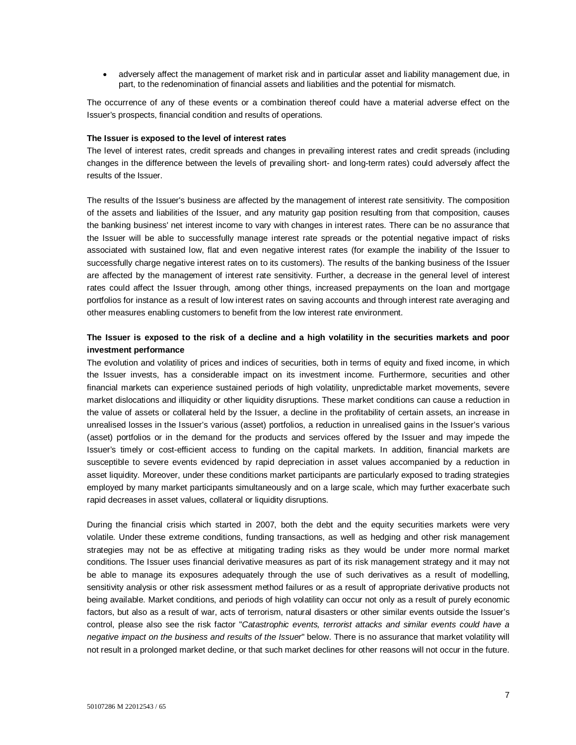- adversely affect the management of market risk and in particular asset and liability management due, in part, to the redenomination of financial assets and liabilities and the potential for mismatch.

The occurrence of any of these events or a combination thereof could have a material adverse effect on the Issuer's prospects, financial condition and results of operations.

**The Issuer is exposed to the level of interest rates**

The level of interest rates, credit spreads and changes in prevailing interest rates and credit spreads (including changes in the difference between the levels of prevailing short- and long-term rates) could adversely affect the results of the Issuer.

The results of the Issuer's business are affected by the management of interest rate sensitivity. The composition of the assets and liabilities of the Issuer, and any maturity gap position resulting from that composition, causes the banking business' net interest income to vary with changes in interest rates. There can be no assurance that the Issuer will be able to successfully manage interest rate spreads or the potential negative impact of risks associated with sustained low, flat and even negative interest rates (for example the inability of the Issuer to successfully charge negative interest rates on to its customers). The results of the banking business of the Issuer are affected by the management of interest rate sensitivity. Further, a decrease in the general level of interest rates could affect the Issuer through, among other things, increased prepayments on the loan and mortgage portfolios for instance as a result of low interest rates on saving accounts and through interest rate averaging and other measures enabling customers to benefit from the low interest rate environment.

**The Issuer is exposed to the risk of a decline and a high volatility in the securities markets and poor investment performance**

The evolution and volatility of prices and indices of securities, both in terms of equity and fixed income, in which the Issuer invests, has a considerable impact on its investment income. Furthermore, securities and other financial markets can experience sustained periods of high volatility, unpredictable market movements, severe market dislocations and illiquidity or other liquidity disruptions. These market conditions can cause a reduction in the value of assets or collateral held by the Issuer, a decline in the profitability of certain assets, an increase in unrealised losses in the Issuer's various (asset) portfolios, a reduction in unrealised gains in the Issuer's various (asset) portfolios or in the demand for the products and services offered by the Issuer and may impede the Issuer's timely or cost-efficient access to funding on the capital markets. In addition, financial markets are susceptible to severe events evidenced by rapid depreciation in asset values accompanied by a reduction in asset liquidity. Moreover, under these conditions market participants are particularly exposed to trading strategies employed by many market participants simultaneously and on a large scale, which may further exacerbate such rapid decreases in asset values, collateral or liquidity disruptions.

During the financial crisis which started in 2007, both the debt and the equity securities markets were very volatile. Under these extreme conditions, funding transactions, as well as hedging and other risk management strategies may not be as effective at mitigating trading risks as they would be under more normal market conditions. The Issuer uses financial derivative measures as part of its risk management strategy and it may not be able to manage its exposures adequately through the use of such derivatives as a result of modelling, sensitivity analysis or other risk assessment method failures or as a result of appropriate derivative products not being available. Market conditions, and periods of high volatility can occur not only as a result of purely economic factors, but also as a result of war, acts of terrorism, natural disasters or other similar events outside the Issuer's control, please also see the risk factor "*Catastrophic events, terrorist attacks and similar events could have a negative impact on the business and results of the Issuer*" below. There is no assurance that market volatility will not result in a prolonged market decline, or that such market declines for other reasons will not occur in the future.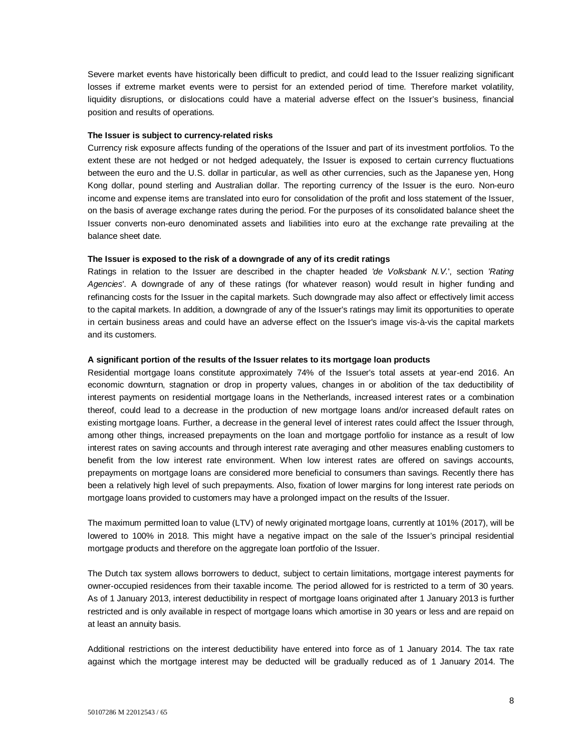Severe market events have historically been difficult to predict, and could lead to the Issuer realizing significant losses if extreme market events were to persist for an extended period of time. Therefore market volatility, liquidity disruptions, or dislocations could have a material adverse effect on the Issuer's business, financial position and results of operations.

**The Issuer is subject to currency-related risks**

Currency risk exposure affects funding of the operations of the Issuer and part of its investment portfolios. To the extent these are not hedged or not hedged adequately, the Issuer is exposed to certain currency fluctuations between the euro and the U.S. dollar in particular, as well as other currencies, such as the Japanese yen, Hong Kong dollar, pound sterling and Australian dollar. The reporting currency of the Issuer is the euro. Non-euro income and expense items are translated into euro for consolidation of the profit and loss statement of the Issuer, on the basis of average exchange rates during the period. For the purposes of its consolidated balance sheet the Issuer converts non-euro denominated assets and liabilities into euro at the exchange rate prevailing at the balance sheet date.

**The Issuer is exposed to the risk of a downgrade of any of its credit ratings**

Ratings in relation to the Issuer are described in the chapter headed *'de Volksbank N.V.'*, section *'Rating Agencies'*. A downgrade of any of these ratings (for whatever reason) would result in higher funding and refinancing costs for the Issuer in the capital markets. Such downgrade may also affect or effectively limit access to the capital markets. In addition, a downgrade of any of the Issuer's ratings may limit its opportunities to operate in certain business areas and could have an adverse effect on the Issuer's image vis-à-vis the capital markets and its customers.

**A significant portion of the results of the Issuer relates to its mortgage loan products**

Residential mortgage loans constitute approximately 74% of the Issuer's total assets at year-end 2016. An economic downturn, stagnation or drop in property values, changes in or abolition of the tax deductibility of interest payments on residential mortgage loans in the Netherlands, increased interest rates or a combination thereof, could lead to a decrease in the production of new mortgage loans and/or increased default rates on existing mortgage loans. Further, a decrease in the general level of interest rates could affect the Issuer through, among other things, increased prepayments on the loan and mortgage portfolio for instance as a result of low interest rates on saving accounts and through interest rate averaging and other measures enabling customers to benefit from the low interest rate environment. When low interest rates are offered on savings accounts, prepayments on mortgage loans are considered more beneficial to consumers than savings. Recently there has been a relatively high level of such prepayments. Also, fixation of lower margins for long interest rate periods on mortgage loans provided to customers may have a prolonged impact on the results of the Issuer.

The maximum permitted loan to value (LTV) of newly originated mortgage loans, currently at 101% (2017), will be lowered to 100% in 2018. This might have a negative impact on the sale of the Issuer's principal residential mortgage products and therefore on the aggregate loan portfolio of the Issuer.

The Dutch tax system allows borrowers to deduct, subject to certain limitations, mortgage interest payments for owner-occupied residences from their taxable income. The period allowed for is restricted to a term of 30 years. As of 1 January 2013, interest deductibility in respect of mortgage loans originated after 1 January 2013 is further restricted and is only available in respect of mortgage loans which amortise in 30 years or less and are repaid on at least an annuity basis.

Additional restrictions on the interest deductibility have entered into force as of 1 January 2014. The tax rate against which the mortgage interest may be deducted will be gradually reduced as of 1 January 2014. The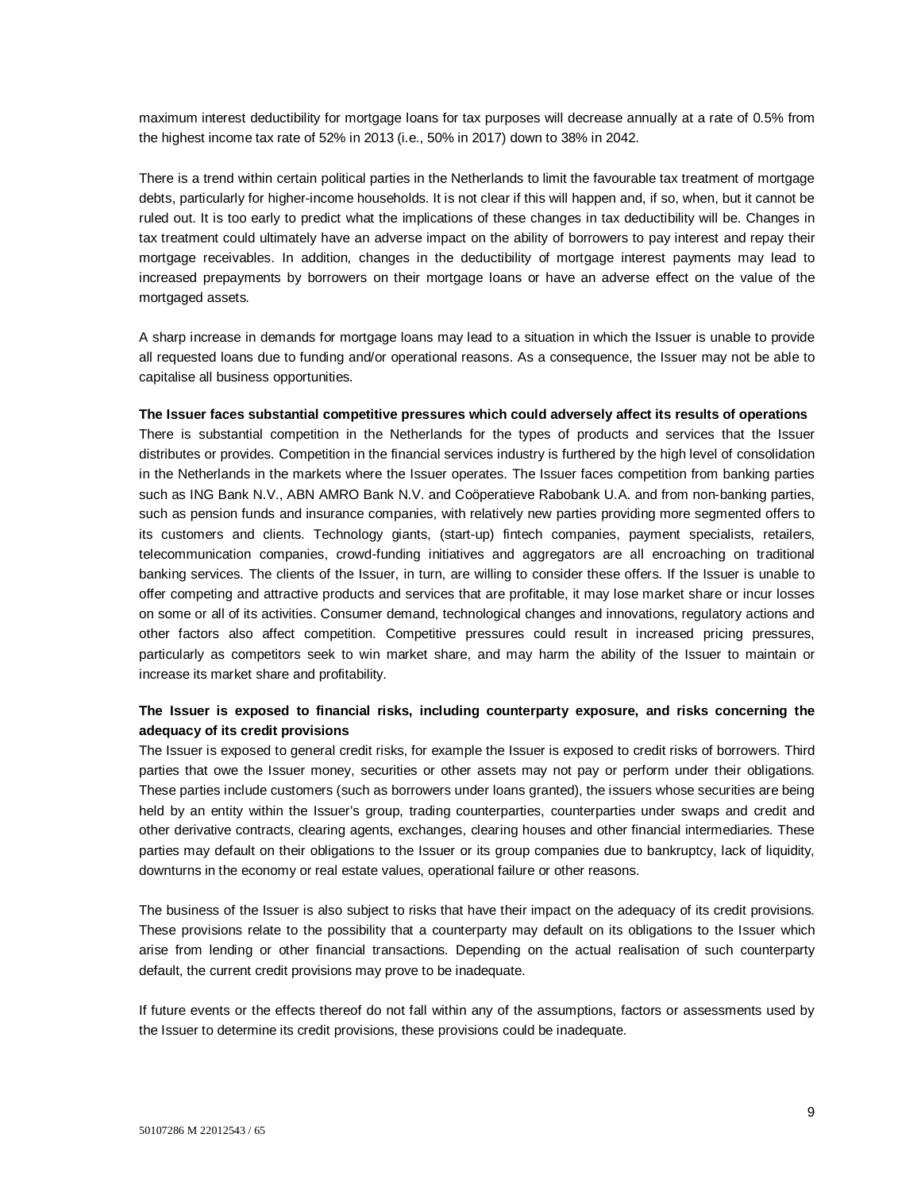maximum interest deductibility for mortgage loans for tax purposes will decrease annually at a rate of 0.5% from the highest income tax rate of 52% in 2013 (i.e., 50% in 2017) down to 38% in 2042.

There is a trend within certain political parties in the Netherlands to limit the favourable tax treatment of mortgage debts, particularly for higher-income households. It is not clear if this will happen and, if so, when, but it cannot be ruled out. It is too early to predict what the implications of these changes in tax deductibility will be. Changes in tax treatment could ultimately have an adverse impact on the ability of borrowers to pay interest and repay their mortgage receivables. In addition, changes in the deductibility of mortgage interest payments may lead to increased prepayments by borrowers on their mortgage loans or have an adverse effect on the value of the mortgaged assets.

A sharp increase in demands for mortgage loans may lead to a situation in which the Issuer is unable to provide all requested loans due to funding and/or operational reasons. As a consequence, the Issuer may not be able to capitalise all business opportunities.

**The Issuer faces substantial competitive pressures which could adversely affect its results of operations**

There is substantial competition in the Netherlands for the types of products and services that the Issuer distributes or provides. Competition in the financial services industry is furthered by the high level of consolidation in the Netherlands in the markets where the Issuer operates. The Issuer faces competition from banking parties such as ING Bank N.V., ABN AMRO Bank N.V. and Coöperatieve Rabobank U.A. and from non-banking parties, such as pension funds and insurance companies, with relatively new parties providing more segmented offers to its customers and clients. Technology giants, (start-up) fintech companies, payment specialists, retailers, telecommunication companies, crowd-funding initiatives and aggregators are all encroaching on traditional banking services. The clients of the Issuer, in turn, are willing to consider these offers. If the Issuer is unable to offer competing and attractive products and services that are profitable, it may lose market share or incur losses on some or all of its activities. Consumer demand, technological changes and innovations, regulatory actions and other factors also affect competition. Competitive pressures could result in increased pricing pressures, particularly as competitors seek to win market share, and may harm the ability of the Issuer to maintain or increase its market share and profitability.

**The Issuer is exposed to financial risks, including counterparty exposure, and risks concerning the adequacy of its credit provisions**

The Issuer is exposed to general credit risks, for example the Issuer is exposed to credit risks of borrowers. Third parties that owe the Issuer money, securities or other assets may not pay or perform under their obligations. These parties include customers (such as borrowers under loans granted), the issuers whose securities are being held by an entity within the Issuer's group, trading counterparties, counterparties under swaps and credit and other derivative contracts, clearing agents, exchanges, clearing houses and other financial intermediaries. These parties may default on their obligations to the Issuer or its group companies due to bankruptcy, lack of liquidity, downturns in the economy or real estate values, operational failure or other reasons.

The business of the Issuer is also subject to risks that have their impact on the adequacy of its credit provisions. These provisions relate to the possibility that a counterparty may default on its obligations to the Issuer which arise from lending or other financial transactions. Depending on the actual realisation of such counterparty default, the current credit provisions may prove to be inadequate.

If future events or the effects thereof do not fall within any of the assumptions, factors or assessments used by the Issuer to determine its credit provisions, these provisions could be inadequate.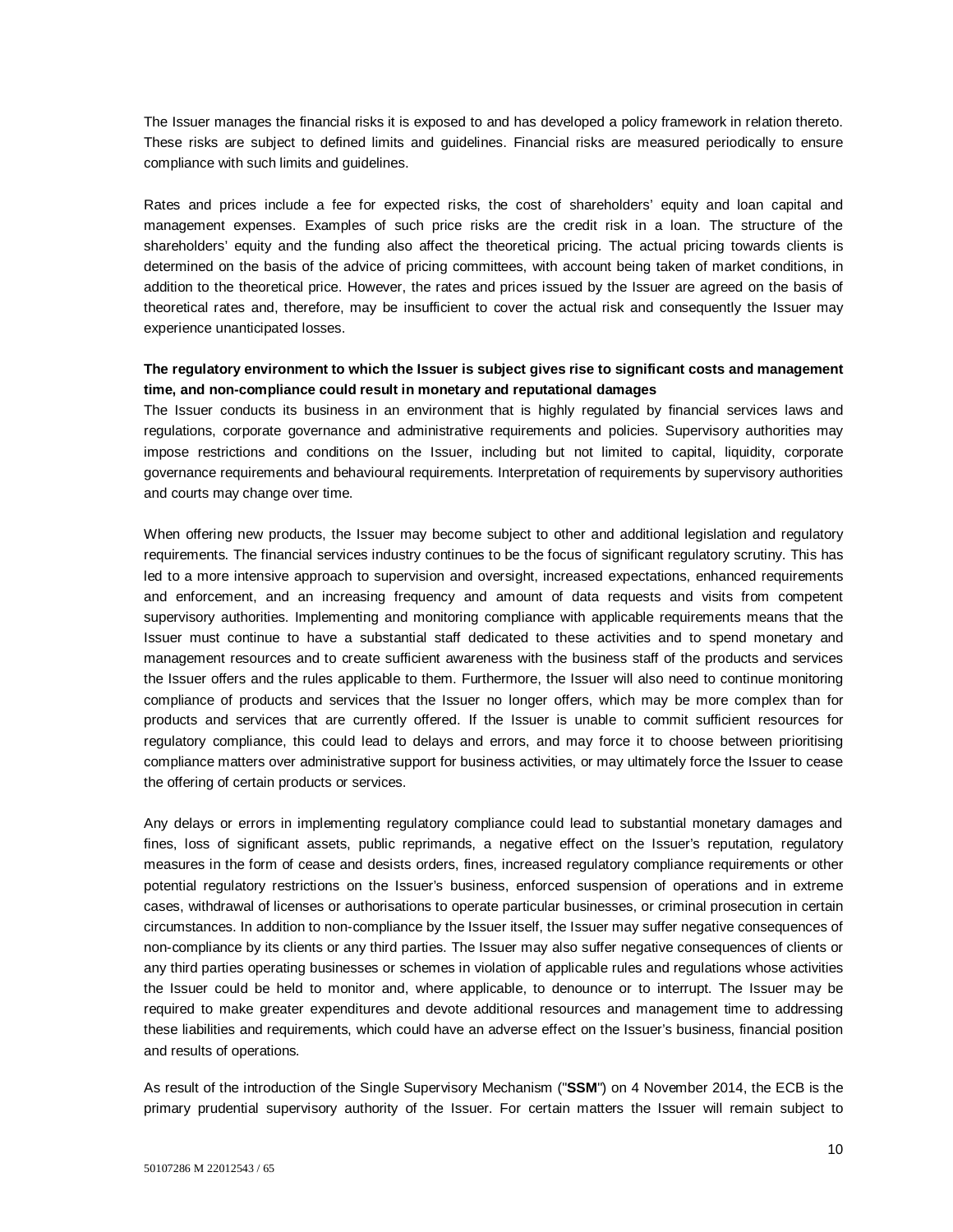The Issuer manages the financial risks it is exposed to and has developed a policy framework in relation thereto. These risks are subject to defined limits and guidelines. Financial risks are measured periodically to ensure compliance with such limits and guidelines.

Rates and prices include a fee for expected risks, the cost of shareholders' equity and loan capital and management expenses. Examples of such price risks are the credit risk in a loan. The structure of the shareholders' equity and the funding also affect the theoretical pricing. The actual pricing towards clients is determined on the basis of the advice of pricing committees, with account being taken of market conditions, in addition to the theoretical price. However, the rates and prices issued by the Issuer are agreed on the basis of theoretical rates and, therefore, may be insufficient to cover the actual risk and consequently the Issuer may experience unanticipated losses.

**The regulatory environment to which the Issuer is subject gives rise to significant costs and management time, and non-compliance could result in monetary and reputational damages**

The Issuer conducts its business in an environment that is highly regulated by financial services laws and regulations, corporate governance and administrative requirements and policies. Supervisory authorities may impose restrictions and conditions on the Issuer, including but not limited to capital, liquidity, corporate governance requirements and behavioural requirements. Interpretation of requirements by supervisory authorities and courts may change over time.

When offering new products, the Issuer may become subject to other and additional legislation and regulatory requirements. The financial services industry continues to be the focus of significant regulatory scrutiny. This has led to a more intensive approach to supervision and oversight, increased expectations, enhanced requirements and enforcement, and an increasing frequency and amount of data requests and visits from competent supervisory authorities. Implementing and monitoring compliance with applicable requirements means that the Issuer must continue to have a substantial staff dedicated to these activities and to spend monetary and management resources and to create sufficient awareness with the business staff of the products and services the Issuer offers and the rules applicable to them. Furthermore, the Issuer will also need to continue monitoring compliance of products and services that the Issuer no longer offers, which may be more complex than for products and services that are currently offered. If the Issuer is unable to commit sufficient resources for regulatory compliance, this could lead to delays and errors, and may force it to choose between prioritising compliance matters over administrative support for business activities, or may ultimately force the Issuer to cease the offering of certain products or services.

Any delays or errors in implementing regulatory compliance could lead to substantial monetary damages and fines, loss of significant assets, public reprimands, a negative effect on the Issuer's reputation, regulatory measures in the form of cease and desists orders, fines, increased regulatory compliance requirements or other potential regulatory restrictions on the Issuer's business, enforced suspension of operations and in extreme cases, withdrawal of licenses or authorisations to operate particular businesses, or criminal prosecution in certain circumstances. In addition to non-compliance by the Issuer itself, the Issuer may suffer negative consequences of non-compliance by its clients or any third parties. The Issuer may also suffer negative consequences of clients or any third parties operating businesses or schemes in violation of applicable rules and regulations whose activities the Issuer could be held to monitor and, where applicable, to denounce or to interrupt. The Issuer may be required to make greater expenditures and devote additional resources and management time to addressing these liabilities and requirements, which could have an adverse effect on the Issuer's business, financial position and results of operations.

As result of the introduction of the Single Supervisory Mechanism ("**SSM**") on 4 November 2014, the ECB is the primary prudential supervisory authority of the Issuer. For certain matters the Issuer will remain subject to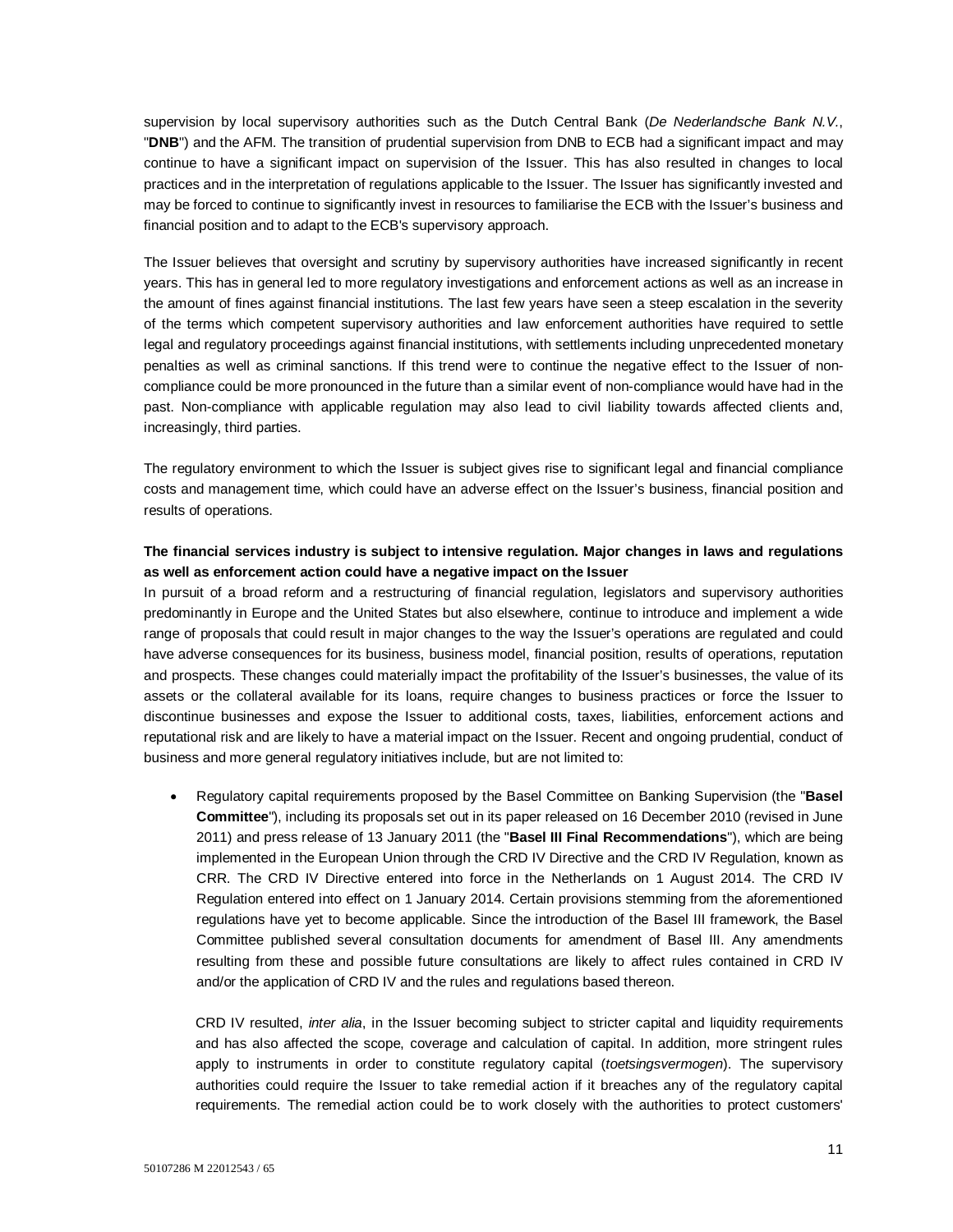supervision by local supervisory authorities such as the Dutch Central Bank (*De Nederlandsche Bank N.V.*, "**DNB**") and the AFM. The transition of prudential supervision from DNB to ECB had a significant impact and may continue to have a significant impact on supervision of the Issuer. This has also resulted in changes to local practices and in the interpretation of regulations applicable to the Issuer. The Issuer has significantly invested and may be forced to continue to significantly invest in resources to familiarise the ECB with the Issuer's business and financial position and to adapt to the ECB's supervisory approach.

The Issuer believes that oversight and scrutiny by supervisory authorities have increased significantly in recent years. This has in general led to more regulatory investigations and enforcement actions as well as an increase in the amount of fines against financial institutions. The last few years have seen a steep escalation in the severity of the terms which competent supervisory authorities and law enforcement authorities have required to settle legal and regulatory proceedings against financial institutions, with settlements including unprecedented monetary penalties as well as criminal sanctions. If this trend were to continue the negative effect to the Issuer of non-compliance could be more pronounced in the future than a similar event of non-compliance would have had in the past. Non-compliance with applicable regulation may also lead to civil liability towards affected clients and, increasingly, third parties.

The regulatory environment to which the Issuer is subject gives rise to significant legal and financial compliance costs and management time, which could have an adverse effect on the Issuer's business, financial position and results of operations.

**The financial services industry is subject to intensive regulation. Major changes in laws and regulations as well as enforcement action could have a negative impact on the Issuer**

In pursuit of a broad reform and a restructuring of financial regulation, legislators and supervisory authorities predominantly in Europe and the United States but also elsewhere, continue to introduce and implement a wide range of proposals that could result in major changes to the way the Issuer's operations are regulated and could have adverse consequences for its business, business model, financial position, results of operations, reputation and prospects. These changes could materially impact the profitability of the Issuer's businesses, the value of its assets or the collateral available for its loans, require changes to business practices or force the Issuer to discontinue businesses and expose the Issuer to additional costs, taxes, liabilities, enforcement actions and reputational risk and are likely to have a material impact on the Issuer. Recent and ongoing prudential, conduct of business and more general regulatory initiatives include, but are not limited to:

- Regulatory capital requirements proposed by the Basel Committee on Banking Supervision (the "**Basel Committee**"), including its proposals set out in its paper released on 16 December 2010 (revised in June 2011) and press release of 13 January 2011 (the "**Basel III Final Recommendations**"), which are being implemented in the European Union through the CRD IV Directive and the CRD IV Regulation, known as CRR. The CRD IV Directive entered into force in the Netherlands on 1 August 2014. The CRD IV Regulation entered into effect on 1 January 2014. Certain provisions stemming from the aforementioned regulations have yet to become applicable. Since the introduction of the Basel III framework, the Basel Committee published several consultation documents for amendment of Basel III. Any amendments resulting from these and possible future consultations are likely to affect rules contained in CRD IV and/or the application of CRD IV and the rules and regulations based thereon.

  CRD IV resulted, *inter alia*, in the Issuer becoming subject to stricter capital and liquidity requirements and has also affected the scope, coverage and calculation of capital. In addition, more stringent rules apply to instruments in order to constitute regulatory capital (*toetsingsvermogen*). The supervisory authorities could require the Issuer to take remedial action if it breaches any of the regulatory capital requirements. The remedial action could be to work closely with the authorities to protect customers'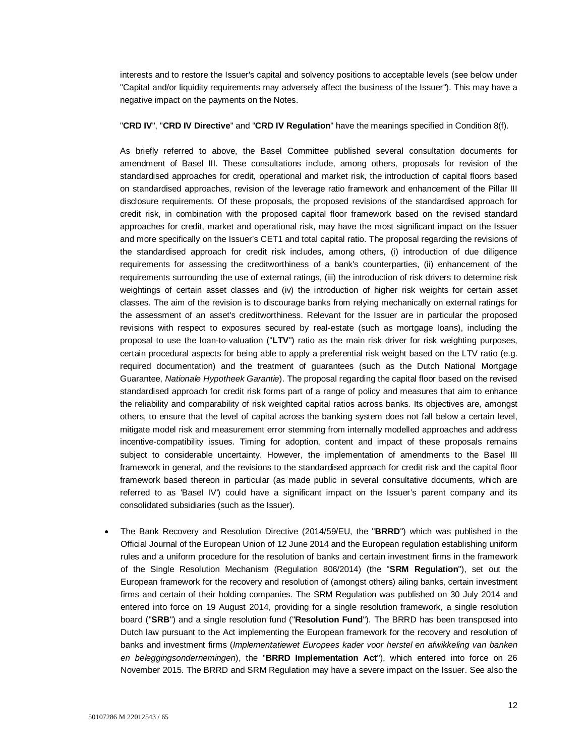interests and to restore the Issuer's capital and solvency positions to acceptable levels (see below under "Capital and/or liquidity requirements may adversely affect the business of the Issuer"). This may have a negative impact on the payments on the Notes.

"**CRD IV**", "**CRD IV Directive**" and "**CRD IV Regulation**" have the meanings specified in Condition 8(f).

As briefly referred to above, the Basel Committee published several consultation documents for amendment of Basel III. These consultations include, among others, proposals for revision of the standardised approaches for credit, operational and market risk, the introduction of capital floors based on standardised approaches, revision of the leverage ratio framework and enhancement of the Pillar III disclosure requirements. Of these proposals, the proposed revisions of the standardised approach for credit risk, in combination with the proposed capital floor framework based on the revised standard approaches for credit, market and operational risk, may have the most significant impact on the Issuer and more specifically on the Issuer's CET1 and total capital ratio. The proposal regarding the revisions of the standardised approach for credit risk includes, among others, (i) introduction of due diligence requirements for assessing the creditworthiness of a bank's counterparties, (ii) enhancement of the requirements surrounding the use of external ratings, (iii) the introduction of risk drivers to determine risk weightings of certain asset classes and (iv) the introduction of higher risk weights for certain asset classes. The aim of the revision is to discourage banks from relying mechanically on external ratings for the assessment of an asset's creditworthiness. Relevant for the Issuer are in particular the proposed revisions with respect to exposures secured by real-estate (such as mortgage loans), including the proposal to use the loan-to-valuation ("**LTV**") ratio as the main risk driver for risk weighting purposes, certain procedural aspects for being able to apply a preferential risk weight based on the LTV ratio (e.g. required documentation) and the treatment of guarantees (such as the Dutch National Mortgage Guarantee, *Nationale Hypotheek Garantie*). The proposal regarding the capital floor based on the revised standardised approach for credit risk forms part of a range of policy and measures that aim to enhance the reliability and comparability of risk weighted capital ratios across banks. Its objectives are, amongst others, to ensure that the level of capital across the banking system does not fall below a certain level, mitigate model risk and measurement error stemming from internally modelled approaches and address incentive-compatibility issues. Timing for adoption, content and impact of these proposals remains subject to considerable uncertainty. However, the implementation of amendments to the Basel III framework in general, and the revisions to the standardised approach for credit risk and the capital floor framework based thereon in particular (as made public in several consultative documents, which are referred to as 'Basel IV') could have a significant impact on the Issuer's parent company and its consolidated subsidiaries (such as the Issuer).

- The Bank Recovery and Resolution Directive (2014/59/EU, the "**BRRD**") which was published in the Official Journal of the European Union of 12 June 2014 and the European regulation establishing uniform rules and a uniform procedure for the resolution of banks and certain investment firms in the framework of the Single Resolution Mechanism (Regulation 806/2014) (the "**SRM Regulation**"), set out the European framework for the recovery and resolution of (amongst others) ailing banks, certain investment firms and certain of their holding companies. The SRM Regulation was published on 30 July 2014 and entered into force on 19 August 2014, providing for a single resolution framework, a single resolution board ("**SRB**") and a single resolution fund ("**Resolution Fund**"). The BRRD has been transposed into Dutch law pursuant to the Act implementing the European framework for the recovery and resolution of banks and investment firms (*Implementatiewet Europees kader voor herstel en afwikkeling van banken en beleggingsondernemingen*), the "**BRRD Implementation Act**"), which entered into force on 26 November 2015. The BRRD and SRM Regulation may have a severe impact on the Issuer. See also the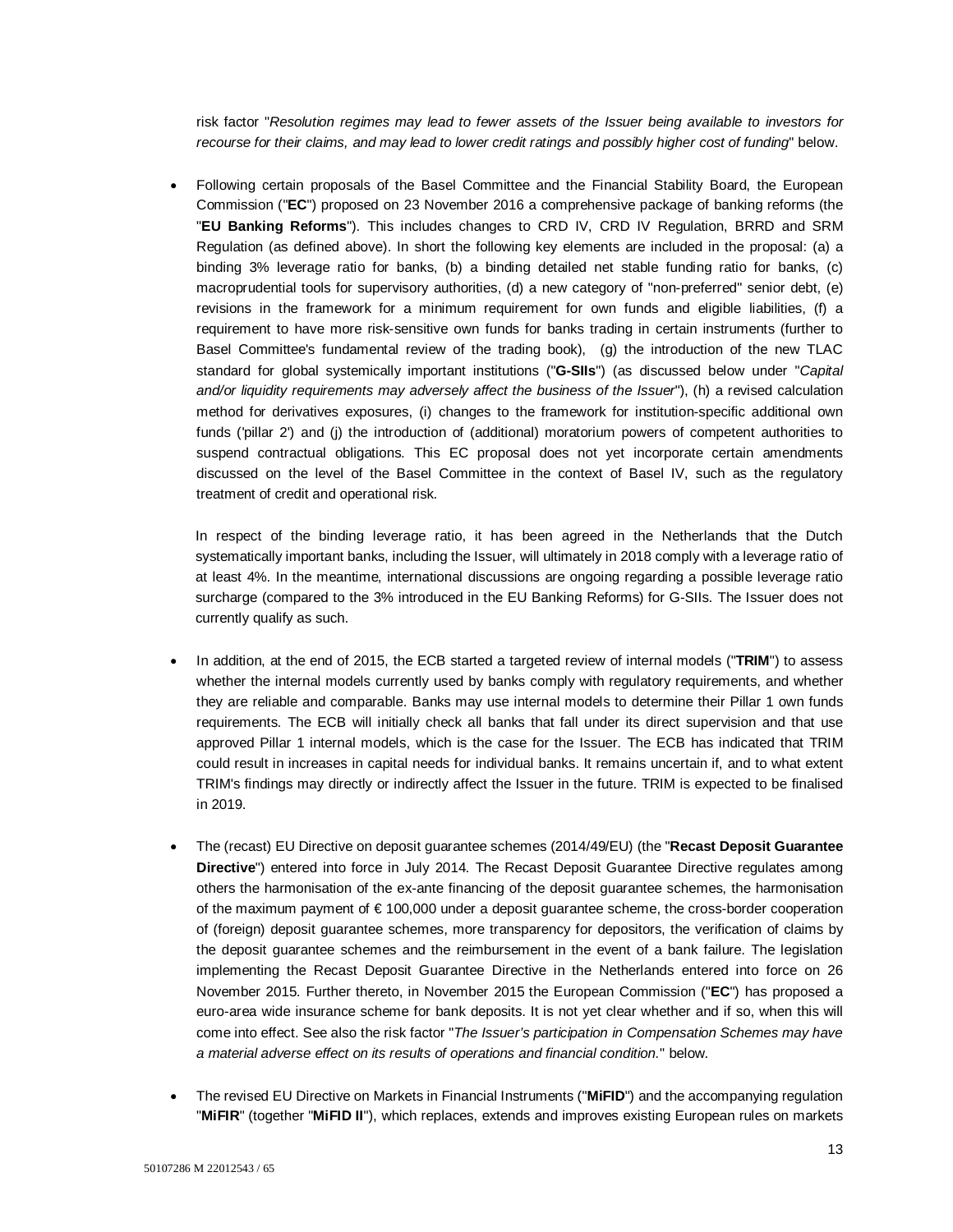risk factor "*Resolution regimes may lead to fewer assets of the Issuer being available to investors for recourse for their claims, and may lead to lower credit ratings and possibly higher cost of funding*" below.

- Following certain proposals of the Basel Committee and the Financial Stability Board, the European Commission ("**EC**") proposed on 23 November 2016 a comprehensive package of banking reforms (the "**EU Banking Reforms**"). This includes changes to CRD IV, CRD IV Regulation, BRRD and SRM Regulation (as defined above). In short the following key elements are included in the proposal: (a) a binding 3% leverage ratio for banks, (b) a binding detailed net stable funding ratio for banks, (c) macroprudential tools for supervisory authorities, (d) a new category of "non-preferred" senior debt, (e) revisions in the framework for a minimum requirement for own funds and eligible liabilities, (f) a requirement to have more risk-sensitive own funds for banks trading in certain instruments (further to Basel Committee's fundamental review of the trading book), (g) the introduction of the new TLAC standard for global systemically important institutions ("**G-SIIs**") (as discussed below under "*Capital and/or liquidity requirements may adversely affect the business of the Issuer*"), (h) a revised calculation method for derivatives exposures, (i) changes to the framework for institution-specific additional own funds ('pillar 2') and (j) the introduction of (additional) moratorium powers of competent authorities to suspend contractual obligations. This EC proposal does not yet incorporate certain amendments discussed on the level of the Basel Committee in the context of Basel IV, such as the regulatory treatment of credit and operational risk.

  In respect of the binding leverage ratio, it has been agreed in the Netherlands that the Dutch systematically important banks, including the Issuer, will ultimately in 2018 comply with a leverage ratio of at least 4%. In the meantime, international discussions are ongoing regarding a possible leverage ratio surcharge (compared to the 3% introduced in the EU Banking Reforms) for G-SIIs. The Issuer does not currently qualify as such.

- In addition, at the end of 2015, the ECB started a targeted review of internal models ("**TRIM**") to assess whether the internal models currently used by banks comply with regulatory requirements, and whether they are reliable and comparable. Banks may use internal models to determine their Pillar 1 own funds requirements. The ECB will initially check all banks that fall under its direct supervision and that use approved Pillar 1 internal models, which is the case for the Issuer. The ECB has indicated that TRIM could result in increases in capital needs for individual banks. It remains uncertain if, and to what extent TRIM's findings may directly or indirectly affect the Issuer in the future. TRIM is expected to be finalised in 2019.

- The (recast) EU Directive on deposit guarantee schemes (2014/49/EU) (the "**Recast Deposit Guarantee Directive**") entered into force in July 2014. The Recast Deposit Guarantee Directive regulates among others the harmonisation of the ex-ante financing of the deposit guarantee schemes, the harmonisation of the maximum payment of € 100,000 under a deposit guarantee scheme, the cross-border cooperation of (foreign) deposit guarantee schemes, more transparency for depositors, the verification of claims by the deposit guarantee schemes and the reimbursement in the event of a bank failure. The legislation implementing the Recast Deposit Guarantee Directive in the Netherlands entered into force on 26 November 2015. Further thereto, in November 2015 the European Commission ("**EC**") has proposed a euro-area wide insurance scheme for bank deposits. It is not yet clear whether and if so, when this will come into effect. See also the risk factor "*The Issuer's participation in Compensation Schemes may have a material adverse effect on its results of operations and financial condition.*" below.

- The revised EU Directive on Markets in Financial Instruments ("**MiFID**") and the accompanying regulation "**MiFIR**" (together "**MiFID II**"), which replaces, extends and improves existing European rules on markets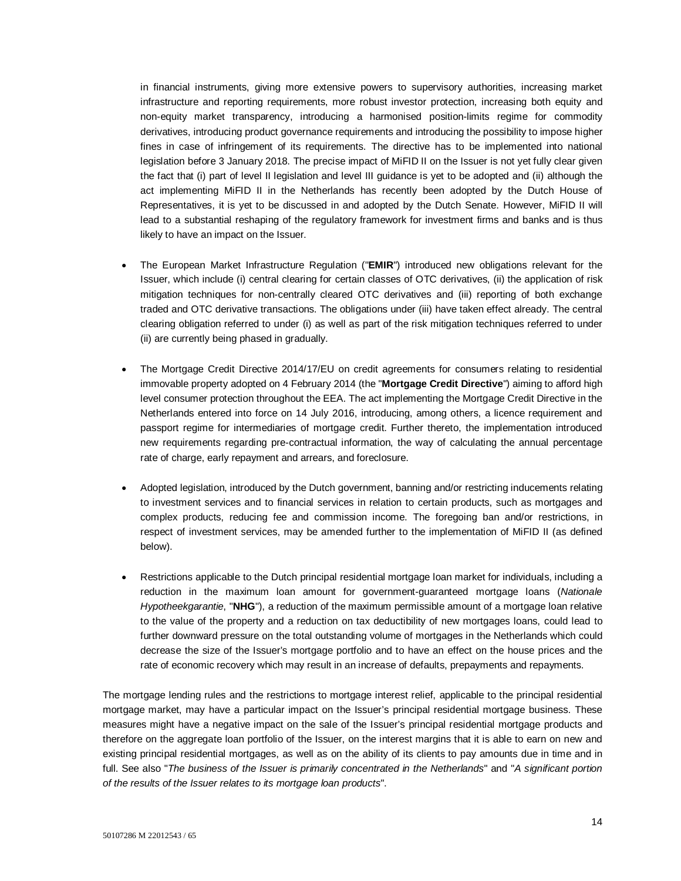in financial instruments, giving more extensive powers to supervisory authorities, increasing market infrastructure and reporting requirements, more robust investor protection, increasing both equity and non-equity market transparency, introducing a harmonised position-limits regime for commodity derivatives, introducing product governance requirements and introducing the possibility to impose higher fines in case of infringement of its requirements. The directive has to be implemented into national legislation before 3 January 2018. The precise impact of MiFID II on the Issuer is not yet fully clear given the fact that (i) part of level II legislation and level III guidance is yet to be adopted and (ii) although the act implementing MiFID II in the Netherlands has recently been adopted by the Dutch House of Representatives, it is yet to be discussed in and adopted by the Dutch Senate. However, MiFID II will lead to a substantial reshaping of the regulatory framework for investment firms and banks and is thus likely to have an impact on the Issuer.

- The European Market Infrastructure Regulation ("**EMIR**") introduced new obligations relevant for the Issuer, which include (i) central clearing for certain classes of OTC derivatives, (ii) the application of risk mitigation techniques for non-centrally cleared OTC derivatives and (iii) reporting of both exchange traded and OTC derivative transactions. The obligations under (iii) have taken effect already. The central clearing obligation referred to under (i) as well as part of the risk mitigation techniques referred to under (ii) are currently being phased in gradually.

- The Mortgage Credit Directive 2014/17/EU on credit agreements for consumers relating to residential immovable property adopted on 4 February 2014 (the "**Mortgage Credit Directive**") aiming to afford high level consumer protection throughout the EEA. The act implementing the Mortgage Credit Directive in the Netherlands entered into force on 14 July 2016, introducing, among others, a licence requirement and passport regime for intermediaries of mortgage credit. Further thereto, the implementation introduced new requirements regarding pre-contractual information, the way of calculating the annual percentage rate of charge, early repayment and arrears, and foreclosure.

- Adopted legislation, introduced by the Dutch government, banning and/or restricting inducements relating to investment services and to financial services in relation to certain products, such as mortgages and complex products, reducing fee and commission income. The foregoing ban and/or restrictions, in respect of investment services, may be amended further to the implementation of MiFID II (as defined below).

- Restrictions applicable to the Dutch principal residential mortgage loan market for individuals, including a reduction in the maximum loan amount for government-guaranteed mortgage loans (*Nationale Hypotheekgarantie*, "**NHG**"), a reduction of the maximum permissible amount of a mortgage loan relative to the value of the property and a reduction on tax deductibility of new mortgages loans, could lead to further downward pressure on the total outstanding volume of mortgages in the Netherlands which could decrease the size of the Issuer's mortgage portfolio and to have an effect on the house prices and the rate of economic recovery which may result in an increase of defaults, prepayments and repayments.

The mortgage lending rules and the restrictions to mortgage interest relief, applicable to the principal residential mortgage market, may have a particular impact on the Issuer's principal residential mortgage business. These measures might have a negative impact on the sale of the Issuer's principal residential mortgage products and therefore on the aggregate loan portfolio of the Issuer, on the interest margins that it is able to earn on new and existing principal residential mortgages, as well as on the ability of its clients to pay amounts due in time and in full. See also "*The business of the Issuer is primarily concentrated in the Netherlands*" and "*A significant portion of the results of the Issuer relates to its mortgage loan products*".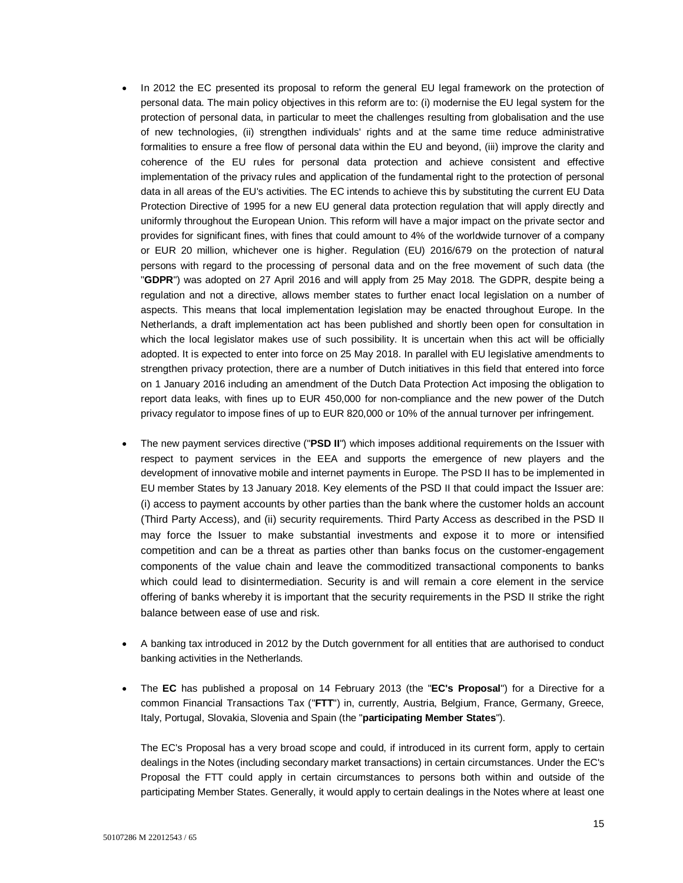- In 2012 the EC presented its proposal to reform the general EU legal framework on the protection of personal data. The main policy objectives in this reform are to: (i) modernise the EU legal system for the protection of personal data, in particular to meet the challenges resulting from globalisation and the use of new technologies, (ii) strengthen individuals' rights and at the same time reduce administrative formalities to ensure a free flow of personal data within the EU and beyond, (iii) improve the clarity and coherence of the EU rules for personal data protection and achieve consistent and effective implementation of the privacy rules and application of the fundamental right to the protection of personal data in all areas of the EU's activities. The EC intends to achieve this by substituting the current EU Data Protection Directive of 1995 for a new EU general data protection regulation that will apply directly and uniformly throughout the European Union. This reform will have a major impact on the private sector and provides for significant fines, with fines that could amount to 4% of the worldwide turnover of a company or EUR 20 million, whichever one is higher. Regulation (EU) 2016/679 on the protection of natural persons with regard to the processing of personal data and on the free movement of such data (the "**GDPR**") was adopted on 27 April 2016 and will apply from 25 May 2018. The GDPR, despite being a regulation and not a directive, allows member states to further enact local legislation on a number of aspects. This means that local implementation legislation may be enacted throughout Europe. In the Netherlands, a draft implementation act has been published and shortly been open for consultation in which the local legislator makes use of such possibility. It is uncertain when this act will be officially adopted. It is expected to enter into force on 25 May 2018. In parallel with EU legislative amendments to strengthen privacy protection, there are a number of Dutch initiatives in this field that entered into force on 1 January 2016 including an amendment of the Dutch Data Protection Act imposing the obligation to report data leaks, with fines up to EUR 450,000 for non-compliance and the new power of the Dutch privacy regulator to impose fines of up to EUR 820,000 or 10% of the annual turnover per infringement.

- The new payment services directive ("**PSD II**") which imposes additional requirements on the Issuer with respect to payment services in the EEA and supports the emergence of new players and the development of innovative mobile and internet payments in Europe. The PSD II has to be implemented in EU member States by 13 January 2018. Key elements of the PSD II that could impact the Issuer are: (i) access to payment accounts by other parties than the bank where the customer holds an account (Third Party Access), and (ii) security requirements. Third Party Access as described in the PSD II may force the Issuer to make substantial investments and expose it to more or intensified competition and can be a threat as parties other than banks focus on the customer-engagement components of the value chain and leave the commoditized transactional components to banks which could lead to disintermediation. Security is and will remain a core element in the service offering of banks whereby it is important that the security requirements in the PSD II strike the right balance between ease of use and risk.

- A banking tax introduced in 2012 by the Dutch government for all entities that are authorised to conduct banking activities in the Netherlands.

- The **EC** has published a proposal on 14 February 2013 (the "**EC's Proposal**") for a Directive for a common Financial Transactions Tax ("**FTT**") in, currently, Austria, Belgium, France, Germany, Greece, Italy, Portugal, Slovakia, Slovenia and Spain (the "**participating Member States**").

  The EC's Proposal has a very broad scope and could, if introduced in its current form, apply to certain dealings in the Notes (including secondary market transactions) in certain circumstances. Under the EC's Proposal the FTT could apply in certain circumstances to persons both within and outside of the participating Member States. Generally, it would apply to certain dealings in the Notes where at least one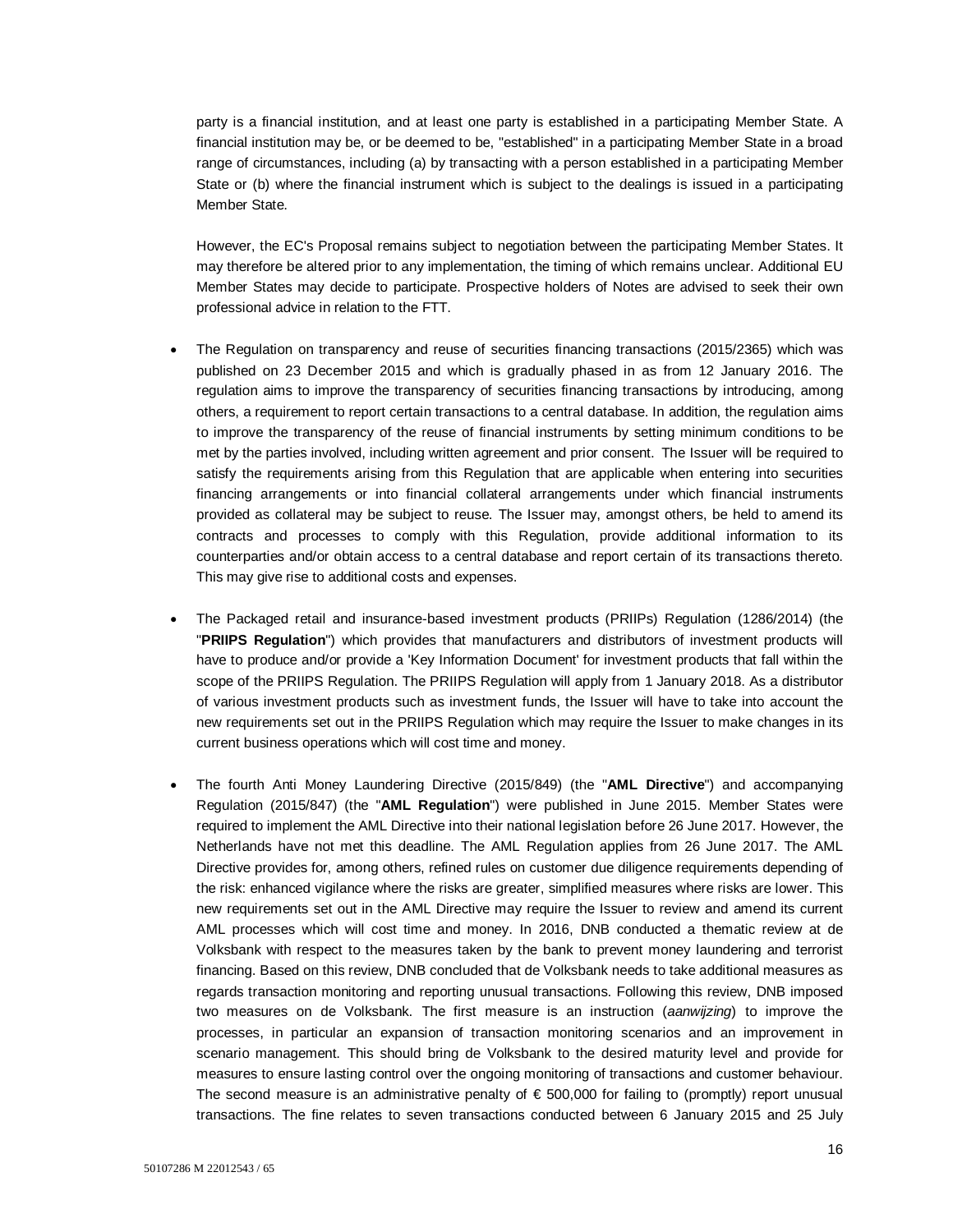party is a financial institution, and at least one party is established in a participating Member State. A financial institution may be, or be deemed to be, "established" in a participating Member State in a broad range of circumstances, including (a) by transacting with a person established in a participating Member State or (b) where the financial instrument which is subject to the dealings is issued in a participating Member State.

However, the EC's Proposal remains subject to negotiation between the participating Member States. It may therefore be altered prior to any implementation, the timing of which remains unclear. Additional EU Member States may decide to participate. Prospective holders of Notes are advised to seek their own professional advice in relation to the FTT.

- The Regulation on transparency and reuse of securities financing transactions (2015/2365) which was published on 23 December 2015 and which is gradually phased in as from 12 January 2016. The regulation aims to improve the transparency of securities financing transactions by introducing, among others, a requirement to report certain transactions to a central database. In addition, the regulation aims to improve the transparency of the reuse of financial instruments by setting minimum conditions to be met by the parties involved, including written agreement and prior consent. The Issuer will be required to satisfy the requirements arising from this Regulation that are applicable when entering into securities financing arrangements or into financial collateral arrangements under which financial instruments provided as collateral may be subject to reuse. The Issuer may, amongst others, be held to amend its contracts and processes to comply with this Regulation, provide additional information to its counterparties and/or obtain access to a central database and report certain of its transactions thereto. This may give rise to additional costs and expenses.

- The Packaged retail and insurance-based investment products (PRIIPs) Regulation (1286/2014) (the "**PRIIPS Regulation**") which provides that manufacturers and distributors of investment products will have to produce and/or provide a 'Key Information Document' for investment products that fall within the scope of the PRIIPS Regulation. The PRIIPS Regulation will apply from 1 January 2018. As a distributor of various investment products such as investment funds, the Issuer will have to take into account the new requirements set out in the PRIIPS Regulation which may require the Issuer to make changes in its current business operations which will cost time and money.

- The fourth Anti Money Laundering Directive (2015/849) (the "**AML Directive**") and accompanying Regulation (2015/847) (the "**AML Regulation**") were published in June 2015. Member States were required to implement the AML Directive into their national legislation before 26 June 2017. However, the Netherlands have not met this deadline. The AML Regulation applies from 26 June 2017. The AML Directive provides for, among others, refined rules on customer due diligence requirements depending of the risk: enhanced vigilance where the risks are greater, simplified measures where risks are lower. This new requirements set out in the AML Directive may require the Issuer to review and amend its current AML processes which will cost time and money. In 2016, DNB conducted a thematic review at de Volksbank with respect to the measures taken by the bank to prevent money laundering and terrorist financing. Based on this review, DNB concluded that de Volksbank needs to take additional measures as regards transaction monitoring and reporting unusual transactions. Following this review, DNB imposed two measures on de Volksbank. The first measure is an instruction (*aanwijzing*) to improve the processes, in particular an expansion of transaction monitoring scenarios and an improvement in scenario management. This should bring de Volksbank to the desired maturity level and provide for measures to ensure lasting control over the ongoing monitoring of transactions and customer behaviour. The second measure is an administrative penalty of € 500,000 for failing to (promptly) report unusual transactions. The fine relates to seven transactions conducted between 6 January 2015 and 25 July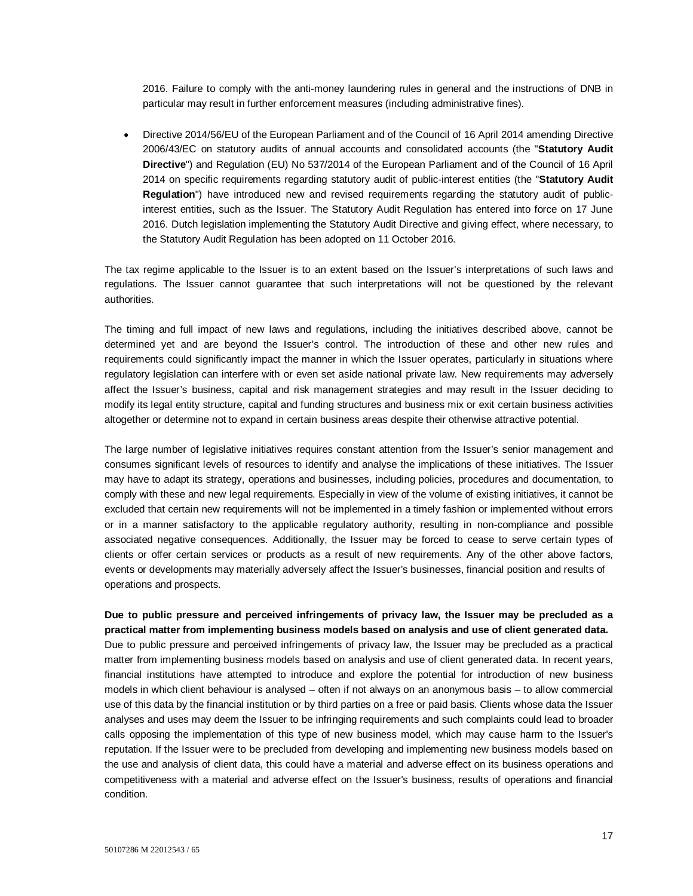2016. Failure to comply with the anti-money laundering rules in general and the instructions of DNB in particular may result in further enforcement measures (including administrative fines).

- Directive 2014/56/EU of the European Parliament and of the Council of 16 April 2014 amending Directive 2006/43/EC on statutory audits of annual accounts and consolidated accounts (the "**Statutory Audit Directive**") and Regulation (EU) No 537/2014 of the European Parliament and of the Council of 16 April 2014 on specific requirements regarding statutory audit of public-interest entities (the "**Statutory Audit Regulation**") have introduced new and revised requirements regarding the statutory audit of public-interest entities, such as the Issuer. The Statutory Audit Regulation has entered into force on 17 June 2016. Dutch legislation implementing the Statutory Audit Directive and giving effect, where necessary, to the Statutory Audit Regulation has been adopted on 11 October 2016.

The tax regime applicable to the Issuer is to an extent based on the Issuer's interpretations of such laws and regulations. The Issuer cannot guarantee that such interpretations will not be questioned by the relevant authorities.

The timing and full impact of new laws and regulations, including the initiatives described above, cannot be determined yet and are beyond the Issuer's control. The introduction of these and other new rules and requirements could significantly impact the manner in which the Issuer operates, particularly in situations where regulatory legislation can interfere with or even set aside national private law. New requirements may adversely affect the Issuer's business, capital and risk management strategies and may result in the Issuer deciding to modify its legal entity structure, capital and funding structures and business mix or exit certain business activities altogether or determine not to expand in certain business areas despite their otherwise attractive potential.

The large number of legislative initiatives requires constant attention from the Issuer's senior management and consumes significant levels of resources to identify and analyse the implications of these initiatives. The Issuer may have to adapt its strategy, operations and businesses, including policies, procedures and documentation, to comply with these and new legal requirements. Especially in view of the volume of existing initiatives, it cannot be excluded that certain new requirements will not be implemented in a timely fashion or implemented without errors or in a manner satisfactory to the applicable regulatory authority, resulting in non-compliance and possible associated negative consequences. Additionally, the Issuer may be forced to cease to serve certain types of clients or offer certain services or products as a result of new requirements. Any of the other above factors, events or developments may materially adversely affect the Issuer's businesses, financial position and results of operations and prospects.

**Due to public pressure and perceived infringements of privacy law, the Issuer may be precluded as a practical matter from implementing business models based on analysis and use of client generated data.**

Due to public pressure and perceived infringements of privacy law, the Issuer may be precluded as a practical matter from implementing business models based on analysis and use of client generated data. In recent years, financial institutions have attempted to introduce and explore the potential for introduction of new business models in which client behaviour is analysed – often if not always on an anonymous basis – to allow commercial use of this data by the financial institution or by third parties on a free or paid basis. Clients whose data the Issuer analyses and uses may deem the Issuer to be infringing requirements and such complaints could lead to broader calls opposing the implementation of this type of new business model, which may cause harm to the Issuer's reputation. If the Issuer were to be precluded from developing and implementing new business models based on the use and analysis of client data, this could have a material and adverse effect on its business operations and competitiveness with a material and adverse effect on the Issuer's business, results of operations and financial condition.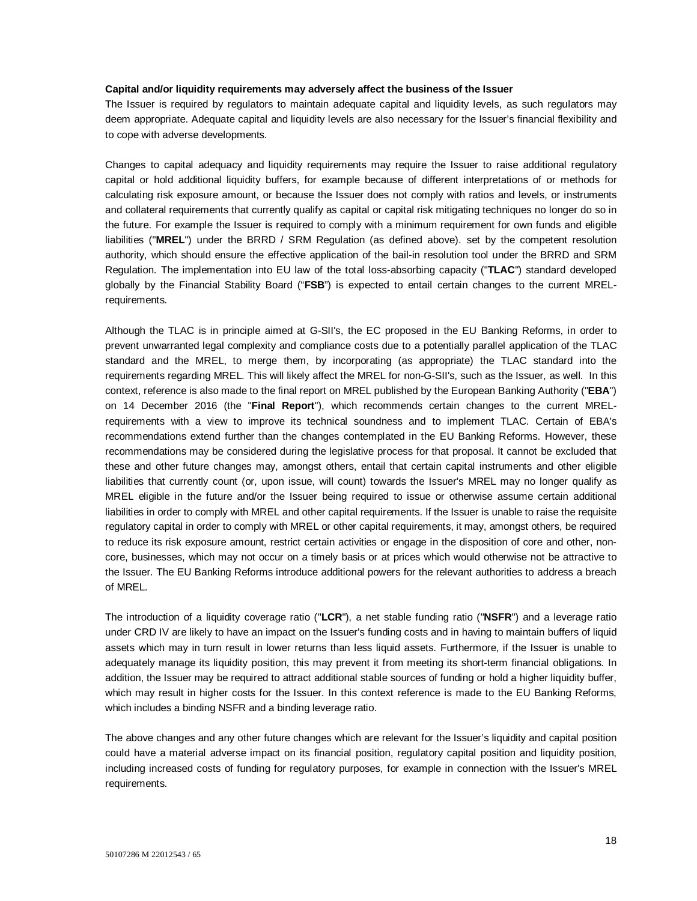**Capital and/or liquidity requirements may adversely affect the business of the Issuer**

The Issuer is required by regulators to maintain adequate capital and liquidity levels, as such regulators may deem appropriate. Adequate capital and liquidity levels are also necessary for the Issuer's financial flexibility and to cope with adverse developments.

Changes to capital adequacy and liquidity requirements may require the Issuer to raise additional regulatory capital or hold additional liquidity buffers, for example because of different interpretations of or methods for calculating risk exposure amount, or because the Issuer does not comply with ratios and levels, or instruments and collateral requirements that currently qualify as capital or capital risk mitigating techniques no longer do so in the future. For example the Issuer is required to comply with a minimum requirement for own funds and eligible liabilities ("**MREL**") under the BRRD / SRM Regulation (as defined above). set by the competent resolution authority, which should ensure the effective application of the bail-in resolution tool under the BRRD and SRM Regulation. The implementation into EU law of the total loss-absorbing capacity ("**TLAC**") standard developed globally by the Financial Stability Board ("**FSB**") is expected to entail certain changes to the current MREL-requirements.

Although the TLAC is in principle aimed at G-SII's, the EC proposed in the EU Banking Reforms, in order to prevent unwarranted legal complexity and compliance costs due to a potentially parallel application of the TLAC standard and the MREL, to merge them, by incorporating (as appropriate) the TLAC standard into the requirements regarding MREL. This will likely affect the MREL for non-G-SII's, such as the Issuer, as well. In this context, reference is also made to the final report on MREL published by the European Banking Authority ("**EBA**") on 14 December 2016 (the "**Final Report**"), which recommends certain changes to the current MREL-requirements with a view to improve its technical soundness and to implement TLAC. Certain of EBA's recommendations extend further than the changes contemplated in the EU Banking Reforms. However, these recommendations may be considered during the legislative process for that proposal. It cannot be excluded that these and other future changes may, amongst others, entail that certain capital instruments and other eligible liabilities that currently count (or, upon issue, will count) towards the Issuer's MREL may no longer qualify as MREL eligible in the future and/or the Issuer being required to issue or otherwise assume certain additional liabilities in order to comply with MREL and other capital requirements. If the Issuer is unable to raise the requisite regulatory capital in order to comply with MREL or other capital requirements, it may, amongst others, be required to reduce its risk exposure amount, restrict certain activities or engage in the disposition of core and other, non-core, businesses, which may not occur on a timely basis or at prices which would otherwise not be attractive to the Issuer. The EU Banking Reforms introduce additional powers for the relevant authorities to address a breach of MREL.

The introduction of a liquidity coverage ratio ("**LCR**"), a net stable funding ratio ("**NSFR**") and a leverage ratio under CRD IV are likely to have an impact on the Issuer's funding costs and in having to maintain buffers of liquid assets which may in turn result in lower returns than less liquid assets. Furthermore, if the Issuer is unable to adequately manage its liquidity position, this may prevent it from meeting its short-term financial obligations. In addition, the Issuer may be required to attract additional stable sources of funding or hold a higher liquidity buffer, which may result in higher costs for the Issuer. In this context reference is made to the EU Banking Reforms, which includes a binding NSFR and a binding leverage ratio.

The above changes and any other future changes which are relevant for the Issuer's liquidity and capital position could have a material adverse impact on its financial position, regulatory capital position and liquidity position, including increased costs of funding for regulatory purposes, for example in connection with the Issuer's MREL requirements.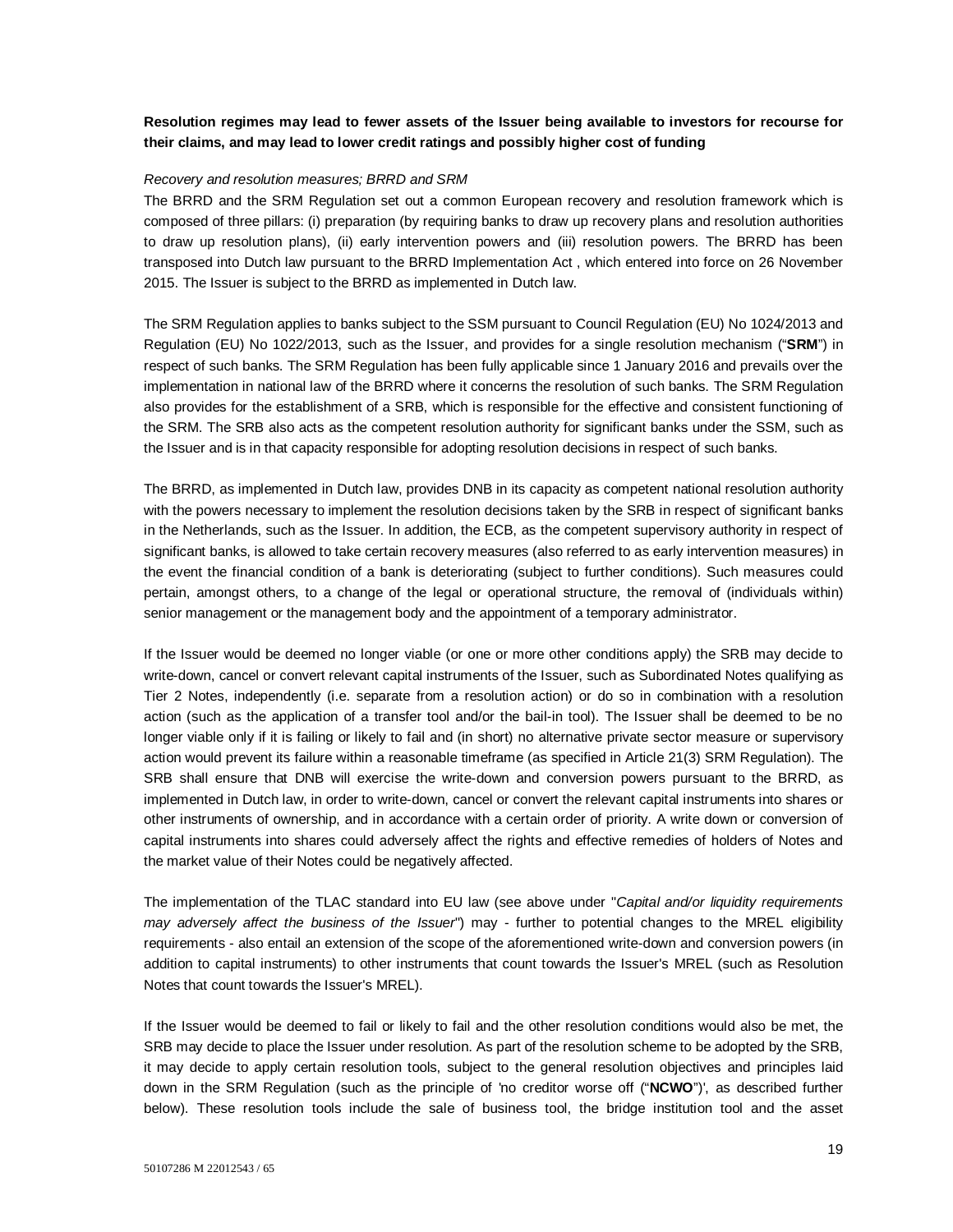**Resolution regimes may lead to fewer assets of the Issuer being available to investors for recourse for their claims, and may lead to lower credit ratings and possibly higher cost of funding**

*Recovery and resolution measures; BRRD and SRM*

The BRRD and the SRM Regulation set out a common European recovery and resolution framework which is composed of three pillars: (i) preparation (by requiring banks to draw up recovery plans and resolution authorities to draw up resolution plans), (ii) early intervention powers and (iii) resolution powers. The BRRD has been transposed into Dutch law pursuant to the BRRD Implementation Act , which entered into force on 26 November 2015. The Issuer is subject to the BRRD as implemented in Dutch law.

The SRM Regulation applies to banks subject to the SSM pursuant to Council Regulation (EU) No 1024/2013 and Regulation (EU) No 1022/2013, such as the Issuer, and provides for a single resolution mechanism ("**SRM**") in respect of such banks. The SRM Regulation has been fully applicable since 1 January 2016 and prevails over the implementation in national law of the BRRD where it concerns the resolution of such banks. The SRM Regulation also provides for the establishment of a SRB, which is responsible for the effective and consistent functioning of the SRM. The SRB also acts as the competent resolution authority for significant banks under the SSM, such as the Issuer and is in that capacity responsible for adopting resolution decisions in respect of such banks.

The BRRD, as implemented in Dutch law, provides DNB in its capacity as competent national resolution authority with the powers necessary to implement the resolution decisions taken by the SRB in respect of significant banks in the Netherlands, such as the Issuer. In addition, the ECB, as the competent supervisory authority in respect of significant banks, is allowed to take certain recovery measures (also referred to as early intervention measures) in the event the financial condition of a bank is deteriorating (subject to further conditions). Such measures could pertain, amongst others, to a change of the legal or operational structure, the removal of (individuals within) senior management or the management body and the appointment of a temporary administrator.

If the Issuer would be deemed no longer viable (or one or more other conditions apply) the SRB may decide to write-down, cancel or convert relevant capital instruments of the Issuer, such as Subordinated Notes qualifying as Tier 2 Notes, independently (i.e. separate from a resolution action) or do so in combination with a resolution action (such as the application of a transfer tool and/or the bail-in tool). The Issuer shall be deemed to be no longer viable only if it is failing or likely to fail and (in short) no alternative private sector measure or supervisory action would prevent its failure within a reasonable timeframe (as specified in Article 21(3) SRM Regulation). The SRB shall ensure that DNB will exercise the write-down and conversion powers pursuant to the BRRD, as implemented in Dutch law, in order to write-down, cancel or convert the relevant capital instruments into shares or other instruments of ownership, and in accordance with a certain order of priority. A write down or conversion of capital instruments into shares could adversely affect the rights and effective remedies of holders of Notes and the market value of their Notes could be negatively affected.

The implementation of the TLAC standard into EU law (see above under "*Capital and/or liquidity requirements may adversely affect the business of the Issuer*") may - further to potential changes to the MREL eligibility requirements - also entail an extension of the scope of the aforementioned write-down and conversion powers (in addition to capital instruments) to other instruments that count towards the Issuer's MREL (such as Resolution Notes that count towards the Issuer's MREL).

If the Issuer would be deemed to fail or likely to fail and the other resolution conditions would also be met, the SRB may decide to place the Issuer under resolution. As part of the resolution scheme to be adopted by the SRB, it may decide to apply certain resolution tools, subject to the general resolution objectives and principles laid down in the SRM Regulation (such as the principle of 'no creditor worse off ("**NCWO**")', as described further below). These resolution tools include the sale of business tool, the bridge institution tool and the asset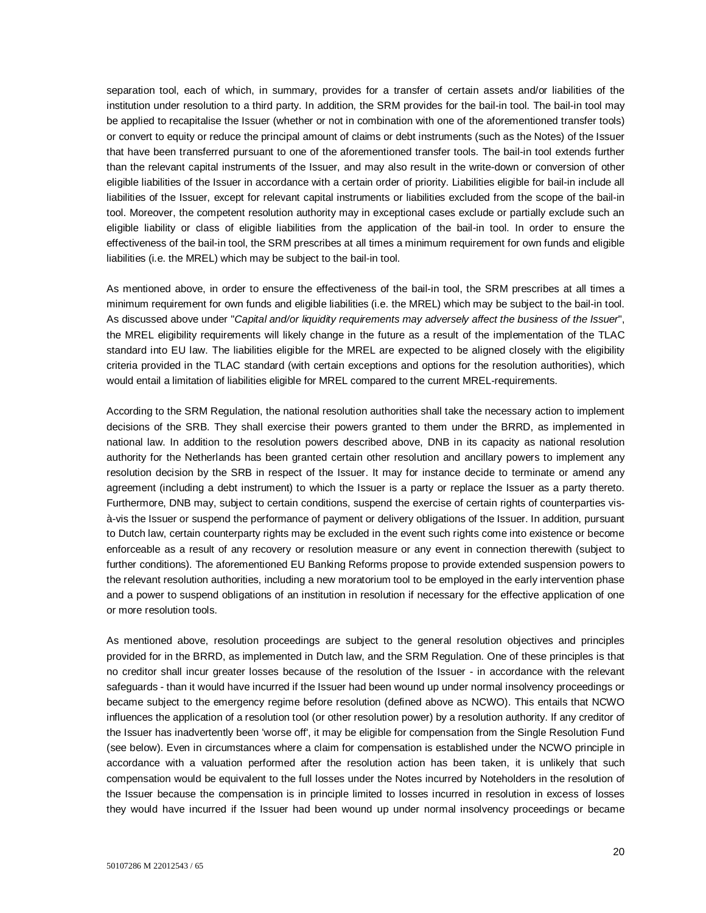separation tool, each of which, in summary, provides for a transfer of certain assets and/or liabilities of the institution under resolution to a third party. In addition, the SRM provides for the bail-in tool. The bail-in tool may be applied to recapitalise the Issuer (whether or not in combination with one of the aforementioned transfer tools) or convert to equity or reduce the principal amount of claims or debt instruments (such as the Notes) of the Issuer that have been transferred pursuant to one of the aforementioned transfer tools. The bail-in tool extends further than the relevant capital instruments of the Issuer, and may also result in the write-down or conversion of other eligible liabilities of the Issuer in accordance with a certain order of priority. Liabilities eligible for bail-in include all liabilities of the Issuer, except for relevant capital instruments or liabilities excluded from the scope of the bail-in tool. Moreover, the competent resolution authority may in exceptional cases exclude or partially exclude such an eligible liability or class of eligible liabilities from the application of the bail-in tool. In order to ensure the effectiveness of the bail-in tool, the SRM prescribes at all times a minimum requirement for own funds and eligible liabilities (i.e. the MREL) which may be subject to the bail-in tool.

As mentioned above, in order to ensure the effectiveness of the bail-in tool, the SRM prescribes at all times a minimum requirement for own funds and eligible liabilities (i.e. the MREL) which may be subject to the bail-in tool. As discussed above under "*Capital and/or liquidity requirements may adversely affect the business of the Issuer*", the MREL eligibility requirements will likely change in the future as a result of the implementation of the TLAC standard into EU law. The liabilities eligible for the MREL are expected to be aligned closely with the eligibility criteria provided in the TLAC standard (with certain exceptions and options for the resolution authorities), which would entail a limitation of liabilities eligible for MREL compared to the current MREL-requirements.

According to the SRM Regulation, the national resolution authorities shall take the necessary action to implement decisions of the SRB. They shall exercise their powers granted to them under the BRRD, as implemented in national law. In addition to the resolution powers described above, DNB in its capacity as national resolution authority for the Netherlands has been granted certain other resolution and ancillary powers to implement any resolution decision by the SRB in respect of the Issuer. It may for instance decide to terminate or amend any agreement (including a debt instrument) to which the Issuer is a party or replace the Issuer as a party thereto. Furthermore, DNB may, subject to certain conditions, suspend the exercise of certain rights of counterparties vis-à-vis the Issuer or suspend the performance of payment or delivery obligations of the Issuer. In addition, pursuant to Dutch law, certain counterparty rights may be excluded in the event such rights come into existence or become enforceable as a result of any recovery or resolution measure or any event in connection therewith (subject to further conditions). The aforementioned EU Banking Reforms propose to provide extended suspension powers to the relevant resolution authorities, including a new moratorium tool to be employed in the early intervention phase and a power to suspend obligations of an institution in resolution if necessary for the effective application of one or more resolution tools.

As mentioned above, resolution proceedings are subject to the general resolution objectives and principles provided for in the BRRD, as implemented in Dutch law, and the SRM Regulation. One of these principles is that no creditor shall incur greater losses because of the resolution of the Issuer - in accordance with the relevant safeguards - than it would have incurred if the Issuer had been wound up under normal insolvency proceedings or became subject to the emergency regime before resolution (defined above as NCWO). This entails that NCWO influences the application of a resolution tool (or other resolution power) by a resolution authority. If any creditor of the Issuer has inadvertently been 'worse off', it may be eligible for compensation from the Single Resolution Fund (see below). Even in circumstances where a claim for compensation is established under the NCWO principle in accordance with a valuation performed after the resolution action has been taken, it is unlikely that such compensation would be equivalent to the full losses under the Notes incurred by Noteholders in the resolution of the Issuer because the compensation is in principle limited to losses incurred in resolution in excess of losses they would have incurred if the Issuer had been wound up under normal insolvency proceedings or became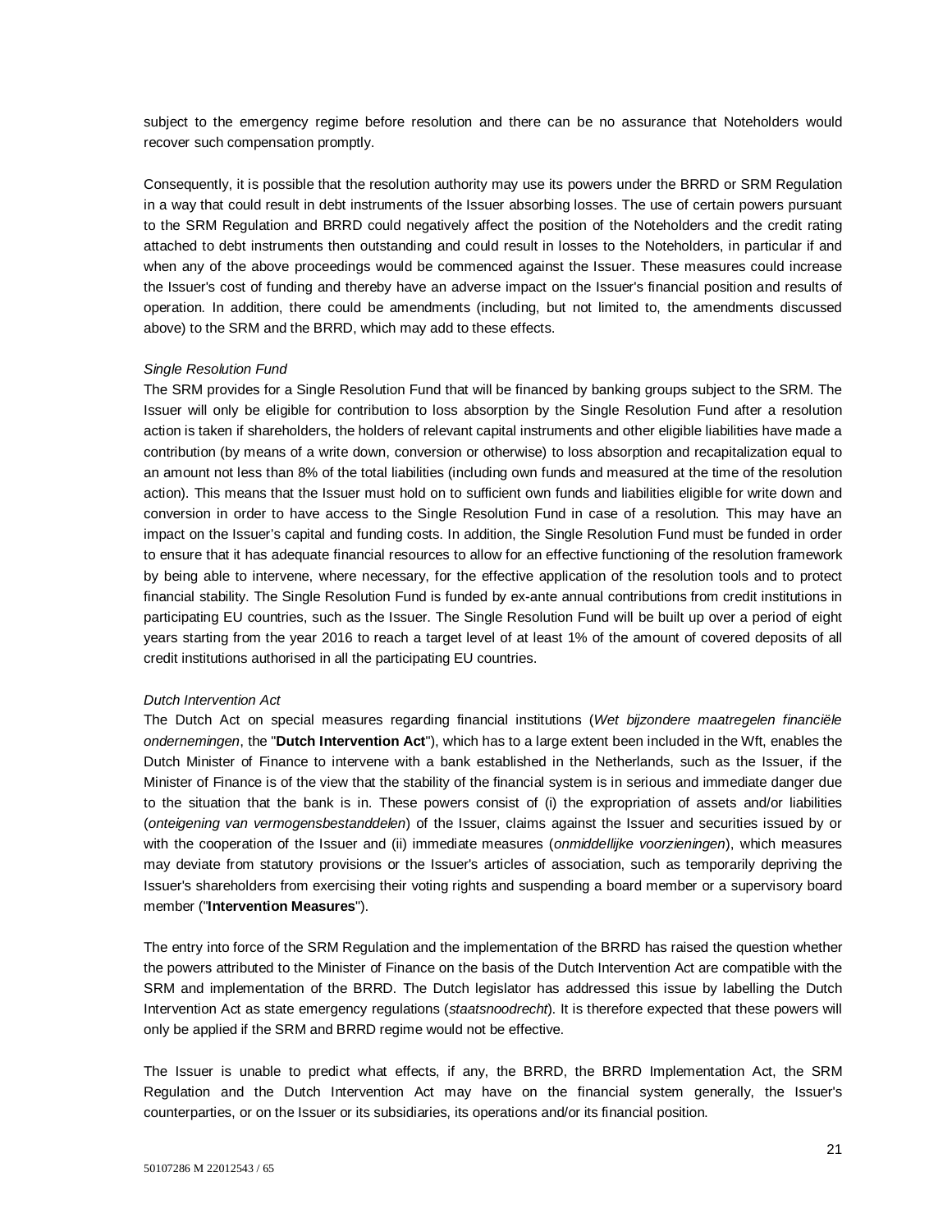subject to the emergency regime before resolution and there can be no assurance that Noteholders would recover such compensation promptly.

Consequently, it is possible that the resolution authority may use its powers under the BRRD or SRM Regulation in a way that could result in debt instruments of the Issuer absorbing losses. The use of certain powers pursuant to the SRM Regulation and BRRD could negatively affect the position of the Noteholders and the credit rating attached to debt instruments then outstanding and could result in losses to the Noteholders, in particular if and when any of the above proceedings would be commenced against the Issuer. These measures could increase the Issuer's cost of funding and thereby have an adverse impact on the Issuer's financial position and results of operation. In addition, there could be amendments (including, but not limited to, the amendments discussed above) to the SRM and the BRRD, which may add to these effects.

*Single Resolution Fund*

The SRM provides for a Single Resolution Fund that will be financed by banking groups subject to the SRM. The Issuer will only be eligible for contribution to loss absorption by the Single Resolution Fund after a resolution action is taken if shareholders, the holders of relevant capital instruments and other eligible liabilities have made a contribution (by means of a write down, conversion or otherwise) to loss absorption and recapitalization equal to an amount not less than 8% of the total liabilities (including own funds and measured at the time of the resolution action). This means that the Issuer must hold on to sufficient own funds and liabilities eligible for write down and conversion in order to have access to the Single Resolution Fund in case of a resolution. This may have an impact on the Issuer's capital and funding costs. In addition, the Single Resolution Fund must be funded in order to ensure that it has adequate financial resources to allow for an effective functioning of the resolution framework by being able to intervene, where necessary, for the effective application of the resolution tools and to protect financial stability. The Single Resolution Fund is funded by ex-ante annual contributions from credit institutions in participating EU countries, such as the Issuer. The Single Resolution Fund will be built up over a period of eight years starting from the year 2016 to reach a target level of at least 1% of the amount of covered deposits of all credit institutions authorised in all the participating EU countries.

*Dutch Intervention Act*

The Dutch Act on special measures regarding financial institutions (*Wet bijzondere maatregelen financiële ondernemingen*, the "**Dutch Intervention Act**"), which has to a large extent been included in the Wft, enables the Dutch Minister of Finance to intervene with a bank established in the Netherlands, such as the Issuer, if the Minister of Finance is of the view that the stability of the financial system is in serious and immediate danger due to the situation that the bank is in. These powers consist of (i) the expropriation of assets and/or liabilities (*onteigening van vermogensbestanddelen*) of the Issuer, claims against the Issuer and securities issued by or with the cooperation of the Issuer and (ii) immediate measures (*onmiddellijke voorzieningen*), which measures may deviate from statutory provisions or the Issuer's articles of association, such as temporarily depriving the Issuer's shareholders from exercising their voting rights and suspending a board member or a supervisory board member ("**Intervention Measures**").

The entry into force of the SRM Regulation and the implementation of the BRRD has raised the question whether the powers attributed to the Minister of Finance on the basis of the Dutch Intervention Act are compatible with the SRM and implementation of the BRRD. The Dutch legislator has addressed this issue by labelling the Dutch Intervention Act as state emergency regulations (*staatsnoodrecht*). It is therefore expected that these powers will only be applied if the SRM and BRRD regime would not be effective.

The Issuer is unable to predict what effects, if any, the BRRD, the BRRD Implementation Act, the SRM Regulation and the Dutch Intervention Act may have on the financial system generally, the Issuer's counterparties, or on the Issuer or its subsidiaries, its operations and/or its financial position.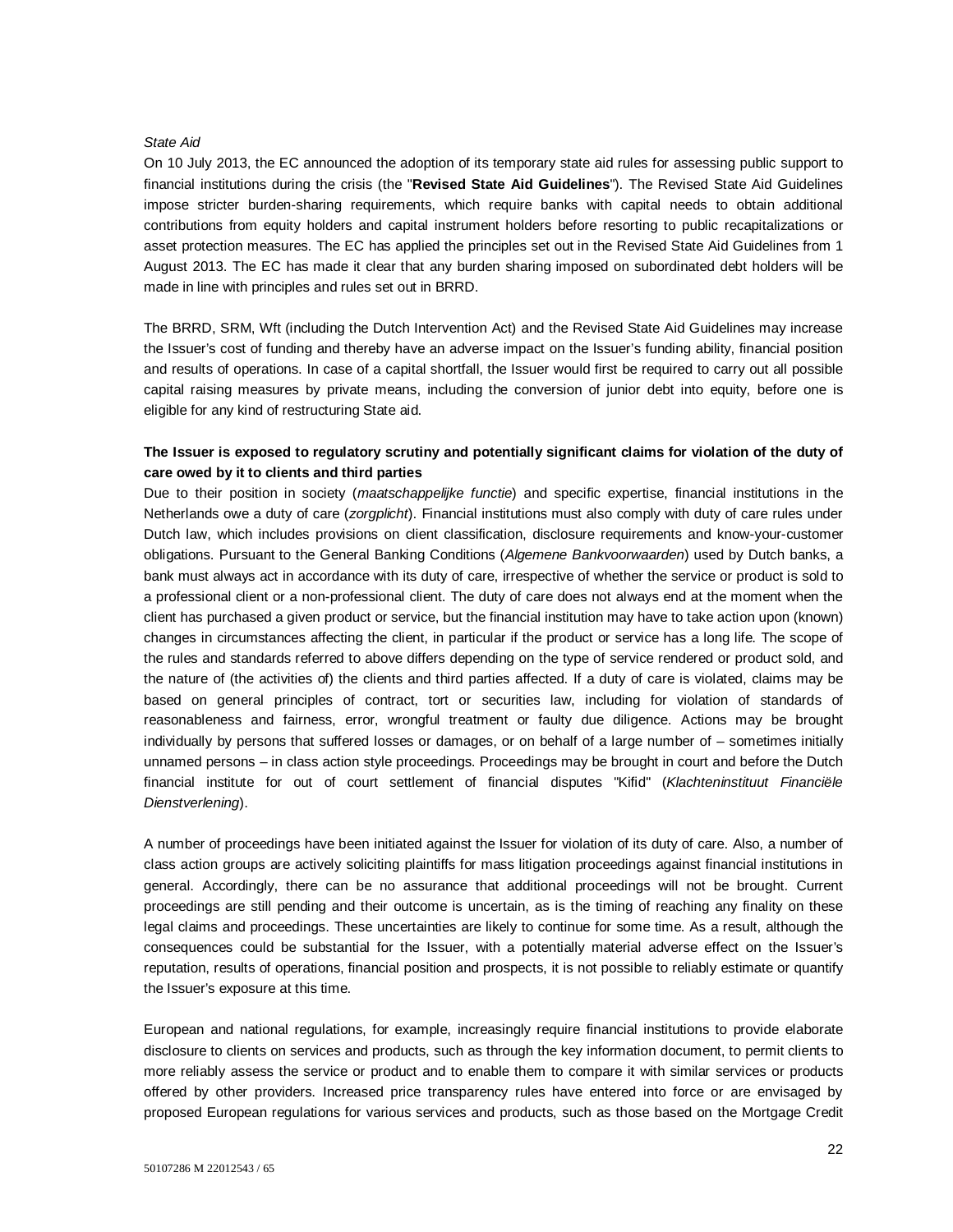*State Aid*

On 10 July 2013, the EC announced the adoption of its temporary state aid rules for assessing public support to financial institutions during the crisis (the "**Revised State Aid Guidelines**"). The Revised State Aid Guidelines impose stricter burden-sharing requirements, which require banks with capital needs to obtain additional contributions from equity holders and capital instrument holders before resorting to public recapitalizations or asset protection measures. The EC has applied the principles set out in the Revised State Aid Guidelines from 1 August 2013. The EC has made it clear that any burden sharing imposed on subordinated debt holders will be made in line with principles and rules set out in BRRD.

The BRRD, SRM, Wft (including the Dutch Intervention Act) and the Revised State Aid Guidelines may increase the Issuer's cost of funding and thereby have an adverse impact on the Issuer's funding ability, financial position and results of operations. In case of a capital shortfall, the Issuer would first be required to carry out all possible capital raising measures by private means, including the conversion of junior debt into equity, before one is eligible for any kind of restructuring State aid.

**The Issuer is exposed to regulatory scrutiny and potentially significant claims for violation of the duty of care owed by it to clients and third parties**

Due to their position in society (*maatschappelijke functie*) and specific expertise, financial institutions in the Netherlands owe a duty of care (*zorgplicht*). Financial institutions must also comply with duty of care rules under Dutch law, which includes provisions on client classification, disclosure requirements and know-your-customer obligations. Pursuant to the General Banking Conditions (*Algemene Bankvoorwaarden*) used by Dutch banks, a bank must always act in accordance with its duty of care, irrespective of whether the service or product is sold to a professional client or a non-professional client. The duty of care does not always end at the moment when the client has purchased a given product or service, but the financial institution may have to take action upon (known) changes in circumstances affecting the client, in particular if the product or service has a long life. The scope of the rules and standards referred to above differs depending on the type of service rendered or product sold, and the nature of (the activities of) the clients and third parties affected. If a duty of care is violated, claims may be based on general principles of contract, tort or securities law, including for violation of standards of reasonableness and fairness, error, wrongful treatment or faulty due diligence. Actions may be brought individually by persons that suffered losses or damages, or on behalf of a large number of – sometimes initially unnamed persons – in class action style proceedings. Proceedings may be brought in court and before the Dutch financial institute for out of court settlement of financial disputes "Kifid" (*Klachteninstituut Financiële Dienstverlening*).

A number of proceedings have been initiated against the Issuer for violation of its duty of care. Also, a number of class action groups are actively soliciting plaintiffs for mass litigation proceedings against financial institutions in general. Accordingly, there can be no assurance that additional proceedings will not be brought. Current proceedings are still pending and their outcome is uncertain, as is the timing of reaching any finality on these legal claims and proceedings. These uncertainties are likely to continue for some time. As a result, although the consequences could be substantial for the Issuer, with a potentially material adverse effect on the Issuer's reputation, results of operations, financial position and prospects, it is not possible to reliably estimate or quantify the Issuer's exposure at this time.

European and national regulations, for example, increasingly require financial institutions to provide elaborate disclosure to clients on services and products, such as through the key information document, to permit clients to more reliably assess the service or product and to enable them to compare it with similar services or products offered by other providers. Increased price transparency rules have entered into force or are envisaged by proposed European regulations for various services and products, such as those based on the Mortgage Credit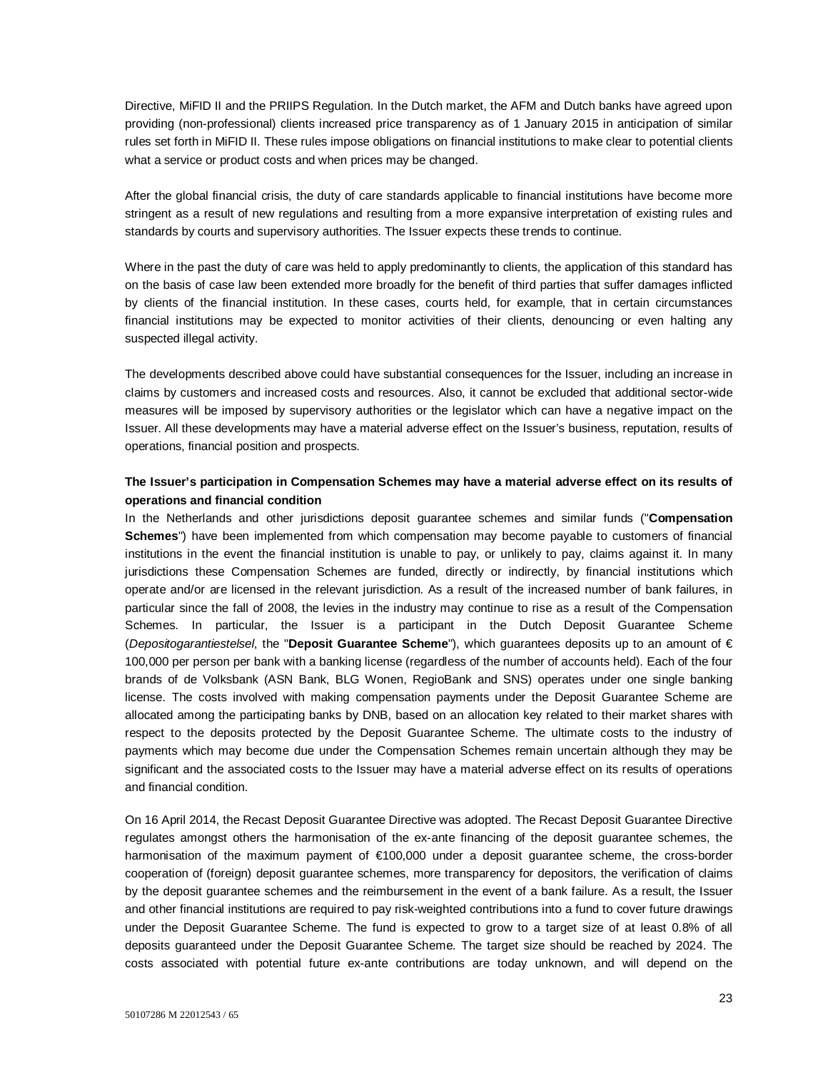Directive, MiFID II and the PRIIPS Regulation. In the Dutch market, the AFM and Dutch banks have agreed upon providing (non-professional) clients increased price transparency as of 1 January 2015 in anticipation of similar rules set forth in MiFID II. These rules impose obligations on financial institutions to make clear to potential clients what a service or product costs and when prices may be changed.

After the global financial crisis, the duty of care standards applicable to financial institutions have become more stringent as a result of new regulations and resulting from a more expansive interpretation of existing rules and standards by courts and supervisory authorities. The Issuer expects these trends to continue.

Where in the past the duty of care was held to apply predominantly to clients, the application of this standard has on the basis of case law been extended more broadly for the benefit of third parties that suffer damages inflicted by clients of the financial institution. In these cases, courts held, for example, that in certain circumstances financial institutions may be expected to monitor activities of their clients, denouncing or even halting any suspected illegal activity.

The developments described above could have substantial consequences for the Issuer, including an increase in claims by customers and increased costs and resources. Also, it cannot be excluded that additional sector-wide measures will be imposed by supervisory authorities or the legislator which can have a negative impact on the Issuer. All these developments may have a material adverse effect on the Issuer's business, reputation, results of operations, financial position and prospects.

**The Issuer's participation in Compensation Schemes may have a material adverse effect on its results of operations and financial condition**

In the Netherlands and other jurisdictions deposit guarantee schemes and similar funds ("**Compensation Schemes**") have been implemented from which compensation may become payable to customers of financial institutions in the event the financial institution is unable to pay, or unlikely to pay, claims against it. In many jurisdictions these Compensation Schemes are funded, directly or indirectly, by financial institutions which operate and/or are licensed in the relevant jurisdiction. As a result of the increased number of bank failures, in particular since the fall of 2008, the levies in the industry may continue to rise as a result of the Compensation Schemes. In particular, the Issuer is a participant in the Dutch Deposit Guarantee Scheme (*Depositogarantiestelsel*, the "**Deposit Guarantee Scheme**"), which guarantees deposits up to an amount of € 100,000 per person per bank with a banking license (regardless of the number of accounts held). Each of the four brands of de Volksbank (ASN Bank, BLG Wonen, RegioBank and SNS) operates under one single banking license. The costs involved with making compensation payments under the Deposit Guarantee Scheme are allocated among the participating banks by DNB, based on an allocation key related to their market shares with respect to the deposits protected by the Deposit Guarantee Scheme. The ultimate costs to the industry of payments which may become due under the Compensation Schemes remain uncertain although they may be significant and the associated costs to the Issuer may have a material adverse effect on its results of operations and financial condition.

On 16 April 2014, the Recast Deposit Guarantee Directive was adopted. The Recast Deposit Guarantee Directive regulates amongst others the harmonisation of the ex-ante financing of the deposit guarantee schemes, the harmonisation of the maximum payment of €100,000 under a deposit guarantee scheme, the cross-border cooperation of (foreign) deposit guarantee schemes, more transparency for depositors, the verification of claims by the deposit guarantee schemes and the reimbursement in the event of a bank failure. As a result, the Issuer and other financial institutions are required to pay risk-weighted contributions into a fund to cover future drawings under the Deposit Guarantee Scheme. The fund is expected to grow to a target size of at least 0.8% of all deposits guaranteed under the Deposit Guarantee Scheme. The target size should be reached by 2024. The costs associated with potential future ex-ante contributions are today unknown, and will depend on the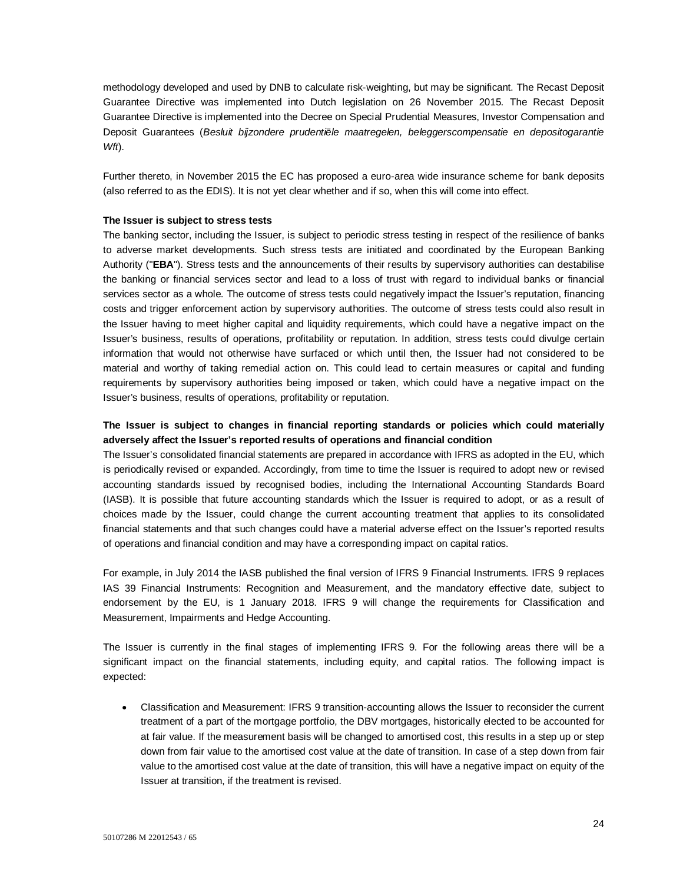methodology developed and used by DNB to calculate risk-weighting, but may be significant. The Recast Deposit Guarantee Directive was implemented into Dutch legislation on 26 November 2015. The Recast Deposit Guarantee Directive is implemented into the Decree on Special Prudential Measures, Investor Compensation and Deposit Guarantees (*Besluit bijzondere prudentiële maatregelen, beleggerscompensatie en depositogarantie Wft*).

Further thereto, in November 2015 the EC has proposed a euro-area wide insurance scheme for bank deposits (also referred to as the EDIS). It is not yet clear whether and if so, when this will come into effect.

**The Issuer is subject to stress tests**

The banking sector, including the Issuer, is subject to periodic stress testing in respect of the resilience of banks to adverse market developments. Such stress tests are initiated and coordinated by the European Banking Authority ("**EBA**"). Stress tests and the announcements of their results by supervisory authorities can destabilise the banking or financial services sector and lead to a loss of trust with regard to individual banks or financial services sector as a whole. The outcome of stress tests could negatively impact the Issuer's reputation, financing costs and trigger enforcement action by supervisory authorities. The outcome of stress tests could also result in the Issuer having to meet higher capital and liquidity requirements, which could have a negative impact on the Issuer's business, results of operations, profitability or reputation. In addition, stress tests could divulge certain information that would not otherwise have surfaced or which until then, the Issuer had not considered to be material and worthy of taking remedial action on. This could lead to certain measures or capital and funding requirements by supervisory authorities being imposed or taken, which could have a negative impact on the Issuer's business, results of operations, profitability or reputation.

**The Issuer is subject to changes in financial reporting standards or policies which could materially adversely affect the Issuer's reported results of operations and financial condition**

The Issuer's consolidated financial statements are prepared in accordance with IFRS as adopted in the EU, which is periodically revised or expanded. Accordingly, from time to time the Issuer is required to adopt new or revised accounting standards issued by recognised bodies, including the International Accounting Standards Board (IASB). It is possible that future accounting standards which the Issuer is required to adopt, or as a result of choices made by the Issuer, could change the current accounting treatment that applies to its consolidated financial statements and that such changes could have a material adverse effect on the Issuer's reported results of operations and financial condition and may have a corresponding impact on capital ratios.

For example, in July 2014 the IASB published the final version of IFRS 9 Financial Instruments. IFRS 9 replaces IAS 39 Financial Instruments: Recognition and Measurement, and the mandatory effective date, subject to endorsement by the EU, is 1 January 2018. IFRS 9 will change the requirements for Classification and Measurement, Impairments and Hedge Accounting.

The Issuer is currently in the final stages of implementing IFRS 9. For the following areas there will be a significant impact on the financial statements, including equity, and capital ratios. The following impact is expected:

- Classification and Measurement: IFRS 9 transition-accounting allows the Issuer to reconsider the current treatment of a part of the mortgage portfolio, the DBV mortgages, historically elected to be accounted for at fair value. If the measurement basis will be changed to amortised cost, this results in a step up or step down from fair value to the amortised cost value at the date of transition. In case of a step down from fair value to the amortised cost value at the date of transition, this will have a negative impact on equity of the Issuer at transition, if the treatment is revised.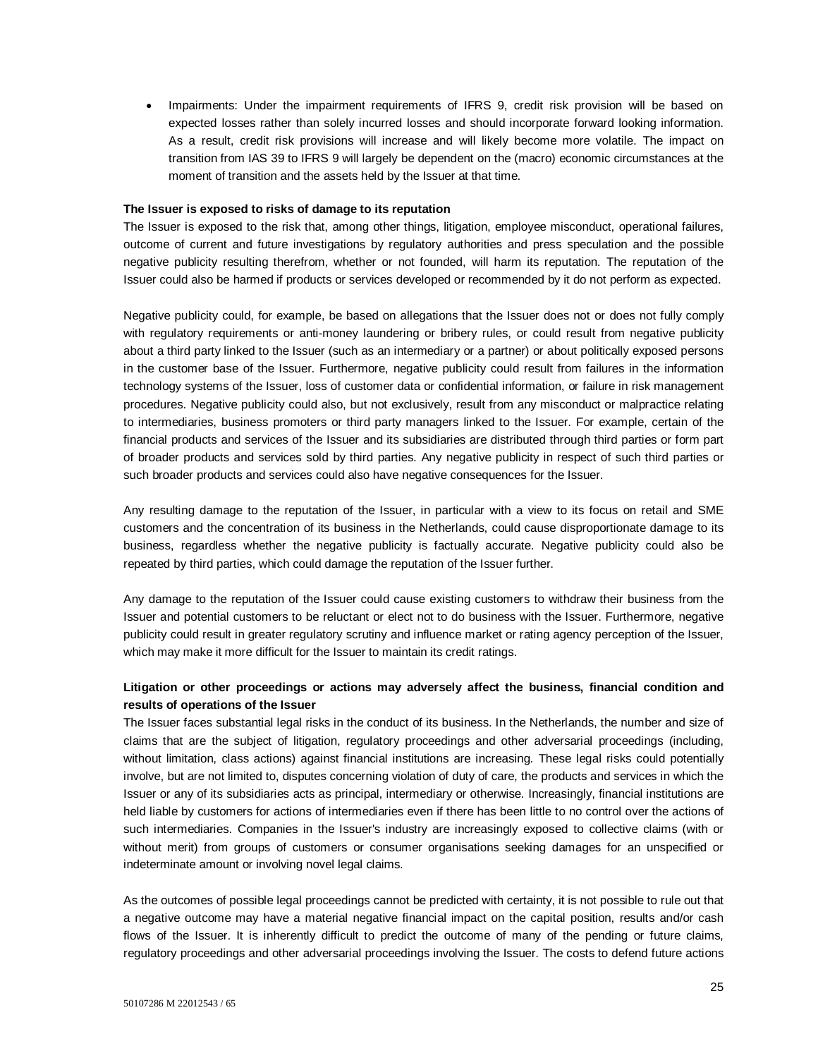- Impairments: Under the impairment requirements of IFRS 9, credit risk provision will be based on expected losses rather than solely incurred losses and should incorporate forward looking information. As a result, credit risk provisions will increase and will likely become more volatile. The impact on transition from IAS 39 to IFRS 9 will largely be dependent on the (macro) economic circumstances at the moment of transition and the assets held by the Issuer at that time.

**The Issuer is exposed to risks of damage to its reputation**

The Issuer is exposed to the risk that, among other things, litigation, employee misconduct, operational failures, outcome of current and future investigations by regulatory authorities and press speculation and the possible negative publicity resulting therefrom, whether or not founded, will harm its reputation. The reputation of the Issuer could also be harmed if products or services developed or recommended by it do not perform as expected.

Negative publicity could, for example, be based on allegations that the Issuer does not or does not fully comply with regulatory requirements or anti-money laundering or bribery rules, or could result from negative publicity about a third party linked to the Issuer (such as an intermediary or a partner) or about politically exposed persons in the customer base of the Issuer. Furthermore, negative publicity could result from failures in the information technology systems of the Issuer, loss of customer data or confidential information, or failure in risk management procedures. Negative publicity could also, but not exclusively, result from any misconduct or malpractice relating to intermediaries, business promoters or third party managers linked to the Issuer. For example, certain of the financial products and services of the Issuer and its subsidiaries are distributed through third parties or form part of broader products and services sold by third parties. Any negative publicity in respect of such third parties or such broader products and services could also have negative consequences for the Issuer.

Any resulting damage to the reputation of the Issuer, in particular with a view to its focus on retail and SME customers and the concentration of its business in the Netherlands, could cause disproportionate damage to its business, regardless whether the negative publicity is factually accurate. Negative publicity could also be repeated by third parties, which could damage the reputation of the Issuer further.

Any damage to the reputation of the Issuer could cause existing customers to withdraw their business from the Issuer and potential customers to be reluctant or elect not to do business with the Issuer. Furthermore, negative publicity could result in greater regulatory scrutiny and influence market or rating agency perception of the Issuer, which may make it more difficult for the Issuer to maintain its credit ratings.

**Litigation or other proceedings or actions may adversely affect the business, financial condition and results of operations of the Issuer**

The Issuer faces substantial legal risks in the conduct of its business. In the Netherlands, the number and size of claims that are the subject of litigation, regulatory proceedings and other adversarial proceedings (including, without limitation, class actions) against financial institutions are increasing. These legal risks could potentially involve, but are not limited to, disputes concerning violation of duty of care, the products and services in which the Issuer or any of its subsidiaries acts as principal, intermediary or otherwise. Increasingly, financial institutions are held liable by customers for actions of intermediaries even if there has been little to no control over the actions of such intermediaries. Companies in the Issuer's industry are increasingly exposed to collective claims (with or without merit) from groups of customers or consumer organisations seeking damages for an unspecified or indeterminate amount or involving novel legal claims.

As the outcomes of possible legal proceedings cannot be predicted with certainty, it is not possible to rule out that a negative outcome may have a material negative financial impact on the capital position, results and/or cash flows of the Issuer. It is inherently difficult to predict the outcome of many of the pending or future claims, regulatory proceedings and other adversarial proceedings involving the Issuer. The costs to defend future actions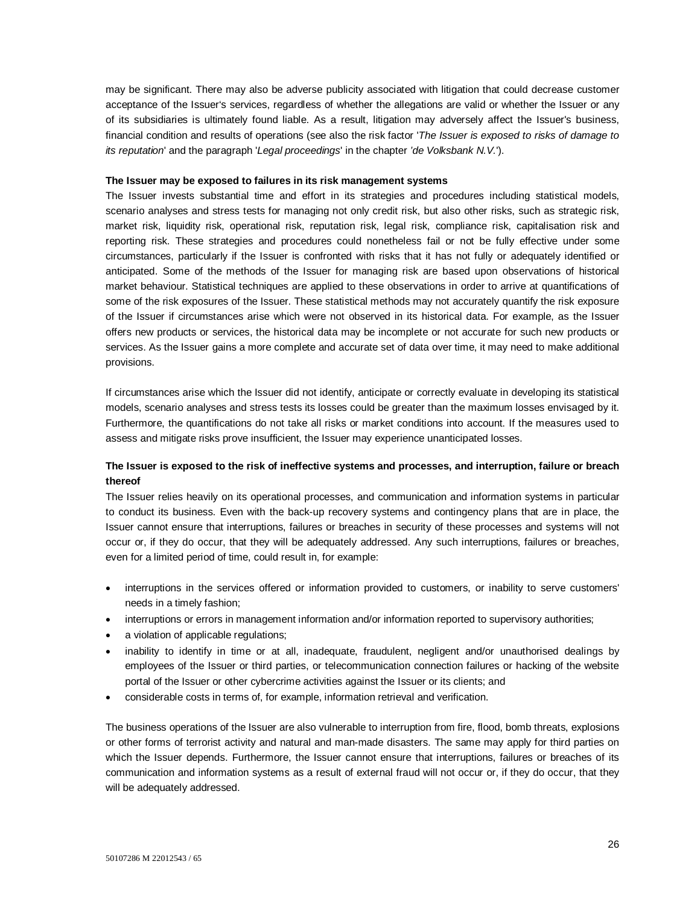may be significant. There may also be adverse publicity associated with litigation that could decrease customer acceptance of the Issuer's services, regardless of whether the allegations are valid or whether the Issuer or any of its subsidiaries is ultimately found liable. As a result, litigation may adversely affect the Issuer's business, financial condition and results of operations (see also the risk factor '*The Issuer is exposed to risks of damage to its reputation*' and the paragraph '*Legal proceedings*' in the chapter '*de Volksbank N.V.*').

**The Issuer may be exposed to failures in its risk management systems**

The Issuer invests substantial time and effort in its strategies and procedures including statistical models, scenario analyses and stress tests for managing not only credit risk, but also other risks, such as strategic risk, market risk, liquidity risk, operational risk, reputation risk, legal risk, compliance risk, capitalisation risk and reporting risk. These strategies and procedures could nonetheless fail or not be fully effective under some circumstances, particularly if the Issuer is confronted with risks that it has not fully or adequately identified or anticipated. Some of the methods of the Issuer for managing risk are based upon observations of historical market behaviour. Statistical techniques are applied to these observations in order to arrive at quantifications of some of the risk exposures of the Issuer. These statistical methods may not accurately quantify the risk exposure of the Issuer if circumstances arise which were not observed in its historical data. For example, as the Issuer offers new products or services, the historical data may be incomplete or not accurate for such new products or services. As the Issuer gains a more complete and accurate set of data over time, it may need to make additional provisions.

If circumstances arise which the Issuer did not identify, anticipate or correctly evaluate in developing its statistical models, scenario analyses and stress tests its losses could be greater than the maximum losses envisaged by it. Furthermore, the quantifications do not take all risks or market conditions into account. If the measures used to assess and mitigate risks prove insufficient, the Issuer may experience unanticipated losses.

**The Issuer is exposed to the risk of ineffective systems and processes, and interruption, failure or breach thereof**

The Issuer relies heavily on its operational processes, and communication and information systems in particular to conduct its business. Even with the back-up recovery systems and contingency plans that are in place, the Issuer cannot ensure that interruptions, failures or breaches in security of these processes and systems will not occur or, if they do occur, that they will be adequately addressed. Any such interruptions, failures or breaches, even for a limited period of time, could result in, for example:

- interruptions in the services offered or information provided to customers, or inability to serve customers' needs in a timely fashion;
- interruptions or errors in management information and/or information reported to supervisory authorities;
- a violation of applicable regulations;
- inability to identify in time or at all, inadequate, fraudulent, negligent and/or unauthorised dealings by employees of the Issuer or third parties, or telecommunication connection failures or hacking of the website portal of the Issuer or other cybercrime activities against the Issuer or its clients; and
- considerable costs in terms of, for example, information retrieval and verification.

The business operations of the Issuer are also vulnerable to interruption from fire, flood, bomb threats, explosions or other forms of terrorist activity and natural and man-made disasters. The same may apply for third parties on which the Issuer depends. Furthermore, the Issuer cannot ensure that interruptions, failures or breaches of its communication and information systems as a result of external fraud will not occur or, if they do occur, that they will be adequately addressed.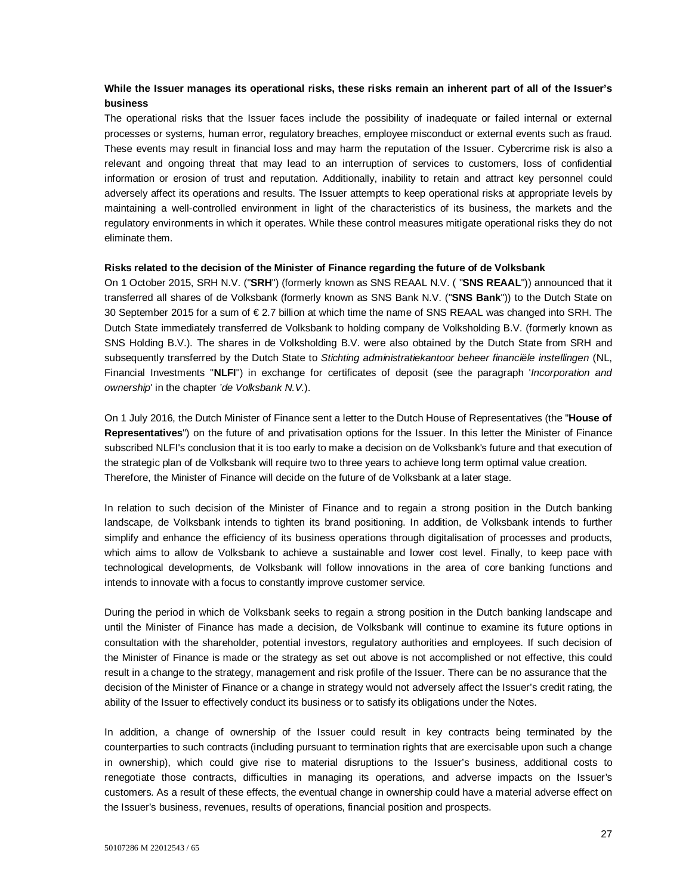**While the Issuer manages its operational risks, these risks remain an inherent part of all of the Issuer's business**

The operational risks that the Issuer faces include the possibility of inadequate or failed internal or external processes or systems, human error, regulatory breaches, employee misconduct or external events such as fraud. These events may result in financial loss and may harm the reputation of the Issuer. Cybercrime risk is also a relevant and ongoing threat that may lead to an interruption of services to customers, loss of confidential information or erosion of trust and reputation. Additionally, inability to retain and attract key personnel could adversely affect its operations and results. The Issuer attempts to keep operational risks at appropriate levels by maintaining a well-controlled environment in light of the characteristics of its business, the markets and the regulatory environments in which it operates. While these control measures mitigate operational risks they do not eliminate them.

**Risks related to the decision of the Minister of Finance regarding the future of de Volksbank**

On 1 October 2015, SRH N.V. ("**SRH**") (formerly known as SNS REAAL N.V. ( "**SNS REAAL**")) announced that it transferred all shares of de Volksbank (formerly known as SNS Bank N.V. ("**SNS Bank**")) to the Dutch State on 30 September 2015 for a sum of € 2.7 billion at which time the name of SNS REAAL was changed into SRH. The Dutch State immediately transferred de Volksbank to holding company de Volksholding B.V. (formerly known as SNS Holding B.V.). The shares in de Volksholding B.V. were also obtained by the Dutch State from SRH and subsequently transferred by the Dutch State to *Stichting administratiekantoor beheer financiële instellingen* (NL, Financial Investments "**NLFI**") in exchange for certificates of deposit (see the paragraph '*Incorporation and ownership*' in the chapter *'de Volksbank N.V.*').

On 1 July 2016, the Dutch Minister of Finance sent a letter to the Dutch House of Representatives (the "**House of Representatives**") on the future of and privatisation options for the Issuer. In this letter the Minister of Finance subscribed NLFI's conclusion that it is too early to make a decision on de Volksbank's future and that execution of the strategic plan of de Volksbank will require two to three years to achieve long term optimal value creation. Therefore, the Minister of Finance will decide on the future of de Volksbank at a later stage.

In relation to such decision of the Minister of Finance and to regain a strong position in the Dutch banking landscape, de Volksbank intends to tighten its brand positioning. In addition, de Volksbank intends to further simplify and enhance the efficiency of its business operations through digitalisation of processes and products, which aims to allow de Volksbank to achieve a sustainable and lower cost level. Finally, to keep pace with technological developments, de Volksbank will follow innovations in the area of core banking functions and intends to innovate with a focus to constantly improve customer service.

During the period in which de Volksbank seeks to regain a strong position in the Dutch banking landscape and until the Minister of Finance has made a decision, de Volksbank will continue to examine its future options in consultation with the shareholder, potential investors, regulatory authorities and employees. If such decision of the Minister of Finance is made or the strategy as set out above is not accomplished or not effective, this could result in a change to the strategy, management and risk profile of the Issuer. There can be no assurance that the decision of the Minister of Finance or a change in strategy would not adversely affect the Issuer's credit rating, the ability of the Issuer to effectively conduct its business or to satisfy its obligations under the Notes.

In addition, a change of ownership of the Issuer could result in key contracts being terminated by the counterparties to such contracts (including pursuant to termination rights that are exercisable upon such a change in ownership), which could give rise to material disruptions to the Issuer's business, additional costs to renegotiate those contracts, difficulties in managing its operations, and adverse impacts on the Issuer's customers. As a result of these effects, the eventual change in ownership could have a material adverse effect on the Issuer's business, revenues, results of operations, financial position and prospects.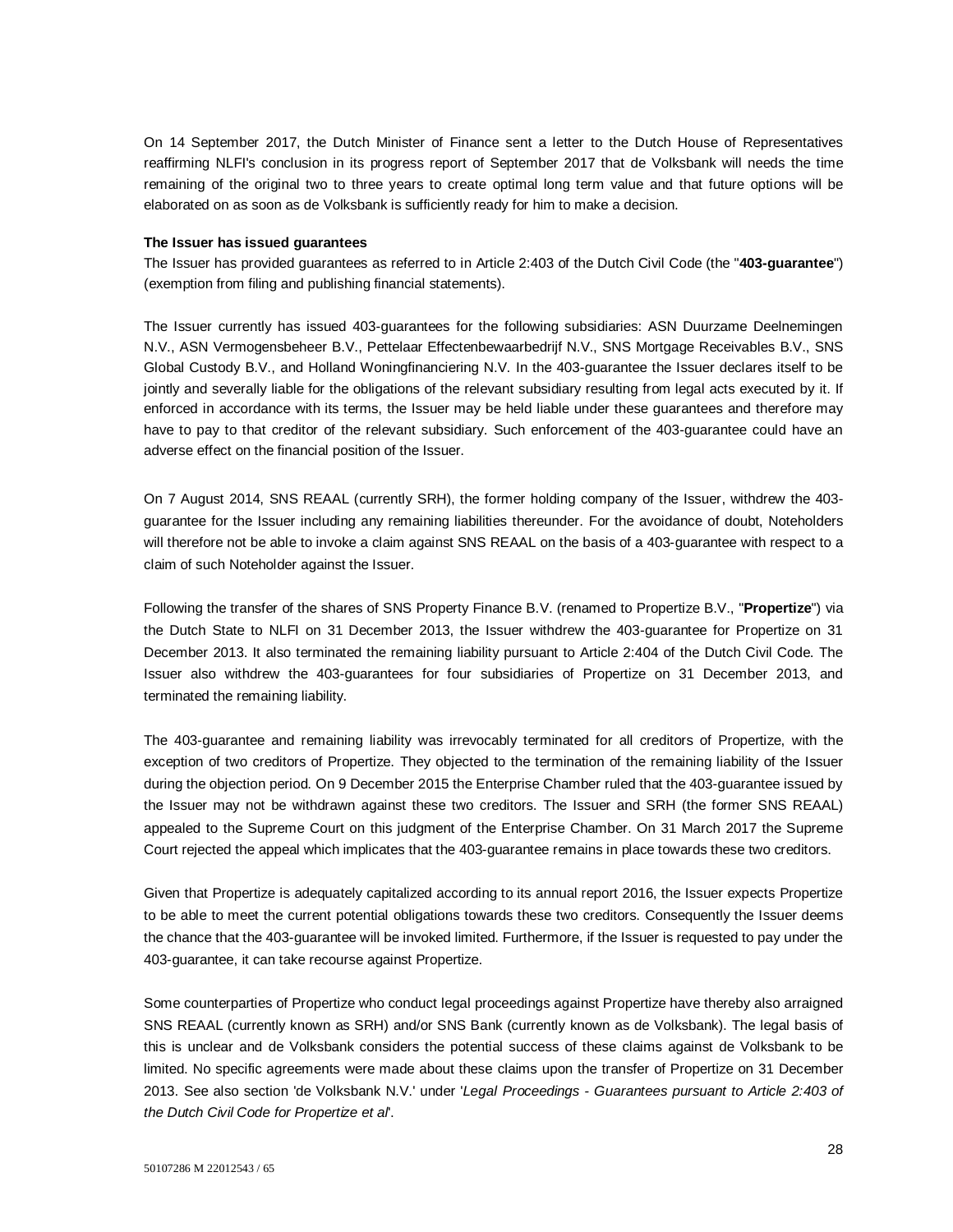On 14 September 2017, the Dutch Minister of Finance sent a letter to the Dutch House of Representatives reaffirming NLFI's conclusion in its progress report of September 2017 that de Volksbank will needs the time remaining of the original two to three years to create optimal long term value and that future options will be elaborated on as soon as de Volksbank is sufficiently ready for him to make a decision.

**The Issuer has issued guarantees**

The Issuer has provided guarantees as referred to in Article 2:403 of the Dutch Civil Code (the "**403-guarantee**") (exemption from filing and publishing financial statements).

The Issuer currently has issued 403-guarantees for the following subsidiaries: ASN Duurzame Deelnemingen N.V., ASN Vermogensbeheer B.V., Pettelaar Effectenbewaarbedrijf N.V., SNS Mortgage Receivables B.V., SNS Global Custody B.V., and Holland Woningfinanciering N.V. In the 403-guarantee the Issuer declares itself to be jointly and severally liable for the obligations of the relevant subsidiary resulting from legal acts executed by it. If enforced in accordance with its terms, the Issuer may be held liable under these guarantees and therefore may have to pay to that creditor of the relevant subsidiary. Such enforcement of the 403-guarantee could have an adverse effect on the financial position of the Issuer.

On 7 August 2014, SNS REAAL (currently SRH), the former holding company of the Issuer, withdrew the 403-guarantee for the Issuer including any remaining liabilities thereunder. For the avoidance of doubt, Noteholders will therefore not be able to invoke a claim against SNS REAAL on the basis of a 403-guarantee with respect to a claim of such Noteholder against the Issuer.

Following the transfer of the shares of SNS Property Finance B.V. (renamed to Propertize B.V., "**Propertize**") via the Dutch State to NLFI on 31 December 2013, the Issuer withdrew the 403-guarantee for Propertize on 31 December 2013. It also terminated the remaining liability pursuant to Article 2:404 of the Dutch Civil Code. The Issuer also withdrew the 403-guarantees for four subsidiaries of Propertize on 31 December 2013, and terminated the remaining liability.

The 403-guarantee and remaining liability was irrevocably terminated for all creditors of Propertize, with the exception of two creditors of Propertize. They objected to the termination of the remaining liability of the Issuer during the objection period. On 9 December 2015 the Enterprise Chamber ruled that the 403-guarantee issued by the Issuer may not be withdrawn against these two creditors. The Issuer and SRH (the former SNS REAAL) appealed to the Supreme Court on this judgment of the Enterprise Chamber. On 31 March 2017 the Supreme Court rejected the appeal which implicates that the 403-guarantee remains in place towards these two creditors.

Given that Propertize is adequately capitalized according to its annual report 2016, the Issuer expects Propertize to be able to meet the current potential obligations towards these two creditors. Consequently the Issuer deems the chance that the 403-guarantee will be invoked limited. Furthermore, if the Issuer is requested to pay under the 403-guarantee, it can take recourse against Propertize.

Some counterparties of Propertize who conduct legal proceedings against Propertize have thereby also arraigned SNS REAAL (currently known as SRH) and/or SNS Bank (currently known as de Volksbank). The legal basis of this is unclear and de Volksbank considers the potential success of these claims against de Volksbank to be limited. No specific agreements were made about these claims upon the transfer of Propertize on 31 December 2013. See also section 'de Volksbank N.V.' under '*Legal Proceedings - Guarantees pursuant to Article 2:403 of the Dutch Civil Code for Propertize et al*'.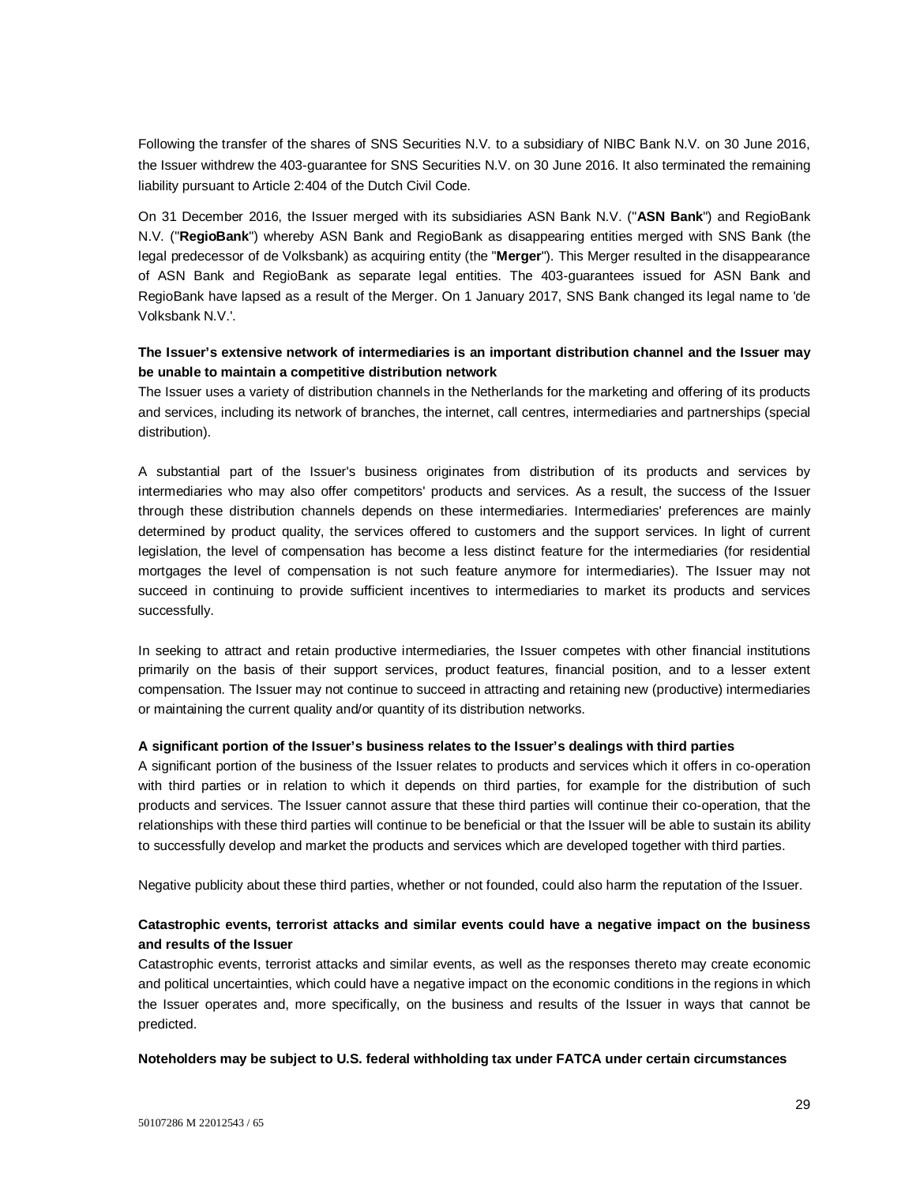Following the transfer of the shares of SNS Securities N.V. to a subsidiary of NIBC Bank N.V. on 30 June 2016, the Issuer withdrew the 403-guarantee for SNS Securities N.V. on 30 June 2016. It also terminated the remaining liability pursuant to Article 2:404 of the Dutch Civil Code.

On 31 December 2016, the Issuer merged with its subsidiaries ASN Bank N.V. ("**ASN Bank**") and RegioBank N.V. ("**RegioBank**") whereby ASN Bank and RegioBank as disappearing entities merged with SNS Bank (the legal predecessor of de Volksbank) as acquiring entity (the "**Merger**"). This Merger resulted in the disappearance of ASN Bank and RegioBank as separate legal entities. The 403-guarantees issued for ASN Bank and RegioBank have lapsed as a result of the Merger. On 1 January 2017, SNS Bank changed its legal name to 'de Volksbank N.V.'.

**The Issuer's extensive network of intermediaries is an important distribution channel and the Issuer may be unable to maintain a competitive distribution network**

The Issuer uses a variety of distribution channels in the Netherlands for the marketing and offering of its products and services, including its network of branches, the internet, call centres, intermediaries and partnerships (special distribution).

A substantial part of the Issuer's business originates from distribution of its products and services by intermediaries who may also offer competitors' products and services. As a result, the success of the Issuer through these distribution channels depends on these intermediaries. Intermediaries' preferences are mainly determined by product quality, the services offered to customers and the support services. In light of current legislation, the level of compensation has become a less distinct feature for the intermediaries (for residential mortgages the level of compensation is not such feature anymore for intermediaries). The Issuer may not succeed in continuing to provide sufficient incentives to intermediaries to market its products and services successfully.

In seeking to attract and retain productive intermediaries, the Issuer competes with other financial institutions primarily on the basis of their support services, product features, financial position, and to a lesser extent compensation. The Issuer may not continue to succeed in attracting and retaining new (productive) intermediaries or maintaining the current quality and/or quantity of its distribution networks.

**A significant portion of the Issuer's business relates to the Issuer's dealings with third parties**

A significant portion of the business of the Issuer relates to products and services which it offers in co-operation with third parties or in relation to which it depends on third parties, for example for the distribution of such products and services. The Issuer cannot assure that these third parties will continue their co-operation, that the relationships with these third parties will continue to be beneficial or that the Issuer will be able to sustain its ability to successfully develop and market the products and services which are developed together with third parties.

Negative publicity about these third parties, whether or not founded, could also harm the reputation of the Issuer.

**Catastrophic events, terrorist attacks and similar events could have a negative impact on the business and results of the Issuer**

Catastrophic events, terrorist attacks and similar events, as well as the responses thereto may create economic and political uncertainties, which could have a negative impact on the economic conditions in the regions in which the Issuer operates and, more specifically, on the business and results of the Issuer in ways that cannot be predicted.

**Noteholders may be subject to U.S. federal withholding tax under FATCA under certain circumstances**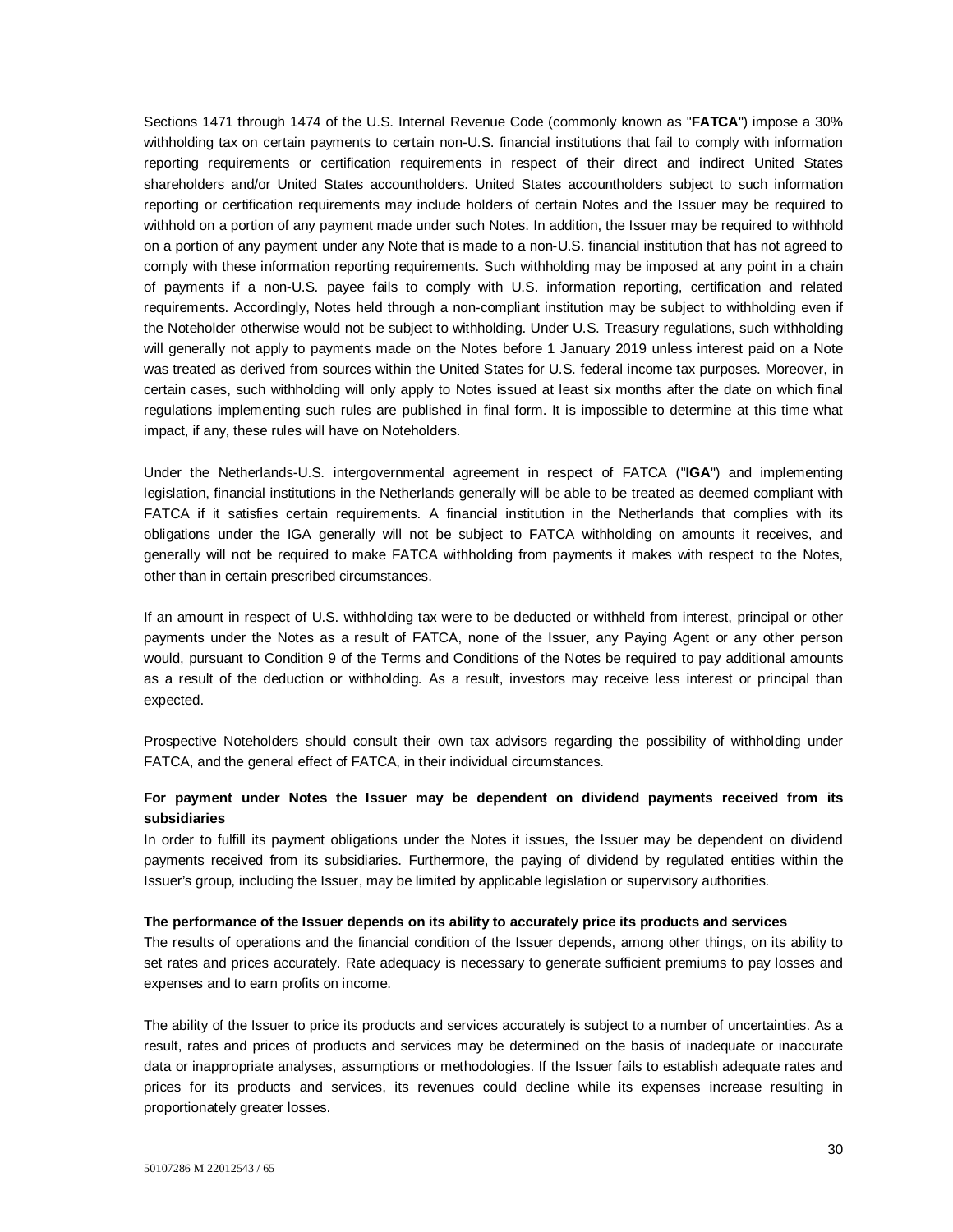Sections 1471 through 1474 of the U.S. Internal Revenue Code (commonly known as "**FATCA**") impose a 30% withholding tax on certain payments to certain non-U.S. financial institutions that fail to comply with information reporting requirements or certification requirements in respect of their direct and indirect United States shareholders and/or United States accountholders. United States accountholders subject to such information reporting or certification requirements may include holders of certain Notes and the Issuer may be required to withhold on a portion of any payment made under such Notes. In addition, the Issuer may be required to withhold on a portion of any payment under any Note that is made to a non-U.S. financial institution that has not agreed to comply with these information reporting requirements. Such withholding may be imposed at any point in a chain of payments if a non-U.S. payee fails to comply with U.S. information reporting, certification and related requirements. Accordingly, Notes held through a non-compliant institution may be subject to withholding even if the Noteholder otherwise would not be subject to withholding. Under U.S. Treasury regulations, such withholding will generally not apply to payments made on the Notes before 1 January 2019 unless interest paid on a Note was treated as derived from sources within the United States for U.S. federal income tax purposes. Moreover, in certain cases, such withholding will only apply to Notes issued at least six months after the date on which final regulations implementing such rules are published in final form. It is impossible to determine at this time what impact, if any, these rules will have on Noteholders.

Under the Netherlands-U.S. intergovernmental agreement in respect of FATCA ("**IGA**") and implementing legislation, financial institutions in the Netherlands generally will be able to be treated as deemed compliant with FATCA if it satisfies certain requirements. A financial institution in the Netherlands that complies with its obligations under the IGA generally will not be subject to FATCA withholding on amounts it receives, and generally will not be required to make FATCA withholding from payments it makes with respect to the Notes, other than in certain prescribed circumstances.

If an amount in respect of U.S. withholding tax were to be deducted or withheld from interest, principal or other payments under the Notes as a result of FATCA, none of the Issuer, any Paying Agent or any other person would, pursuant to Condition 9 of the Terms and Conditions of the Notes be required to pay additional amounts as a result of the deduction or withholding. As a result, investors may receive less interest or principal than expected.

Prospective Noteholders should consult their own tax advisors regarding the possibility of withholding under FATCA, and the general effect of FATCA, in their individual circumstances.

**For payment under Notes the Issuer may be dependent on dividend payments received from its subsidiaries**

In order to fulfill its payment obligations under the Notes it issues, the Issuer may be dependent on dividend payments received from its subsidiaries. Furthermore, the paying of dividend by regulated entities within the Issuer's group, including the Issuer, may be limited by applicable legislation or supervisory authorities.

**The performance of the Issuer depends on its ability to accurately price its products and services**

The results of operations and the financial condition of the Issuer depends, among other things, on its ability to set rates and prices accurately. Rate adequacy is necessary to generate sufficient premiums to pay losses and expenses and to earn profits on income.

The ability of the Issuer to price its products and services accurately is subject to a number of uncertainties. As a result, rates and prices of products and services may be determined on the basis of inadequate or inaccurate data or inappropriate analyses, assumptions or methodologies. If the Issuer fails to establish adequate rates and prices for its products and services, its revenues could decline while its expenses increase resulting in proportionately greater losses.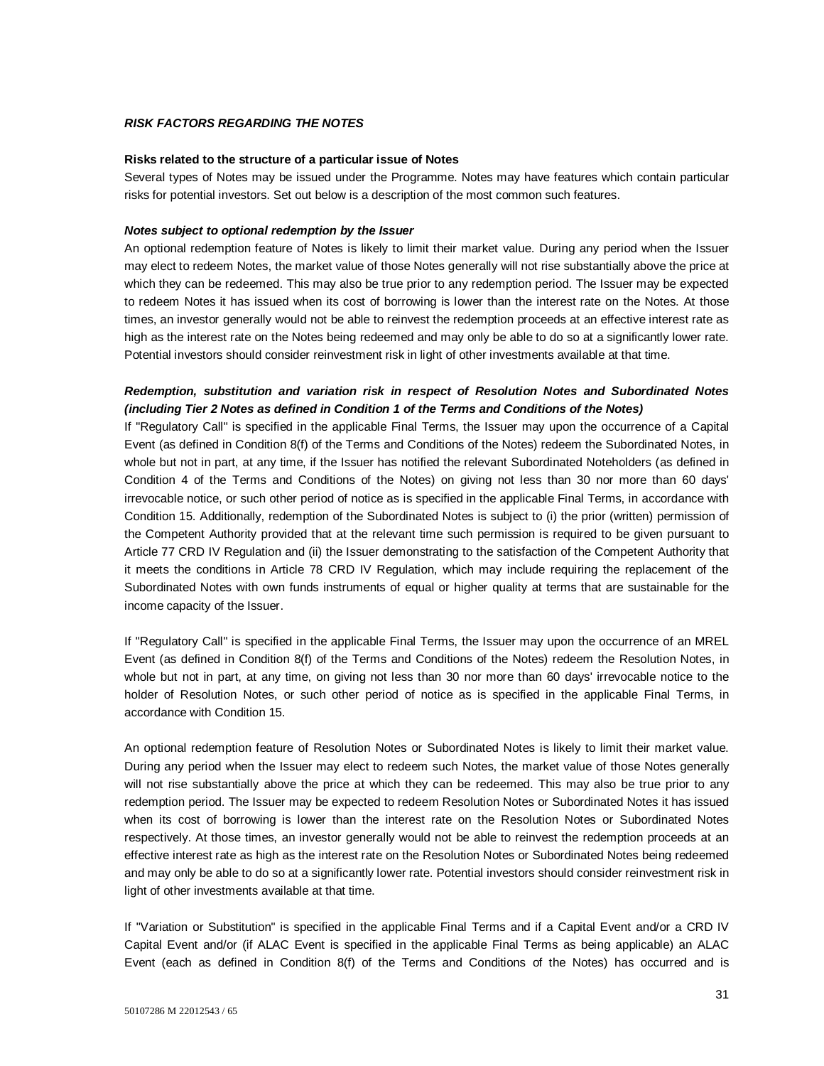***RISK FACTORS REGARDING THE NOTES***

**Risks related to the structure of a particular issue of Notes**

Several types of Notes may be issued under the Programme. Notes may have features which contain particular risks for potential investors. Set out below is a description of the most common such features.

***Notes subject to optional redemption by the Issuer***

An optional redemption feature of Notes is likely to limit their market value. During any period when the Issuer may elect to redeem Notes, the market value of those Notes generally will not rise substantially above the price at which they can be redeemed. This may also be true prior to any redemption period. The Issuer may be expected to redeem Notes it has issued when its cost of borrowing is lower than the interest rate on the Notes. At those times, an investor generally would not be able to reinvest the redemption proceeds at an effective interest rate as high as the interest rate on the Notes being redeemed and may only be able to do so at a significantly lower rate. Potential investors should consider reinvestment risk in light of other investments available at that time.

***Redemption, substitution and variation risk in respect of Resolution Notes and Subordinated Notes (including Tier 2 Notes as defined in Condition 1 of the Terms and Conditions of the Notes)***

If "Regulatory Call" is specified in the applicable Final Terms, the Issuer may upon the occurrence of a Capital Event (as defined in Condition 8(f) of the Terms and Conditions of the Notes) redeem the Subordinated Notes, in whole but not in part, at any time, if the Issuer has notified the relevant Subordinated Noteholders (as defined in Condition 4 of the Terms and Conditions of the Notes) on giving not less than 30 nor more than 60 days' irrevocable notice, or such other period of notice as is specified in the applicable Final Terms, in accordance with Condition 15. Additionally, redemption of the Subordinated Notes is subject to (i) the prior (written) permission of the Competent Authority provided that at the relevant time such permission is required to be given pursuant to Article 77 CRD IV Regulation and (ii) the Issuer demonstrating to the satisfaction of the Competent Authority that it meets the conditions in Article 78 CRD IV Regulation, which may include requiring the replacement of the Subordinated Notes with own funds instruments of equal or higher quality at terms that are sustainable for the income capacity of the Issuer.

If "Regulatory Call" is specified in the applicable Final Terms, the Issuer may upon the occurrence of an MREL Event (as defined in Condition 8(f) of the Terms and Conditions of the Notes) redeem the Resolution Notes, in whole but not in part, at any time, on giving not less than 30 nor more than 60 days' irrevocable notice to the holder of Resolution Notes, or such other period of notice as is specified in the applicable Final Terms, in accordance with Condition 15.

An optional redemption feature of Resolution Notes or Subordinated Notes is likely to limit their market value. During any period when the Issuer may elect to redeem such Notes, the market value of those Notes generally will not rise substantially above the price at which they can be redeemed. This may also be true prior to any redemption period. The Issuer may be expected to redeem Resolution Notes or Subordinated Notes it has issued when its cost of borrowing is lower than the interest rate on the Resolution Notes or Subordinated Notes respectively. At those times, an investor generally would not be able to reinvest the redemption proceeds at an effective interest rate as high as the interest rate on the Resolution Notes or Subordinated Notes being redeemed and may only be able to do so at a significantly lower rate. Potential investors should consider reinvestment risk in light of other investments available at that time.

If "Variation or Substitution" is specified in the applicable Final Terms and if a Capital Event and/or a CRD IV Capital Event and/or (if ALAC Event is specified in the applicable Final Terms as being applicable) an ALAC Event (each as defined in Condition 8(f) of the Terms and Conditions of the Notes) has occurred and is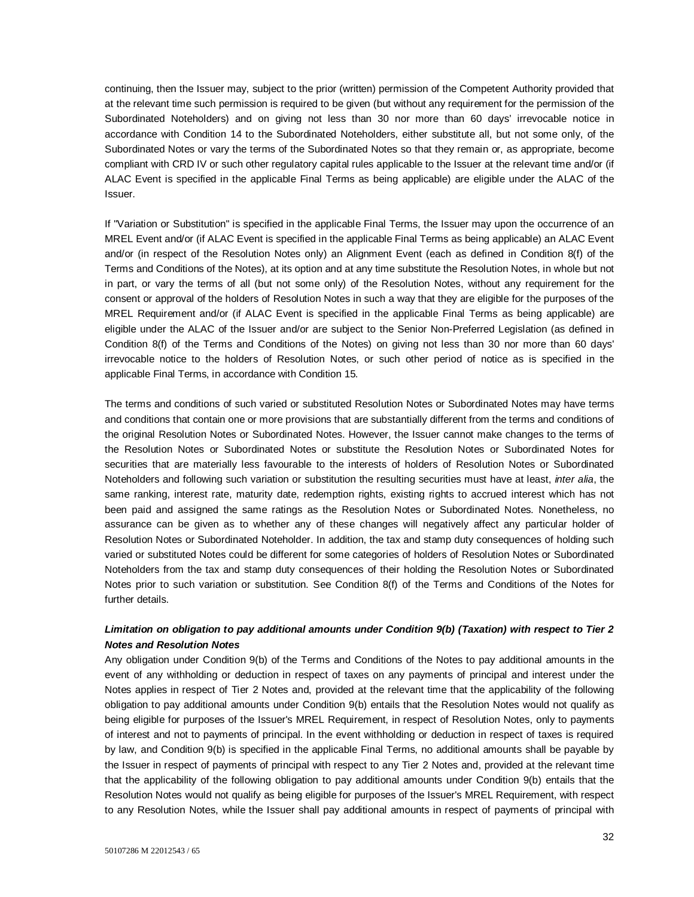continuing, then the Issuer may, subject to the prior (written) permission of the Competent Authority provided that at the relevant time such permission is required to be given (but without any requirement for the permission of the Subordinated Noteholders) and on giving not less than 30 nor more than 60 days' irrevocable notice in accordance with Condition 14 to the Subordinated Noteholders, either substitute all, but not some only, of the Subordinated Notes or vary the terms of the Subordinated Notes so that they remain or, as appropriate, become compliant with CRD IV or such other regulatory capital rules applicable to the Issuer at the relevant time and/or (if ALAC Event is specified in the applicable Final Terms as being applicable) are eligible under the ALAC of the Issuer.

If "Variation or Substitution" is specified in the applicable Final Terms, the Issuer may upon the occurrence of an MREL Event and/or (if ALAC Event is specified in the applicable Final Terms as being applicable) an ALAC Event and/or (in respect of the Resolution Notes only) an Alignment Event (each as defined in Condition 8(f) of the Terms and Conditions of the Notes), at its option and at any time substitute the Resolution Notes, in whole but not in part, or vary the terms of all (but not some only) of the Resolution Notes, without any requirement for the consent or approval of the holders of Resolution Notes in such a way that they are eligible for the purposes of the MREL Requirement and/or (if ALAC Event is specified in the applicable Final Terms as being applicable) are eligible under the ALAC of the Issuer and/or are subject to the Senior Non-Preferred Legislation (as defined in Condition 8(f) of the Terms and Conditions of the Notes) on giving not less than 30 nor more than 60 days' irrevocable notice to the holders of Resolution Notes, or such other period of notice as is specified in the applicable Final Terms, in accordance with Condition 15.

The terms and conditions of such varied or substituted Resolution Notes or Subordinated Notes may have terms and conditions that contain one or more provisions that are substantially different from the terms and conditions of the original Resolution Notes or Subordinated Notes. However, the Issuer cannot make changes to the terms of the Resolution Notes or Subordinated Notes or substitute the Resolution Notes or Subordinated Notes for securities that are materially less favourable to the interests of holders of Resolution Notes or Subordinated Noteholders and following such variation or substitution the resulting securities must have at least, *inter alia*, the same ranking, interest rate, maturity date, redemption rights, existing rights to accrued interest which has not been paid and assigned the same ratings as the Resolution Notes or Subordinated Notes. Nonetheless, no assurance can be given as to whether any of these changes will negatively affect any particular holder of Resolution Notes or Subordinated Noteholder. In addition, the tax and stamp duty consequences of holding such varied or substituted Notes could be different for some categories of holders of Resolution Notes or Subordinated Noteholders from the tax and stamp duty consequences of their holding the Resolution Notes or Subordinated Notes prior to such variation or substitution. See Condition 8(f) of the Terms and Conditions of the Notes for further details.

***Limitation on obligation to pay additional amounts under Condition 9(b) (Taxation) with respect to Tier 2 Notes and Resolution Notes***

Any obligation under Condition 9(b) of the Terms and Conditions of the Notes to pay additional amounts in the event of any withholding or deduction in respect of taxes on any payments of principal and interest under the Notes applies in respect of Tier 2 Notes and, provided at the relevant time that the applicability of the following obligation to pay additional amounts under Condition 9(b) entails that the Resolution Notes would not qualify as being eligible for purposes of the Issuer's MREL Requirement, in respect of Resolution Notes, only to payments of interest and not to payments of principal. In the event withholding or deduction in respect of taxes is required by law, and Condition 9(b) is specified in the applicable Final Terms, no additional amounts shall be payable by the Issuer in respect of payments of principal with respect to any Tier 2 Notes and, provided at the relevant time that the applicability of the following obligation to pay additional amounts under Condition 9(b) entails that the Resolution Notes would not qualify as being eligible for purposes of the Issuer's MREL Requirement, with respect to any Resolution Notes, while the Issuer shall pay additional amounts in respect of payments of principal with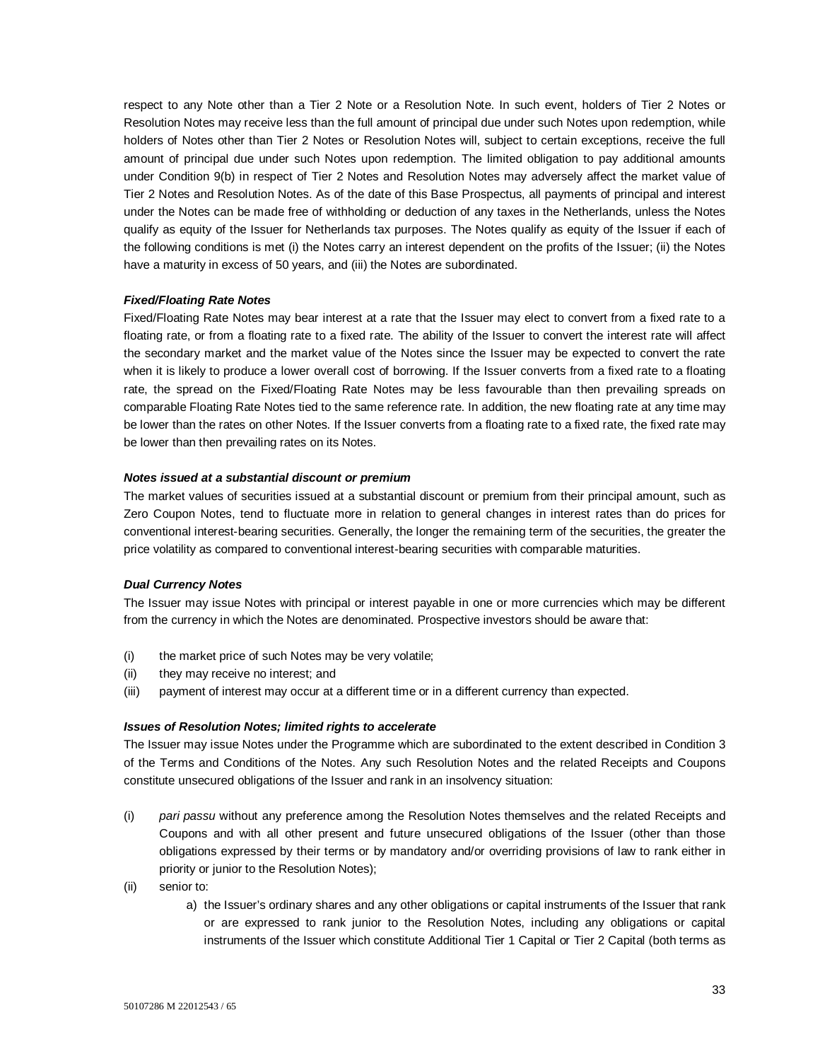respect to any Note other than a Tier 2 Note or a Resolution Note. In such event, holders of Tier 2 Notes or Resolution Notes may receive less than the full amount of principal due under such Notes upon redemption, while holders of Notes other than Tier 2 Notes or Resolution Notes will, subject to certain exceptions, receive the full amount of principal due under such Notes upon redemption. The limited obligation to pay additional amounts under Condition 9(b) in respect of Tier 2 Notes and Resolution Notes may adversely affect the market value of Tier 2 Notes and Resolution Notes. As of the date of this Base Prospectus, all payments of principal and interest under the Notes can be made free of withholding or deduction of any taxes in the Netherlands, unless the Notes qualify as equity of the Issuer for Netherlands tax purposes. The Notes qualify as equity of the Issuer if each of the following conditions is met (i) the Notes carry an interest dependent on the profits of the Issuer; (ii) the Notes have a maturity in excess of 50 years, and (iii) the Notes are subordinated.

***Fixed/Floating Rate Notes***

Fixed/Floating Rate Notes may bear interest at a rate that the Issuer may elect to convert from a fixed rate to a floating rate, or from a floating rate to a fixed rate. The ability of the Issuer to convert the interest rate will affect the secondary market and the market value of the Notes since the Issuer may be expected to convert the rate when it is likely to produce a lower overall cost of borrowing. If the Issuer converts from a fixed rate to a floating rate, the spread on the Fixed/Floating Rate Notes may be less favourable than then prevailing spreads on comparable Floating Rate Notes tied to the same reference rate. In addition, the new floating rate at any time may be lower than the rates on other Notes. If the Issuer converts from a floating rate to a fixed rate, the fixed rate may be lower than then prevailing rates on its Notes.

***Notes issued at a substantial discount or premium***

The market values of securities issued at a substantial discount or premium from their principal amount, such as Zero Coupon Notes, tend to fluctuate more in relation to general changes in interest rates than do prices for conventional interest-bearing securities. Generally, the longer the remaining term of the securities, the greater the price volatility as compared to conventional interest-bearing securities with comparable maturities.

***Dual Currency Notes***

The Issuer may issue Notes with principal or interest payable in one or more currencies which may be different from the currency in which the Notes are denominated. Prospective investors should be aware that:

(i) the market price of such Notes may be very volatile;

(ii) they may receive no interest; and

(iii) payment of interest may occur at a different time or in a different currency than expected.

***Issues of Resolution Notes; limited rights to accelerate***

The Issuer may issue Notes under the Programme which are subordinated to the extent described in Condition 3 of the Terms and Conditions of the Notes. Any such Resolution Notes and the related Receipts and Coupons constitute unsecured obligations of the Issuer and rank in an insolvency situation:

(i) *pari passu* without any preference among the Resolution Notes themselves and the related Receipts and Coupons and with all other present and future unsecured obligations of the Issuer (other than those obligations expressed by their terms or by mandatory and/or overriding provisions of law to rank either in priority or junior to the Resolution Notes);

(ii) senior to:

   a) the Issuer's ordinary shares and any other obligations or capital instruments of the Issuer that rank or are expressed to rank junior to the Resolution Notes, including any obligations or capital instruments of the Issuer which constitute Additional Tier 1 Capital or Tier 2 Capital (both terms as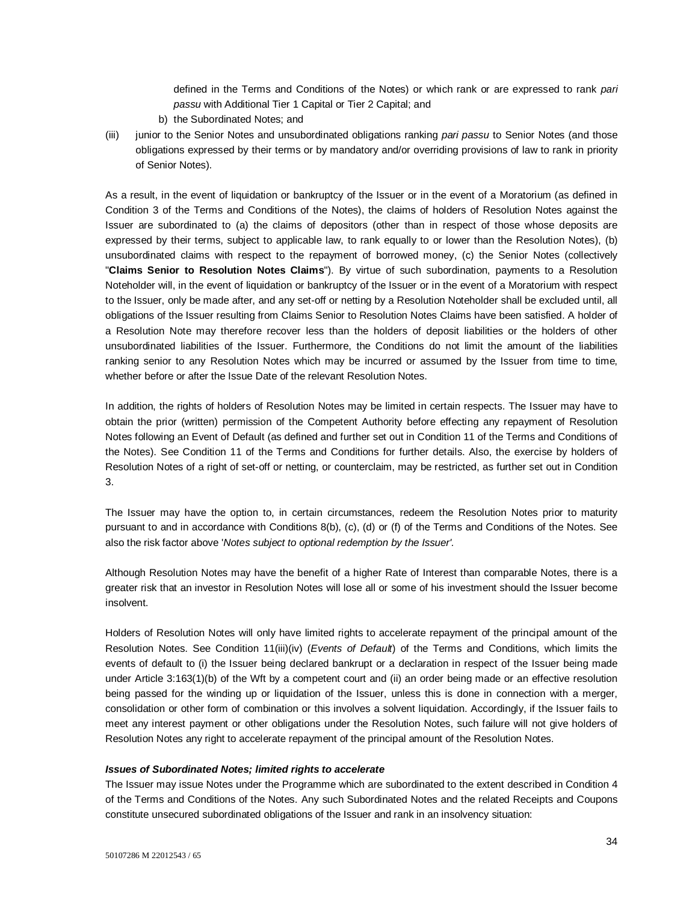defined in the Terms and Conditions of the Notes) or which rank or are expressed to rank *pari passu* with Additional Tier 1 Capital or Tier 2 Capital; and

b) the Subordinated Notes; and

(iii) junior to the Senior Notes and unsubordinated obligations ranking *pari passu* to Senior Notes (and those obligations expressed by their terms or by mandatory and/or overriding provisions of law to rank in priority of Senior Notes).

As a result, in the event of liquidation or bankruptcy of the Issuer or in the event of a Moratorium (as defined in Condition 3 of the Terms and Conditions of the Notes), the claims of holders of Resolution Notes against the Issuer are subordinated to (a) the claims of depositors (other than in respect of those whose deposits are expressed by their terms, subject to applicable law, to rank equally to or lower than the Resolution Notes), (b) unsubordinated claims with respect to the repayment of borrowed money, (c) the Senior Notes (collectively "**Claims Senior to Resolution Notes Claims**"). By virtue of such subordination, payments to a Resolution Noteholder will, in the event of liquidation or bankruptcy of the Issuer or in the event of a Moratorium with respect to the Issuer, only be made after, and any set-off or netting by a Resolution Noteholder shall be excluded until, all obligations of the Issuer resulting from Claims Senior to Resolution Notes Claims have been satisfied. A holder of a Resolution Note may therefore recover less than the holders of deposit liabilities or the holders of other unsubordinated liabilities of the Issuer. Furthermore, the Conditions do not limit the amount of the liabilities ranking senior to any Resolution Notes which may be incurred or assumed by the Issuer from time to time, whether before or after the Issue Date of the relevant Resolution Notes.

In addition, the rights of holders of Resolution Notes may be limited in certain respects. The Issuer may have to obtain the prior (written) permission of the Competent Authority before effecting any repayment of Resolution Notes following an Event of Default (as defined and further set out in Condition 11 of the Terms and Conditions of the Notes). See Condition 11 of the Terms and Conditions for further details. Also, the exercise by holders of Resolution Notes of a right of set-off or netting, or counterclaim, may be restricted, as further set out in Condition 3.

The Issuer may have the option to, in certain circumstances, redeem the Resolution Notes prior to maturity pursuant to and in accordance with Conditions 8(b), (c), (d) or (f) of the Terms and Conditions of the Notes. See also the risk factor above '*Notes subject to optional redemption by the Issuer'.*

Although Resolution Notes may have the benefit of a higher Rate of Interest than comparable Notes, there is a greater risk that an investor in Resolution Notes will lose all or some of his investment should the Issuer become insolvent.

Holders of Resolution Notes will only have limited rights to accelerate repayment of the principal amount of the Resolution Notes. See Condition 11(iii)(iv) (*Events of Default*) of the Terms and Conditions, which limits the events of default to (i) the Issuer being declared bankrupt or a declaration in respect of the Issuer being made under Article 3:163(1)(b) of the Wft by a competent court and (ii) an order being made or an effective resolution being passed for the winding up or liquidation of the Issuer, unless this is done in connection with a merger, consolidation or other form of combination or this involves a solvent liquidation. Accordingly, if the Issuer fails to meet any interest payment or other obligations under the Resolution Notes, such failure will not give holders of Resolution Notes any right to accelerate repayment of the principal amount of the Resolution Notes.

***Issues of Subordinated Notes; limited rights to accelerate***

The Issuer may issue Notes under the Programme which are subordinated to the extent described in Condition 4 of the Terms and Conditions of the Notes. Any such Subordinated Notes and the related Receipts and Coupons constitute unsecured subordinated obligations of the Issuer and rank in an insolvency situation: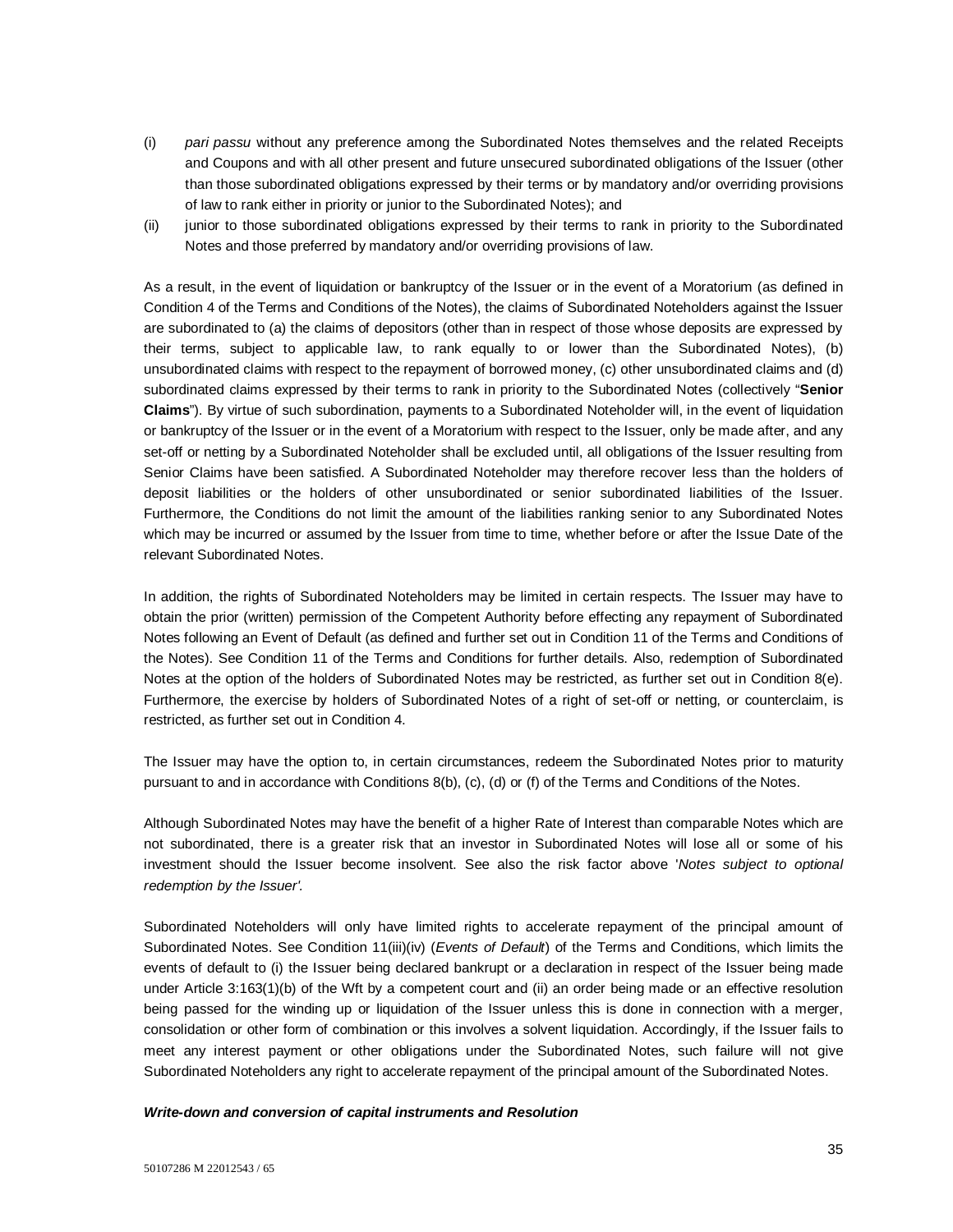(i) *pari passu* without any preference among the Subordinated Notes themselves and the related Receipts and Coupons and with all other present and future unsecured subordinated obligations of the Issuer (other than those subordinated obligations expressed by their terms or by mandatory and/or overriding provisions of law to rank either in priority or junior to the Subordinated Notes); and

(ii) junior to those subordinated obligations expressed by their terms to rank in priority to the Subordinated Notes and those preferred by mandatory and/or overriding provisions of law.

As a result, in the event of liquidation or bankruptcy of the Issuer or in the event of a Moratorium (as defined in Condition 4 of the Terms and Conditions of the Notes), the claims of Subordinated Noteholders against the Issuer are subordinated to (a) the claims of depositors (other than in respect of those whose deposits are expressed by their terms, subject to applicable law, to rank equally to or lower than the Subordinated Notes), (b) unsubordinated claims with respect to the repayment of borrowed money, (c) other unsubordinated claims and (d) subordinated claims expressed by their terms to rank in priority to the Subordinated Notes (collectively "**Senior Claims**"). By virtue of such subordination, payments to a Subordinated Noteholder will, in the event of liquidation or bankruptcy of the Issuer or in the event of a Moratorium with respect to the Issuer, only be made after, and any set-off or netting by a Subordinated Noteholder shall be excluded until, all obligations of the Issuer resulting from Senior Claims have been satisfied. A Subordinated Noteholder may therefore recover less than the holders of deposit liabilities or the holders of other unsubordinated or senior subordinated liabilities of the Issuer. Furthermore, the Conditions do not limit the amount of the liabilities ranking senior to any Subordinated Notes which may be incurred or assumed by the Issuer from time to time, whether before or after the Issue Date of the relevant Subordinated Notes.

In addition, the rights of Subordinated Noteholders may be limited in certain respects. The Issuer may have to obtain the prior (written) permission of the Competent Authority before effecting any repayment of Subordinated Notes following an Event of Default (as defined and further set out in Condition 11 of the Terms and Conditions of the Notes). See Condition 11 of the Terms and Conditions for further details. Also, redemption of Subordinated Notes at the option of the holders of Subordinated Notes may be restricted, as further set out in Condition 8(e). Furthermore, the exercise by holders of Subordinated Notes of a right of set-off or netting, or counterclaim, is restricted, as further set out in Condition 4.

The Issuer may have the option to, in certain circumstances, redeem the Subordinated Notes prior to maturity pursuant to and in accordance with Conditions 8(b), (c), (d) or (f) of the Terms and Conditions of the Notes.

Although Subordinated Notes may have the benefit of a higher Rate of Interest than comparable Notes which are not subordinated, there is a greater risk that an investor in Subordinated Notes will lose all or some of his investment should the Issuer become insolvent. See also the risk factor above '*Notes subject to optional redemption by the Issuer'.*

Subordinated Noteholders will only have limited rights to accelerate repayment of the principal amount of Subordinated Notes. See Condition 11(iii)(iv) (*Events of Default*) of the Terms and Conditions, which limits the events of default to (i) the Issuer being declared bankrupt or a declaration in respect of the Issuer being made under Article 3:163(1)(b) of the Wft by a competent court and (ii) an order being made or an effective resolution being passed for the winding up or liquidation of the Issuer unless this is done in connection with a merger, consolidation or other form of combination or this involves a solvent liquidation. Accordingly, if the Issuer fails to meet any interest payment or other obligations under the Subordinated Notes, such failure will not give Subordinated Noteholders any right to accelerate repayment of the principal amount of the Subordinated Notes.

***Write-down and conversion of capital instruments and Resolution***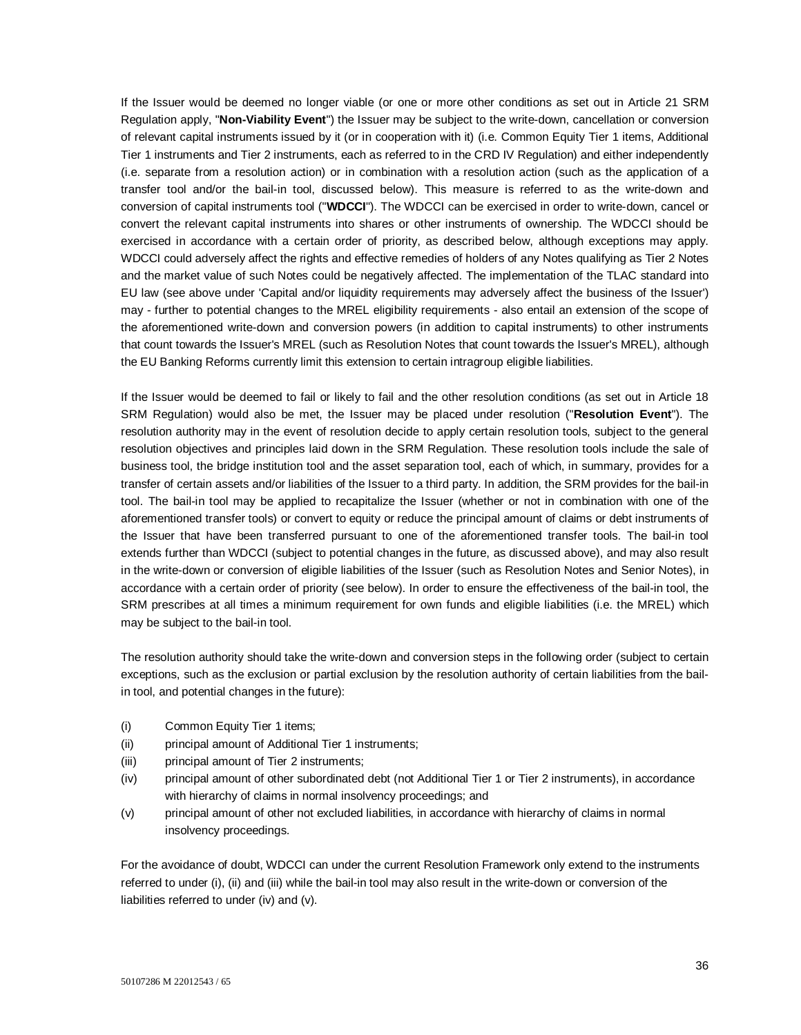If the Issuer would be deemed no longer viable (or one or more other conditions as set out in Article 21 SRM Regulation apply, "**Non-Viability Event**") the Issuer may be subject to the write-down, cancellation or conversion of relevant capital instruments issued by it (or in cooperation with it) (i.e. Common Equity Tier 1 items, Additional Tier 1 instruments and Tier 2 instruments, each as referred to in the CRD IV Regulation) and either independently (i.e. separate from a resolution action) or in combination with a resolution action (such as the application of a transfer tool and/or the bail-in tool, discussed below). This measure is referred to as the write-down and conversion of capital instruments tool ("**WDCCI**"). The WDCCI can be exercised in order to write-down, cancel or convert the relevant capital instruments into shares or other instruments of ownership. The WDCCI should be exercised in accordance with a certain order of priority, as described below, although exceptions may apply. WDCCI could adversely affect the rights and effective remedies of holders of any Notes qualifying as Tier 2 Notes and the market value of such Notes could be negatively affected. The implementation of the TLAC standard into EU law (see above under 'Capital and/or liquidity requirements may adversely affect the business of the Issuer') may - further to potential changes to the MREL eligibility requirements - also entail an extension of the scope of the aforementioned write-down and conversion powers (in addition to capital instruments) to other instruments that count towards the Issuer's MREL (such as Resolution Notes that count towards the Issuer's MREL), although the EU Banking Reforms currently limit this extension to certain intragroup eligible liabilities.

If the Issuer would be deemed to fail or likely to fail and the other resolution conditions (as set out in Article 18 SRM Regulation) would also be met, the Issuer may be placed under resolution ("**Resolution Event**"). The resolution authority may in the event of resolution decide to apply certain resolution tools, subject to the general resolution objectives and principles laid down in the SRM Regulation. These resolution tools include the sale of business tool, the bridge institution tool and the asset separation tool, each of which, in summary, provides for a transfer of certain assets and/or liabilities of the Issuer to a third party. In addition, the SRM provides for the bail-in tool. The bail-in tool may be applied to recapitalize the Issuer (whether or not in combination with one of the aforementioned transfer tools) or convert to equity or reduce the principal amount of claims or debt instruments of the Issuer that have been transferred pursuant to one of the aforementioned transfer tools. The bail-in tool extends further than WDCCI (subject to potential changes in the future, as discussed above), and may also result in the write-down or conversion of eligible liabilities of the Issuer (such as Resolution Notes and Senior Notes), in accordance with a certain order of priority (see below). In order to ensure the effectiveness of the bail-in tool, the SRM prescribes at all times a minimum requirement for own funds and eligible liabilities (i.e. the MREL) which may be subject to the bail-in tool.

The resolution authority should take the write-down and conversion steps in the following order (subject to certain exceptions, such as the exclusion or partial exclusion by the resolution authority of certain liabilities from the bail-in tool, and potential changes in the future):

(i) Common Equity Tier 1 items;

(ii) principal amount of Additional Tier 1 instruments;

(iii) principal amount of Tier 2 instruments;

(iv) principal amount of other subordinated debt (not Additional Tier 1 or Tier 2 instruments), in accordance with hierarchy of claims in normal insolvency proceedings; and

(v) principal amount of other not excluded liabilities, in accordance with hierarchy of claims in normal insolvency proceedings.

For the avoidance of doubt, WDCCI can under the current Resolution Framework only extend to the instruments referred to under (i), (ii) and (iii) while the bail-in tool may also result in the write-down or conversion of the liabilities referred to under (iv) and (v).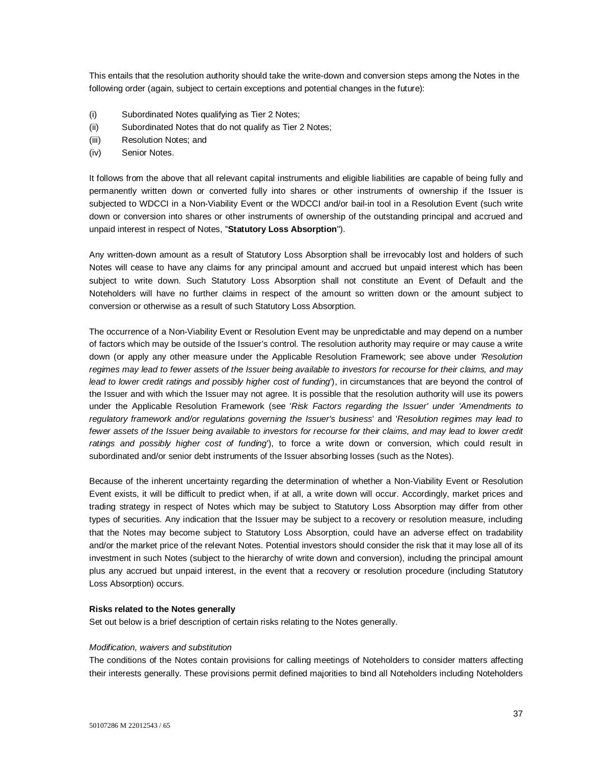This entails that the resolution authority should take the write-down and conversion steps among the Notes in the following order (again, subject to certain exceptions and potential changes in the future):

(i) Subordinated Notes qualifying as Tier 2 Notes;
(ii) Subordinated Notes that do not qualify as Tier 2 Notes;
(iii) Resolution Notes; and
(iv) Senior Notes.

It follows from the above that all relevant capital instruments and eligible liabilities are capable of being fully and permanently written down or converted fully into shares or other instruments of ownership if the Issuer is subjected to WDCCI in a Non-Viability Event or the WDCCI and/or bail-in tool in a Resolution Event (such write down or conversion into shares or other instruments of ownership of the outstanding principal and accrued and unpaid interest in respect of Notes, "**Statutory Loss Absorption**").

Any written-down amount as a result of Statutory Loss Absorption shall be irrevocably lost and holders of such Notes will cease to have any claims for any principal amount and accrued but unpaid interest which has been subject to write down. Such Statutory Loss Absorption shall not constitute an Event of Default and the Noteholders will have no further claims in respect of the amount so written down or the amount subject to conversion or otherwise as a result of such Statutory Loss Absorption.

The occurrence of a Non-Viability Event or Resolution Event may be unpredictable and may depend on a number of factors which may be outside of the Issuer's control. The resolution authority may require or may cause a write down (or apply any other measure under the Applicable Resolution Framework; see above under *'Resolution regimes may lead to fewer assets of the Issuer being available to investors for recourse for their claims, and may lead to lower credit ratings and possibly higher cost of funding*'), in circumstances that are beyond the control of the Issuer and with which the Issuer may not agree. It is possible that the resolution authority will use its powers under the Applicable Resolution Framework (see '*Risk Factors regarding the Issuer' under 'Amendments to regulatory framework and/or regulations governing the Issuer's business*' and '*Resolution regimes may lead to fewer assets of the Issuer being available to investors for recourse for their claims, and may lead to lower credit ratings and possibly higher cost of funding*'), to force a write down or conversion, which could result in subordinated and/or senior debt instruments of the Issuer absorbing losses (such as the Notes).

Because of the inherent uncertainty regarding the determination of whether a Non-Viability Event or Resolution Event exists, it will be difficult to predict when, if at all, a write down will occur. Accordingly, market prices and trading strategy in respect of Notes which may be subject to Statutory Loss Absorption may differ from other types of securities. Any indication that the Issuer may be subject to a recovery or resolution measure, including that the Notes may become subject to Statutory Loss Absorption, could have an adverse effect on tradability and/or the market price of the relevant Notes. Potential investors should consider the risk that it may lose all of its investment in such Notes (subject to the hierarchy of write down and conversion), including the principal amount plus any accrued but unpaid interest, in the event that a recovery or resolution procedure (including Statutory Loss Absorption) occurs.

**Risks related to the Notes generally**

Set out below is a brief description of certain risks relating to the Notes generally.

*Modification, waivers and substitution*

The conditions of the Notes contain provisions for calling meetings of Noteholders to consider matters affecting their interests generally. These provisions permit defined majorities to bind all Noteholders including Noteholders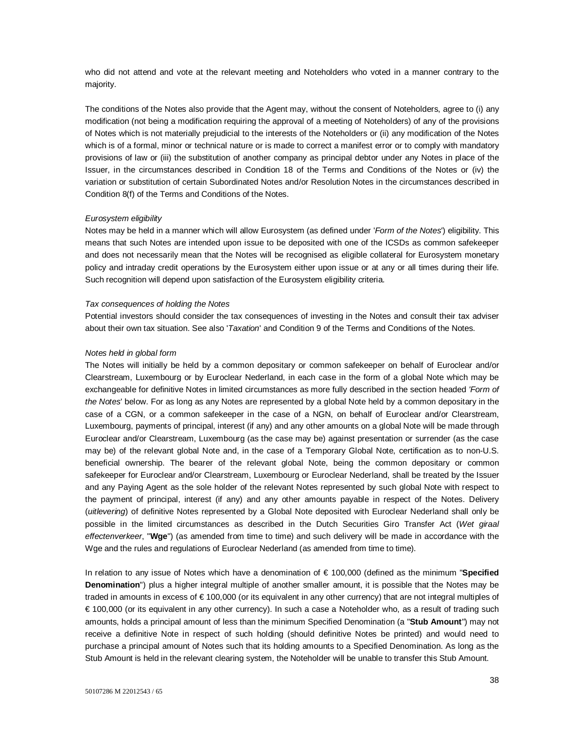who did not attend and vote at the relevant meeting and Noteholders who voted in a manner contrary to the majority.

The conditions of the Notes also provide that the Agent may, without the consent of Noteholders, agree to (i) any modification (not being a modification requiring the approval of a meeting of Noteholders) of any of the provisions of Notes which is not materially prejudicial to the interests of the Noteholders or (ii) any modification of the Notes which is of a formal, minor or technical nature or is made to correct a manifest error or to comply with mandatory provisions of law or (iii) the substitution of another company as principal debtor under any Notes in place of the Issuer, in the circumstances described in Condition 18 of the Terms and Conditions of the Notes or (iv) the variation or substitution of certain Subordinated Notes and/or Resolution Notes in the circumstances described in Condition 8(f) of the Terms and Conditions of the Notes.

*Eurosystem eligibility*

Notes may be held in a manner which will allow Eurosystem (as defined under '*Form of the Notes*') eligibility. This means that such Notes are intended upon issue to be deposited with one of the ICSDs as common safekeeper and does not necessarily mean that the Notes will be recognised as eligible collateral for Eurosystem monetary policy and intraday credit operations by the Eurosystem either upon issue or at any or all times during their life. Such recognition will depend upon satisfaction of the Eurosystem eligibility criteria.

*Tax consequences of holding the Notes*

Potential investors should consider the tax consequences of investing in the Notes and consult their tax adviser about their own tax situation. See also '*Taxation*' and Condition 9 of the Terms and Conditions of the Notes.

*Notes held in global form*

The Notes will initially be held by a common depositary or common safekeeper on behalf of Euroclear and/or Clearstream, Luxembourg or by Euroclear Nederland, in each case in the form of a global Note which may be exchangeable for definitive Notes in limited circumstances as more fully described in the section headed '*Form of the Notes*' below. For as long as any Notes are represented by a global Note held by a common depositary in the case of a CGN, or a common safekeeper in the case of a NGN, on behalf of Euroclear and/or Clearstream, Luxembourg, payments of principal, interest (if any) and any other amounts on a global Note will be made through Euroclear and/or Clearstream, Luxembourg (as the case may be) against presentation or surrender (as the case may be) of the relevant global Note and, in the case of a Temporary Global Note, certification as to non-U.S. beneficial ownership. The bearer of the relevant global Note, being the common depositary or common safekeeper for Euroclear and/or Clearstream, Luxembourg or Euroclear Nederland, shall be treated by the Issuer and any Paying Agent as the sole holder of the relevant Notes represented by such global Note with respect to the payment of principal, interest (if any) and any other amounts payable in respect of the Notes. Delivery (*uitlevering*) of definitive Notes represented by a Global Note deposited with Euroclear Nederland shall only be possible in the limited circumstances as described in the Dutch Securities Giro Transfer Act (*Wet giraal effectenverkeer*, "**Wge**") (as amended from time to time) and such delivery will be made in accordance with the Wge and the rules and regulations of Euroclear Nederland (as amended from time to time).

In relation to any issue of Notes which have a denomination of € 100,000 (defined as the minimum "**Specified Denomination**") plus a higher integral multiple of another smaller amount, it is possible that the Notes may be traded in amounts in excess of € 100,000 (or its equivalent in any other currency) that are not integral multiples of € 100,000 (or its equivalent in any other currency). In such a case a Noteholder who, as a result of trading such amounts, holds a principal amount of less than the minimum Specified Denomination (a "**Stub Amount**") may not receive a definitive Note in respect of such holding (should definitive Notes be printed) and would need to purchase a principal amount of Notes such that its holding amounts to a Specified Denomination. As long as the Stub Amount is held in the relevant clearing system, the Noteholder will be unable to transfer this Stub Amount.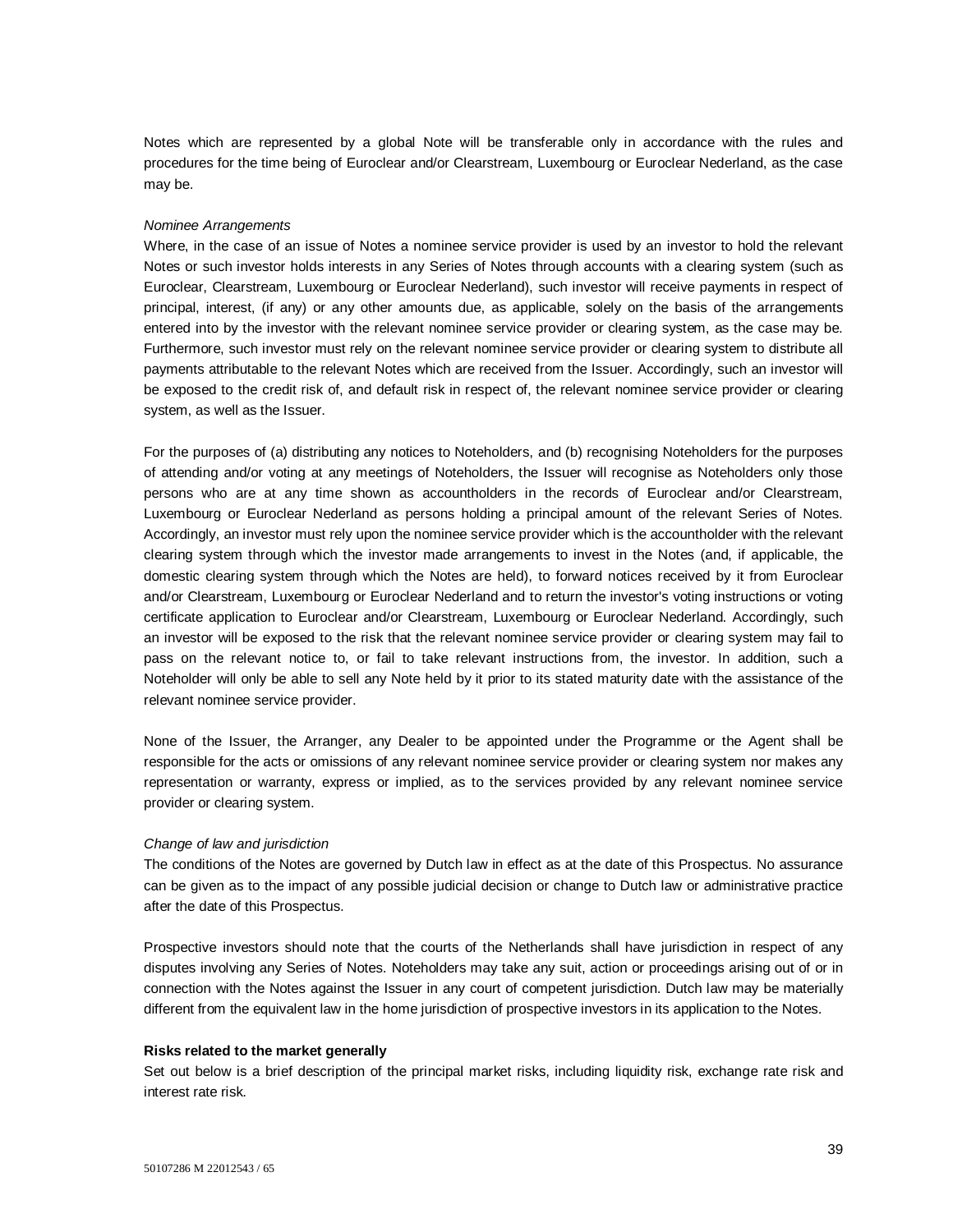Notes which are represented by a global Note will be transferable only in accordance with the rules and procedures for the time being of Euroclear and/or Clearstream, Luxembourg or Euroclear Nederland, as the case may be.

*Nominee Arrangements*

Where, in the case of an issue of Notes a nominee service provider is used by an investor to hold the relevant Notes or such investor holds interests in any Series of Notes through accounts with a clearing system (such as Euroclear, Clearstream, Luxembourg or Euroclear Nederland), such investor will receive payments in respect of principal, interest, (if any) or any other amounts due, as applicable, solely on the basis of the arrangements entered into by the investor with the relevant nominee service provider or clearing system, as the case may be. Furthermore, such investor must rely on the relevant nominee service provider or clearing system to distribute all payments attributable to the relevant Notes which are received from the Issuer. Accordingly, such an investor will be exposed to the credit risk of, and default risk in respect of, the relevant nominee service provider or clearing system, as well as the Issuer.

For the purposes of (a) distributing any notices to Noteholders, and (b) recognising Noteholders for the purposes of attending and/or voting at any meetings of Noteholders, the Issuer will recognise as Noteholders only those persons who are at any time shown as accountholders in the records of Euroclear and/or Clearstream, Luxembourg or Euroclear Nederland as persons holding a principal amount of the relevant Series of Notes. Accordingly, an investor must rely upon the nominee service provider which is the accountholder with the relevant clearing system through which the investor made arrangements to invest in the Notes (and, if applicable, the domestic clearing system through which the Notes are held), to forward notices received by it from Euroclear and/or Clearstream, Luxembourg or Euroclear Nederland and to return the investor's voting instructions or voting certificate application to Euroclear and/or Clearstream, Luxembourg or Euroclear Nederland. Accordingly, such an investor will be exposed to the risk that the relevant nominee service provider or clearing system may fail to pass on the relevant notice to, or fail to take relevant instructions from, the investor. In addition, such a Noteholder will only be able to sell any Note held by it prior to its stated maturity date with the assistance of the relevant nominee service provider.

None of the Issuer, the Arranger, any Dealer to be appointed under the Programme or the Agent shall be responsible for the acts or omissions of any relevant nominee service provider or clearing system nor makes any representation or warranty, express or implied, as to the services provided by any relevant nominee service provider or clearing system.

*Change of law and jurisdiction*

The conditions of the Notes are governed by Dutch law in effect as at the date of this Prospectus. No assurance can be given as to the impact of any possible judicial decision or change to Dutch law or administrative practice after the date of this Prospectus.

Prospective investors should note that the courts of the Netherlands shall have jurisdiction in respect of any disputes involving any Series of Notes. Noteholders may take any suit, action or proceedings arising out of or in connection with the Notes against the Issuer in any court of competent jurisdiction. Dutch law may be materially different from the equivalent law in the home jurisdiction of prospective investors in its application to the Notes.

**Risks related to the market generally**

Set out below is a brief description of the principal market risks, including liquidity risk, exchange rate risk and interest rate risk.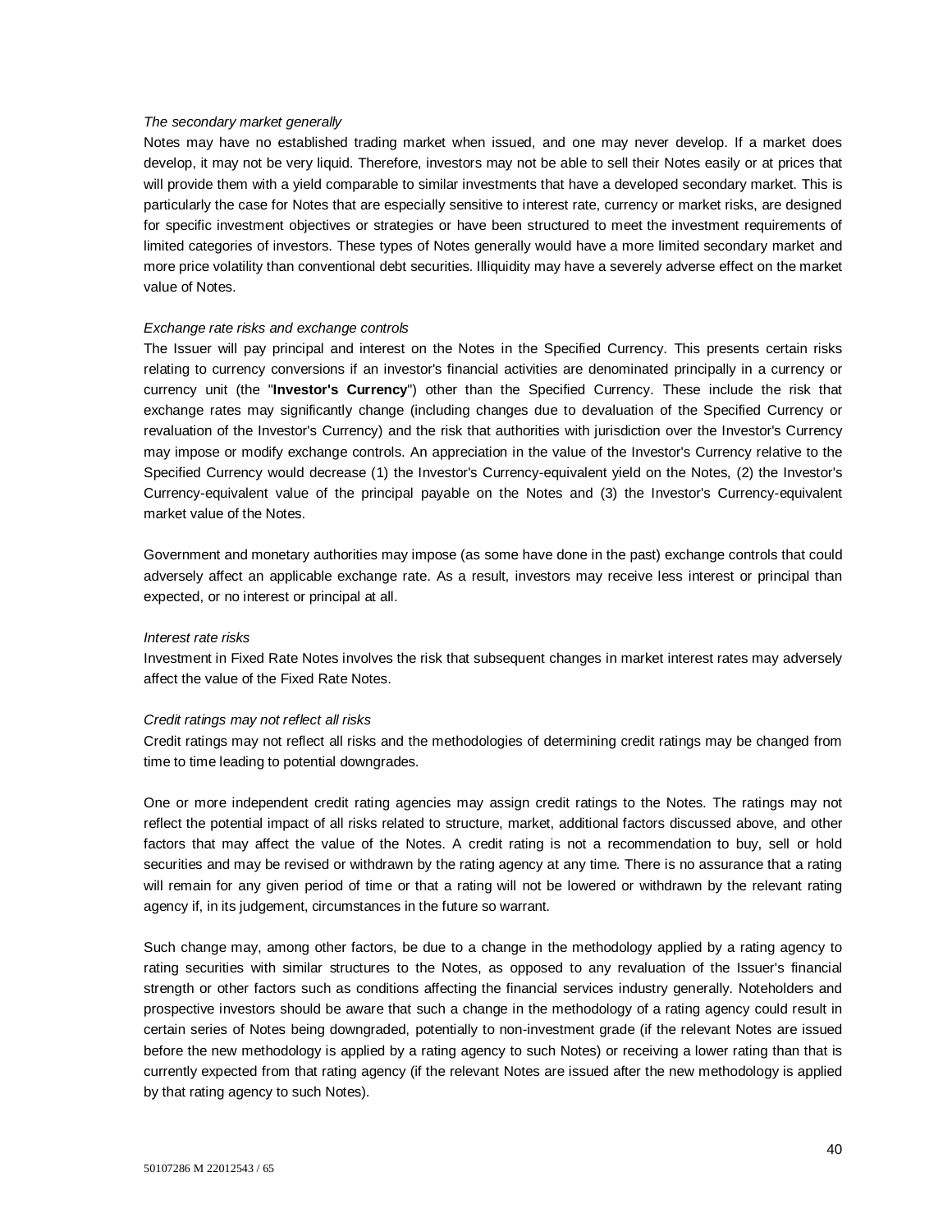*The secondary market generally*

Notes may have no established trading market when issued, and one may never develop. If a market does develop, it may not be very liquid. Therefore, investors may not be able to sell their Notes easily or at prices that will provide them with a yield comparable to similar investments that have a developed secondary market. This is particularly the case for Notes that are especially sensitive to interest rate, currency or market risks, are designed for specific investment objectives or strategies or have been structured to meet the investment requirements of limited categories of investors. These types of Notes generally would have a more limited secondary market and more price volatility than conventional debt securities. Illiquidity may have a severely adverse effect on the market value of Notes.

*Exchange rate risks and exchange controls*

The Issuer will pay principal and interest on the Notes in the Specified Currency. This presents certain risks relating to currency conversions if an investor's financial activities are denominated principally in a currency or currency unit (the "**Investor's Currency**") other than the Specified Currency. These include the risk that exchange rates may significantly change (including changes due to devaluation of the Specified Currency or revaluation of the Investor's Currency) and the risk that authorities with jurisdiction over the Investor's Currency may impose or modify exchange controls. An appreciation in the value of the Investor's Currency relative to the Specified Currency would decrease (1) the Investor's Currency-equivalent yield on the Notes, (2) the Investor's Currency-equivalent value of the principal payable on the Notes and (3) the Investor's Currency-equivalent market value of the Notes.

Government and monetary authorities may impose (as some have done in the past) exchange controls that could adversely affect an applicable exchange rate. As a result, investors may receive less interest or principal than expected, or no interest or principal at all.

*Interest rate risks*

Investment in Fixed Rate Notes involves the risk that subsequent changes in market interest rates may adversely affect the value of the Fixed Rate Notes.

*Credit ratings may not reflect all risks*

Credit ratings may not reflect all risks and the methodologies of determining credit ratings may be changed from time to time leading to potential downgrades.

One or more independent credit rating agencies may assign credit ratings to the Notes. The ratings may not reflect the potential impact of all risks related to structure, market, additional factors discussed above, and other factors that may affect the value of the Notes. A credit rating is not a recommendation to buy, sell or hold securities and may be revised or withdrawn by the rating agency at any time. There is no assurance that a rating will remain for any given period of time or that a rating will not be lowered or withdrawn by the relevant rating agency if, in its judgement, circumstances in the future so warrant.

Such change may, among other factors, be due to a change in the methodology applied by a rating agency to rating securities with similar structures to the Notes, as opposed to any revaluation of the Issuer's financial strength or other factors such as conditions affecting the financial services industry generally. Noteholders and prospective investors should be aware that such a change in the methodology of a rating agency could result in certain series of Notes being downgraded, potentially to non-investment grade (if the relevant Notes are issued before the new methodology is applied by a rating agency to such Notes) or receiving a lower rating than that is currently expected from that rating agency (if the relevant Notes are issued after the new methodology is applied by that rating agency to such Notes).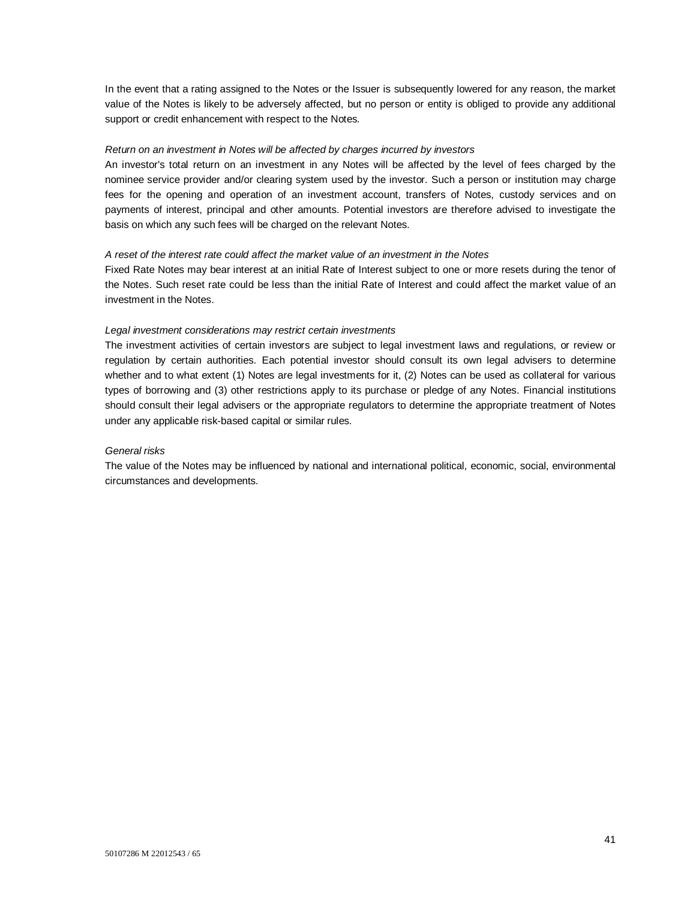In the event that a rating assigned to the Notes or the Issuer is subsequently lowered for any reason, the market value of the Notes is likely to be adversely affected, but no person or entity is obliged to provide any additional support or credit enhancement with respect to the Notes.

*Return on an investment in Notes will be affected by charges incurred by investors*

An investor's total return on an investment in any Notes will be affected by the level of fees charged by the nominee service provider and/or clearing system used by the investor. Such a person or institution may charge fees for the opening and operation of an investment account, transfers of Notes, custody services and on payments of interest, principal and other amounts. Potential investors are therefore advised to investigate the basis on which any such fees will be charged on the relevant Notes.

*A reset of the interest rate could affect the market value of an investment in the Notes*

Fixed Rate Notes may bear interest at an initial Rate of Interest subject to one or more resets during the tenor of the Notes. Such reset rate could be less than the initial Rate of Interest and could affect the market value of an investment in the Notes.

*Legal investment considerations may restrict certain investments*

The investment activities of certain investors are subject to legal investment laws and regulations, or review or regulation by certain authorities. Each potential investor should consult its own legal advisers to determine whether and to what extent (1) Notes are legal investments for it, (2) Notes can be used as collateral for various types of borrowing and (3) other restrictions apply to its purchase or pledge of any Notes. Financial institutions should consult their legal advisers or the appropriate regulators to determine the appropriate treatment of Notes under any applicable risk-based capital or similar rules.

*General risks*

The value of the Notes may be influenced by national and international political, economic, social, environmental circumstances and developments.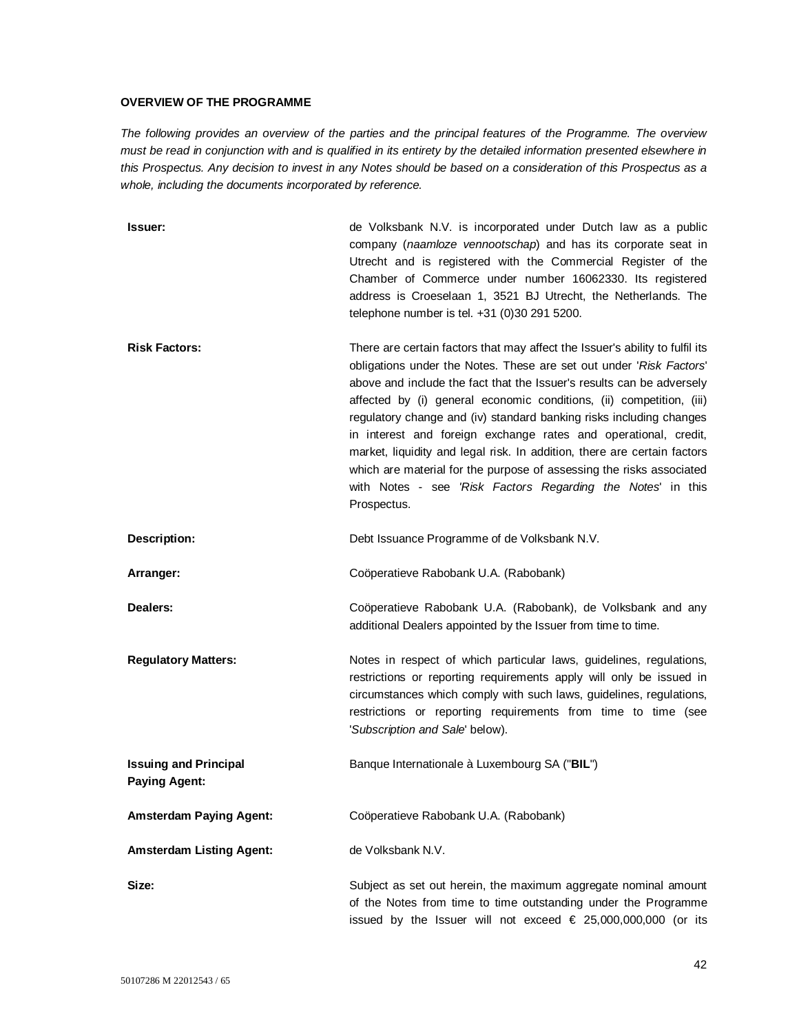**OVERVIEW OF THE PROGRAMME**

*The following provides an overview of the parties and the principal features of the Programme. The overview must be read in conjunction with and is qualified in its entirety by the detailed information presented elsewhere in this Prospectus. Any decision to invest in any Notes should be based on a consideration of this Prospectus as a whole, including the documents incorporated by reference.*

| | |
|---|---|
| **Issuer:** | de Volksbank N.V. is incorporated under Dutch law as a public company (*naamloze vennootschap*) and has its corporate seat in Utrecht and is registered with the Commercial Register of the Chamber of Commerce under number 16062330. Its registered address is Croeselaan 1, 3521 BJ Utrecht, the Netherlands. The telephone number is tel. +31 (0)30 291 5200. |
| **Risk Factors:** | There are certain factors that may affect the Issuer's ability to fulfil its obligations under the Notes. These are set out under '*Risk Factors*' above and include the fact that the Issuer's results can be adversely affected by (i) general economic conditions, (ii) competition, (iii) regulatory change and (iv) standard banking risks including changes in interest and foreign exchange rates and operational, credit, market, liquidity and legal risk. In addition, there are certain factors which are material for the purpose of assessing the risks associated with Notes - see *'Risk Factors Regarding the Notes*' in this Prospectus. |
| **Description:** | Debt Issuance Programme of de Volksbank N.V. |
| **Arranger:** | Coöperatieve Rabobank U.A. (Rabobank) |
| **Dealers:** | Coöperatieve Rabobank U.A. (Rabobank), de Volksbank and any additional Dealers appointed by the Issuer from time to time. |
| **Regulatory Matters:** | Notes in respect of which particular laws, guidelines, regulations, restrictions or reporting requirements apply will only be issued in circumstances which comply with such laws, guidelines, regulations, restrictions or reporting requirements from time to time (see '*Subscription and Sale*' below). |
| **Issuing and Principal Paying Agent:** | Banque Internationale à Luxembourg SA ("**BIL**") |
| **Amsterdam Paying Agent:** | Coöperatieve Rabobank U.A. (Rabobank) |
| **Amsterdam Listing Agent:** | de Volksbank N.V. |
| **Size:** | Subject as set out herein, the maximum aggregate nominal amount of the Notes from time to time outstanding under the Programme issued by the Issuer will not exceed € 25,000,000,000 (or its |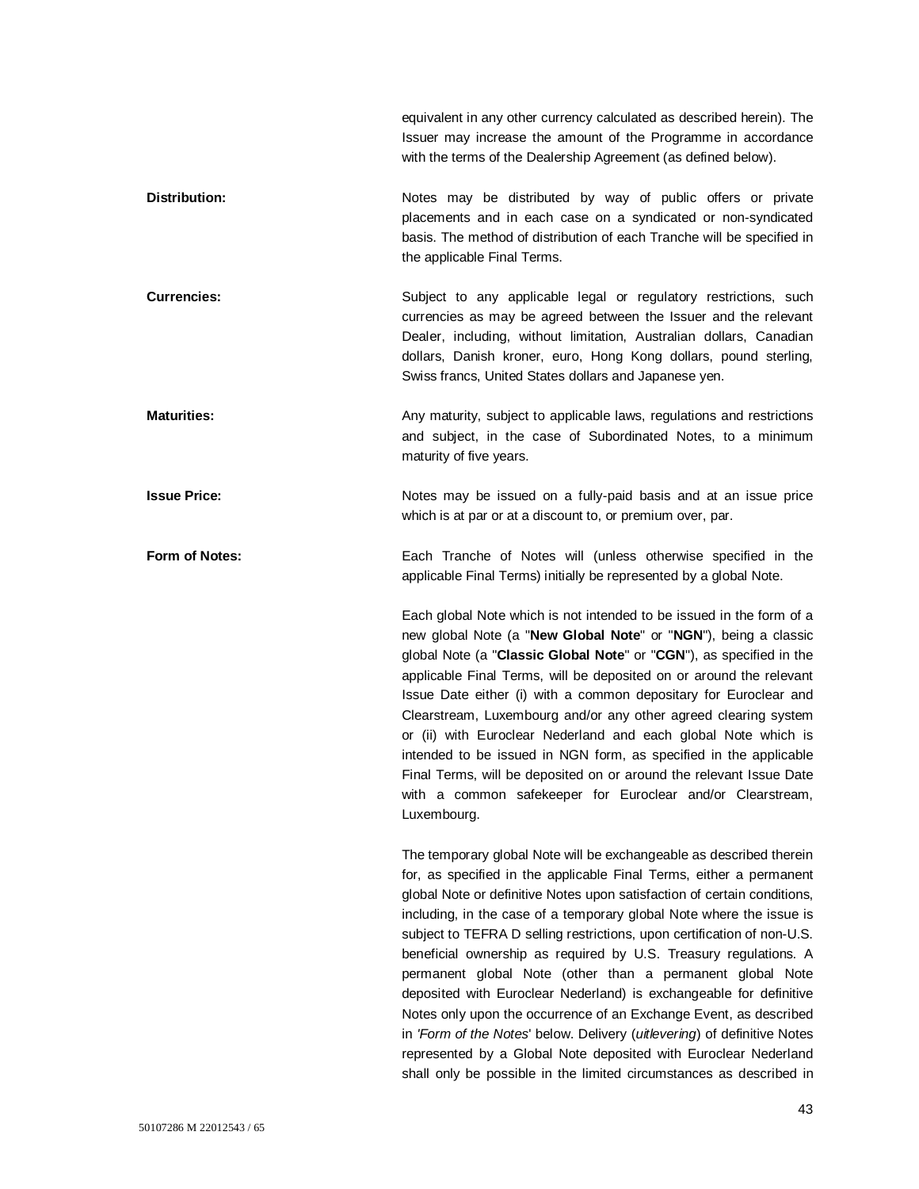equivalent in any other currency calculated as described herein). The Issuer may increase the amount of the Programme in accordance with the terms of the Dealership Agreement (as defined below).

**Distribution:** Notes may be distributed by way of public offers or private placements and in each case on a syndicated or non-syndicated basis. The method of distribution of each Tranche will be specified in the applicable Final Terms.

**Currencies:** Subject to any applicable legal or regulatory restrictions, such currencies as may be agreed between the Issuer and the relevant Dealer, including, without limitation, Australian dollars, Canadian dollars, Danish kroner, euro, Hong Kong dollars, pound sterling, Swiss francs, United States dollars and Japanese yen.

**Maturities:** Any maturity, subject to applicable laws, regulations and restrictions and subject, in the case of Subordinated Notes, to a minimum maturity of five years.

**Issue Price:** Notes may be issued on a fully-paid basis and at an issue price which is at par or at a discount to, or premium over, par.

**Form of Notes:** Each Tranche of Notes will (unless otherwise specified in the applicable Final Terms) initially be represented by a global Note.

Each global Note which is not intended to be issued in the form of a new global Note (a "**New Global Note**" or "**NGN**"), being a classic global Note (a "**Classic Global Note**" or "**CGN**"), as specified in the applicable Final Terms, will be deposited on or around the relevant Issue Date either (i) with a common depositary for Euroclear and Clearstream, Luxembourg and/or any other agreed clearing system or (ii) with Euroclear Nederland and each global Note which is intended to be issued in NGN form, as specified in the applicable Final Terms, will be deposited on or around the relevant Issue Date with a common safekeeper for Euroclear and/or Clearstream, Luxembourg.

The temporary global Note will be exchangeable as described therein for, as specified in the applicable Final Terms, either a permanent global Note or definitive Notes upon satisfaction of certain conditions, including, in the case of a temporary global Note where the issue is subject to TEFRA D selling restrictions, upon certification of non-U.S. beneficial ownership as required by U.S. Treasury regulations. A permanent global Note (other than a permanent global Note deposited with Euroclear Nederland) is exchangeable for definitive Notes only upon the occurrence of an Exchange Event, as described in '*Form of the Notes*' below. Delivery (*uitlevering*) of definitive Notes represented by a Global Note deposited with Euroclear Nederland shall only be possible in the limited circumstances as described in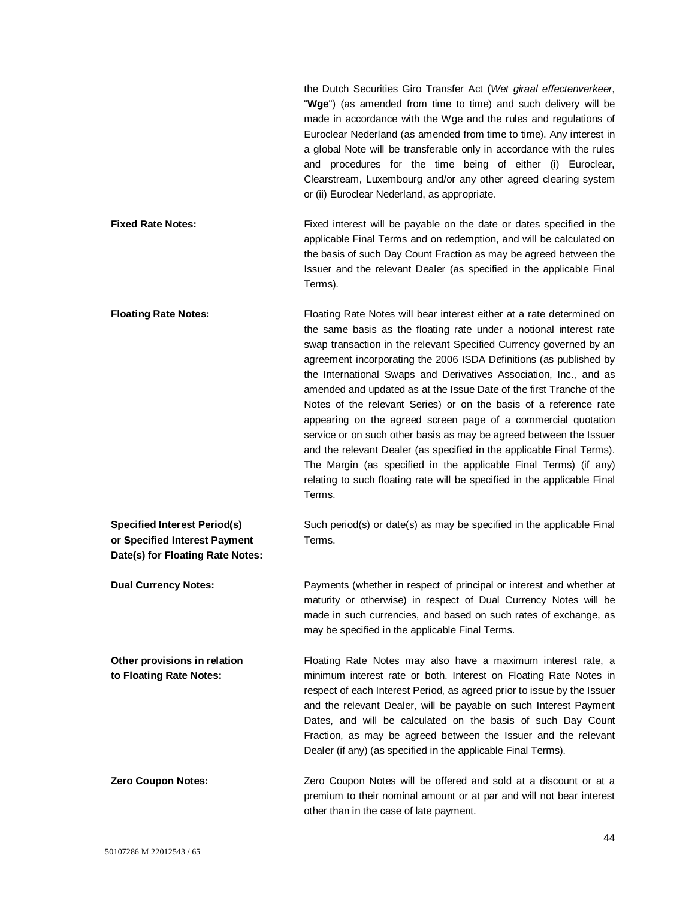the Dutch Securities Giro Transfer Act (*Wet giraal effectenverkeer*, "**Wge**") (as amended from time to time) and such delivery will be made in accordance with the Wge and the rules and regulations of Euroclear Nederland (as amended from time to time). Any interest in a global Note will be transferable only in accordance with the rules and procedures for the time being of either (i) Euroclear, Clearstream, Luxembourg and/or any other agreed clearing system or (ii) Euroclear Nederland, as appropriate.

**Fixed Rate Notes:**

Fixed interest will be payable on the date or dates specified in the applicable Final Terms and on redemption, and will be calculated on the basis of such Day Count Fraction as may be agreed between the Issuer and the relevant Dealer (as specified in the applicable Final Terms).

**Floating Rate Notes:**

Floating Rate Notes will bear interest either at a rate determined on the same basis as the floating rate under a notional interest rate swap transaction in the relevant Specified Currency governed by an agreement incorporating the 2006 ISDA Definitions (as published by the International Swaps and Derivatives Association, Inc., and as amended and updated as at the Issue Date of the first Tranche of the Notes of the relevant Series) or on the basis of a reference rate appearing on the agreed screen page of a commercial quotation service or on such other basis as may be agreed between the Issuer and the relevant Dealer (as specified in the applicable Final Terms). The Margin (as specified in the applicable Final Terms) (if any) relating to such floating rate will be specified in the applicable Final Terms.

**Specified Interest Period(s) or Specified Interest Payment Date(s) for Floating Rate Notes:**

Such period(s) or date(s) as may be specified in the applicable Final Terms.

**Dual Currency Notes:**

Payments (whether in respect of principal or interest and whether at maturity or otherwise) in respect of Dual Currency Notes will be made in such currencies, and based on such rates of exchange, as may be specified in the applicable Final Terms.

**Other provisions in relation to Floating Rate Notes:**

Floating Rate Notes may also have a maximum interest rate, a minimum interest rate or both. Interest on Floating Rate Notes in respect of each Interest Period, as agreed prior to issue by the Issuer and the relevant Dealer, will be payable on such Interest Payment Dates, and will be calculated on the basis of such Day Count Fraction, as may be agreed between the Issuer and the relevant Dealer (if any) (as specified in the applicable Final Terms).

**Zero Coupon Notes:**

Zero Coupon Notes will be offered and sold at a discount or at a premium to their nominal amount or at par and will not bear interest other than in the case of late payment.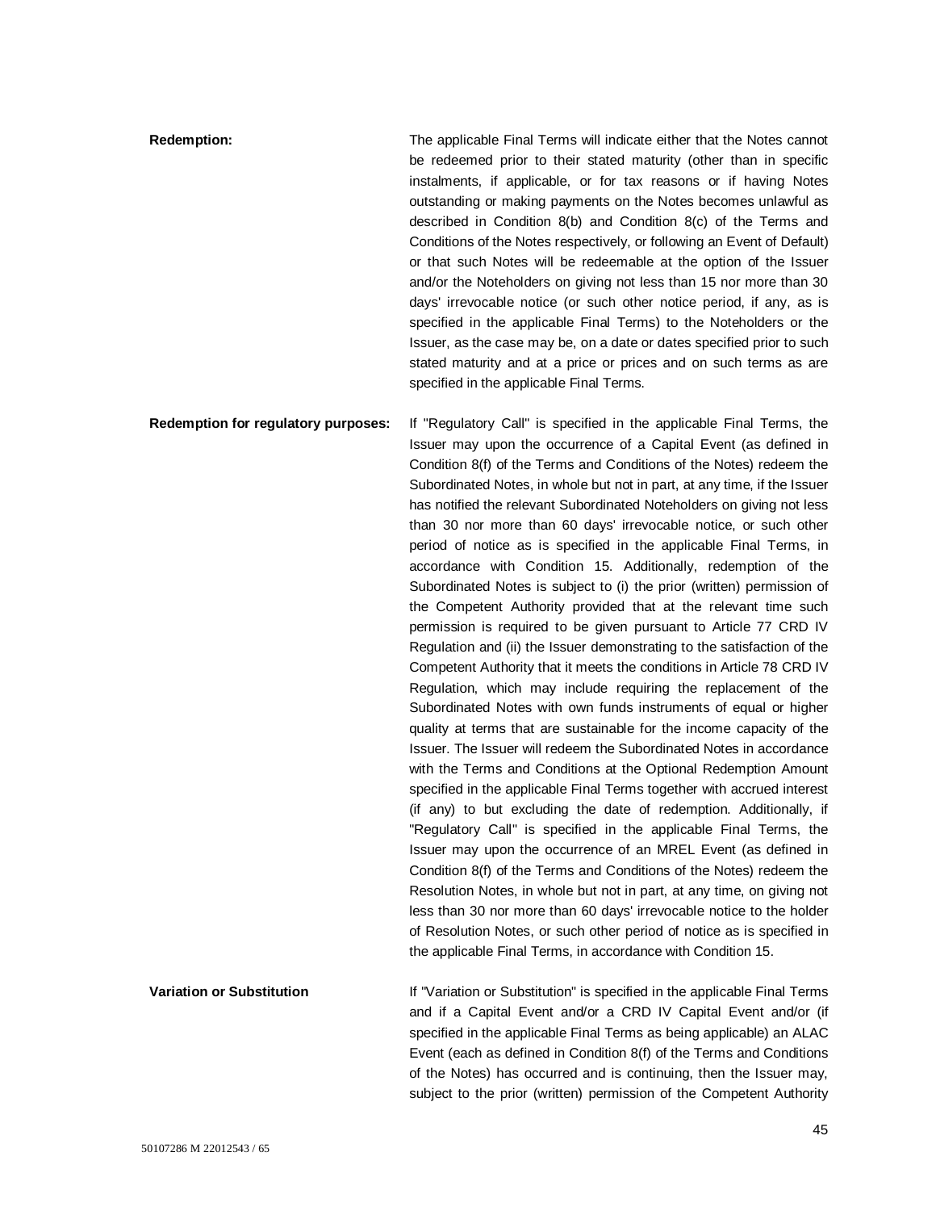**Redemption:** The applicable Final Terms will indicate either that the Notes cannot be redeemed prior to their stated maturity (other than in specific instalments, if applicable, or for tax reasons or if having Notes outstanding or making payments on the Notes becomes unlawful as described in Condition 8(b) and Condition 8(c) of the Terms and Conditions of the Notes respectively, or following an Event of Default) or that such Notes will be redeemable at the option of the Issuer and/or the Noteholders on giving not less than 15 nor more than 30 days' irrevocable notice (or such other notice period, if any, as is specified in the applicable Final Terms) to the Noteholders or the Issuer, as the case may be, on a date or dates specified prior to such stated maturity and at a price or prices and on such terms as are specified in the applicable Final Terms.

**Redemption for regulatory purposes:** If "Regulatory Call" is specified in the applicable Final Terms, the Issuer may upon the occurrence of a Capital Event (as defined in Condition 8(f) of the Terms and Conditions of the Notes) redeem the Subordinated Notes, in whole but not in part, at any time, if the Issuer has notified the relevant Subordinated Noteholders on giving not less than 30 nor more than 60 days' irrevocable notice, or such other period of notice as is specified in the applicable Final Terms, in accordance with Condition 15. Additionally, redemption of the Subordinated Notes is subject to (i) the prior (written) permission of the Competent Authority provided that at the relevant time such permission is required to be given pursuant to Article 77 CRD IV Regulation and (ii) the Issuer demonstrating to the satisfaction of the Competent Authority that it meets the conditions in Article 78 CRD IV Regulation, which may include requiring the replacement of the Subordinated Notes with own funds instruments of equal or higher quality at terms that are sustainable for the income capacity of the Issuer. The Issuer will redeem the Subordinated Notes in accordance with the Terms and Conditions at the Optional Redemption Amount specified in the applicable Final Terms together with accrued interest (if any) to but excluding the date of redemption. Additionally, if "Regulatory Call" is specified in the applicable Final Terms, the Issuer may upon the occurrence of an MREL Event (as defined in Condition 8(f) of the Terms and Conditions of the Notes) redeem the Resolution Notes, in whole but not in part, at any time, on giving not less than 30 nor more than 60 days' irrevocable notice to the holder of Resolution Notes, or such other period of notice as is specified in the applicable Final Terms, in accordance with Condition 15.

**Variation or Substitution** If "Variation or Substitution" is specified in the applicable Final Terms and if a Capital Event and/or a CRD IV Capital Event and/or (if specified in the applicable Final Terms as being applicable) an ALAC Event (each as defined in Condition 8(f) of the Terms and Conditions of the Notes) has occurred and is continuing, then the Issuer may, subject to the prior (written) permission of the Competent Authority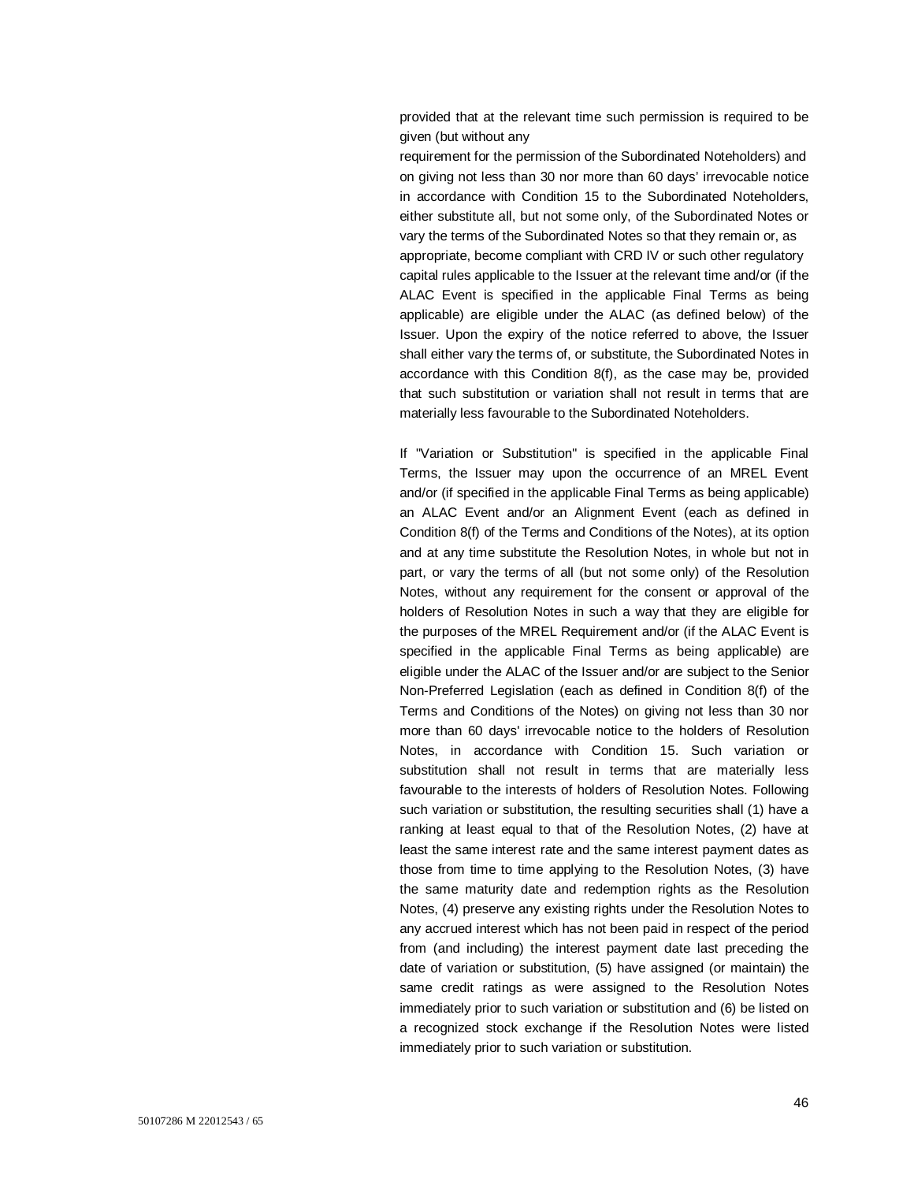provided that at the relevant time such permission is required to be given (but without any requirement for the permission of the Subordinated Noteholders) and on giving not less than 30 nor more than 60 days' irrevocable notice in accordance with Condition 15 to the Subordinated Noteholders, either substitute all, but not some only, of the Subordinated Notes or vary the terms of the Subordinated Notes so that they remain or, as appropriate, become compliant with CRD IV or such other regulatory capital rules applicable to the Issuer at the relevant time and/or (if the ALAC Event is specified in the applicable Final Terms as being applicable) are eligible under the ALAC (as defined below) of the Issuer. Upon the expiry of the notice referred to above, the Issuer shall either vary the terms of, or substitute, the Subordinated Notes in accordance with this Condition 8(f), as the case may be, provided that such substitution or variation shall not result in terms that are materially less favourable to the Subordinated Noteholders.

If "Variation or Substitution" is specified in the applicable Final Terms, the Issuer may upon the occurrence of an MREL Event and/or (if specified in the applicable Final Terms as being applicable) an ALAC Event and/or an Alignment Event (each as defined in Condition 8(f) of the Terms and Conditions of the Notes), at its option and at any time substitute the Resolution Notes, in whole but not in part, or vary the terms of all (but not some only) of the Resolution Notes, without any requirement for the consent or approval of the holders of Resolution Notes in such a way that they are eligible for the purposes of the MREL Requirement and/or (if the ALAC Event is specified in the applicable Final Terms as being applicable) are eligible under the ALAC of the Issuer and/or are subject to the Senior Non-Preferred Legislation (each as defined in Condition 8(f) of the Terms and Conditions of the Notes) on giving not less than 30 nor more than 60 days' irrevocable notice to the holders of Resolution Notes, in accordance with Condition 15. Such variation or substitution shall not result in terms that are materially less favourable to the interests of holders of Resolution Notes. Following such variation or substitution, the resulting securities shall (1) have a ranking at least equal to that of the Resolution Notes, (2) have at least the same interest rate and the same interest payment dates as those from time to time applying to the Resolution Notes, (3) have the same maturity date and redemption rights as the Resolution Notes, (4) preserve any existing rights under the Resolution Notes to any accrued interest which has not been paid in respect of the period from (and including) the interest payment date last preceding the date of variation or substitution, (5) have assigned (or maintain) the same credit ratings as were assigned to the Resolution Notes immediately prior to such variation or substitution and (6) be listed on a recognized stock exchange if the Resolution Notes were listed immediately prior to such variation or substitution.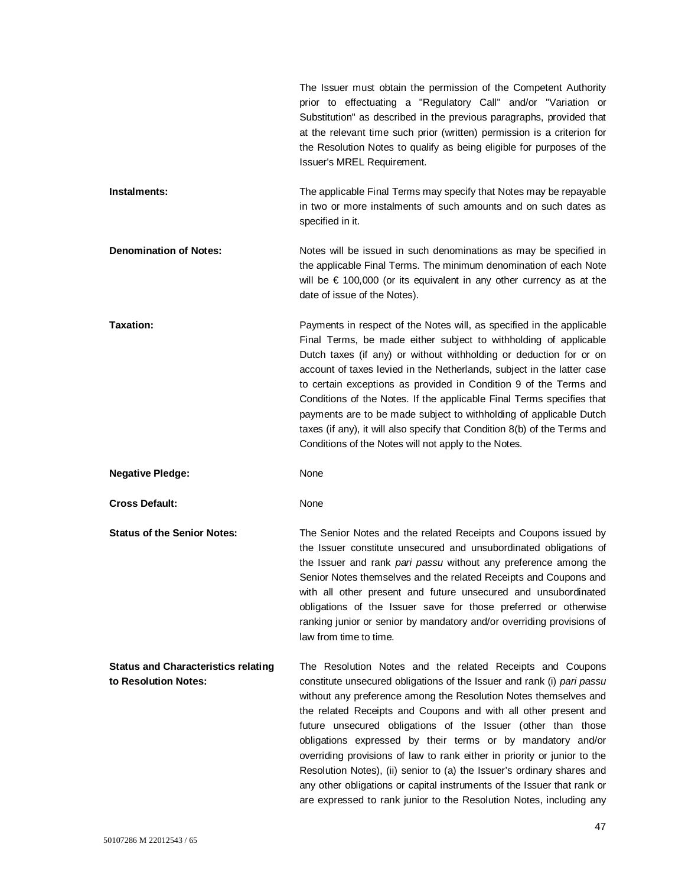The Issuer must obtain the permission of the Competent Authority prior to effectuating a "Regulatory Call" and/or "Variation or Substitution" as described in the previous paragraphs, provided that at the relevant time such prior (written) permission is a criterion for the Resolution Notes to qualify as being eligible for purposes of the Issuer's MREL Requirement.

**Instalments:** The applicable Final Terms may specify that Notes may be repayable in two or more instalments of such amounts and on such dates as specified in it.

**Denomination of Notes:** Notes will be issued in such denominations as may be specified in the applicable Final Terms. The minimum denomination of each Note will be € 100,000 (or its equivalent in any other currency as at the date of issue of the Notes).

**Taxation:** Payments in respect of the Notes will, as specified in the applicable Final Terms, be made either subject to withholding of applicable Dutch taxes (if any) or without withholding or deduction for or on account of taxes levied in the Netherlands, subject in the latter case to certain exceptions as provided in Condition 9 of the Terms and Conditions of the Notes. If the applicable Final Terms specifies that payments are to be made subject to withholding of applicable Dutch taxes (if any), it will also specify that Condition 8(b) of the Terms and Conditions of the Notes will not apply to the Notes.

**Negative Pledge:** None

**Cross Default:** None

**Status of the Senior Notes:** The Senior Notes and the related Receipts and Coupons issued by the Issuer constitute unsecured and unsubordinated obligations of the Issuer and rank *pari passu* without any preference among the Senior Notes themselves and the related Receipts and Coupons and with all other present and future unsecured and unsubordinated obligations of the Issuer save for those preferred or otherwise ranking junior or senior by mandatory and/or overriding provisions of law from time to time.

**Status and Characteristics relating to Resolution Notes:** The Resolution Notes and the related Receipts and Coupons constitute unsecured obligations of the Issuer and rank (i) *pari passu* without any preference among the Resolution Notes themselves and the related Receipts and Coupons and with all other present and future unsecured obligations of the Issuer (other than those obligations expressed by their terms or by mandatory and/or overriding provisions of law to rank either in priority or junior to the Resolution Notes), (ii) senior to (a) the Issuer's ordinary shares and any other obligations or capital instruments of the Issuer that rank or are expressed to rank junior to the Resolution Notes, including any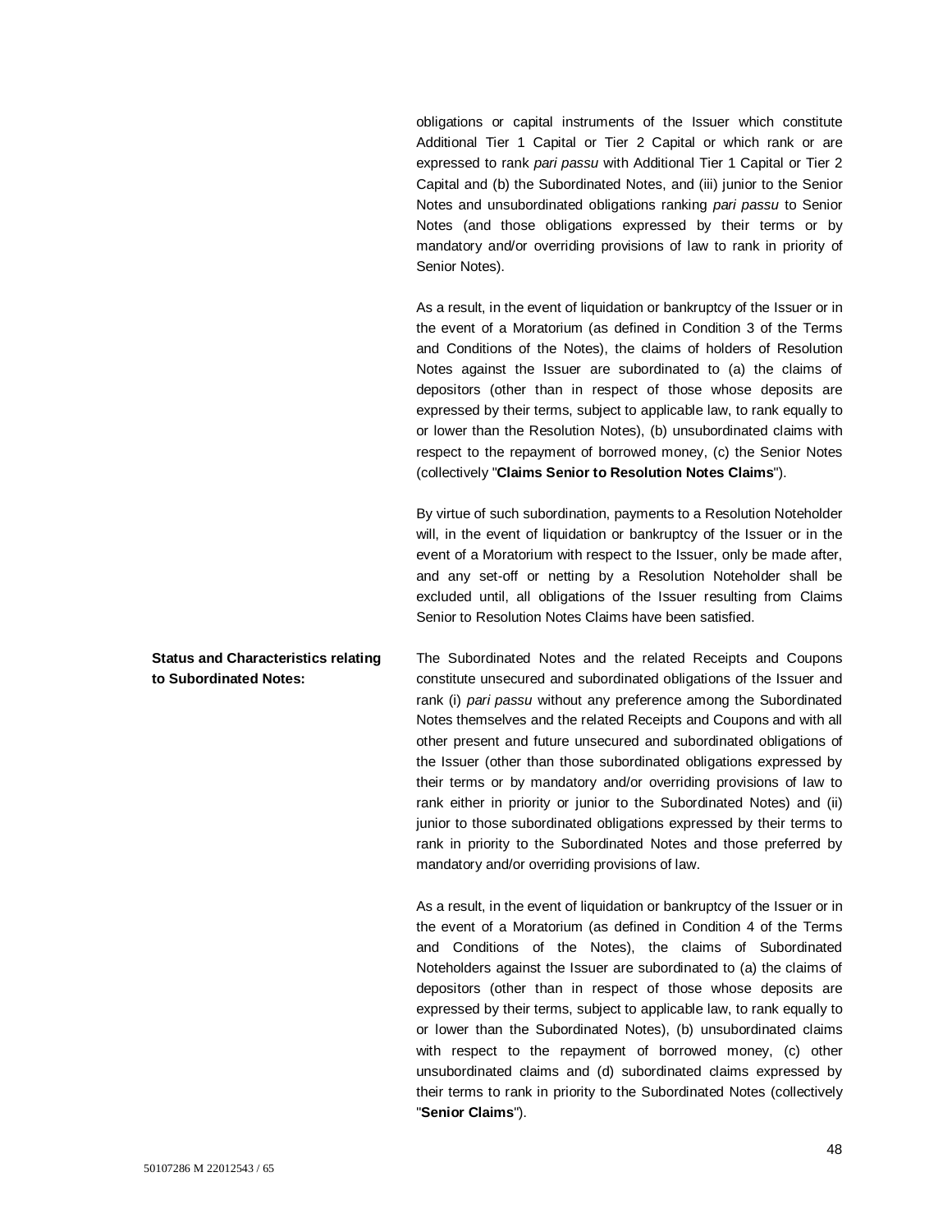obligations or capital instruments of the Issuer which constitute Additional Tier 1 Capital or Tier 2 Capital or which rank or are expressed to rank *pari passu* with Additional Tier 1 Capital or Tier 2 Capital and (b) the Subordinated Notes, and (iii) junior to the Senior Notes and unsubordinated obligations ranking *pari passu* to Senior Notes (and those obligations expressed by their terms or by mandatory and/or overriding provisions of law to rank in priority of Senior Notes).

As a result, in the event of liquidation or bankruptcy of the Issuer or in the event of a Moratorium (as defined in Condition 3 of the Terms and Conditions of the Notes), the claims of holders of Resolution Notes against the Issuer are subordinated to (a) the claims of depositors (other than in respect of those whose deposits are expressed by their terms, subject to applicable law, to rank equally to or lower than the Resolution Notes), (b) unsubordinated claims with respect to the repayment of borrowed money, (c) the Senior Notes (collectively "**Claims Senior to Resolution Notes Claims**").

By virtue of such subordination, payments to a Resolution Noteholder will, in the event of liquidation or bankruptcy of the Issuer or in the event of a Moratorium with respect to the Issuer, only be made after, and any set-off or netting by a Resolution Noteholder shall be excluded until, all obligations of the Issuer resulting from Claims Senior to Resolution Notes Claims have been satisfied.

**Status and Characteristics relating to Subordinated Notes:**

The Subordinated Notes and the related Receipts and Coupons constitute unsecured and subordinated obligations of the Issuer and rank (i) *pari passu* without any preference among the Subordinated Notes themselves and the related Receipts and Coupons and with all other present and future unsecured and subordinated obligations of the Issuer (other than those subordinated obligations expressed by their terms or by mandatory and/or overriding provisions of law to rank either in priority or junior to the Subordinated Notes) and (ii) junior to those subordinated obligations expressed by their terms to rank in priority to the Subordinated Notes and those preferred by mandatory and/or overriding provisions of law.

As a result, in the event of liquidation or bankruptcy of the Issuer or in the event of a Moratorium (as defined in Condition 4 of the Terms and Conditions of the Notes), the claims of Subordinated Noteholders against the Issuer are subordinated to (a) the claims of depositors (other than in respect of those whose deposits are expressed by their terms, subject to applicable law, to rank equally to or lower than the Subordinated Notes), (b) unsubordinated claims with respect to the repayment of borrowed money, (c) other unsubordinated claims and (d) subordinated claims expressed by their terms to rank in priority to the Subordinated Notes (collectively "**Senior Claims**").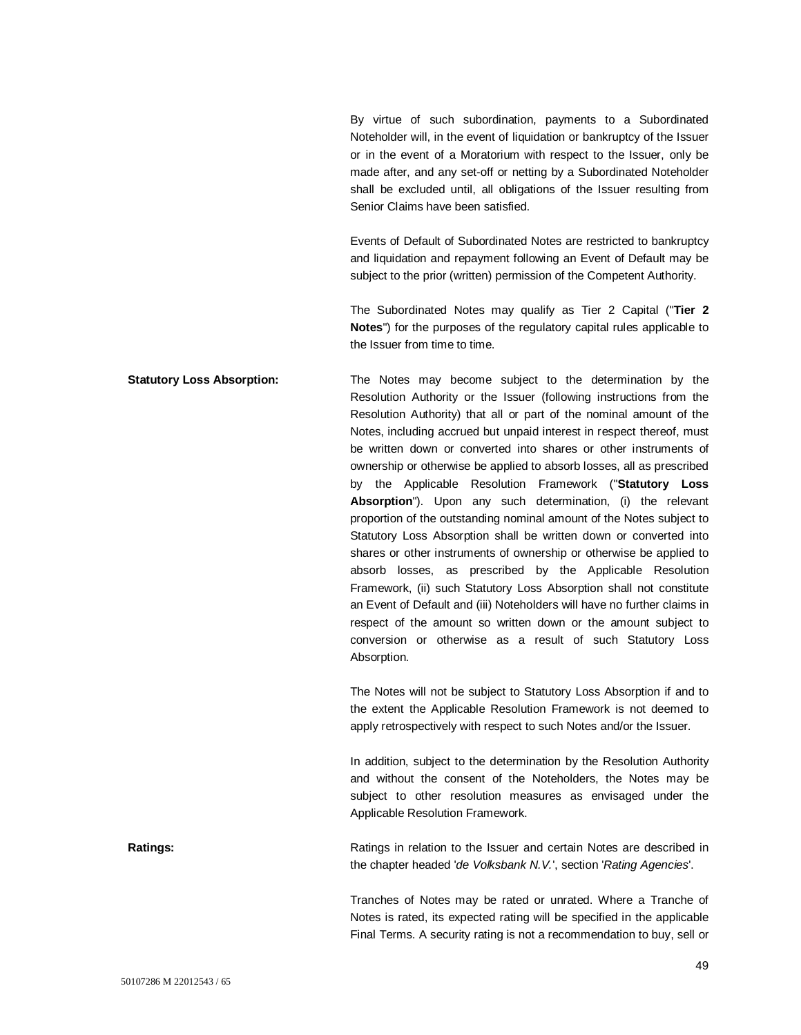By virtue of such subordination, payments to a Subordinated Noteholder will, in the event of liquidation or bankruptcy of the Issuer or in the event of a Moratorium with respect to the Issuer, only be made after, and any set-off or netting by a Subordinated Noteholder shall be excluded until, all obligations of the Issuer resulting from Senior Claims have been satisfied.

Events of Default of Subordinated Notes are restricted to bankruptcy and liquidation and repayment following an Event of Default may be subject to the prior (written) permission of the Competent Authority.

The Subordinated Notes may qualify as Tier 2 Capital ("**Tier 2 Notes**") for the purposes of the regulatory capital rules applicable to the Issuer from time to time.

**Statutory Loss Absorption:**

The Notes may become subject to the determination by the Resolution Authority or the Issuer (following instructions from the Resolution Authority) that all or part of the nominal amount of the Notes, including accrued but unpaid interest in respect thereof, must be written down or converted into shares or other instruments of ownership or otherwise be applied to absorb losses, all as prescribed by the Applicable Resolution Framework ("**Statutory Loss Absorption**"). Upon any such determination, (i) the relevant proportion of the outstanding nominal amount of the Notes subject to Statutory Loss Absorption shall be written down or converted into shares or other instruments of ownership or otherwise be applied to absorb losses, as prescribed by the Applicable Resolution Framework, (ii) such Statutory Loss Absorption shall not constitute an Event of Default and (iii) Noteholders will have no further claims in respect of the amount so written down or the amount subject to conversion or otherwise as a result of such Statutory Loss Absorption.

The Notes will not be subject to Statutory Loss Absorption if and to the extent the Applicable Resolution Framework is not deemed to apply retrospectively with respect to such Notes and/or the Issuer.

In addition, subject to the determination by the Resolution Authority and without the consent of the Noteholders, the Notes may be subject to other resolution measures as envisaged under the Applicable Resolution Framework.

**Ratings:**

Ratings in relation to the Issuer and certain Notes are described in the chapter headed '*de Volksbank N.V.*', section '*Rating Agencies*'.

Tranches of Notes may be rated or unrated. Where a Tranche of Notes is rated, its expected rating will be specified in the applicable Final Terms. A security rating is not a recommendation to buy, sell or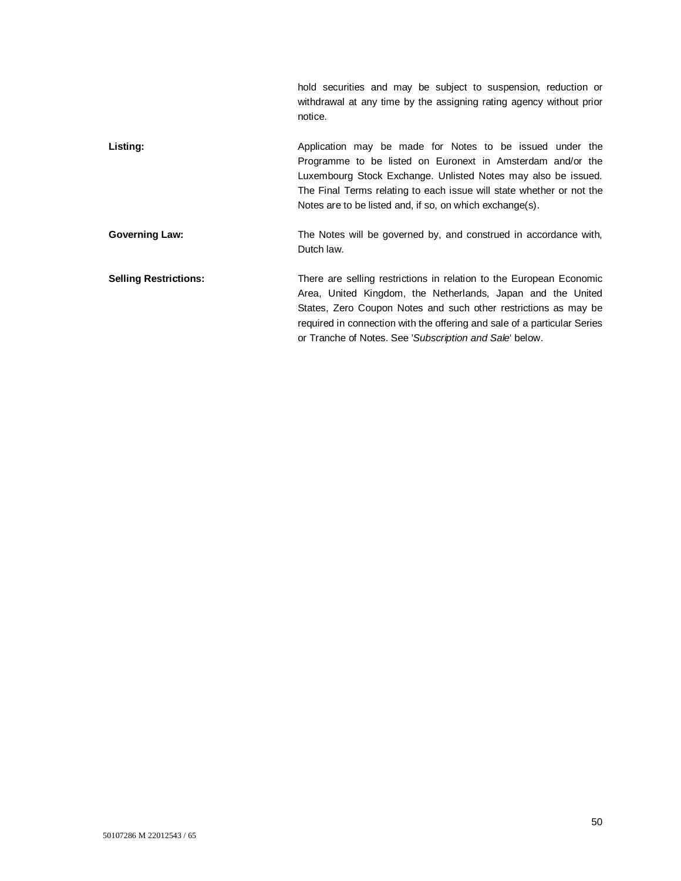| | |
|---|---|
| | hold securities and may be subject to suspension, reduction or withdrawal at any time by the assigning rating agency without prior notice. |
| **Listing:** | Application may be made for Notes to be issued under the Programme to be listed on Euronext in Amsterdam and/or the Luxembourg Stock Exchange. Unlisted Notes may also be issued. The Final Terms relating to each issue will state whether or not the Notes are to be listed and, if so, on which exchange(s). |
| **Governing Law:** | The Notes will be governed by, and construed in accordance with, Dutch law. |
| **Selling Restrictions:** | There are selling restrictions in relation to the European Economic Area, United Kingdom, the Netherlands, Japan and the United States, Zero Coupon Notes and such other restrictions as may be required in connection with the offering and sale of a particular Series or Tranche of Notes. See '*Subscription and Sale*' below. |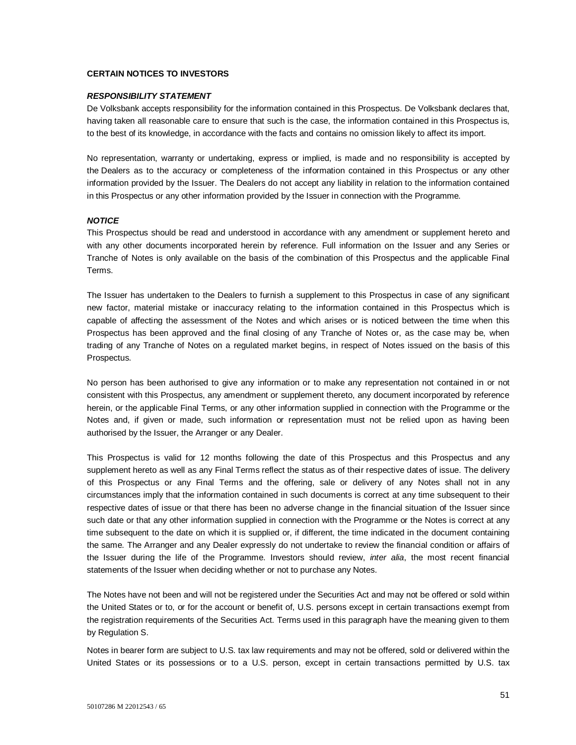## CERTAIN NOTICES TO INVESTORS

### *RESPONSIBILITY STATEMENT*

De Volksbank accepts responsibility for the information contained in this Prospectus. De Volksbank declares that, having taken all reasonable care to ensure that such is the case, the information contained in this Prospectus is, to the best of its knowledge, in accordance with the facts and contains no omission likely to affect its import.

No representation, warranty or undertaking, express or implied, is made and no responsibility is accepted by the Dealers as to the accuracy or completeness of the information contained in this Prospectus or any other information provided by the Issuer. The Dealers do not accept any liability in relation to the information contained in this Prospectus or any other information provided by the Issuer in connection with the Programme.

### *NOTICE*

This Prospectus should be read and understood in accordance with any amendment or supplement hereto and with any other documents incorporated herein by reference. Full information on the Issuer and any Series or Tranche of Notes is only available on the basis of the combination of this Prospectus and the applicable Final Terms.

The Issuer has undertaken to the Dealers to furnish a supplement to this Prospectus in case of any significant new factor, material mistake or inaccuracy relating to the information contained in this Prospectus which is capable of affecting the assessment of the Notes and which arises or is noticed between the time when this Prospectus has been approved and the final closing of any Tranche of Notes or, as the case may be, when trading of any Tranche of Notes on a regulated market begins, in respect of Notes issued on the basis of this Prospectus.

No person has been authorised to give any information or to make any representation not contained in or not consistent with this Prospectus, any amendment or supplement thereto, any document incorporated by reference herein, or the applicable Final Terms, or any other information supplied in connection with the Programme or the Notes and, if given or made, such information or representation must not be relied upon as having been authorised by the Issuer, the Arranger or any Dealer.

This Prospectus is valid for 12 months following the date of this Prospectus and this Prospectus and any supplement hereto as well as any Final Terms reflect the status as of their respective dates of issue. The delivery of this Prospectus or any Final Terms and the offering, sale or delivery of any Notes shall not in any circumstances imply that the information contained in such documents is correct at any time subsequent to their respective dates of issue or that there has been no adverse change in the financial situation of the Issuer since such date or that any other information supplied in connection with the Programme or the Notes is correct at any time subsequent to the date on which it is supplied or, if different, the time indicated in the document containing the same. The Arranger and any Dealer expressly do not undertake to review the financial condition or affairs of the Issuer during the life of the Programme. Investors should review, *inter alia*, the most recent financial statements of the Issuer when deciding whether or not to purchase any Notes.

The Notes have not been and will not be registered under the Securities Act and may not be offered or sold within the United States or to, or for the account or benefit of, U.S. persons except in certain transactions exempt from the registration requirements of the Securities Act. Terms used in this paragraph have the meaning given to them by Regulation S.

Notes in bearer form are subject to U.S. tax law requirements and may not be offered, sold or delivered within the United States or its possessions or to a U.S. person, except in certain transactions permitted by U.S. tax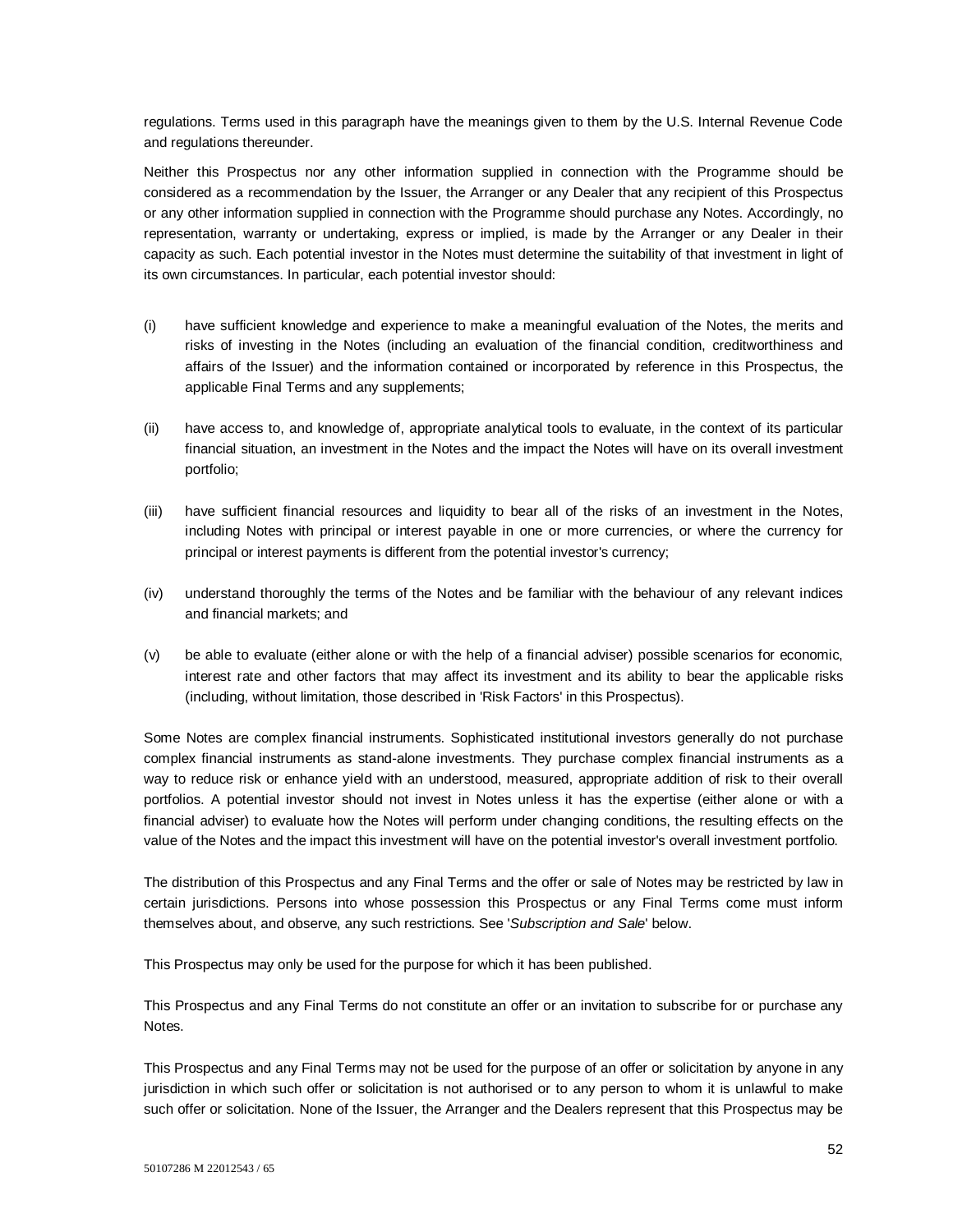regulations. Terms used in this paragraph have the meanings given to them by the U.S. Internal Revenue Code and regulations thereunder.

Neither this Prospectus nor any other information supplied in connection with the Programme should be considered as a recommendation by the Issuer, the Arranger or any Dealer that any recipient of this Prospectus or any other information supplied in connection with the Programme should purchase any Notes. Accordingly, no representation, warranty or undertaking, express or implied, is made by the Arranger or any Dealer in their capacity as such. Each potential investor in the Notes must determine the suitability of that investment in light of its own circumstances. In particular, each potential investor should:

(i) have sufficient knowledge and experience to make a meaningful evaluation of the Notes, the merits and risks of investing in the Notes (including an evaluation of the financial condition, creditworthiness and affairs of the Issuer) and the information contained or incorporated by reference in this Prospectus, the applicable Final Terms and any supplements;

(ii) have access to, and knowledge of, appropriate analytical tools to evaluate, in the context of its particular financial situation, an investment in the Notes and the impact the Notes will have on its overall investment portfolio;

(iii) have sufficient financial resources and liquidity to bear all of the risks of an investment in the Notes, including Notes with principal or interest payable in one or more currencies, or where the currency for principal or interest payments is different from the potential investor's currency;

(iv) understand thoroughly the terms of the Notes and be familiar with the behaviour of any relevant indices and financial markets; and

(v) be able to evaluate (either alone or with the help of a financial adviser) possible scenarios for economic, interest rate and other factors that may affect its investment and its ability to bear the applicable risks (including, without limitation, those described in 'Risk Factors' in this Prospectus).

Some Notes are complex financial instruments. Sophisticated institutional investors generally do not purchase complex financial instruments as stand-alone investments. They purchase complex financial instruments as a way to reduce risk or enhance yield with an understood, measured, appropriate addition of risk to their overall portfolios. A potential investor should not invest in Notes unless it has the expertise (either alone or with a financial adviser) to evaluate how the Notes will perform under changing conditions, the resulting effects on the value of the Notes and the impact this investment will have on the potential investor's overall investment portfolio.

The distribution of this Prospectus and any Final Terms and the offer or sale of Notes may be restricted by law in certain jurisdictions. Persons into whose possession this Prospectus or any Final Terms come must inform themselves about, and observe, any such restrictions. See '*Subscription and Sale*' below.

This Prospectus may only be used for the purpose for which it has been published.

This Prospectus and any Final Terms do not constitute an offer or an invitation to subscribe for or purchase any Notes.

This Prospectus and any Final Terms may not be used for the purpose of an offer or solicitation by anyone in any jurisdiction in which such offer or solicitation is not authorised or to any person to whom it is unlawful to make such offer or solicitation. None of the Issuer, the Arranger and the Dealers represent that this Prospectus may be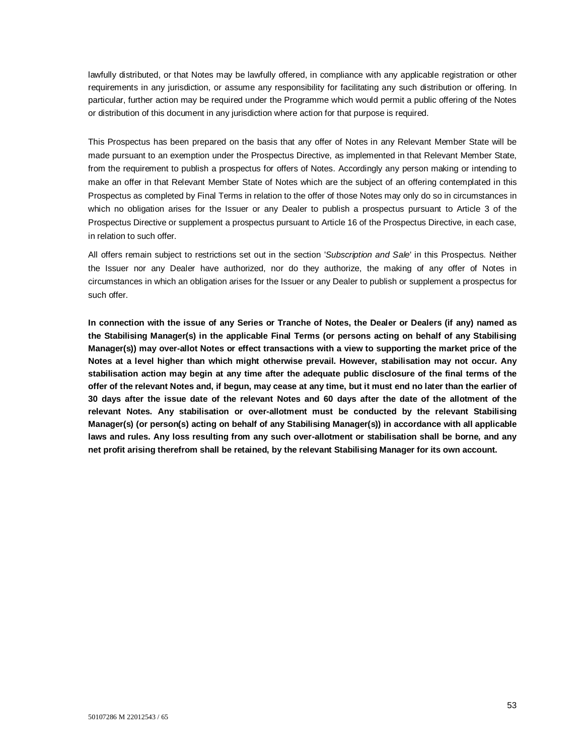lawfully distributed, or that Notes may be lawfully offered, in compliance with any applicable registration or other requirements in any jurisdiction, or assume any responsibility for facilitating any such distribution or offering. In particular, further action may be required under the Programme which would permit a public offering of the Notes or distribution of this document in any jurisdiction where action for that purpose is required.

This Prospectus has been prepared on the basis that any offer of Notes in any Relevant Member State will be made pursuant to an exemption under the Prospectus Directive, as implemented in that Relevant Member State, from the requirement to publish a prospectus for offers of Notes. Accordingly any person making or intending to make an offer in that Relevant Member State of Notes which are the subject of an offering contemplated in this Prospectus as completed by Final Terms in relation to the offer of those Notes may only do so in circumstances in which no obligation arises for the Issuer or any Dealer to publish a prospectus pursuant to Article 3 of the Prospectus Directive or supplement a prospectus pursuant to Article 16 of the Prospectus Directive, in each case, in relation to such offer.

All offers remain subject to restrictions set out in the section '*Subscription and Sale*' in this Prospectus. Neither the Issuer nor any Dealer have authorized, nor do they authorize, the making of any offer of Notes in circumstances in which an obligation arises for the Issuer or any Dealer to publish or supplement a prospectus for such offer.

**In connection with the issue of any Series or Tranche of Notes, the Dealer or Dealers (if any) named as the Stabilising Manager(s) in the applicable Final Terms (or persons acting on behalf of any Stabilising Manager(s)) may over-allot Notes or effect transactions with a view to supporting the market price of the Notes at a level higher than which might otherwise prevail. However, stabilisation may not occur. Any stabilisation action may begin at any time after the adequate public disclosure of the final terms of the offer of the relevant Notes and, if begun, may cease at any time, but it must end no later than the earlier of 30 days after the issue date of the relevant Notes and 60 days after the date of the allotment of the relevant Notes. Any stabilisation or over-allotment must be conducted by the relevant Stabilising Manager(s) (or person(s) acting on behalf of any Stabilising Manager(s)) in accordance with all applicable laws and rules. Any loss resulting from any such over-allotment or stabilisation shall be borne, and any net profit arising therefrom shall be retained, by the relevant Stabilising Manager for its own account.**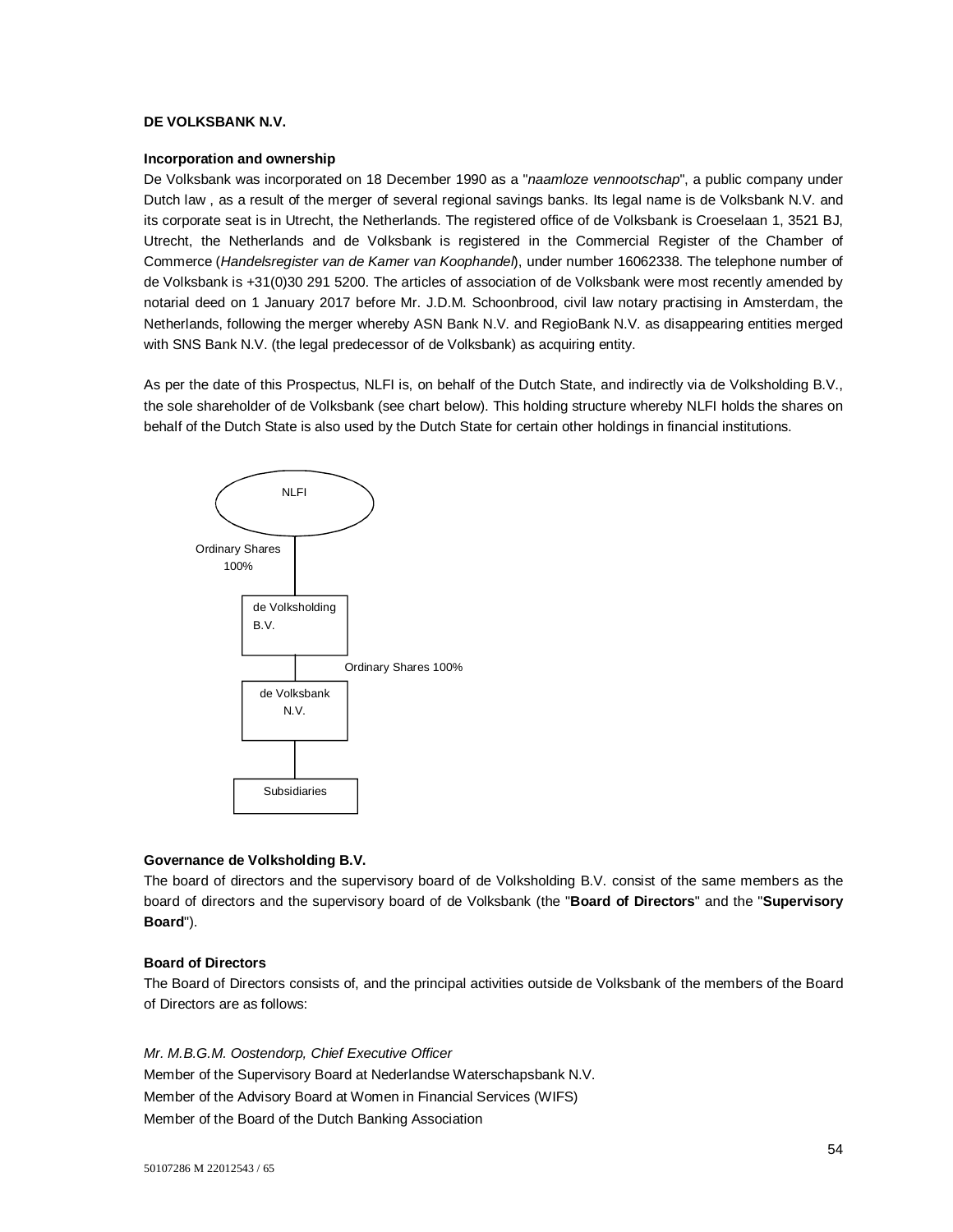**DE VOLKSBANK N.V.**

**Incorporation and ownership**

De Volksbank was incorporated on 18 December 1990 as a "*naamloze vennootschap*", a public company under Dutch law , as a result of the merger of several regional savings banks. Its legal name is de Volksbank N.V. and its corporate seat is in Utrecht, the Netherlands. The registered office of de Volksbank is Croeselaan 1, 3521 BJ, Utrecht, the Netherlands and de Volksbank is registered in the Commercial Register of the Chamber of Commerce (*Handelsregister van de Kamer van Koophandel*), under number 16062338. The telephone number of de Volksbank is +31(0)30 291 5200. The articles of association of de Volksbank were most recently amended by notarial deed on 1 January 2017 before Mr. J.D.M. Schoonbrood, civil law notary practising in Amsterdam, the Netherlands, following the merger whereby ASN Bank N.V. and RegioBank N.V. as disappearing entities merged with SNS Bank N.V. (the legal predecessor of de Volksbank) as acquiring entity.

As per the date of this Prospectus, NLFI is, on behalf of the Dutch State, and indirectly via de Volksholding B.V., the sole shareholder of de Volksbank (see chart below). This holding structure whereby NLFI holds the shares on behalf of the Dutch State is also used by the Dutch State for certain other holdings in financial institutions.

NLFI

Ordinary Shares 100%

de Volksholding B.V.

Ordinary Shares 100%

de Volksbank N.V.

Subsidiaries

**Governance de Volksholding B.V.**

The board of directors and the supervisory board of de Volksholding B.V. consist of the same members as the board of directors and the supervisory board of de Volksbank (the "**Board of Directors**" and the "**Supervisory Board**").

**Board of Directors**

The Board of Directors consists of, and the principal activities outside de Volksbank of the members of the Board of Directors are as follows:

*Mr. M.B.G.M. Oostendorp, Chief Executive Officer*

Member of the Supervisory Board at Nederlandse Waterschapsbank N.V.

Member of the Advisory Board at Women in Financial Services (WIFS)

Member of the Board of the Dutch Banking Association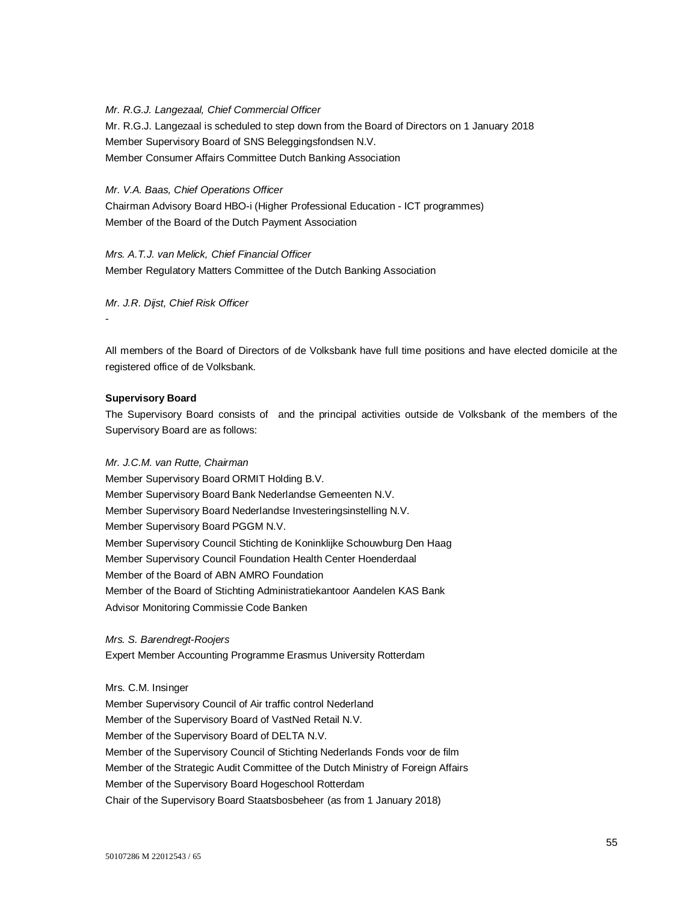*Mr. R.G.J. Langezaal, Chief Commercial Officer*

Mr. R.G.J. Langezaal is scheduled to step down from the Board of Directors on 1 January 2018

Member Supervisory Board of SNS Beleggingsfondsen N.V.

Member Consumer Affairs Committee Dutch Banking Association

*Mr. V.A. Baas, Chief Operations Officer*

Chairman Advisory Board HBO-i (Higher Professional Education - ICT programmes)

Member of the Board of the Dutch Payment Association

*Mrs. A.T.J. van Melick, Chief Financial Officer*

Member Regulatory Matters Committee of the Dutch Banking Association

*Mr. J.R. Dijst, Chief Risk Officer*

-

All members of the Board of Directors of de Volksbank have full time positions and have elected domicile at the registered office of de Volksbank.

**Supervisory Board**

The Supervisory Board consists of  and the principal activities outside de Volksbank of the members of the Supervisory Board are as follows:

*Mr. J.C.M. van Rutte, Chairman*

Member Supervisory Board ORMIT Holding B.V.

Member Supervisory Board Bank Nederlandse Gemeenten N.V.

Member Supervisory Board Nederlandse Investeringsinstelling N.V.

Member Supervisory Board PGGM N.V.

Member Supervisory Council Stichting de Koninklijke Schouwburg Den Haag

Member Supervisory Council Foundation Health Center Hoenderdaal

Member of the Board of ABN AMRO Foundation

Member of the Board of Stichting Administratiekantoor Aandelen KAS Bank

Advisor Monitoring Commissie Code Banken

*Mrs. S. Barendregt-Roojers*

Expert Member Accounting Programme Erasmus University Rotterdam

Mrs. C.M. Insinger

Member Supervisory Council of Air traffic control Nederland

Member of the Supervisory Board of VastNed Retail N.V.

Member of the Supervisory Board of DELTA N.V.

Member of the Supervisory Council of Stichting Nederlands Fonds voor de film

Member of the Strategic Audit Committee of the Dutch Ministry of Foreign Affairs

Member of the Supervisory Board Hogeschool Rotterdam

Chair of the Supervisory Board Staatsbosbeheer (as from 1 January 2018)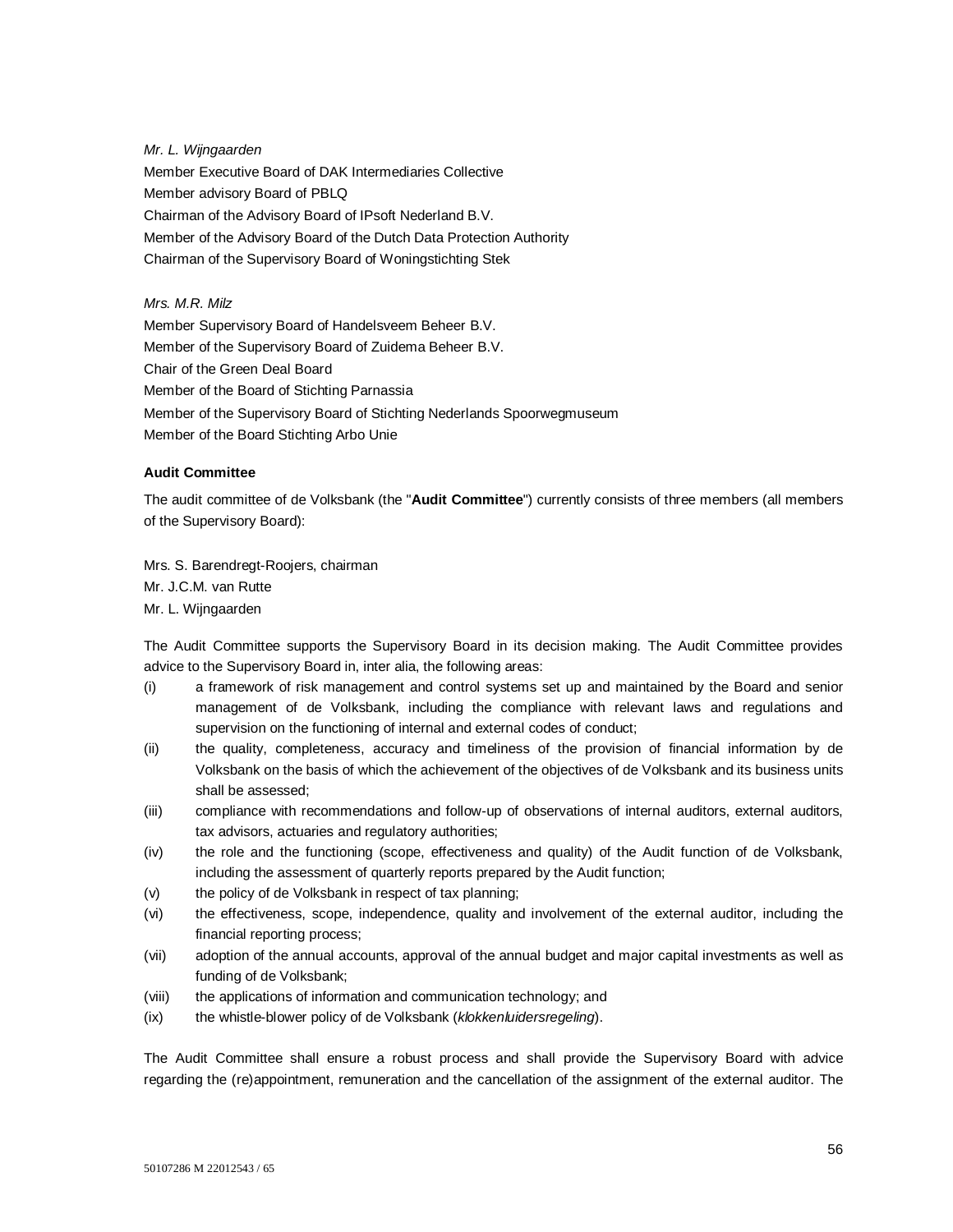*Mr. L. Wijngaarden*
Member Executive Board of DAK Intermediaries Collective
Member advisory Board of PBLQ
Chairman of the Advisory Board of IPsoft Nederland B.V.
Member of the Advisory Board of the Dutch Data Protection Authority
Chairman of the Supervisory Board of Woningstichting Stek

*Mrs. M.R. Milz*
Member Supervisory Board of Handelsveem Beheer B.V.
Member of the Supervisory Board of Zuidema Beheer B.V.
Chair of the Green Deal Board
Member of the Board of Stichting Parnassia
Member of the Supervisory Board of Stichting Nederlands Spoorwegmuseum
Member of the Board Stichting Arbo Unie

**Audit Committee**

The audit committee of de Volksbank (the "**Audit Committee**") currently consists of three members (all members of the Supervisory Board):

Mrs. S. Barendregt-Roojers, chairman
Mr. J.C.M. van Rutte
Mr. L. Wijngaarden

The Audit Committee supports the Supervisory Board in its decision making. The Audit Committee provides advice to the Supervisory Board in, inter alia, the following areas:

(i) a framework of risk management and control systems set up and maintained by the Board and senior management of de Volksbank, including the compliance with relevant laws and regulations and supervision on the functioning of internal and external codes of conduct;
(ii) the quality, completeness, accuracy and timeliness of the provision of financial information by de Volksbank on the basis of which the achievement of the objectives of de Volksbank and its business units shall be assessed;
(iii) compliance with recommendations and follow-up of observations of internal auditors, external auditors, tax advisors, actuaries and regulatory authorities;
(iv) the role and the functioning (scope, effectiveness and quality) of the Audit function of de Volksbank, including the assessment of quarterly reports prepared by the Audit function;
(v) the policy of de Volksbank in respect of tax planning;
(vi) the effectiveness, scope, independence, quality and involvement of the external auditor, including the financial reporting process;
(vii) adoption of the annual accounts, approval of the annual budget and major capital investments as well as funding of de Volksbank;
(viii) the applications of information and communication technology; and
(ix) the whistle-blower policy of de Volksbank (*klokkenluidersregeling*).

The Audit Committee shall ensure a robust process and shall provide the Supervisory Board with advice regarding the (re)appointment, remuneration and the cancellation of the assignment of the external auditor. The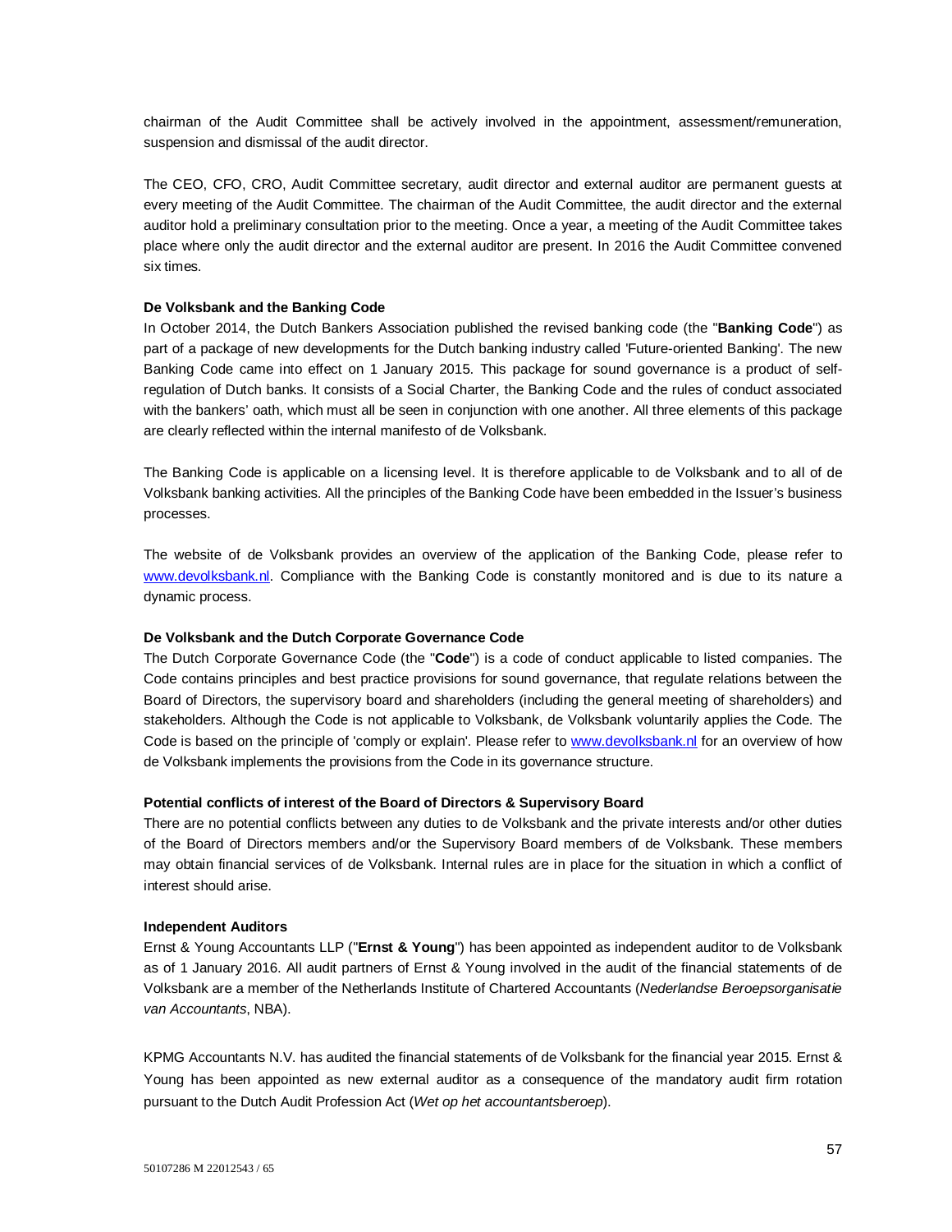chairman of the Audit Committee shall be actively involved in the appointment, assessment/remuneration, suspension and dismissal of the audit director.

The CEO, CFO, CRO, Audit Committee secretary, audit director and external auditor are permanent guests at every meeting of the Audit Committee. The chairman of the Audit Committee, the audit director and the external auditor hold a preliminary consultation prior to the meeting. Once a year, a meeting of the Audit Committee takes place where only the audit director and the external auditor are present. In 2016 the Audit Committee convened six times.

**De Volksbank and the Banking Code**

In October 2014, the Dutch Bankers Association published the revised banking code (the "**Banking Code**") as part of a package of new developments for the Dutch banking industry called 'Future-oriented Banking'. The new Banking Code came into effect on 1 January 2015. This package for sound governance is a product of self-regulation of Dutch banks. It consists of a Social Charter, the Banking Code and the rules of conduct associated with the bankers' oath, which must all be seen in conjunction with one another. All three elements of this package are clearly reflected within the internal manifesto of de Volksbank.

The Banking Code is applicable on a licensing level. It is therefore applicable to de Volksbank and to all of de Volksbank banking activities. All the principles of the Banking Code have been embedded in the Issuer's business processes.

The website of de Volksbank provides an overview of the application of the Banking Code, please refer to www.devolksbank.nl. Compliance with the Banking Code is constantly monitored and is due to its nature a dynamic process.

**De Volksbank and the Dutch Corporate Governance Code**

The Dutch Corporate Governance Code (the "**Code**") is a code of conduct applicable to listed companies. The Code contains principles and best practice provisions for sound governance, that regulate relations between the Board of Directors, the supervisory board and shareholders (including the general meeting of shareholders) and stakeholders. Although the Code is not applicable to Volksbank, de Volksbank voluntarily applies the Code. The Code is based on the principle of 'comply or explain'. Please refer to www.devolksbank.nl for an overview of how de Volksbank implements the provisions from the Code in its governance structure.

**Potential conflicts of interest of the Board of Directors & Supervisory Board**

There are no potential conflicts between any duties to de Volksbank and the private interests and/or other duties of the Board of Directors members and/or the Supervisory Board members of de Volksbank. These members may obtain financial services of de Volksbank. Internal rules are in place for the situation in which a conflict of interest should arise.

**Independent Auditors**

Ernst & Young Accountants LLP ("**Ernst & Young**") has been appointed as independent auditor to de Volksbank as of 1 January 2016. All audit partners of Ernst & Young involved in the audit of the financial statements of de Volksbank are a member of the Netherlands Institute of Chartered Accountants (*Nederlandse Beroepsorganisatie van Accountants*, NBA).

KPMG Accountants N.V. has audited the financial statements of de Volksbank for the financial year 2015. Ernst & Young has been appointed as new external auditor as a consequence of the mandatory audit firm rotation pursuant to the Dutch Audit Profession Act (*Wet op het accountantsberoep*).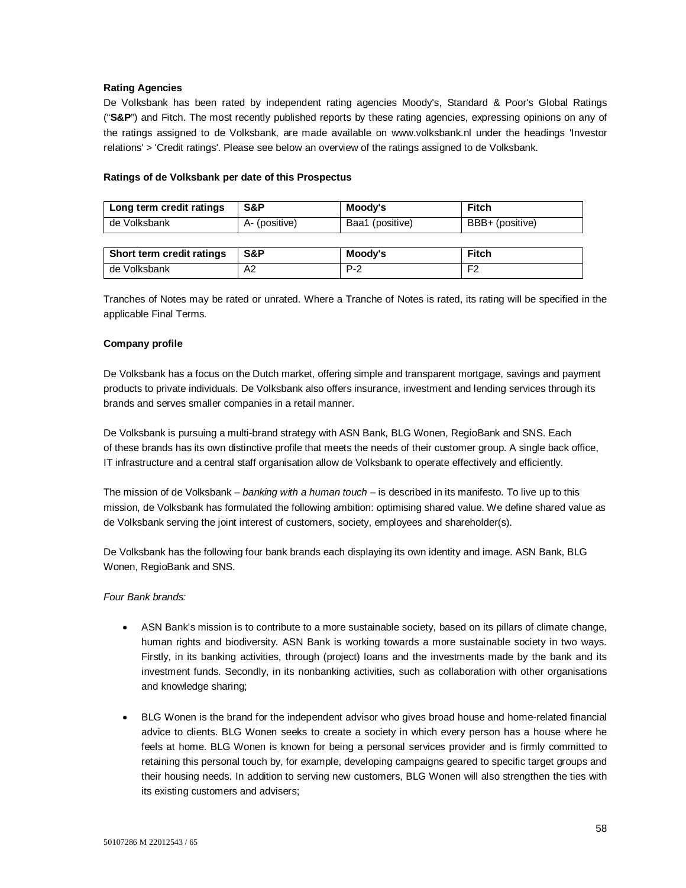**Rating Agencies**

De Volksbank has been rated by independent rating agencies Moody's, Standard & Poor's Global Ratings ("**S&P**") and Fitch. The most recently published reports by these rating agencies, expressing opinions on any of the ratings assigned to de Volksbank, are made available on www.volksbank.nl under the headings 'Investor relations' > 'Credit ratings'. Please see below an overview of the ratings assigned to de Volksbank.

**Ratings of de Volksbank per date of this Prospectus**

| Long term credit ratings | S&P | Moody's | Fitch |
|---|---|---|---|
| de Volksbank | A- (positive) | Baa1 (positive) | BBB+ (positive) |

| Short term credit ratings | S&P | Moody's | Fitch |
|---|---|---|---|
| de Volksbank | A2 | P-2 | F2 |

Tranches of Notes may be rated or unrated. Where a Tranche of Notes is rated, its rating will be specified in the applicable Final Terms.

**Company profile**

De Volksbank has a focus on the Dutch market, offering simple and transparent mortgage, savings and payment products to private individuals. De Volksbank also offers insurance, investment and lending services through its brands and serves smaller companies in a retail manner.

De Volksbank is pursuing a multi-brand strategy with ASN Bank, BLG Wonen, RegioBank and SNS. Each of these brands has its own distinctive profile that meets the needs of their customer group. A single back office, IT infrastructure and a central staff organisation allow de Volksbank to operate effectively and efficiently.

The mission of de Volksbank – *banking with a human touch* – is described in its manifesto. To live up to this mission, de Volksbank has formulated the following ambition: optimising shared value. We define shared value as de Volksbank serving the joint interest of customers, society, employees and shareholder(s).

De Volksbank has the following four bank brands each displaying its own identity and image. ASN Bank, BLG Wonen, RegioBank and SNS.

*Four Bank brands:*

- ASN Bank's mission is to contribute to a more sustainable society, based on its pillars of climate change, human rights and biodiversity. ASN Bank is working towards a more sustainable society in two ways. Firstly, in its banking activities, through (project) loans and the investments made by the bank and its investment funds. Secondly, in its nonbanking activities, such as collaboration with other organisations and knowledge sharing;

- BLG Wonen is the brand for the independent advisor who gives broad house and home-related financial advice to clients. BLG Wonen seeks to create a society in which every person has a house where he feels at home. BLG Wonen is known for being a personal services provider and is firmly committed to retaining this personal touch by, for example, developing campaigns geared to specific target groups and their housing needs. In addition to serving new customers, BLG Wonen will also strengthen the ties with its existing customers and advisers;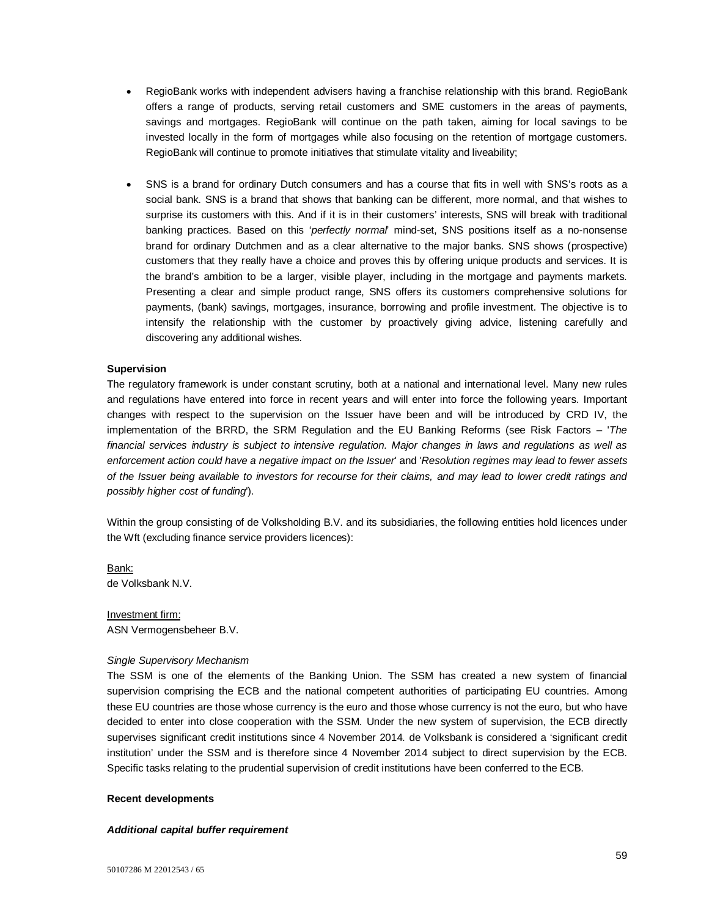- RegioBank works with independent advisers having a franchise relationship with this brand. RegioBank offers a range of products, serving retail customers and SME customers in the areas of payments, savings and mortgages. RegioBank will continue on the path taken, aiming for local savings to be invested locally in the form of mortgages while also focusing on the retention of mortgage customers. RegioBank will continue to promote initiatives that stimulate vitality and liveability;

- SNS is a brand for ordinary Dutch consumers and has a course that fits in well with SNS's roots as a social bank. SNS is a brand that shows that banking can be different, more normal, and that wishes to surprise its customers with this. And if it is in their customers' interests, SNS will break with traditional banking practices. Based on this '*perfectly normal*' mind-set, SNS positions itself as a no-nonsense brand for ordinary Dutchmen and as a clear alternative to the major banks. SNS shows (prospective) customers that they really have a choice and proves this by offering unique products and services. It is the brand's ambition to be a larger, visible player, including in the mortgage and payments markets. Presenting a clear and simple product range, SNS offers its customers comprehensive solutions for payments, (bank) savings, mortgages, insurance, borrowing and profile investment. The objective is to intensify the relationship with the customer by proactively giving advice, listening carefully and discovering any additional wishes.

**Supervision**

The regulatory framework is under constant scrutiny, both at a national and international level. Many new rules and regulations have entered into force in recent years and will enter into force the following years. Important changes with respect to the supervision on the Issuer have been and will be introduced by CRD IV, the implementation of the BRRD, the SRM Regulation and the EU Banking Reforms (see Risk Factors – '*The financial services industry is subject to intensive regulation. Major changes in laws and regulations as well as enforcement action could have a negative impact on the Issuer*' and '*Resolution regimes may lead to fewer assets of the Issuer being available to investors for recourse for their claims, and may lead to lower credit ratings and possibly higher cost of funding*').

Within the group consisting of de Volksholding B.V. and its subsidiaries, the following entities hold licences under the Wft (excluding finance service providers licences):

<u>Bank:</u>
de Volksbank N.V.

<u>Investment firm:</u>
ASN Vermogensbeheer B.V.

*Single Supervisory Mechanism*

The SSM is one of the elements of the Banking Union. The SSM has created a new system of financial supervision comprising the ECB and the national competent authorities of participating EU countries. Among these EU countries are those whose currency is the euro and those whose currency is not the euro, but who have decided to enter into close cooperation with the SSM. Under the new system of supervision, the ECB directly supervises significant credit institutions since 4 November 2014. de Volksbank is considered a 'significant credit institution' under the SSM and is therefore since 4 November 2014 subject to direct supervision by the ECB. Specific tasks relating to the prudential supervision of credit institutions have been conferred to the ECB.

**Recent developments**

***Additional capital buffer requirement***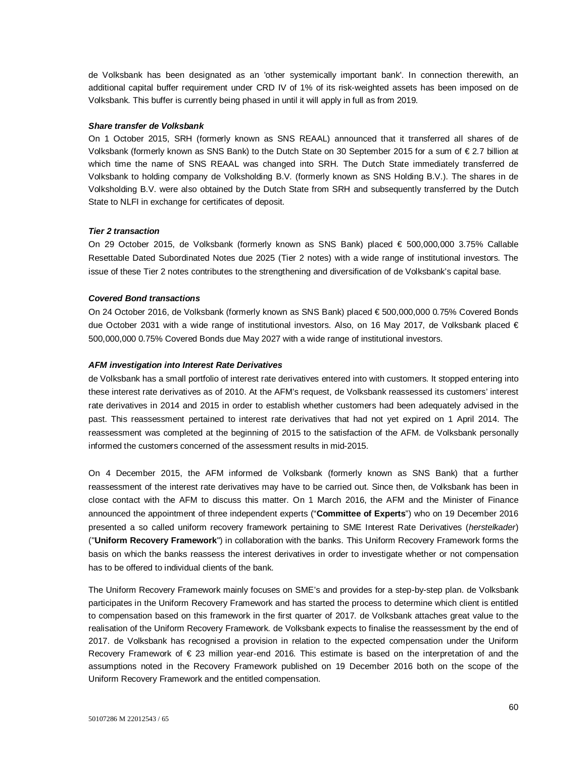de Volksbank has been designated as an 'other systemically important bank'. In connection therewith, an additional capital buffer requirement under CRD IV of 1% of its risk-weighted assets has been imposed on de Volksbank. This buffer is currently being phased in until it will apply in full as from 2019.

***Share transfer de Volksbank***

On 1 October 2015, SRH (formerly known as SNS REAAL) announced that it transferred all shares of de Volksbank (formerly known as SNS Bank) to the Dutch State on 30 September 2015 for a sum of € 2.7 billion at which time the name of SNS REAAL was changed into SRH. The Dutch State immediately transferred de Volksbank to holding company de Volksholding B.V. (formerly known as SNS Holding B.V.). The shares in de Volksholding B.V. were also obtained by the Dutch State from SRH and subsequently transferred by the Dutch State to NLFI in exchange for certificates of deposit.

***Tier 2 transaction***

On 29 October 2015, de Volksbank (formerly known as SNS Bank) placed € 500,000,000 3.75% Callable Resettable Dated Subordinated Notes due 2025 (Tier 2 notes) with a wide range of institutional investors. The issue of these Tier 2 notes contributes to the strengthening and diversification of de Volksbank's capital base.

***Covered Bond transactions***

On 24 October 2016, de Volksbank (formerly known as SNS Bank) placed € 500,000,000 0.75% Covered Bonds due October 2031 with a wide range of institutional investors. Also, on 16 May 2017, de Volksbank placed € 500,000,000 0.75% Covered Bonds due May 2027 with a wide range of institutional investors.

***AFM investigation into Interest Rate Derivatives***

de Volksbank has a small portfolio of interest rate derivatives entered into with customers. It stopped entering into these interest rate derivatives as of 2010. At the AFM's request, de Volksbank reassessed its customers' interest rate derivatives in 2014 and 2015 in order to establish whether customers had been adequately advised in the past. This reassessment pertained to interest rate derivatives that had not yet expired on 1 April 2014. The reassessment was completed at the beginning of 2015 to the satisfaction of the AFM. de Volksbank personally informed the customers concerned of the assessment results in mid-2015.

On 4 December 2015, the AFM informed de Volksbank (formerly known as SNS Bank) that a further reassessment of the interest rate derivatives may have to be carried out. Since then, de Volksbank has been in close contact with the AFM to discuss this matter. On 1 March 2016, the AFM and the Minister of Finance announced the appointment of three independent experts ("**Committee of Experts**") who on 19 December 2016 presented a so called uniform recovery framework pertaining to SME Interest Rate Derivatives (*herstelkader*) ("**Uniform Recovery Framework**") in collaboration with the banks. This Uniform Recovery Framework forms the basis on which the banks reassess the interest derivatives in order to investigate whether or not compensation has to be offered to individual clients of the bank.

The Uniform Recovery Framework mainly focuses on SME's and provides for a step-by-step plan. de Volksbank participates in the Uniform Recovery Framework and has started the process to determine which client is entitled to compensation based on this framework in the first quarter of 2017. de Volksbank attaches great value to the realisation of the Uniform Recovery Framework. de Volksbank expects to finalise the reassessment by the end of 2017. de Volksbank has recognised a provision in relation to the expected compensation under the Uniform Recovery Framework of € 23 million year-end 2016. This estimate is based on the interpretation of and the assumptions noted in the Recovery Framework published on 19 December 2016 both on the scope of the Uniform Recovery Framework and the entitled compensation.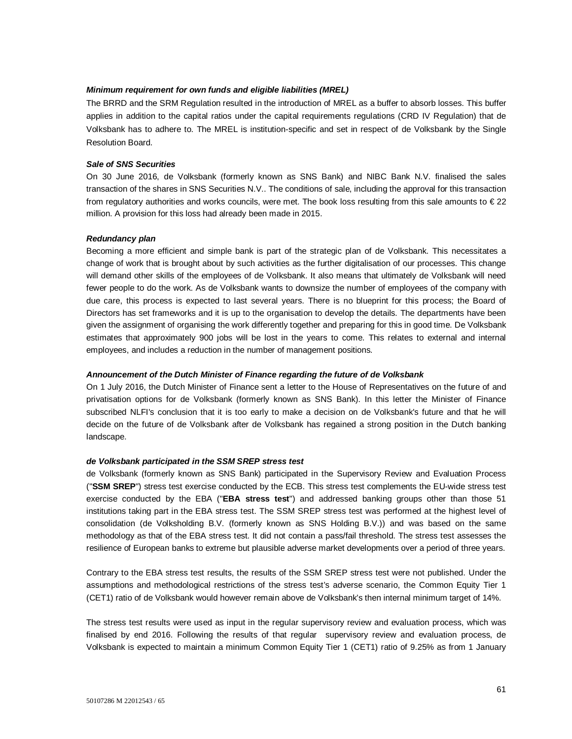***Minimum requirement for own funds and eligible liabilities (MREL)***

The BRRD and the SRM Regulation resulted in the introduction of MREL as a buffer to absorb losses. This buffer applies in addition to the capital ratios under the capital requirements regulations (CRD IV Regulation) that de Volksbank has to adhere to. The MREL is institution-specific and set in respect of de Volksbank by the Single Resolution Board.

***Sale of SNS Securities***

On 30 June 2016, de Volksbank (formerly known as SNS Bank) and NIBC Bank N.V. finalised the sales transaction of the shares in SNS Securities N.V.. The conditions of sale, including the approval for this transaction from regulatory authorities and works councils, were met. The book loss resulting from this sale amounts to € 22 million. A provision for this loss had already been made in 2015.

***Redundancy plan***

Becoming a more efficient and simple bank is part of the strategic plan of de Volksbank. This necessitates a change of work that is brought about by such activities as the further digitalisation of our processes. This change will demand other skills of the employees of de Volksbank. It also means that ultimately de Volksbank will need fewer people to do the work. As de Volksbank wants to downsize the number of employees of the company with due care, this process is expected to last several years. There is no blueprint for this process; the Board of Directors has set frameworks and it is up to the organisation to develop the details. The departments have been given the assignment of organising the work differently together and preparing for this in good time. De Volksbank estimates that approximately 900 jobs will be lost in the years to come. This relates to external and internal employees, and includes a reduction in the number of management positions.

***Announcement of the Dutch Minister of Finance regarding the future of de Volksbank***

On 1 July 2016, the Dutch Minister of Finance sent a letter to the House of Representatives on the future of and privatisation options for de Volksbank (formerly known as SNS Bank). In this letter the Minister of Finance subscribed NLFI's conclusion that it is too early to make a decision on de Volksbank's future and that he will decide on the future of de Volksbank after de Volksbank has regained a strong position in the Dutch banking landscape.

***de Volksbank participated in the SSM SREP stress test***

de Volksbank (formerly known as SNS Bank) participated in the Supervisory Review and Evaluation Process ("**SSM SREP**") stress test exercise conducted by the ECB. This stress test complements the EU-wide stress test exercise conducted by the EBA ("**EBA stress test**") and addressed banking groups other than those 51 institutions taking part in the EBA stress test. The SSM SREP stress test was performed at the highest level of consolidation (de Volksholding B.V. (formerly known as SNS Holding B.V.)) and was based on the same methodology as that of the EBA stress test. It did not contain a pass/fail threshold. The stress test assesses the resilience of European banks to extreme but plausible adverse market developments over a period of three years.

Contrary to the EBA stress test results, the results of the SSM SREP stress test were not published. Under the assumptions and methodological restrictions of the stress test's adverse scenario, the Common Equity Tier 1 (CET1) ratio of de Volksbank would however remain above de Volksbank's then internal minimum target of 14%.

The stress test results were used as input in the regular supervisory review and evaluation process, which was finalised by end 2016. Following the results of that regular supervisory review and evaluation process, de Volksbank is expected to maintain a minimum Common Equity Tier 1 (CET1) ratio of 9.25% as from 1 January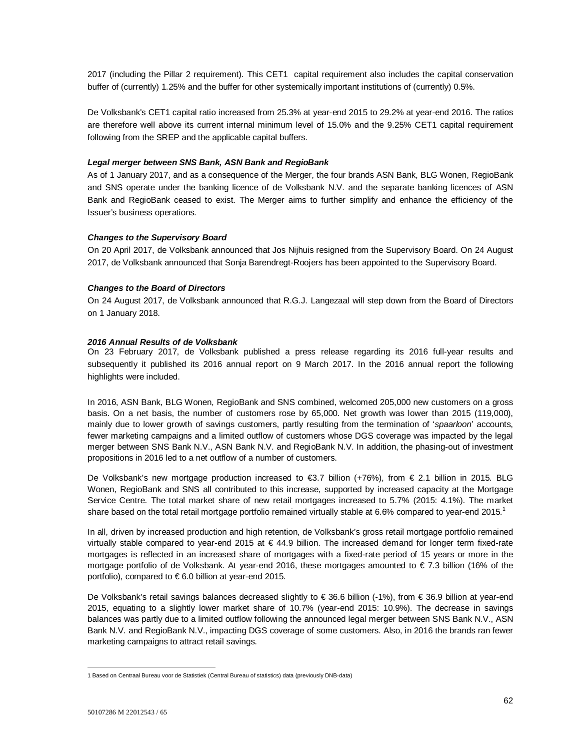2017 (including the Pillar 2 requirement). This CET1 capital requirement also includes the capital conservation buffer of (currently) 1.25% and the buffer for other systemically important institutions of (currently) 0.5%.

De Volksbank's CET1 capital ratio increased from 25.3% at year-end 2015 to 29.2% at year-end 2016. The ratios are therefore well above its current internal minimum level of 15.0% and the 9.25% CET1 capital requirement following from the SREP and the applicable capital buffers.

***Legal merger between SNS Bank, ASN Bank and RegioBank***

As of 1 January 2017, and as a consequence of the Merger, the four brands ASN Bank, BLG Wonen, RegioBank and SNS operate under the banking licence of de Volksbank N.V. and the separate banking licences of ASN Bank and RegioBank ceased to exist. The Merger aims to further simplify and enhance the efficiency of the Issuer's business operations.

***Changes to the Supervisory Board***

On 20 April 2017, de Volksbank announced that Jos Nijhuis resigned from the Supervisory Board. On 24 August 2017, de Volksbank announced that Sonja Barendregt-Roojers has been appointed to the Supervisory Board.

***Changes to the Board of Directors***

On 24 August 2017, de Volksbank announced that R.G.J. Langezaal will step down from the Board of Directors on 1 January 2018.

***2016 Annual Results of de Volksbank***

On 23 February 2017, de Volksbank published a press release regarding its 2016 full-year results and subsequently it published its 2016 annual report on 9 March 2017. In the 2016 annual report the following highlights were included.

In 2016, ASN Bank, BLG Wonen, RegioBank and SNS combined, welcomed 205,000 new customers on a gross basis. On a net basis, the number of customers rose by 65,000. Net growth was lower than 2015 (119,000), mainly due to lower growth of savings customers, partly resulting from the termination of '*spaarloon*' accounts, fewer marketing campaigns and a limited outflow of customers whose DGS coverage was impacted by the legal merger between SNS Bank N.V., ASN Bank N.V. and RegioBank N.V. In addition, the phasing-out of investment propositions in 2016 led to a net outflow of a number of customers.

De Volksbank's new mortgage production increased to €3.7 billion (+76%), from € 2.1 billion in 2015. BLG Wonen, RegioBank and SNS all contributed to this increase, supported by increased capacity at the Mortgage Service Centre. The total market share of new retail mortgages increased to 5.7% (2015: 4.1%). The market share based on the total retail mortgage portfolio remained virtually stable at 6.6% compared to year-end 2015.[1]

In all, driven by increased production and high retention, de Volksbank's gross retail mortgage portfolio remained virtually stable compared to year-end 2015 at € 44.9 billion. The increased demand for longer term fixed-rate mortgages is reflected in an increased share of mortgages with a fixed-rate period of 15 years or more in the mortgage portfolio of de Volksbank. At year-end 2016, these mortgages amounted to € 7.3 billion (16% of the portfolio), compared to € 6.0 billion at year-end 2015.

De Volksbank's retail savings balances decreased slightly to € 36.6 billion (-1%), from € 36.9 billion at year-end 2015, equating to a slightly lower market share of 10.7% (year-end 2015: 10.9%). The decrease in savings balances was partly due to a limited outflow following the announced legal merger between SNS Bank N.V., ASN Bank N.V. and RegioBank N.V., impacting DGS coverage of some customers. Also, in 2016 the brands ran fewer marketing campaigns to attract retail savings.

---

1 Based on Centraal Bureau voor de Statistiek (Central Bureau of statistics) data (previously DNB-data)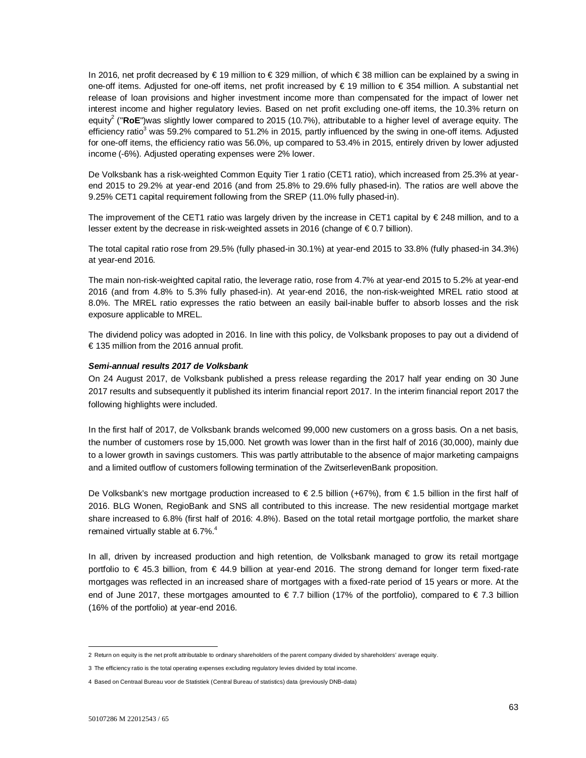In 2016, net profit decreased by € 19 million to € 329 million, of which € 38 million can be explained by a swing in one-off items. Adjusted for one-off items, net profit increased by € 19 million to € 354 million. A substantial net release of loan provisions and higher investment income more than compensated for the impact of lower net interest income and higher regulatory levies. Based on net profit excluding one-off items, the 10.3% return on equity[2] ("**RoE**")was slightly lower compared to 2015 (10.7%), attributable to a higher level of average equity. The efficiency ratio[3] was 59.2% compared to 51.2% in 2015, partly influenced by the swing in one-off items. Adjusted for one-off items, the efficiency ratio was 56.0%, up compared to 53.4% in 2015, entirely driven by lower adjusted income (-6%). Adjusted operating expenses were 2% lower.

De Volksbank has a risk-weighted Common Equity Tier 1 ratio (CET1 ratio), which increased from 25.3% at year-end 2015 to 29.2% at year-end 2016 (and from 25.8% to 29.6% fully phased-in). The ratios are well above the 9.25% CET1 capital requirement following from the SREP (11.0% fully phased-in).

The improvement of the CET1 ratio was largely driven by the increase in CET1 capital by € 248 million, and to a lesser extent by the decrease in risk-weighted assets in 2016 (change of € 0.7 billion).

The total capital ratio rose from 29.5% (fully phased-in 30.1%) at year-end 2015 to 33.8% (fully phased-in 34.3%) at year-end 2016.

The main non-risk-weighted capital ratio, the leverage ratio, rose from 4.7% at year-end 2015 to 5.2% at year-end 2016 (and from 4.8% to 5.3% fully phased-in). At year-end 2016, the non-risk-weighted MREL ratio stood at 8.0%. The MREL ratio expresses the ratio between an easily bail-inable buffer to absorb losses and the risk exposure applicable to MREL.

The dividend policy was adopted in 2016. In line with this policy, de Volksbank proposes to pay out a dividend of € 135 million from the 2016 annual profit.

***Semi-annual results 2017 de Volksbank***

On 24 August 2017, de Volksbank published a press release regarding the 2017 half year ending on 30 June 2017 results and subsequently it published its interim financial report 2017. In the interim financial report 2017 the following highlights were included.

In the first half of 2017, de Volksbank brands welcomed 99,000 new customers on a gross basis. On a net basis, the number of customers rose by 15,000. Net growth was lower than in the first half of 2016 (30,000), mainly due to a lower growth in savings customers. This was partly attributable to the absence of major marketing campaigns and a limited outflow of customers following termination of the ZwitserlevenBank proposition.

De Volksbank's new mortgage production increased to € 2.5 billion (+67%), from € 1.5 billion in the first half of 2016. BLG Wonen, RegioBank and SNS all contributed to this increase. The new residential mortgage market share increased to 6.8% (first half of 2016: 4.8%). Based on the total retail mortgage portfolio, the market share remained virtually stable at 6.7%.[4]

In all, driven by increased production and high retention, de Volksbank managed to grow its retail mortgage portfolio to € 45.3 billion, from € 44.9 billion at year-end 2016. The strong demand for longer term fixed-rate mortgages was reflected in an increased share of mortgages with a fixed-rate period of 15 years or more. At the end of June 2017, these mortgages amounted to € 7.7 billion (17% of the portfolio), compared to € 7.3 billion (16% of the portfolio) at year-end 2016.

---

2 Return on equity is the net profit attributable to ordinary shareholders of the parent company divided by shareholders' average equity.

3 The efficiency ratio is the total operating expenses excluding regulatory levies divided by total income.

4 Based on Centraal Bureau voor de Statistiek (Central Bureau of statistics) data (previously DNB-data)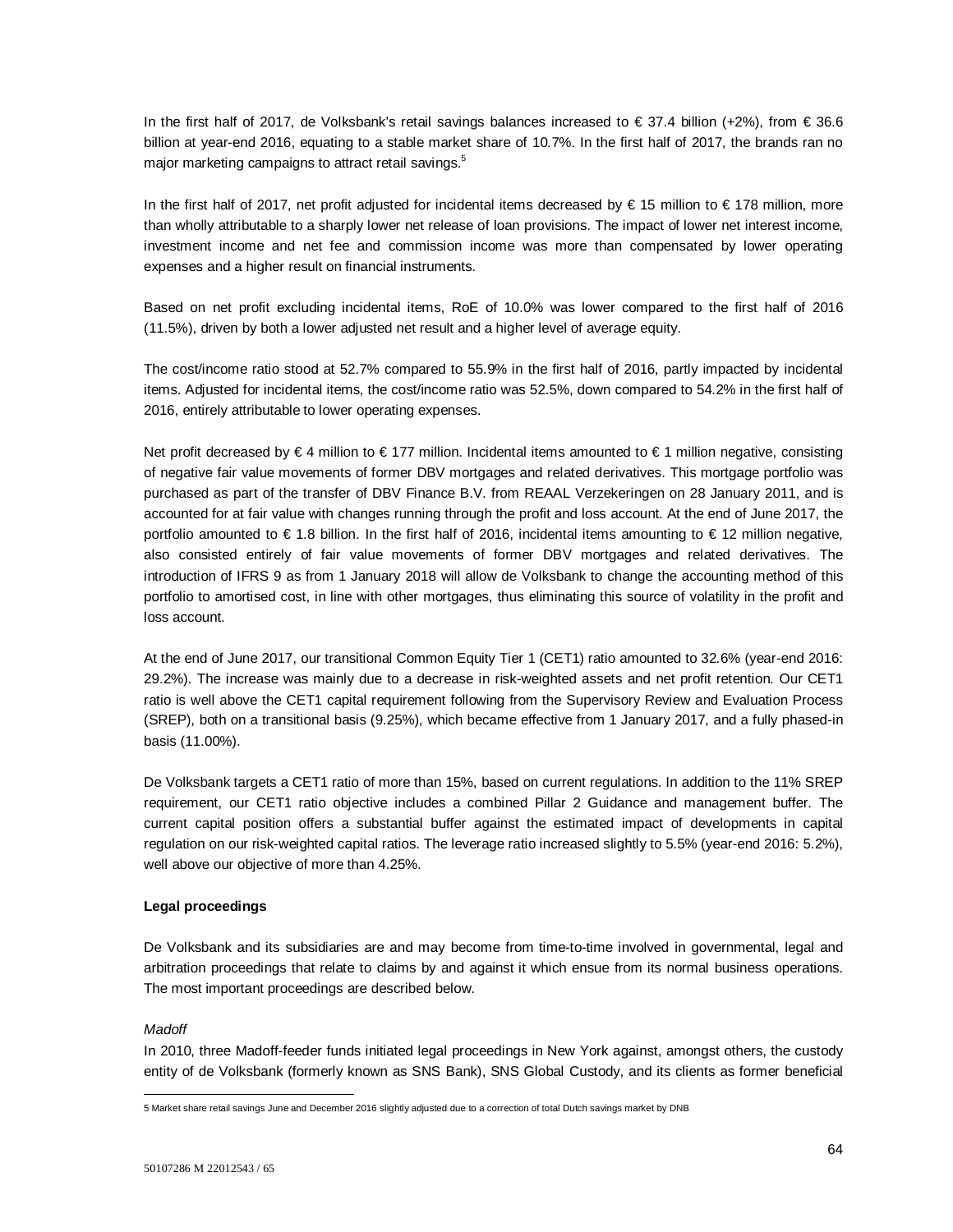In the first half of 2017, de Volksbank's retail savings balances increased to € 37.4 billion (+2%), from € 36.6 billion at year-end 2016, equating to a stable market share of 10.7%. In the first half of 2017, the brands ran no major marketing campaigns to attract retail savings.[5]

In the first half of 2017, net profit adjusted for incidental items decreased by € 15 million to € 178 million, more than wholly attributable to a sharply lower net release of loan provisions. The impact of lower net interest income, investment income and net fee and commission income was more than compensated by lower operating expenses and a higher result on financial instruments.

Based on net profit excluding incidental items, RoE of 10.0% was lower compared to the first half of 2016 (11.5%), driven by both a lower adjusted net result and a higher level of average equity.

The cost/income ratio stood at 52.7% compared to 55.9% in the first half of 2016, partly impacted by incidental items. Adjusted for incidental items, the cost/income ratio was 52.5%, down compared to 54.2% in the first half of 2016, entirely attributable to lower operating expenses.

Net profit decreased by € 4 million to € 177 million. Incidental items amounted to € 1 million negative, consisting of negative fair value movements of former DBV mortgages and related derivatives. This mortgage portfolio was purchased as part of the transfer of DBV Finance B.V. from REAAL Verzekeringen on 28 January 2011, and is accounted for at fair value with changes running through the profit and loss account. At the end of June 2017, the portfolio amounted to € 1.8 billion. In the first half of 2016, incidental items amounting to € 12 million negative, also consisted entirely of fair value movements of former DBV mortgages and related derivatives. The introduction of IFRS 9 as from 1 January 2018 will allow de Volksbank to change the accounting method of this portfolio to amortised cost, in line with other mortgages, thus eliminating this source of volatility in the profit and loss account.

At the end of June 2017, our transitional Common Equity Tier 1 (CET1) ratio amounted to 32.6% (year-end 2016: 29.2%). The increase was mainly due to a decrease in risk-weighted assets and net profit retention. Our CET1 ratio is well above the CET1 capital requirement following from the Supervisory Review and Evaluation Process (SREP), both on a transitional basis (9.25%), which became effective from 1 January 2017, and a fully phased-in basis (11.00%).

De Volksbank targets a CET1 ratio of more than 15%, based on current regulations. In addition to the 11% SREP requirement, our CET1 ratio objective includes a combined Pillar 2 Guidance and management buffer. The current capital position offers a substantial buffer against the estimated impact of developments in capital regulation on our risk-weighted capital ratios. The leverage ratio increased slightly to 5.5% (year-end 2016: 5.2%), well above our objective of more than 4.25%.

**Legal proceedings**

De Volksbank and its subsidiaries are and may become from time-to-time involved in governmental, legal and arbitration proceedings that relate to claims by and against it which ensue from its normal business operations. The most important proceedings are described below.

*Madoff*

In 2010, three Madoff-feeder funds initiated legal proceedings in New York against, amongst others, the custody entity of de Volksbank (formerly known as SNS Bank), SNS Global Custody, and its clients as former beneficial

5 Market share retail savings June and December 2016 slightly adjusted due to a correction of total Dutch savings market by DNB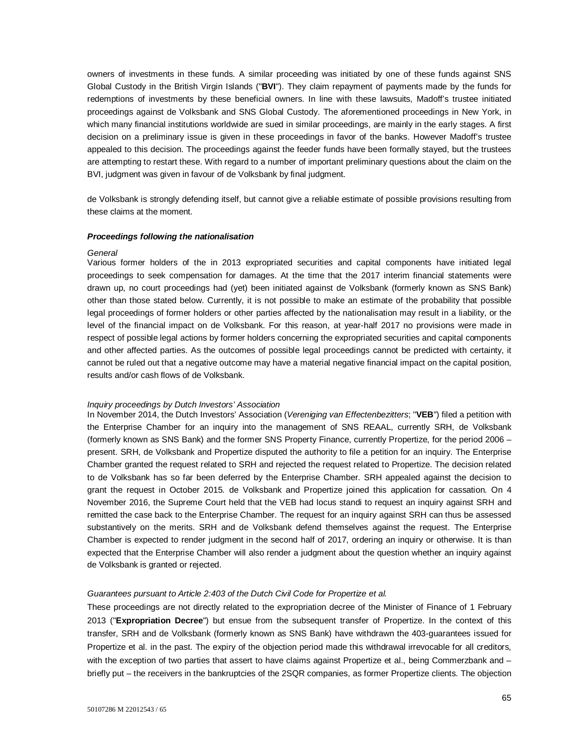owners of investments in these funds. A similar proceeding was initiated by one of these funds against SNS Global Custody in the British Virgin Islands ("**BVI**"). They claim repayment of payments made by the funds for redemptions of investments by these beneficial owners. In line with these lawsuits, Madoff's trustee initiated proceedings against de Volksbank and SNS Global Custody. The aforementioned proceedings in New York, in which many financial institutions worldwide are sued in similar proceedings, are mainly in the early stages. A first decision on a preliminary issue is given in these proceedings in favor of the banks. However Madoff's trustee appealed to this decision. The proceedings against the feeder funds have been formally stayed, but the trustees are attempting to restart these. With regard to a number of important preliminary questions about the claim on the BVI, judgment was given in favour of de Volksbank by final judgment.

de Volksbank is strongly defending itself, but cannot give a reliable estimate of possible provisions resulting from these claims at the moment.

***Proceedings following the nationalisation***

*General*

Various former holders of the in 2013 expropriated securities and capital components have initiated legal proceedings to seek compensation for damages. At the time that the 2017 interim financial statements were drawn up, no court proceedings had (yet) been initiated against de Volksbank (formerly known as SNS Bank) other than those stated below. Currently, it is not possible to make an estimate of the probability that possible legal proceedings of former holders or other parties affected by the nationalisation may result in a liability, or the level of the financial impact on de Volksbank. For this reason, at year-half 2017 no provisions were made in respect of possible legal actions by former holders concerning the expropriated securities and capital components and other affected parties. As the outcomes of possible legal proceedings cannot be predicted with certainty, it cannot be ruled out that a negative outcome may have a material negative financial impact on the capital position, results and/or cash flows of de Volksbank.

*Inquiry proceedings by Dutch Investors' Association*

In November 2014, the Dutch Investors' Association (*Vereniging van Effectenbezitters*; "**VEB**") filed a petition with the Enterprise Chamber for an inquiry into the management of SNS REAAL, currently SRH, de Volksbank (formerly known as SNS Bank) and the former SNS Property Finance, currently Propertize, for the period 2006 – present. SRH, de Volksbank and Propertize disputed the authority to file a petition for an inquiry. The Enterprise Chamber granted the request related to SRH and rejected the request related to Propertize. The decision related to de Volksbank has so far been deferred by the Enterprise Chamber. SRH appealed against the decision to grant the request in October 2015. de Volksbank and Propertize joined this application for cassation. On 4 November 2016, the Supreme Court held that the VEB had locus standi to request an inquiry against SRH and remitted the case back to the Enterprise Chamber. The request for an inquiry against SRH can thus be assessed substantively on the merits. SRH and de Volksbank defend themselves against the request. The Enterprise Chamber is expected to render judgment in the second half of 2017, ordering an inquiry or otherwise. It is than expected that the Enterprise Chamber will also render a judgment about the question whether an inquiry against de Volksbank is granted or rejected.

*Guarantees pursuant to Article 2:403 of the Dutch Civil Code for Propertize et al.*

These proceedings are not directly related to the expropriation decree of the Minister of Finance of 1 February 2013 ("**Expropriation Decree**") but ensue from the subsequent transfer of Propertize. In the context of this transfer, SRH and de Volksbank (formerly known as SNS Bank) have withdrawn the 403-guarantees issued for Propertize et al. in the past. The expiry of the objection period made this withdrawal irrevocable for all creditors, with the exception of two parties that assert to have claims against Propertize et al., being Commerzbank and – briefly put – the receivers in the bankruptcies of the 2SQR companies, as former Propertize clients. The objection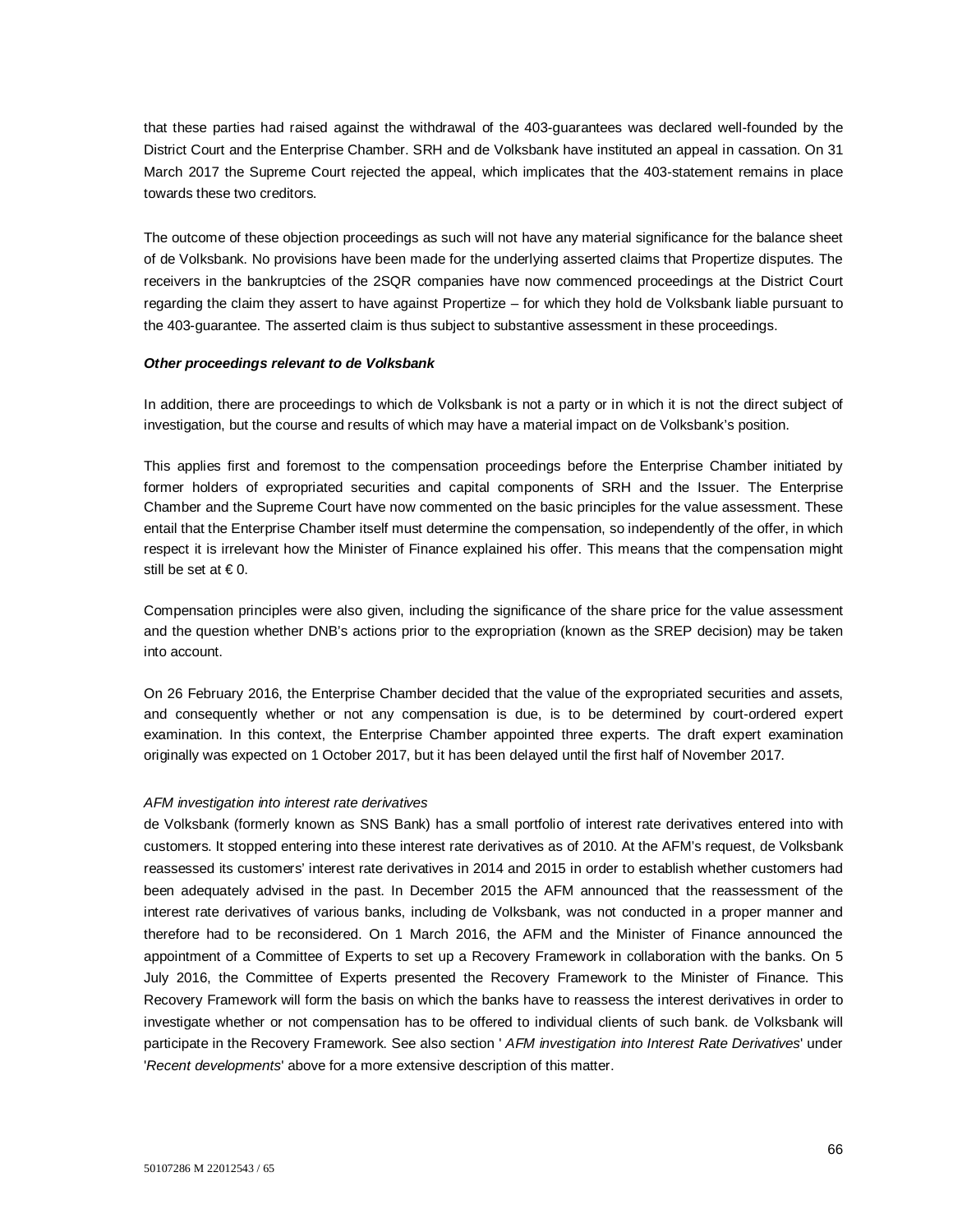that these parties had raised against the withdrawal of the 403-guarantees was declared well-founded by the District Court and the Enterprise Chamber. SRH and de Volksbank have instituted an appeal in cassation. On 31 March 2017 the Supreme Court rejected the appeal, which implicates that the 403-statement remains in place towards these two creditors.

The outcome of these objection proceedings as such will not have any material significance for the balance sheet of de Volksbank. No provisions have been made for the underlying asserted claims that Propertize disputes. The receivers in the bankruptcies of the 2SQR companies have now commenced proceedings at the District Court regarding the claim they assert to have against Propertize – for which they hold de Volksbank liable pursuant to the 403-guarantee. The asserted claim is thus subject to substantive assessment in these proceedings.

***Other proceedings relevant to de Volksbank***

In addition, there are proceedings to which de Volksbank is not a party or in which it is not the direct subject of investigation, but the course and results of which may have a material impact on de Volksbank's position.

This applies first and foremost to the compensation proceedings before the Enterprise Chamber initiated by former holders of expropriated securities and capital components of SRH and the Issuer. The Enterprise Chamber and the Supreme Court have now commented on the basic principles for the value assessment. These entail that the Enterprise Chamber itself must determine the compensation, so independently of the offer, in which respect it is irrelevant how the Minister of Finance explained his offer. This means that the compensation might still be set at € 0.

Compensation principles were also given, including the significance of the share price for the value assessment and the question whether DNB's actions prior to the expropriation (known as the SREP decision) may be taken into account.

On 26 February 2016, the Enterprise Chamber decided that the value of the expropriated securities and assets, and consequently whether or not any compensation is due, is to be determined by court-ordered expert examination. In this context, the Enterprise Chamber appointed three experts. The draft expert examination originally was expected on 1 October 2017, but it has been delayed until the first half of November 2017.

*AFM investigation into interest rate derivatives*

de Volksbank (formerly known as SNS Bank) has a small portfolio of interest rate derivatives entered into with customers. It stopped entering into these interest rate derivatives as of 2010. At the AFM's request, de Volksbank reassessed its customers' interest rate derivatives in 2014 and 2015 in order to establish whether customers had been adequately advised in the past. In December 2015 the AFM announced that the reassessment of the interest rate derivatives of various banks, including de Volksbank, was not conducted in a proper manner and therefore had to be reconsidered. On 1 March 2016, the AFM and the Minister of Finance announced the appointment of a Committee of Experts to set up a Recovery Framework in collaboration with the banks. On 5 July 2016, the Committee of Experts presented the Recovery Framework to the Minister of Finance. This Recovery Framework will form the basis on which the banks have to reassess the interest derivatives in order to investigate whether or not compensation has to be offered to individual clients of such bank. de Volksbank will participate in the Recovery Framework. See also section '*AFM investigation into Interest Rate Derivatives*' under '*Recent developments*' above for a more extensive description of this matter.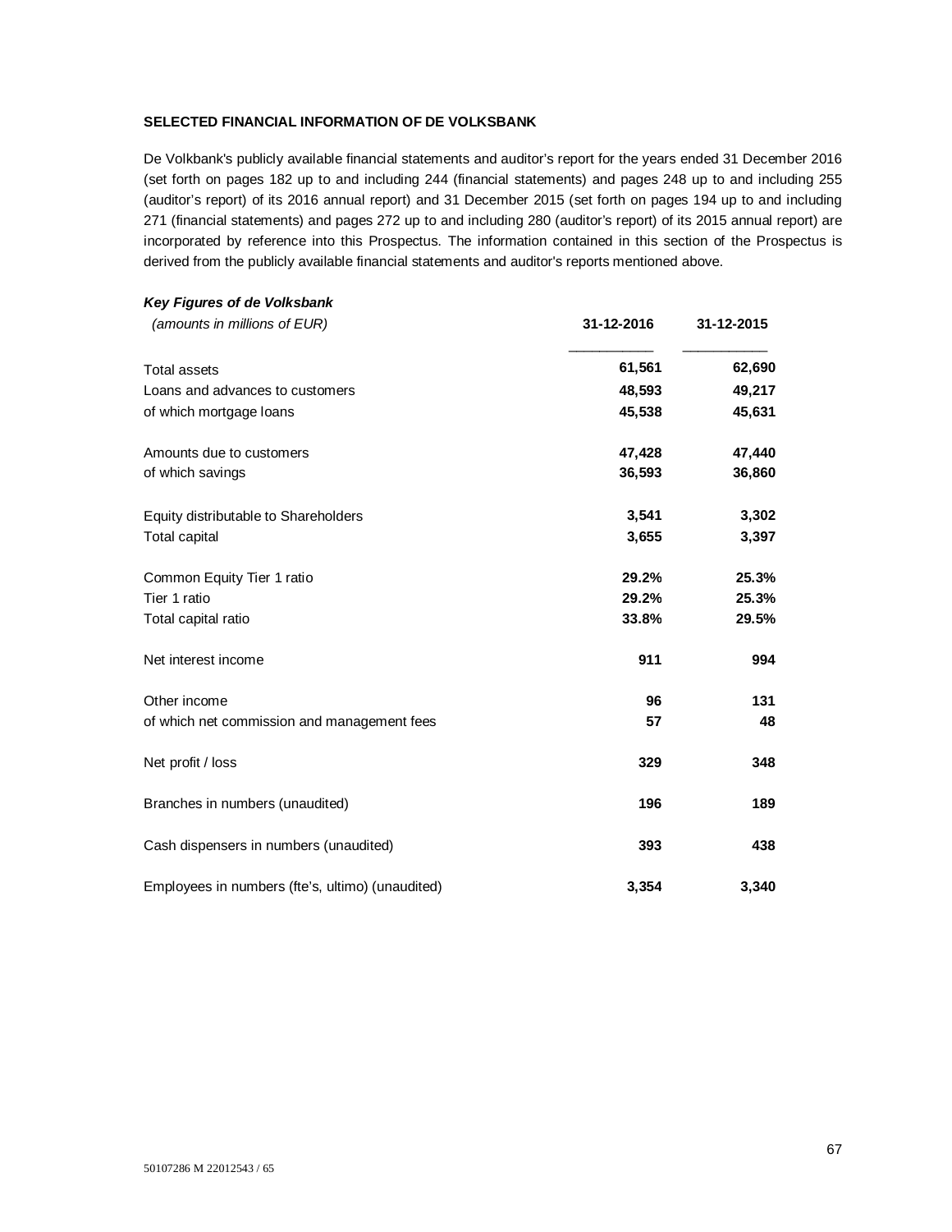**SELECTED FINANCIAL INFORMATION OF DE VOLKSBANK**

De Volkbank's publicly available financial statements and auditor's report for the years ended 31 December 2016 (set forth on pages 182 up to and including 244 (financial statements) and pages 248 up to and including 255 (auditor's report) of its 2016 annual report) and 31 December 2015 (set forth on pages 194 up to and including 271 (financial statements) and pages 272 up to and including 280 (auditor's report) of its 2015 annual report) are incorporated by reference into this Prospectus. The information contained in this section of the Prospectus is derived from the publicly available financial statements and auditor's reports mentioned above.

***Key Figures of de Volksbank***

| *(amounts in millions of EUR)* | **31-12-2016** | **31-12-2015** |
|---|---|---|
| Total assets | **61,561** | **62,690** |
| Loans and advances to customers | **48,593** | **49,217** |
| of which mortgage loans | **45,538** | **45,631** |
| Amounts due to customers | **47,428** | **47,440** |
| of which savings | **36,593** | **36,860** |
| Equity distributable to Shareholders | **3,541** | **3,302** |
| Total capital | **3,655** | **3,397** |
| Common Equity Tier 1 ratio | **29.2%** | **25.3%** |
| Tier 1 ratio | **29.2%** | **25.3%** |
| Total capital ratio | **33.8%** | **29.5%** |
| Net interest income | **911** | **994** |
| Other income | **96** | **131** |
| of which net commission and management fees | **57** | **48** |
| Net profit / loss | **329** | **348** |
| Branches in numbers (unaudited) | **196** | **189** |
| Cash dispensers in numbers (unaudited) | **393** | **438** |
| Employees in numbers (fte's, ultimo) (unaudited) | **3,354** | **3,340** |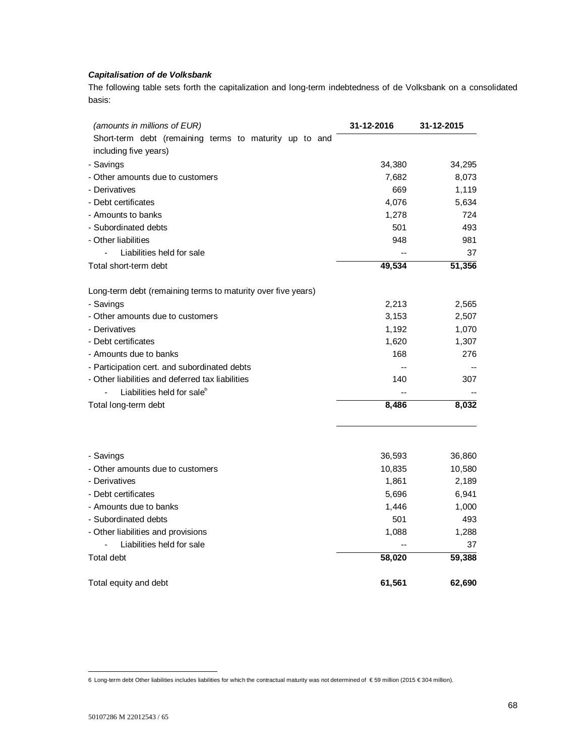***Capitalisation of de Volksbank***

The following table sets forth the capitalization and long-term indebtedness of de Volksbank on a consolidated basis:

| *(amounts in millions of EUR)* | 31-12-2016 | 31-12-2015 |
|---|---|---|
| Short-term debt (remaining terms to maturity up to and including five years) | | |
| - Savings | 34,380 | 34,295 |
| - Other amounts due to customers | 7,682 | 8,073 |
| - Derivatives | 669 | 1,119 |
| - Debt certificates | 4,076 | 5,634 |
| - Amounts to banks | 1,278 | 724 |
| - Subordinated debts | 501 | 493 |
| - Other liabilities | 948 | 981 |
| - Liabilities held for sale | -- | 37 |
| Total short-term debt | **49,534** | **51,356** |
| | | |
| Long-term debt (remaining terms to maturity over five years) | | |
| - Savings | 2,213 | 2,565 |
| - Other amounts due to customers | 3,153 | 2,507 |
| - Derivatives | 1,192 | 1,070 |
| - Debt certificates | 1,620 | 1,307 |
| - Amounts due to banks | 168 | 276 |
| - Participation cert. and subordinated debts | -- | -- |
| - Other liabilities and deferred tax liabilities | 140 | 307 |
| - Liabilities held for sale[6] | -- | -- |
| Total long-term debt | **8,486** | **8,032** |
| | | |
| - Savings | 36,593 | 36,860 |
| - Other amounts due to customers | 10,835 | 10,580 |
| - Derivatives | 1,861 | 2,189 |
| - Debt certificates | 5,696 | 6,941 |
| - Amounts due to banks | 1,446 | 1,000 |
| - Subordinated debts | 501 | 493 |
| - Other liabilities and provisions | 1,088 | 1,288 |
| - Liabilities held for sale | -- | 37 |
| Total debt | **58,020** | **59,388** |
| | | |
| Total equity and debt | **61,561** | **62,690** |

6 Long-term debt Other liabilities includes liabilities for which the contractual maturity was not determined of € 59 million (2015 € 304 million).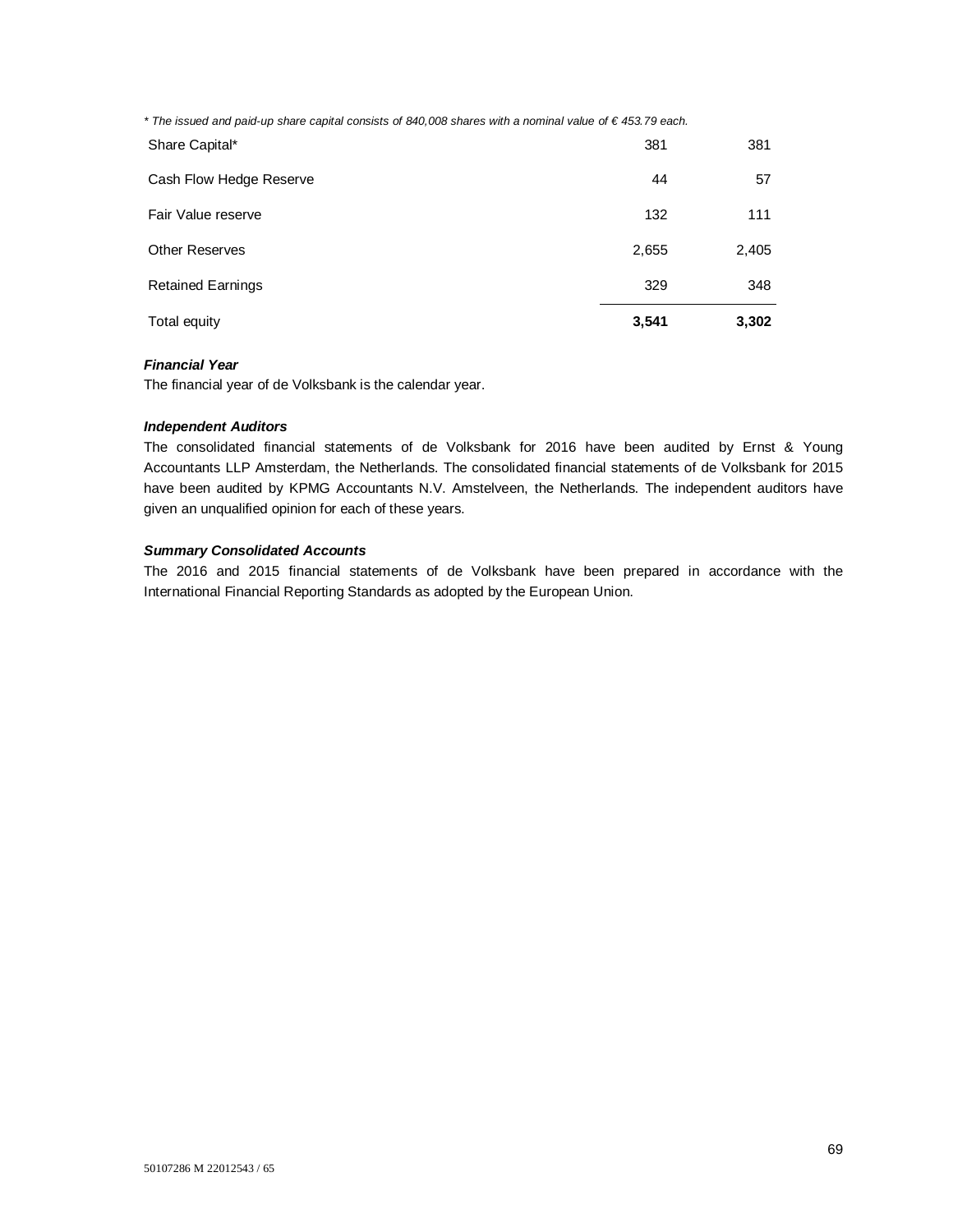* The issued and paid-up share capital consists of 840,008 shares with a nominal value of € 453.79 each.

| | | |
|---|---|---|
| Share Capital* | 381 | 381 |
| Cash Flow Hedge Reserve | 44 | 57 |
| Fair Value reserve | 132 | 111 |
| Other Reserves | 2,655 | 2,405 |
| Retained Earnings | 329 | 348 |
| Total equity | **3,541** | **3,302** |

***Financial Year***

The financial year of de Volksbank is the calendar year.

***Independent Auditors***

The consolidated financial statements of de Volksbank for 2016 have been audited by Ernst & Young Accountants LLP Amsterdam, the Netherlands. The consolidated financial statements of de Volksbank for 2015 have been audited by KPMG Accountants N.V. Amstelveen, the Netherlands. The independent auditors have given an unqualified opinion for each of these years.

***Summary Consolidated Accounts***

The 2016 and 2015 financial statements of de Volksbank have been prepared in accordance with the International Financial Reporting Standards as adopted by the European Union.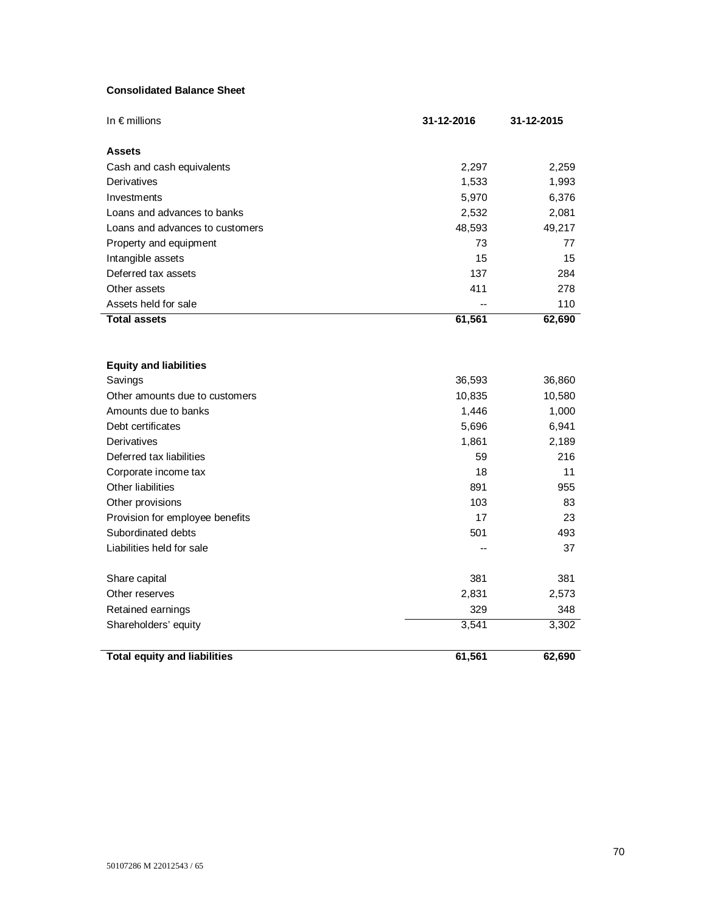**Consolidated Balance Sheet**

| In € millions | 31-12-2016 | 31-12-2015 |
|---|---|---|
| **Assets** | | |
| Cash and cash equivalents | 2,297 | 2,259 |
| Derivatives | 1,533 | 1,993 |
| Investments | 5,970 | 6,376 |
| Loans and advances to banks | 2,532 | 2,081 |
| Loans and advances to customers | 48,593 | 49,217 |
| Property and equipment | 73 | 77 |
| Intangible assets | 15 | 15 |
| Deferred tax assets | 137 | 284 |
| Other assets | 411 | 278 |
| Assets held for sale | -- | 110 |
| **Total assets** | **61,561** | **62,690** |
| | | |
| **Equity and liabilities** | | |
| Savings | 36,593 | 36,860 |
| Other amounts due to customers | 10,835 | 10,580 |
| Amounts due to banks | 1,446 | 1,000 |
| Debt certificates | 5,696 | 6,941 |
| Derivatives | 1,861 | 2,189 |
| Deferred tax liabilities | 59 | 216 |
| Corporate income tax | 18 | 11 |
| Other liabilities | 891 | 955 |
| Other provisions | 103 | 83 |
| Provision for employee benefits | 17 | 23 |
| Subordinated debts | 501 | 493 |
| Liabilities held for sale | -- | 37 |
| | | |
| Share capital | 381 | 381 |
| Other reserves | 2,831 | 2,573 |
| Retained earnings | 329 | 348 |
| Shareholders' equity | 3,541 | 3,302 |
| | | |
| **Total equity and liabilities** | **61,561** | **62,690** |

50107286 M 22012543 / 65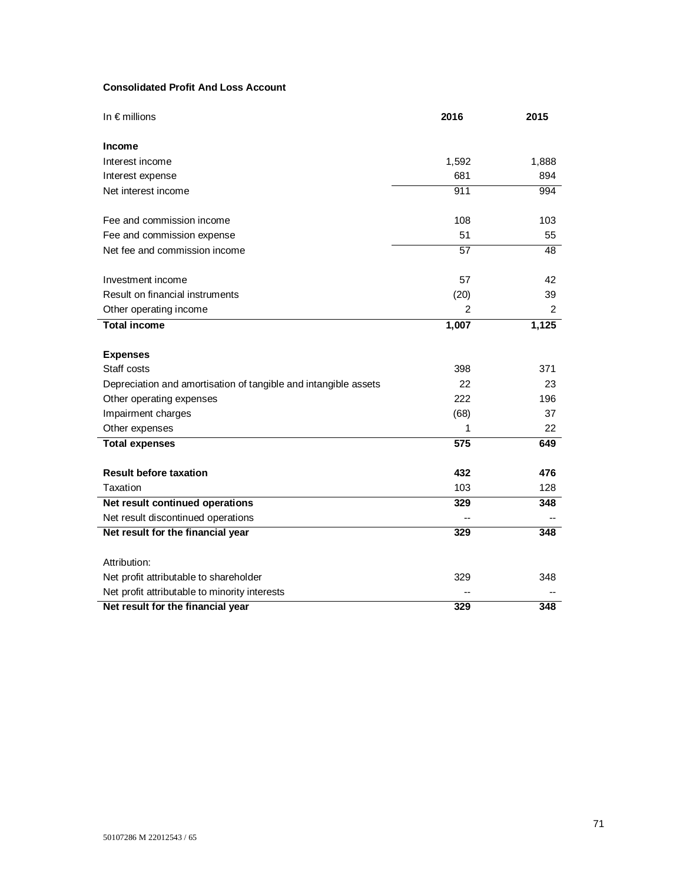**Consolidated Profit And Loss Account**

| In € millions | 2016 | 2015 |
|---|---|---|
| **Income** | | |
| Interest income | 1,592 | 1,888 |
| Interest expense | 681 | 894 |
| Net interest income | 911 | 994 |
| | | |
| Fee and commission income | 108 | 103 |
| Fee and commission expense | 51 | 55 |
| Net fee and commission income | 57 | 48 |
| | | |
| Investment income | 57 | 42 |
| Result on financial instruments | (20) | 39 |
| Other operating income | 2 | 2 |
| **Total income** | **1,007** | **1,125** |
| | | |
| **Expenses** | | |
| Staff costs | 398 | 371 |
| Depreciation and amortisation of tangible and intangible assets | 22 | 23 |
| Other operating expenses | 222 | 196 |
| Impairment charges | (68) | 37 |
| Other expenses | 1 | 22 |
| **Total expenses** | **575** | **649** |
| | | |
| **Result before taxation** | **432** | **476** |
| Taxation | 103 | 128 |
| **Net result continued operations** | **329** | **348** |
| Net result discontinued operations | -- | -- |
| **Net result for the financial year** | **329** | **348** |
| | | |
| Attribution: | | |
| Net profit attributable to shareholder | 329 | 348 |
| Net profit attributable to minority interests | -- | -- |
| **Net result for the financial year** | **329** | **348** |

50107286 M 22012543 / 65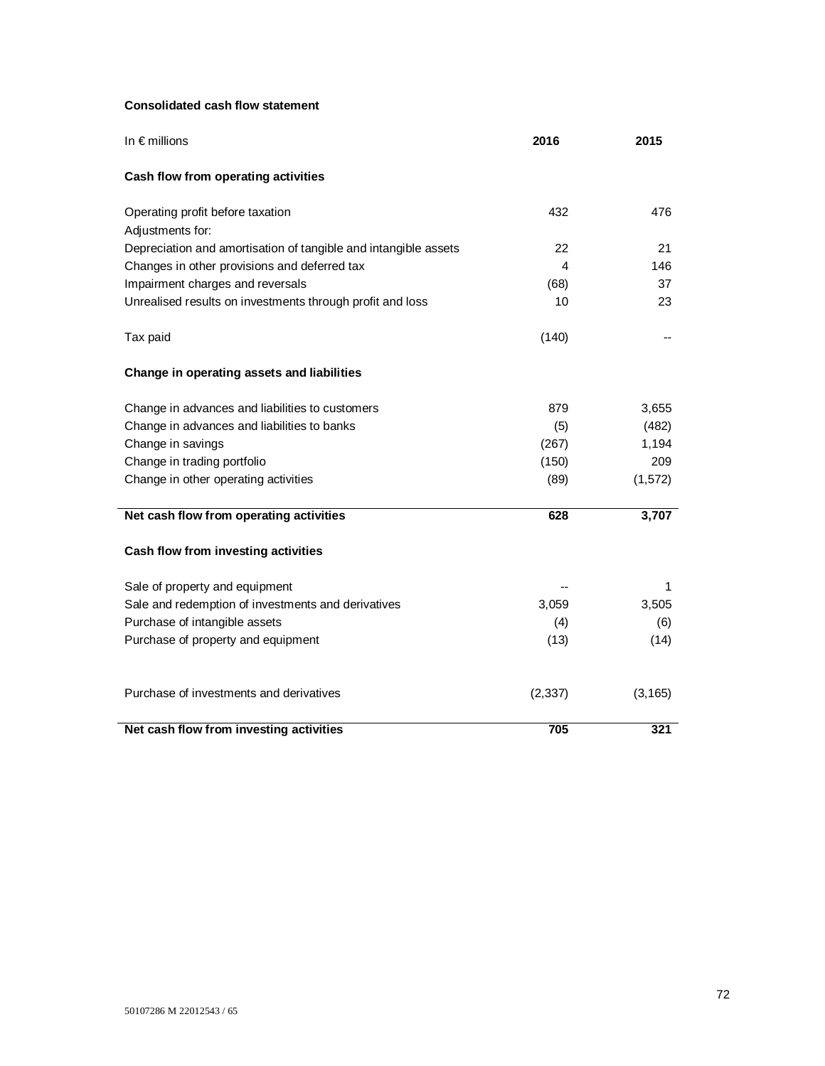**Consolidated cash flow statement**

| In € millions | 2016 | 2015 |
|---|---|---|
| **Cash flow from operating activities** | | |
| Operating profit before taxation | 432 | 476 |
| Adjustments for: | | |
| Depreciation and amortisation of tangible and intangible assets | 22 | 21 |
| Changes in other provisions and deferred tax | 4 | 146 |
| Impairment charges and reversals | (68) | 37 |
| Unrealised results on investments through profit and loss | 10 | 23 |
| Tax paid | (140) | -- |
| **Change in operating assets and liabilities** | | |
| Change in advances and liabilities to customers | 879 | 3,655 |
| Change in advances and liabilities to banks | (5) | (482) |
| Change in savings | (267) | 1,194 |
| Change in trading portfolio | (150) | 209 |
| Change in other operating activities | (89) | (1,572) |
| **Net cash flow from operating activities** | **628** | **3,707** |
| **Cash flow from investing activities** | | |
| Sale of property and equipment | -- | 1 |
| Sale and redemption of investments and derivatives | 3,059 | 3,505 |
| Purchase of intangible assets | (4) | (6) |
| Purchase of property and equipment | (13) | (14) |
| Purchase of investments and derivatives | (2,337) | (3,165) |
| **Net cash flow from investing activities** | **705** | **321** |

50107286 M 22012543 / 65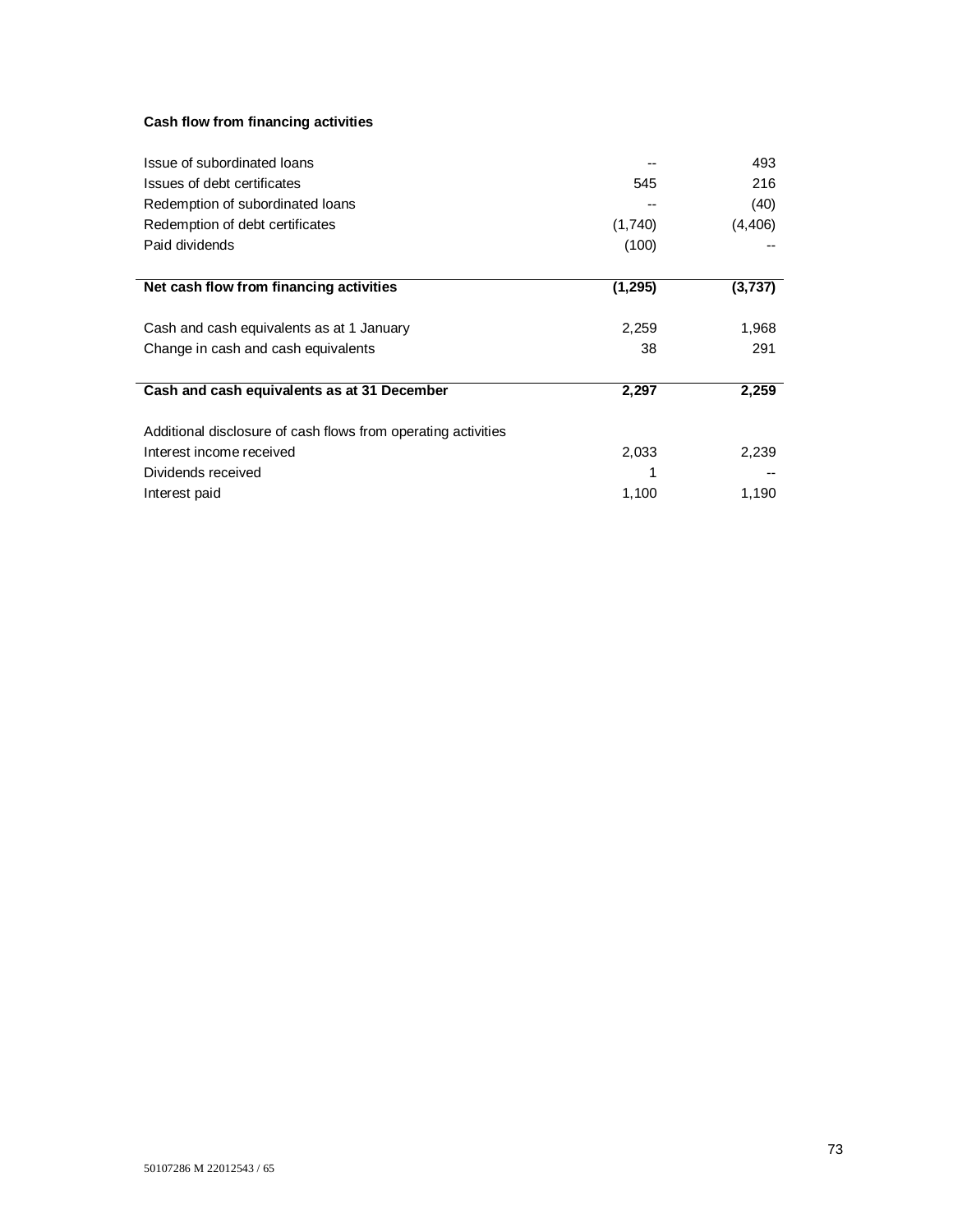**Cash flow from financing activities**

| | | |
|---|---|---|
| Issue of subordinated loans | -- | 493 |
| Issues of debt certificates | 545 | 216 |
| Redemption of subordinated loans | -- | (40) |
| Redemption of debt certificates | (1,740) | (4,406) |
| Paid dividends | (100) | -- |
| **Net cash flow from financing activities** | **(1,295)** | **(3,737)** |
| Cash and cash equivalents as at 1 January | 2,259 | 1,968 |
| Change in cash and cash equivalents | 38 | 291 |
| **Cash and cash equivalents as at 31 December** | **2,297** | **2,259** |
| Additional disclosure of cash flows from operating activities | | |
| Interest income received | 2,033 | 2,239 |
| Dividends received | 1 | -- |
| Interest paid | 1,100 | 1,190 |

50107286 M 22012543 / 65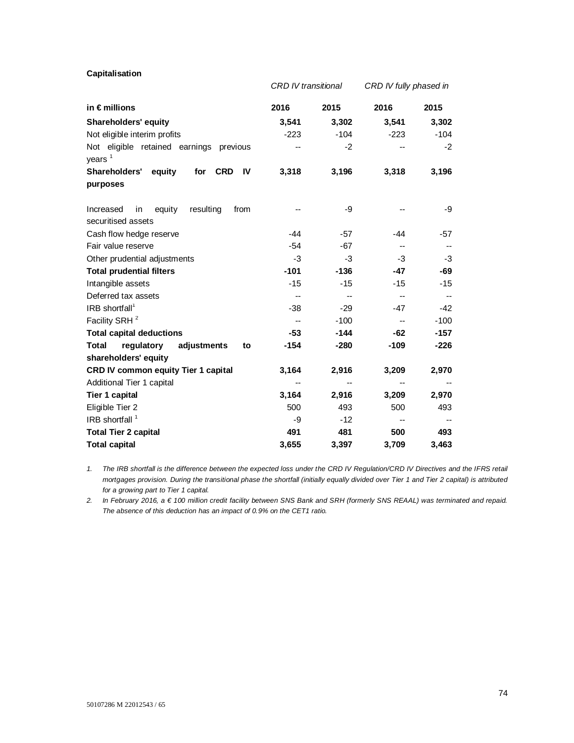**Capitalisation**

| | *CRD IV transitional* | | *CRD IV fully phased in* | |
|---|---|---|---|---|
| **in € millions** | **2016** | **2015** | **2016** | **2015** |
| **Shareholders' equity** | **3,541** | **3,302** | **3,541** | **3,302** |
| Not eligible interim profits | -223 | -104 | -223 | -104 |
| Not eligible retained earnings previous years [1] | -- | -2 | -- | -2 |
| **Shareholders' equity for CRD IV purposes** | **3,318** | **3,196** | **3,318** | **3,196** |
| | | | | |
| Increased in equity resulting from securitised assets | -- | -9 | -- | -9 |
| Cash flow hedge reserve | -44 | -57 | -44 | -57 |
| Fair value reserve | -54 | -67 | -- | -- |
| Other prudential adjustments | -3 | -3 | -3 | -3 |
| **Total prudential filters** | **-101** | **-136** | **-47** | **-69** |
| Intangible assets | -15 | -15 | -15 | -15 |
| Deferred tax assets | -- | -- | -- | -- |
| IRB shortfall[1] | -38 | -29 | -47 | -42 |
| Facility SRH [2] | -- | -100 | -- | -100 |
| **Total capital deductions** | **-53** | **-144** | **-62** | **-157** |
| **Total regulatory adjustments to shareholders' equity** | **-154** | **-280** | **-109** | **-226** |
| **CRD IV common equity Tier 1 capital** | **3,164** | **2,916** | **3,209** | **2,970** |
| Additional Tier 1 capital | -- | -- | -- | -- |
| **Tier 1 capital** | **3,164** | **2,916** | **3,209** | **2,970** |
| Eligible Tier 2 | 500 | 493 | 500 | 493 |
| IRB shortfall [1] | -9 | -12 | -- | -- |
| **Total Tier 2 capital** | **491** | **481** | **500** | **493** |
| **Total capital** | **3,655** | **3,397** | **3,709** | **3,463** |

1. *The IRB shortfall is the difference between the expected loss under the CRD IV Regulation/CRD IV Directives and the IFRS retail mortgages provision. During the transitional phase the shortfall (initially equally divided over Tier 1 and Tier 2 capital) is attributed for a growing part to Tier 1 capital.*
2. *In February 2016, a € 100 million credit facility between SNS Bank and SRH (formerly SNS REAAL) was terminated and repaid. The absence of this deduction has an impact of 0.9% on the CET1 ratio.*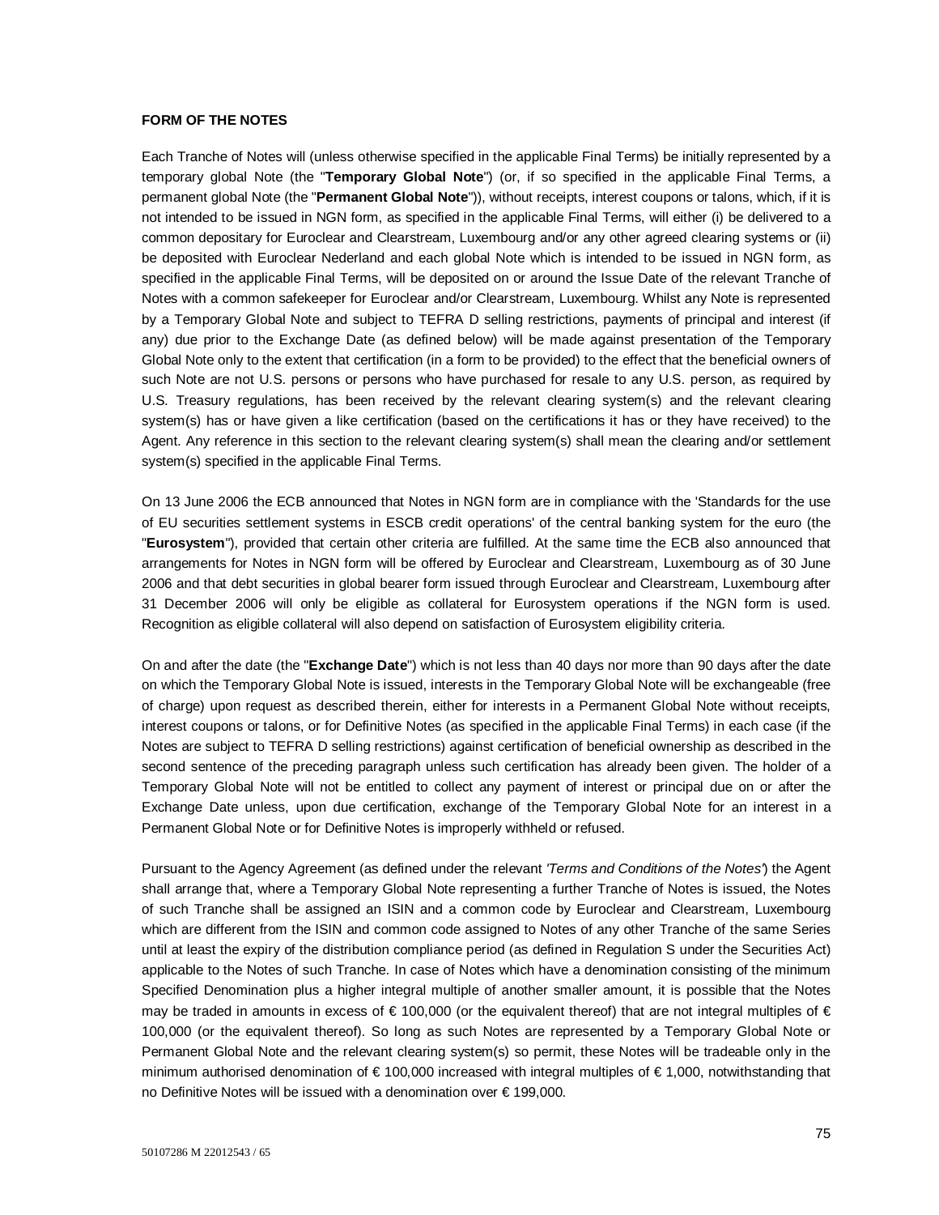**FORM OF THE NOTES**

Each Tranche of Notes will (unless otherwise specified in the applicable Final Terms) be initially represented by a temporary global Note (the "**Temporary Global Note**") (or, if so specified in the applicable Final Terms, a permanent global Note (the "**Permanent Global Note**")), without receipts, interest coupons or talons, which, if it is not intended to be issued in NGN form, as specified in the applicable Final Terms, will either (i) be delivered to a common depositary for Euroclear and Clearstream, Luxembourg and/or any other agreed clearing systems or (ii) be deposited with Euroclear Nederland and each global Note which is intended to be issued in NGN form, as specified in the applicable Final Terms, will be deposited on or around the Issue Date of the relevant Tranche of Notes with a common safekeeper for Euroclear and/or Clearstream, Luxembourg. Whilst any Note is represented by a Temporary Global Note and subject to TEFRA D selling restrictions, payments of principal and interest (if any) due prior to the Exchange Date (as defined below) will be made against presentation of the Temporary Global Note only to the extent that certification (in a form to be provided) to the effect that the beneficial owners of such Note are not U.S. persons or persons who have purchased for resale to any U.S. person, as required by U.S. Treasury regulations, has been received by the relevant clearing system(s) and the relevant clearing system(s) has or have given a like certification (based on the certifications it has or they have received) to the Agent. Any reference in this section to the relevant clearing system(s) shall mean the clearing and/or settlement system(s) specified in the applicable Final Terms.

On 13 June 2006 the ECB announced that Notes in NGN form are in compliance with the 'Standards for the use of EU securities settlement systems in ESCB credit operations' of the central banking system for the euro (the "**Eurosystem**"), provided that certain other criteria are fulfilled. At the same time the ECB also announced that arrangements for Notes in NGN form will be offered by Euroclear and Clearstream, Luxembourg as of 30 June 2006 and that debt securities in global bearer form issued through Euroclear and Clearstream, Luxembourg after 31 December 2006 will only be eligible as collateral for Eurosystem operations if the NGN form is used. Recognition as eligible collateral will also depend on satisfaction of Eurosystem eligibility criteria.

On and after the date (the "**Exchange Date**") which is not less than 40 days nor more than 90 days after the date on which the Temporary Global Note is issued, interests in the Temporary Global Note will be exchangeable (free of charge) upon request as described therein, either for interests in a Permanent Global Note without receipts, interest coupons or talons, or for Definitive Notes (as specified in the applicable Final Terms) in each case (if the Notes are subject to TEFRA D selling restrictions) against certification of beneficial ownership as described in the second sentence of the preceding paragraph unless such certification has already been given. The holder of a Temporary Global Note will not be entitled to collect any payment of interest or principal due on or after the Exchange Date unless, upon due certification, exchange of the Temporary Global Note for an interest in a Permanent Global Note or for Definitive Notes is improperly withheld or refused.

Pursuant to the Agency Agreement (as defined under the relevant *'Terms and Conditions of the Notes'*) the Agent shall arrange that, where a Temporary Global Note representing a further Tranche of Notes is issued, the Notes of such Tranche shall be assigned an ISIN and a common code by Euroclear and Clearstream, Luxembourg which are different from the ISIN and common code assigned to Notes of any other Tranche of the same Series until at least the expiry of the distribution compliance period (as defined in Regulation S under the Securities Act) applicable to the Notes of such Tranche. In case of Notes which have a denomination consisting of the minimum Specified Denomination plus a higher integral multiple of another smaller amount, it is possible that the Notes may be traded in amounts in excess of € 100,000 (or the equivalent thereof) that are not integral multiples of € 100,000 (or the equivalent thereof). So long as such Notes are represented by a Temporary Global Note or Permanent Global Note and the relevant clearing system(s) so permit, these Notes will be tradeable only in the minimum authorised denomination of € 100,000 increased with integral multiples of € 1,000, notwithstanding that no Definitive Notes will be issued with a denomination over € 199,000.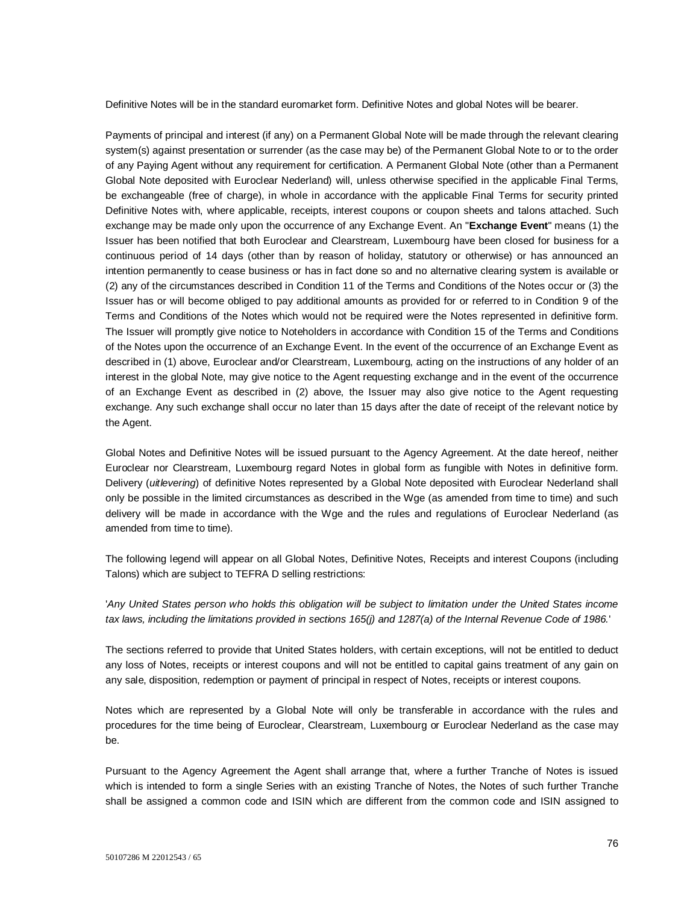Definitive Notes will be in the standard euromarket form. Definitive Notes and global Notes will be bearer.

Payments of principal and interest (if any) on a Permanent Global Note will be made through the relevant clearing system(s) against presentation or surrender (as the case may be) of the Permanent Global Note to or to the order of any Paying Agent without any requirement for certification. A Permanent Global Note (other than a Permanent Global Note deposited with Euroclear Nederland) will, unless otherwise specified in the applicable Final Terms, be exchangeable (free of charge), in whole in accordance with the applicable Final Terms for security printed Definitive Notes with, where applicable, receipts, interest coupons or coupon sheets and talons attached. Such exchange may be made only upon the occurrence of any Exchange Event. An "**Exchange Event**" means (1) the Issuer has been notified that both Euroclear and Clearstream, Luxembourg have been closed for business for a continuous period of 14 days (other than by reason of holiday, statutory or otherwise) or has announced an intention permanently to cease business or has in fact done so and no alternative clearing system is available or (2) any of the circumstances described in Condition 11 of the Terms and Conditions of the Notes occur or (3) the Issuer has or will become obliged to pay additional amounts as provided for or referred to in Condition 9 of the Terms and Conditions of the Notes which would not be required were the Notes represented in definitive form. The Issuer will promptly give notice to Noteholders in accordance with Condition 15 of the Terms and Conditions of the Notes upon the occurrence of an Exchange Event. In the event of the occurrence of an Exchange Event as described in (1) above, Euroclear and/or Clearstream, Luxembourg, acting on the instructions of any holder of an interest in the global Note, may give notice to the Agent requesting exchange and in the event of the occurrence of an Exchange Event as described in (2) above, the Issuer may also give notice to the Agent requesting exchange. Any such exchange shall occur no later than 15 days after the date of receipt of the relevant notice by the Agent.

Global Notes and Definitive Notes will be issued pursuant to the Agency Agreement. At the date hereof, neither Euroclear nor Clearstream, Luxembourg regard Notes in global form as fungible with Notes in definitive form. Delivery (*uitlevering*) of definitive Notes represented by a Global Note deposited with Euroclear Nederland shall only be possible in the limited circumstances as described in the Wge (as amended from time to time) and such delivery will be made in accordance with the Wge and the rules and regulations of Euroclear Nederland (as amended from time to time).

The following legend will appear on all Global Notes, Definitive Notes, Receipts and interest Coupons (including Talons) which are subject to TEFRA D selling restrictions:

'*Any United States person who holds this obligation will be subject to limitation under the United States income tax laws, including the limitations provided in sections 165(j) and 1287(a) of the Internal Revenue Code of 1986.*'

The sections referred to provide that United States holders, with certain exceptions, will not be entitled to deduct any loss of Notes, receipts or interest coupons and will not be entitled to capital gains treatment of any gain on any sale, disposition, redemption or payment of principal in respect of Notes, receipts or interest coupons.

Notes which are represented by a Global Note will only be transferable in accordance with the rules and procedures for the time being of Euroclear, Clearstream, Luxembourg or Euroclear Nederland as the case may be.

Pursuant to the Agency Agreement the Agent shall arrange that, where a further Tranche of Notes is issued which is intended to form a single Series with an existing Tranche of Notes, the Notes of such further Tranche shall be assigned a common code and ISIN which are different from the common code and ISIN assigned to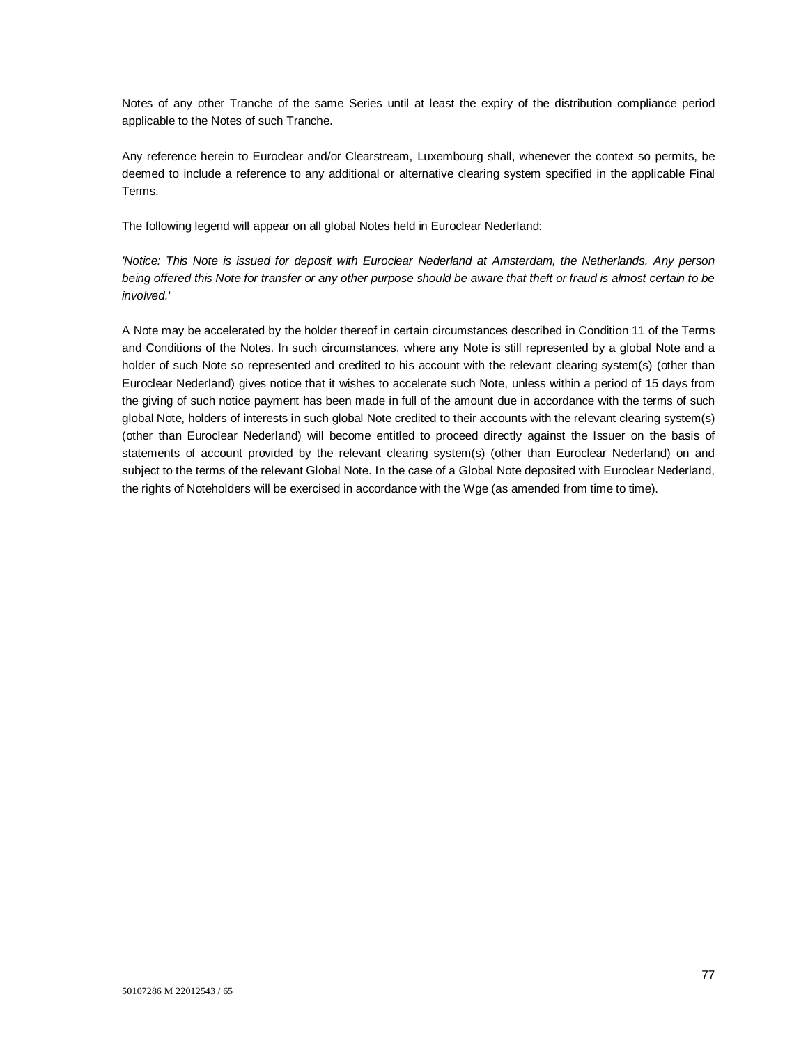Notes of any other Tranche of the same Series until at least the expiry of the distribution compliance period applicable to the Notes of such Tranche.

Any reference herein to Euroclear and/or Clearstream, Luxembourg shall, whenever the context so permits, be deemed to include a reference to any additional or alternative clearing system specified in the applicable Final Terms.

The following legend will appear on all global Notes held in Euroclear Nederland:

*'Notice: This Note is issued for deposit with Euroclear Nederland at Amsterdam, the Netherlands. Any person being offered this Note for transfer or any other purpose should be aware that theft or fraud is almost certain to be involved.'*

A Note may be accelerated by the holder thereof in certain circumstances described in Condition 11 of the Terms and Conditions of the Notes. In such circumstances, where any Note is still represented by a global Note and a holder of such Note so represented and credited to his account with the relevant clearing system(s) (other than Euroclear Nederland) gives notice that it wishes to accelerate such Note, unless within a period of 15 days from the giving of such notice payment has been made in full of the amount due in accordance with the terms of such global Note, holders of interests in such global Note credited to their accounts with the relevant clearing system(s) (other than Euroclear Nederland) will become entitled to proceed directly against the Issuer on the basis of statements of account provided by the relevant clearing system(s) (other than Euroclear Nederland) on and subject to the terms of the relevant Global Note. In the case of a Global Note deposited with Euroclear Nederland, the rights of Noteholders will be exercised in accordance with the Wge (as amended from time to time).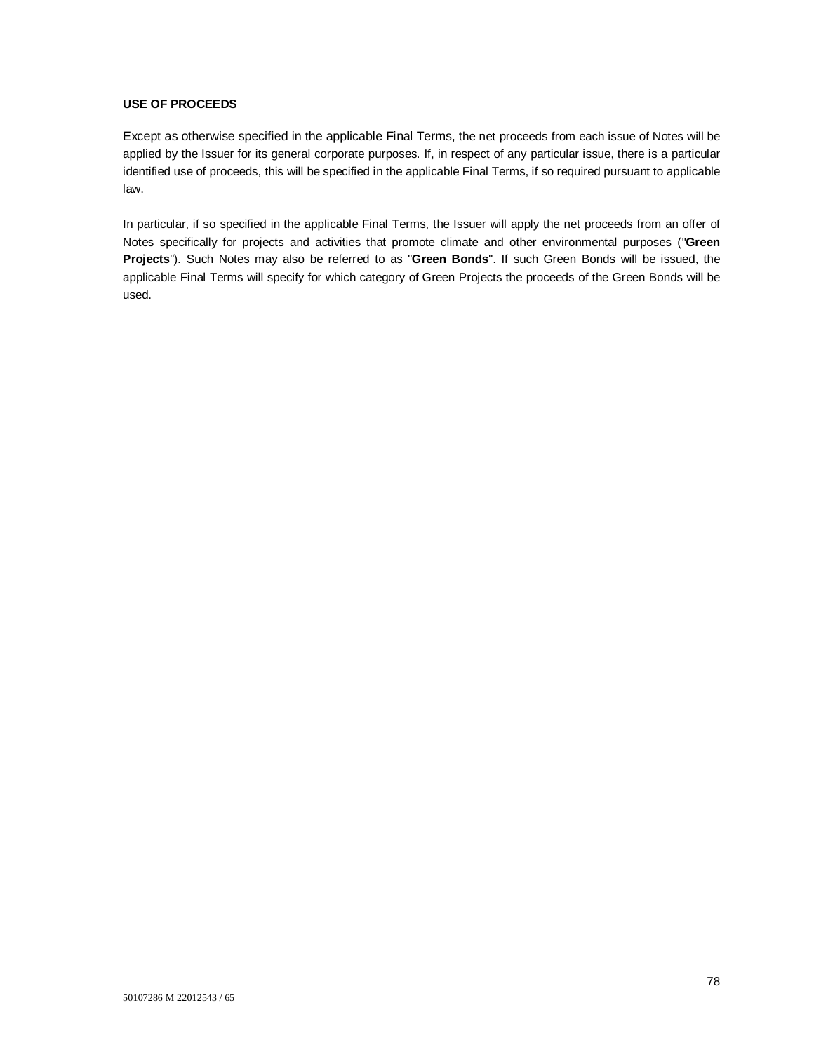## USE OF PROCEEDS

Except as otherwise specified in the applicable Final Terms, the net proceeds from each issue of Notes will be applied by the Issuer for its general corporate purposes. If, in respect of any particular issue, there is a particular identified use of proceeds, this will be specified in the applicable Final Terms, if so required pursuant to applicable law.

In particular, if so specified in the applicable Final Terms, the Issuer will apply the net proceeds from an offer of Notes specifically for projects and activities that promote climate and other environmental purposes ("**Green Projects**"). Such Notes may also be referred to as "**Green Bonds**". If such Green Bonds will be issued, the applicable Final Terms will specify for which category of Green Projects the proceeds of the Green Bonds will be used.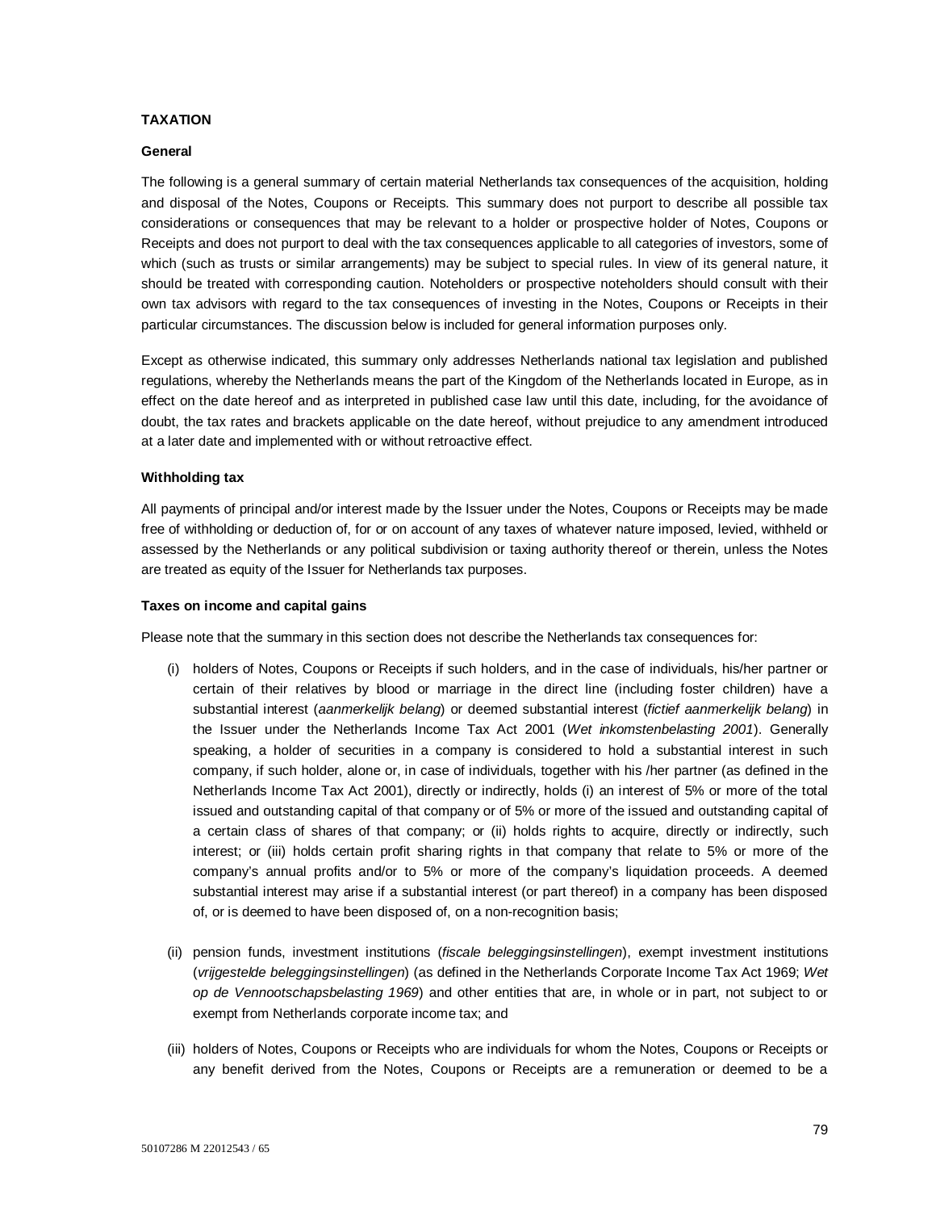## TAXATION

### General

The following is a general summary of certain material Netherlands tax consequences of the acquisition, holding and disposal of the Notes, Coupons or Receipts. This summary does not purport to describe all possible tax considerations or consequences that may be relevant to a holder or prospective holder of Notes, Coupons or Receipts and does not purport to deal with the tax consequences applicable to all categories of investors, some of which (such as trusts or similar arrangements) may be subject to special rules. In view of its general nature, it should be treated with corresponding caution. Noteholders or prospective noteholders should consult with their own tax advisors with regard to the tax consequences of investing in the Notes, Coupons or Receipts in their particular circumstances. The discussion below is included for general information purposes only.

Except as otherwise indicated, this summary only addresses Netherlands national tax legislation and published regulations, whereby the Netherlands means the part of the Kingdom of the Netherlands located in Europe, as in effect on the date hereof and as interpreted in published case law until this date, including, for the avoidance of doubt, the tax rates and brackets applicable on the date hereof, without prejudice to any amendment introduced at a later date and implemented with or without retroactive effect.

### Withholding tax

All payments of principal and/or interest made by the Issuer under the Notes, Coupons or Receipts may be made free of withholding or deduction of, for or on account of any taxes of whatever nature imposed, levied, withheld or assessed by the Netherlands or any political subdivision or taxing authority thereof or therein, unless the Notes are treated as equity of the Issuer for Netherlands tax purposes.

### Taxes on income and capital gains

Please note that the summary in this section does not describe the Netherlands tax consequences for:

(i) holders of Notes, Coupons or Receipts if such holders, and in the case of individuals, his/her partner or certain of their relatives by blood or marriage in the direct line (including foster children) have a substantial interest (*aanmerkelijk belang*) or deemed substantial interest (*fictief aanmerkelijk belang*) in the Issuer under the Netherlands Income Tax Act 2001 (*Wet inkomstenbelasting 2001*). Generally speaking, a holder of securities in a company is considered to hold a substantial interest in such company, if such holder, alone or, in case of individuals, together with his /her partner (as defined in the Netherlands Income Tax Act 2001), directly or indirectly, holds (i) an interest of 5% or more of the total issued and outstanding capital of that company or of 5% or more of the issued and outstanding capital of a certain class of shares of that company; or (ii) holds rights to acquire, directly or indirectly, such interest; or (iii) holds certain profit sharing rights in that company that relate to 5% or more of the company's annual profits and/or to 5% or more of the company's liquidation proceeds. A deemed substantial interest may arise if a substantial interest (or part thereof) in a company has been disposed of, or is deemed to have been disposed of, on a non-recognition basis;

(ii) pension funds, investment institutions (*fiscale beleggingsinstellingen*), exempt investment institutions (*vrijgestelde beleggingsinstellingen*) (as defined in the Netherlands Corporate Income Tax Act 1969; *Wet op de Vennootschapsbelasting 1969*) and other entities that are, in whole or in part, not subject to or exempt from Netherlands corporate income tax; and

(iii) holders of Notes, Coupons or Receipts who are individuals for whom the Notes, Coupons or Receipts or any benefit derived from the Notes, Coupons or Receipts are a remuneration or deemed to be a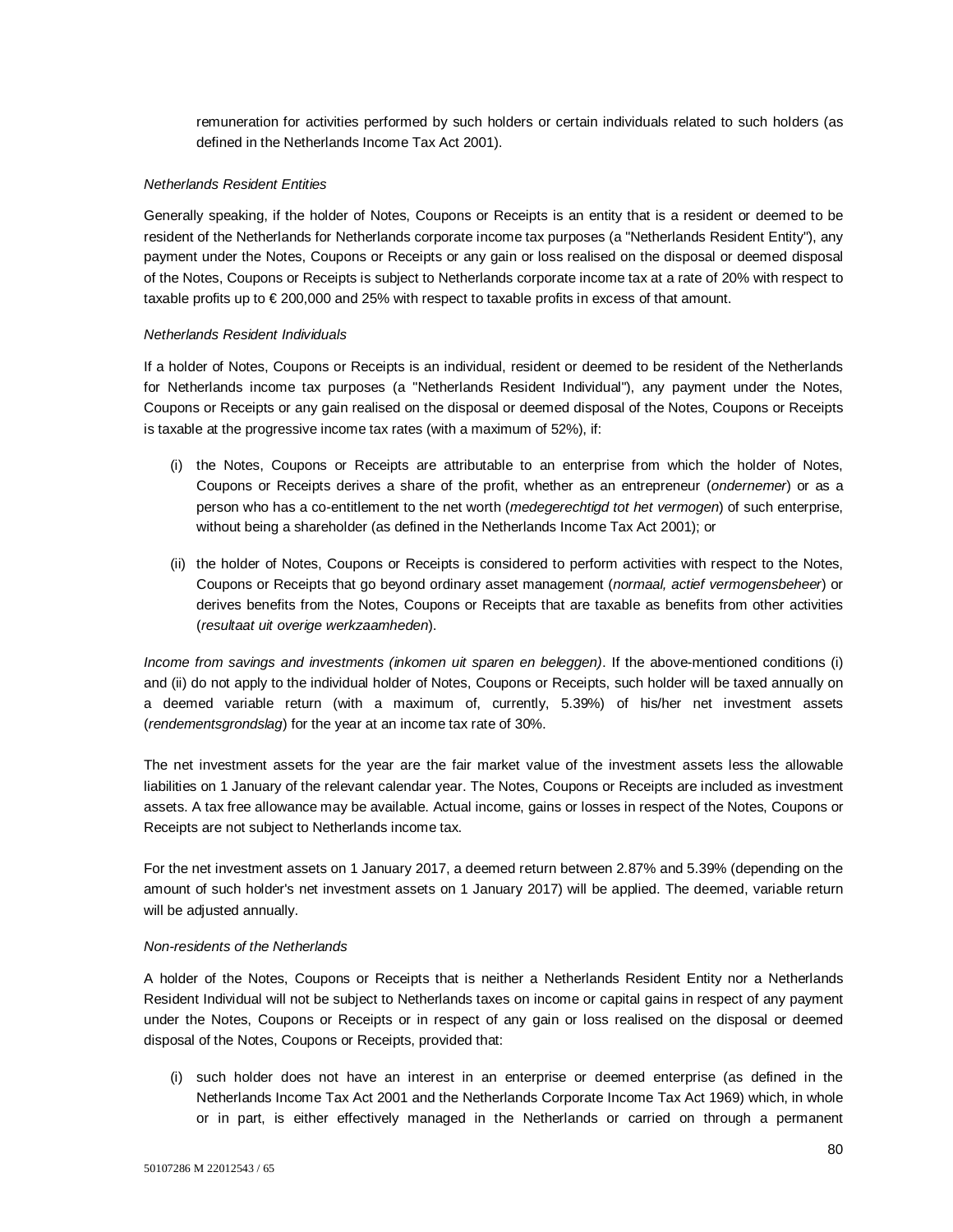remuneration for activities performed by such holders or certain individuals related to such holders (as defined in the Netherlands Income Tax Act 2001).

*Netherlands Resident Entities*

Generally speaking, if the holder of Notes, Coupons or Receipts is an entity that is a resident or deemed to be resident of the Netherlands for Netherlands corporate income tax purposes (a "Netherlands Resident Entity"), any payment under the Notes, Coupons or Receipts or any gain or loss realised on the disposal or deemed disposal of the Notes, Coupons or Receipts is subject to Netherlands corporate income tax at a rate of 20% with respect to taxable profits up to € 200,000 and 25% with respect to taxable profits in excess of that amount.

*Netherlands Resident Individuals*

If a holder of Notes, Coupons or Receipts is an individual, resident or deemed to be resident of the Netherlands for Netherlands income tax purposes (a "Netherlands Resident Individual"), any payment under the Notes, Coupons or Receipts or any gain realised on the disposal or deemed disposal of the Notes, Coupons or Receipts is taxable at the progressive income tax rates (with a maximum of 52%), if:

(i) the Notes, Coupons or Receipts are attributable to an enterprise from which the holder of Notes, Coupons or Receipts derives a share of the profit, whether as an entrepreneur (*ondernemer*) or as a person who has a co-entitlement to the net worth (*medegerechtigd tot het vermogen*) of such enterprise, without being a shareholder (as defined in the Netherlands Income Tax Act 2001); or

(ii) the holder of Notes, Coupons or Receipts is considered to perform activities with respect to the Notes, Coupons or Receipts that go beyond ordinary asset management (*normaal, actief vermogensbeheer*) or derives benefits from the Notes, Coupons or Receipts that are taxable as benefits from other activities (*resultaat uit overige werkzaamheden*).

*Income from savings and investments (inkomen uit sparen en beleggen)*. If the above-mentioned conditions (i) and (ii) do not apply to the individual holder of Notes, Coupons or Receipts, such holder will be taxed annually on a deemed variable return (with a maximum of, currently, 5.39%) of his/her net investment assets (*rendementsgrondslag*) for the year at an income tax rate of 30%.

The net investment assets for the year are the fair market value of the investment assets less the allowable liabilities on 1 January of the relevant calendar year. The Notes, Coupons or Receipts are included as investment assets. A tax free allowance may be available. Actual income, gains or losses in respect of the Notes, Coupons or Receipts are not subject to Netherlands income tax.

For the net investment assets on 1 January 2017, a deemed return between 2.87% and 5.39% (depending on the amount of such holder's net investment assets on 1 January 2017) will be applied. The deemed, variable return will be adjusted annually.

*Non-residents of the Netherlands*

A holder of the Notes, Coupons or Receipts that is neither a Netherlands Resident Entity nor a Netherlands Resident Individual will not be subject to Netherlands taxes on income or capital gains in respect of any payment under the Notes, Coupons or Receipts or in respect of any gain or loss realised on the disposal or deemed disposal of the Notes, Coupons or Receipts, provided that:

(i) such holder does not have an interest in an enterprise or deemed enterprise (as defined in the Netherlands Income Tax Act 2001 and the Netherlands Corporate Income Tax Act 1969) which, in whole or in part, is either effectively managed in the Netherlands or carried on through a permanent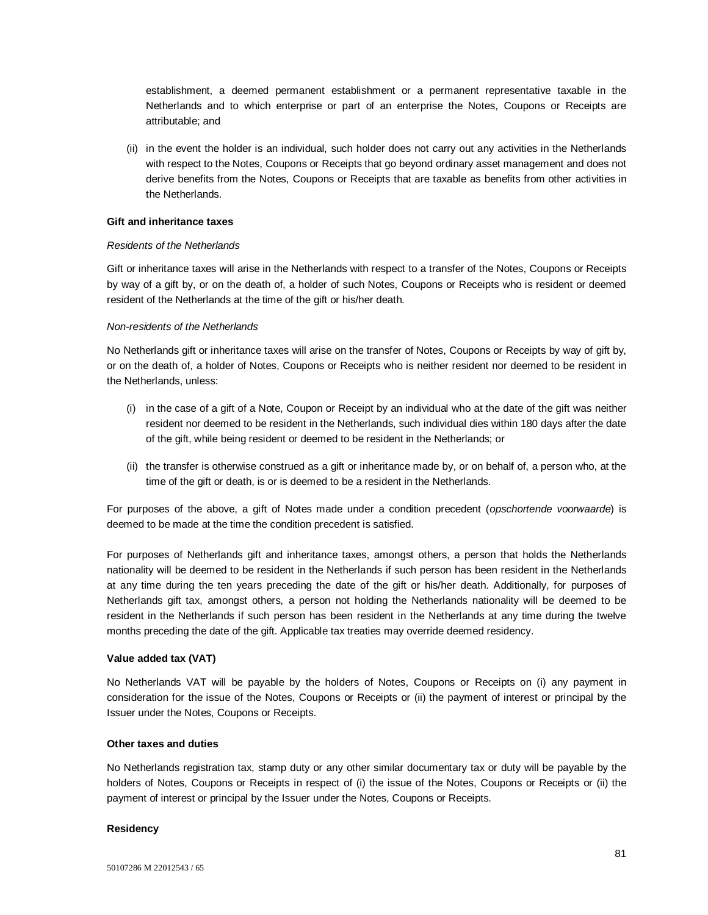establishment, a deemed permanent establishment or a permanent representative taxable in the Netherlands and to which enterprise or part of an enterprise the Notes, Coupons or Receipts are attributable; and

(ii) in the event the holder is an individual, such holder does not carry out any activities in the Netherlands with respect to the Notes, Coupons or Receipts that go beyond ordinary asset management and does not derive benefits from the Notes, Coupons or Receipts that are taxable as benefits from other activities in the Netherlands.

**Gift and inheritance taxes**

*Residents of the Netherlands*

Gift or inheritance taxes will arise in the Netherlands with respect to a transfer of the Notes, Coupons or Receipts by way of a gift by, or on the death of, a holder of such Notes, Coupons or Receipts who is resident or deemed resident of the Netherlands at the time of the gift or his/her death.

*Non-residents of the Netherlands*

No Netherlands gift or inheritance taxes will arise on the transfer of Notes, Coupons or Receipts by way of gift by, or on the death of, a holder of Notes, Coupons or Receipts who is neither resident nor deemed to be resident in the Netherlands, unless:

(i) in the case of a gift of a Note, Coupon or Receipt by an individual who at the date of the gift was neither resident nor deemed to be resident in the Netherlands, such individual dies within 180 days after the date of the gift, while being resident or deemed to be resident in the Netherlands; or

(ii) the transfer is otherwise construed as a gift or inheritance made by, or on behalf of, a person who, at the time of the gift or death, is or is deemed to be a resident in the Netherlands.

For purposes of the above, a gift of Notes made under a condition precedent (*opschortende voorwaarde*) is deemed to be made at the time the condition precedent is satisfied.

For purposes of Netherlands gift and inheritance taxes, amongst others, a person that holds the Netherlands nationality will be deemed to be resident in the Netherlands if such person has been resident in the Netherlands at any time during the ten years preceding the date of the gift or his/her death. Additionally, for purposes of Netherlands gift tax, amongst others, a person not holding the Netherlands nationality will be deemed to be resident in the Netherlands if such person has been resident in the Netherlands at any time during the twelve months preceding the date of the gift. Applicable tax treaties may override deemed residency.

**Value added tax (VAT)**

No Netherlands VAT will be payable by the holders of Notes, Coupons or Receipts on (i) any payment in consideration for the issue of the Notes, Coupons or Receipts or (ii) the payment of interest or principal by the Issuer under the Notes, Coupons or Receipts.

**Other taxes and duties**

No Netherlands registration tax, stamp duty or any other similar documentary tax or duty will be payable by the holders of Notes, Coupons or Receipts in respect of (i) the issue of the Notes, Coupons or Receipts or (ii) the payment of interest or principal by the Issuer under the Notes, Coupons or Receipts.

**Residency**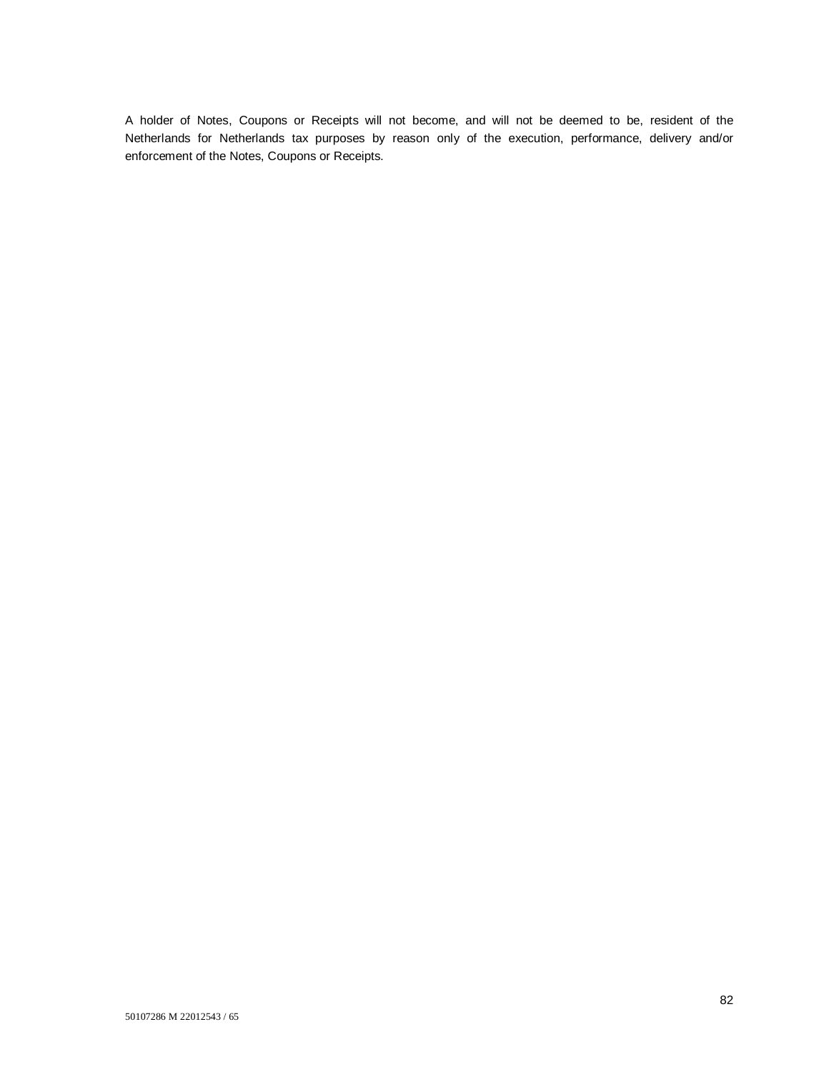A holder of Notes, Coupons or Receipts will not become, and will not be deemed to be, resident of the Netherlands for Netherlands tax purposes by reason only of the execution, performance, delivery and/or enforcement of the Notes, Coupons or Receipts.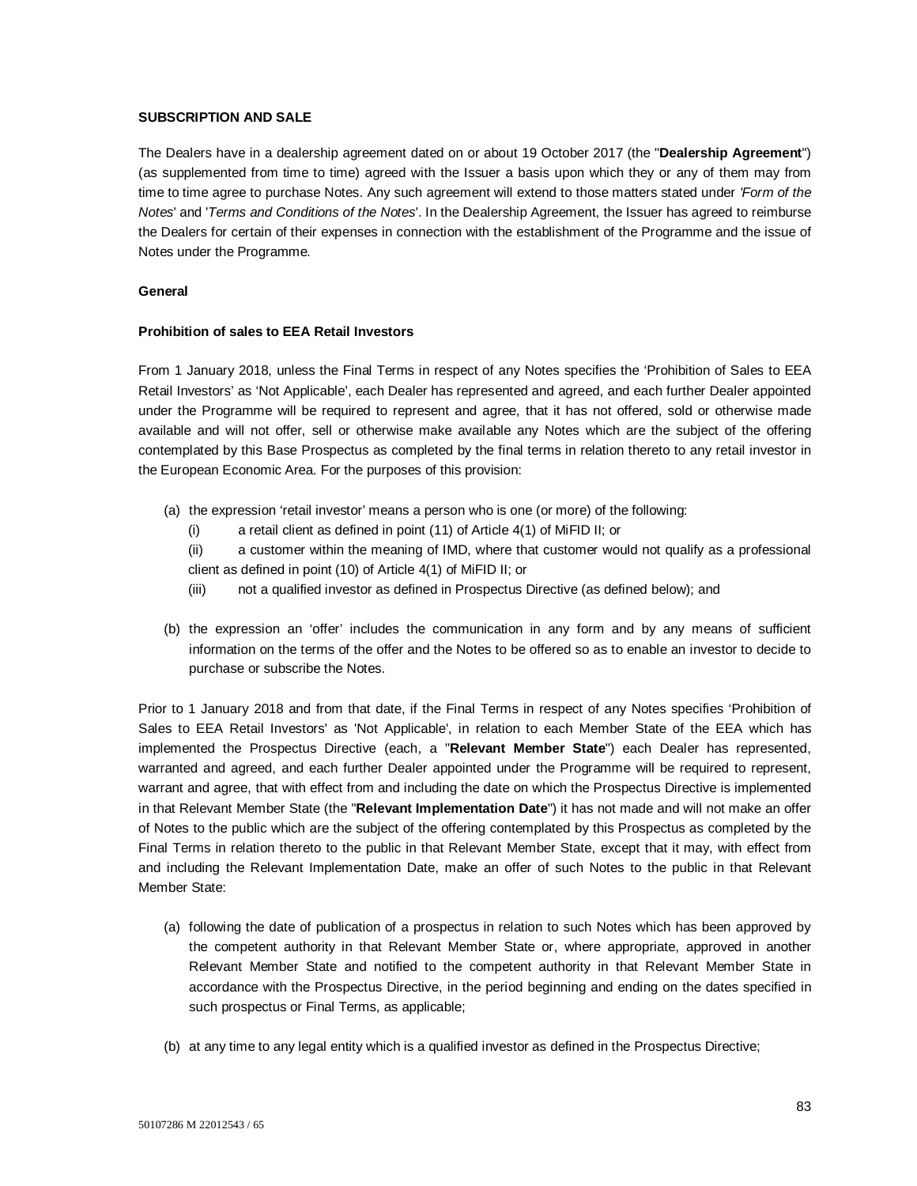## SUBSCRIPTION AND SALE

The Dealers have in a dealership agreement dated on or about 19 October 2017 (the "**Dealership Agreement**") (as supplemented from time to time) agreed with the Issuer a basis upon which they or any of them may from time to time agree to purchase Notes. Any such agreement will extend to those matters stated under *'Form of the Notes*' and '*Terms and Conditions of the Notes*'. In the Dealership Agreement, the Issuer has agreed to reimburse the Dealers for certain of their expenses in connection with the establishment of the Programme and the issue of Notes under the Programme.

### General

### Prohibition of sales to EEA Retail Investors

From 1 January 2018, unless the Final Terms in respect of any Notes specifies the 'Prohibition of Sales to EEA Retail Investors' as 'Not Applicable', each Dealer has represented and agreed, and each further Dealer appointed under the Programme will be required to represent and agree, that it has not offered, sold or otherwise made available and will not offer, sell or otherwise make available any Notes which are the subject of the offering contemplated by this Base Prospectus as completed by the final terms in relation thereto to any retail investor in the European Economic Area. For the purposes of this provision:

(a) the expression 'retail investor' means a person who is one (or more) of the following:

(i) a retail client as defined in point (11) of Article 4(1) of MiFID II; or

(ii) a customer within the meaning of IMD, where that customer would not qualify as a professional client as defined in point (10) of Article 4(1) of MiFID II; or

(iii) not a qualified investor as defined in Prospectus Directive (as defined below); and

(b) the expression an 'offer' includes the communication in any form and by any means of sufficient information on the terms of the offer and the Notes to be offered so as to enable an investor to decide to purchase or subscribe the Notes.

Prior to 1 January 2018 and from that date, if the Final Terms in respect of any Notes specifies 'Prohibition of Sales to EEA Retail Investors' as 'Not Applicable', in relation to each Member State of the EEA which has implemented the Prospectus Directive (each, a "**Relevant Member State**") each Dealer has represented, warranted and agreed, and each further Dealer appointed under the Programme will be required to represent, warrant and agree, that with effect from and including the date on which the Prospectus Directive is implemented in that Relevant Member State (the "**Relevant Implementation Date**") it has not made and will not make an offer of Notes to the public which are the subject of the offering contemplated by this Prospectus as completed by the Final Terms in relation thereto to the public in that Relevant Member State, except that it may, with effect from and including the Relevant Implementation Date, make an offer of such Notes to the public in that Relevant Member State:

(a) following the date of publication of a prospectus in relation to such Notes which has been approved by the competent authority in that Relevant Member State or, where appropriate, approved in another Relevant Member State and notified to the competent authority in that Relevant Member State in accordance with the Prospectus Directive, in the period beginning and ending on the dates specified in such prospectus or Final Terms, as applicable;

(b) at any time to any legal entity which is a qualified investor as defined in the Prospectus Directive;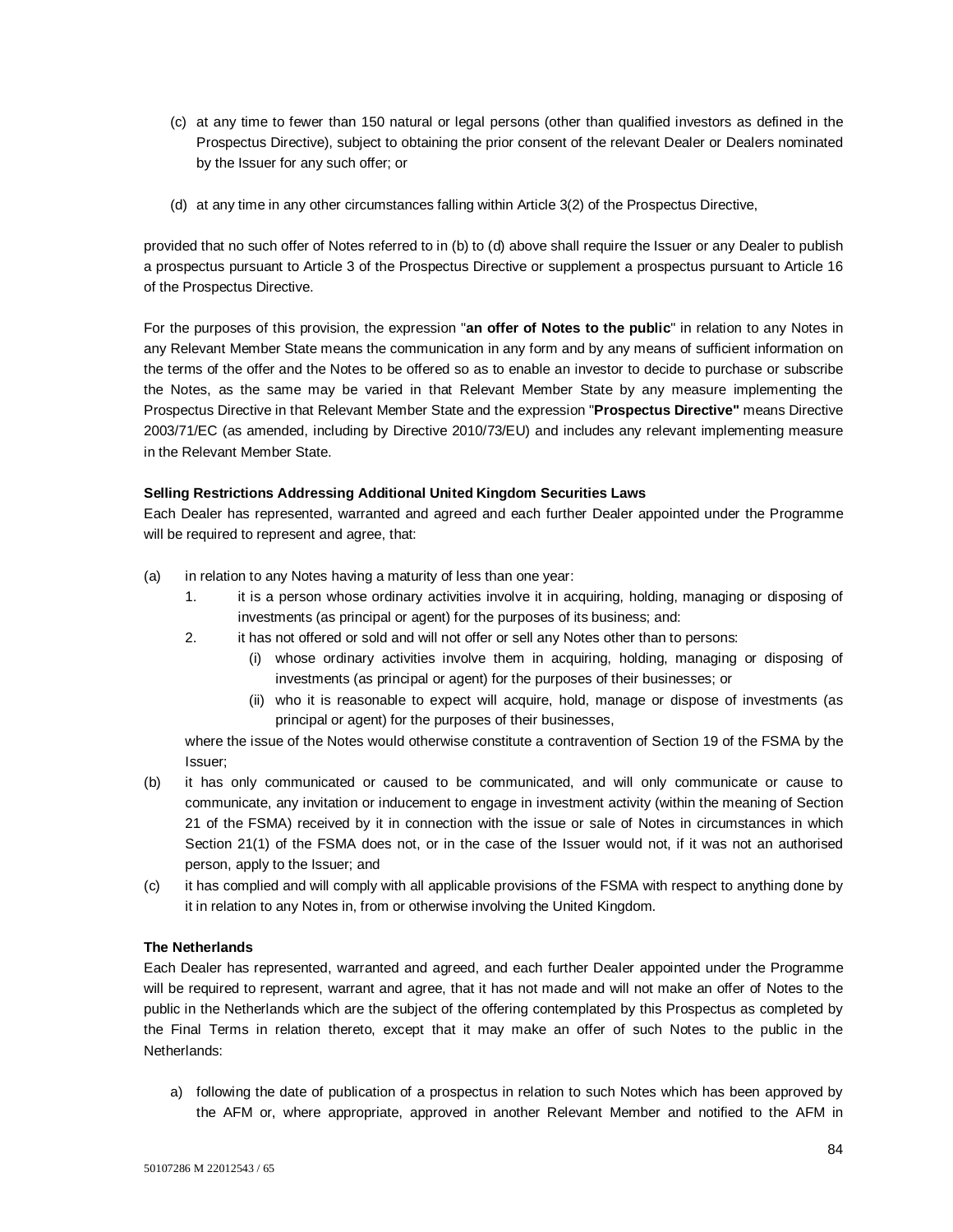(c) at any time to fewer than 150 natural or legal persons (other than qualified investors as defined in the Prospectus Directive), subject to obtaining the prior consent of the relevant Dealer or Dealers nominated by the Issuer for any such offer; or

(d) at any time in any other circumstances falling within Article 3(2) of the Prospectus Directive,

provided that no such offer of Notes referred to in (b) to (d) above shall require the Issuer or any Dealer to publish a prospectus pursuant to Article 3 of the Prospectus Directive or supplement a prospectus pursuant to Article 16 of the Prospectus Directive.

For the purposes of this provision, the expression "**an offer of Notes to the public**" in relation to any Notes in any Relevant Member State means the communication in any form and by any means of sufficient information on the terms of the offer and the Notes to be offered so as to enable an investor to decide to purchase or subscribe the Notes, as the same may be varied in that Relevant Member State by any measure implementing the Prospectus Directive in that Relevant Member State and the expression "**Prospectus Directive"** means Directive 2003/71/EC (as amended, including by Directive 2010/73/EU) and includes any relevant implementing measure in the Relevant Member State.

**Selling Restrictions Addressing Additional United Kingdom Securities Laws**

Each Dealer has represented, warranted and agreed and each further Dealer appointed under the Programme will be required to represent and agree, that:

(a) in relation to any Notes having a maturity of less than one year:
   1. it is a person whose ordinary activities involve it in acquiring, holding, managing or disposing of investments (as principal or agent) for the purposes of its business; and:
   2. it has not offered or sold and will not offer or sell any Notes other than to persons:
      (i) whose ordinary activities involve them in acquiring, holding, managing or disposing of investments (as principal or agent) for the purposes of their businesses; or
      (ii) who it is reasonable to expect will acquire, hold, manage or dispose of investments (as principal or agent) for the purposes of their businesses,

   where the issue of the Notes would otherwise constitute a contravention of Section 19 of the FSMA by the Issuer;

(b) it has only communicated or caused to be communicated, and will only communicate or cause to communicate, any invitation or inducement to engage in investment activity (within the meaning of Section 21 of the FSMA) received by it in connection with the issue or sale of Notes in circumstances in which Section 21(1) of the FSMA does not, or in the case of the Issuer would not, if it was not an authorised person, apply to the Issuer; and

(c) it has complied and will comply with all applicable provisions of the FSMA with respect to anything done by it in relation to any Notes in, from or otherwise involving the United Kingdom.

**The Netherlands**

Each Dealer has represented, warranted and agreed, and each further Dealer appointed under the Programme will be required to represent, warrant and agree, that it has not made and will not make an offer of Notes to the public in the Netherlands which are the subject of the offering contemplated by this Prospectus as completed by the Final Terms in relation thereto, except that it may make an offer of such Notes to the public in the Netherlands:

a) following the date of publication of a prospectus in relation to such Notes which has been approved by the AFM or, where appropriate, approved in another Relevant Member and notified to the AFM in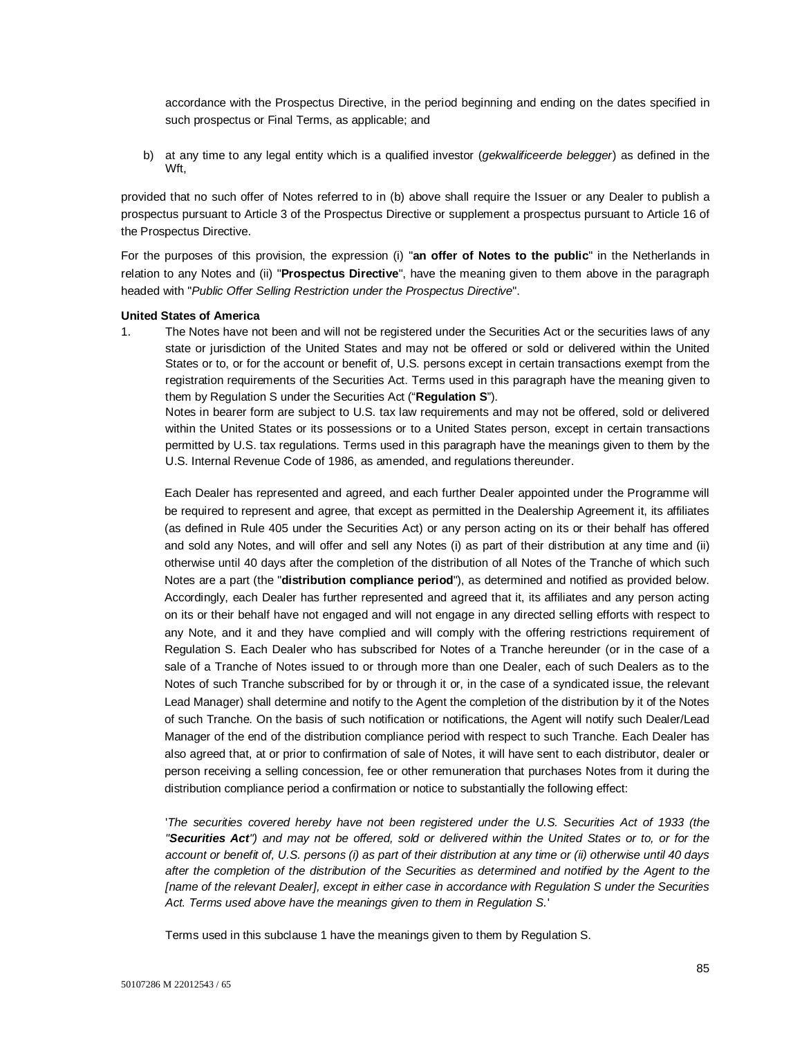accordance with the Prospectus Directive, in the period beginning and ending on the dates specified in such prospectus or Final Terms, as applicable; and

b) at any time to any legal entity which is a qualified investor (*gekwalificeerde belegger*) as defined in the Wft,

provided that no such offer of Notes referred to in (b) above shall require the Issuer or any Dealer to publish a prospectus pursuant to Article 3 of the Prospectus Directive or supplement a prospectus pursuant to Article 16 of the Prospectus Directive.

For the purposes of this provision, the expression (i) "**an offer of Notes to the public**" in the Netherlands in relation to any Notes and (ii) "**Prospectus Directive**", have the meaning given to them above in the paragraph headed with "*Public Offer Selling Restriction under the Prospectus Directive*".

**United States of America**

1. The Notes have not been and will not be registered under the Securities Act or the securities laws of any state or jurisdiction of the United States and may not be offered or sold or delivered within the United States or to, or for the account or benefit of, U.S. persons except in certain transactions exempt from the registration requirements of the Securities Act. Terms used in this paragraph have the meaning given to them by Regulation S under the Securities Act ("**Regulation S**").

   Notes in bearer form are subject to U.S. tax law requirements and may not be offered, sold or delivered within the United States or its possessions or to a United States person, except in certain transactions permitted by U.S. tax regulations. Terms used in this paragraph have the meanings given to them by the U.S. Internal Revenue Code of 1986, as amended, and regulations thereunder.

   Each Dealer has represented and agreed, and each further Dealer appointed under the Programme will be required to represent and agree, that except as permitted in the Dealership Agreement it, its affiliates (as defined in Rule 405 under the Securities Act) or any person acting on its or their behalf has offered and sold any Notes, and will offer and sell any Notes (i) as part of their distribution at any time and (ii) otherwise until 40 days after the completion of the distribution of all Notes of the Tranche of which such Notes are a part (the "**distribution compliance period**"), as determined and notified as provided below. Accordingly, each Dealer has further represented and agreed that it, its affiliates and any person acting on its or their behalf have not engaged and will not engage in any directed selling efforts with respect to any Note, and it and they have complied and will comply with the offering restrictions requirement of Regulation S. Each Dealer who has subscribed for Notes of a Tranche hereunder (or in the case of a sale of a Tranche of Notes issued to or through more than one Dealer, each of such Dealers as to the Notes of such Tranche subscribed for by or through it or, in the case of a syndicated issue, the relevant Lead Manager) shall determine and notify to the Agent the completion of the distribution by it of the Notes of such Tranche. On the basis of such notification or notifications, the Agent will notify such Dealer/Lead Manager of the end of the distribution compliance period with respect to such Tranche. Each Dealer has also agreed that, at or prior to confirmation of sale of Notes, it will have sent to each distributor, dealer or person receiving a selling concession, fee or other remuneration that purchases Notes from it during the distribution compliance period a confirmation or notice to substantially the following effect:

   '*The securities covered hereby have not been registered under the U.S. Securities Act of 1933 (the "**Securities Act**") and may not be offered, sold or delivered within the United States or to, or for the account or benefit of, U.S. persons (i) as part of their distribution at any time or (ii) otherwise until 40 days after the completion of the distribution of the Securities as determined and notified by the Agent to the [name of the relevant Dealer], except in either case in accordance with Regulation S under the Securities Act. Terms used above have the meanings given to them in Regulation S.*'

   Terms used in this subclause 1 have the meanings given to them by Regulation S.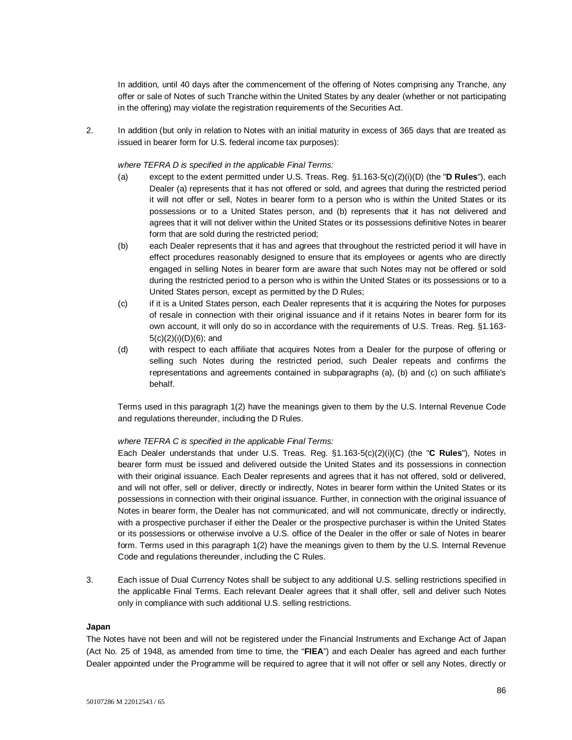In addition, until 40 days after the commencement of the offering of Notes comprising any Tranche, any offer or sale of Notes of such Tranche within the United States by any dealer (whether or not participating in the offering) may violate the registration requirements of the Securities Act.

2. In addition (but only in relation to Notes with an initial maturity in excess of 365 days that are treated as issued in bearer form for U.S. federal income tax purposes):

   *where TEFRA D is specified in the applicable Final Terms:*

   (a) except to the extent permitted under U.S. Treas. Reg. §1.163-5(c)(2)(i)(D) (the "**D Rules**"), each Dealer (a) represents that it has not offered or sold, and agrees that during the restricted period it will not offer or sell, Notes in bearer form to a person who is within the United States or its possessions or to a United States person, and (b) represents that it has not delivered and agrees that it will not deliver within the United States or its possessions definitive Notes in bearer form that are sold during the restricted period;

   (b) each Dealer represents that it has and agrees that throughout the restricted period it will have in effect procedures reasonably designed to ensure that its employees or agents who are directly engaged in selling Notes in bearer form are aware that such Notes may not be offered or sold during the restricted period to a person who is within the United States or its possessions or to a United States person, except as permitted by the D Rules;

   (c) if it is a United States person, each Dealer represents that it is acquiring the Notes for purposes of resale in connection with their original issuance and if it retains Notes in bearer form for its own account, it will only do so in accordance with the requirements of U.S. Treas. Reg. §1.163-5(c)(2)(i)(D)(6); and

   (d) with respect to each affiliate that acquires Notes from a Dealer for the purpose of offering or selling such Notes during the restricted period, such Dealer repeats and confirms the representations and agreements contained in subparagraphs (a), (b) and (c) on such affiliate's behalf.

   Terms used in this paragraph 1(2) have the meanings given to them by the U.S. Internal Revenue Code and regulations thereunder, including the D Rules.

   *where TEFRA C is specified in the applicable Final Terms:*

   Each Dealer understands that under U.S. Treas. Reg. §1.163-5(c)(2)(i)(C) (the "**C Rules**"), Notes in bearer form must be issued and delivered outside the United States and its possessions in connection with their original issuance. Each Dealer represents and agrees that it has not offered, sold or delivered, and will not offer, sell or deliver, directly or indirectly, Notes in bearer form within the United States or its possessions in connection with their original issuance. Further, in connection with the original issuance of Notes in bearer form, the Dealer has not communicated, and will not communicate, directly or indirectly, with a prospective purchaser if either the Dealer or the prospective purchaser is within the United States or its possessions or otherwise involve a U.S. office of the Dealer in the offer or sale of Notes in bearer form. Terms used in this paragraph 1(2) have the meanings given to them by the U.S. Internal Revenue Code and regulations thereunder, including the C Rules.

3. Each issue of Dual Currency Notes shall be subject to any additional U.S. selling restrictions specified in the applicable Final Terms. Each relevant Dealer agrees that it shall offer, sell and deliver such Notes only in compliance with such additional U.S. selling restrictions.

**Japan**

The Notes have not been and will not be registered under the Financial Instruments and Exchange Act of Japan (Act No. 25 of 1948, as amended from time to time, the "**FIEA**") and each Dealer has agreed and each further Dealer appointed under the Programme will be required to agree that it will not offer or sell any Notes, directly or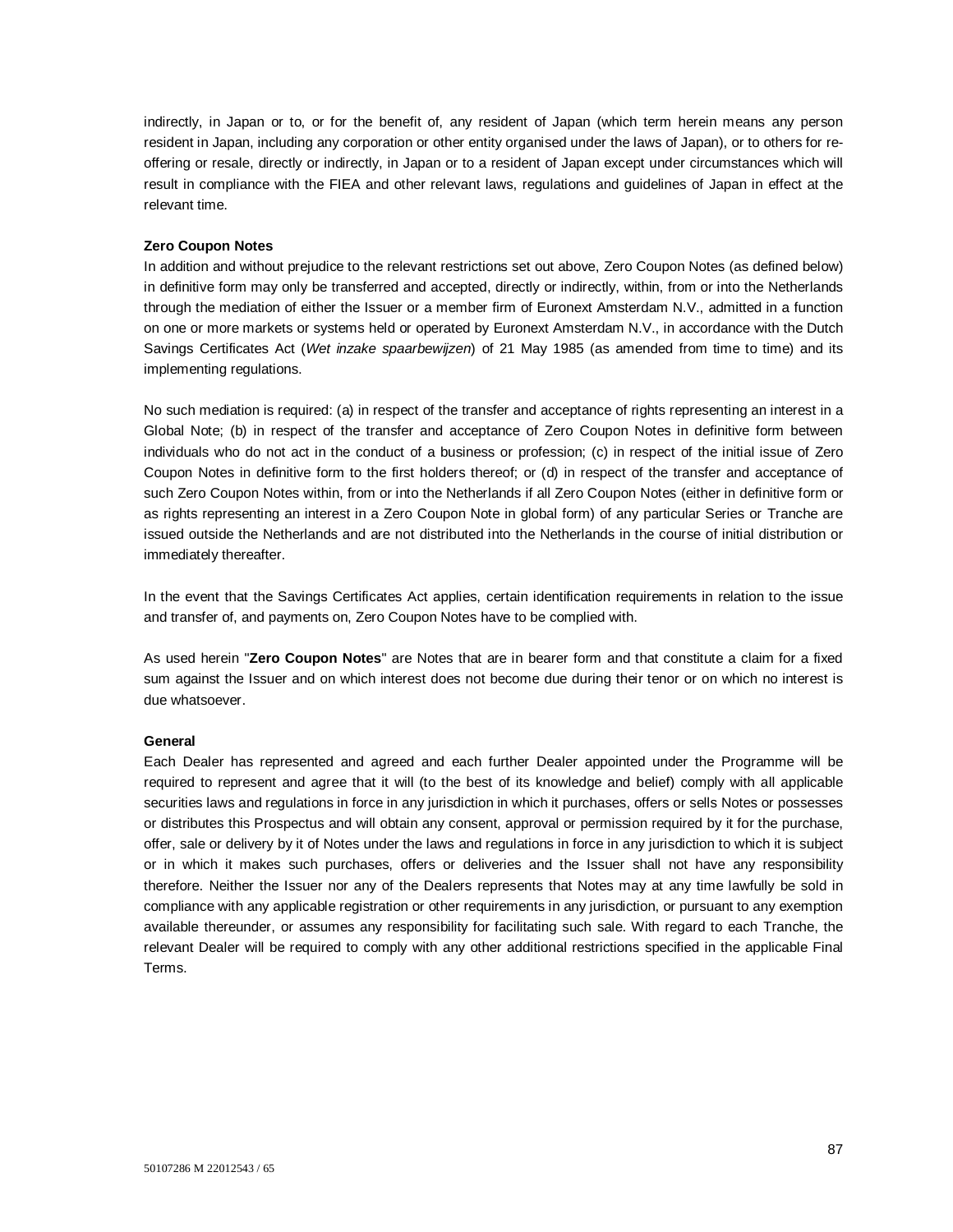indirectly, in Japan or to, or for the benefit of, any resident of Japan (which term herein means any person resident in Japan, including any corporation or other entity organised under the laws of Japan), or to others for re-offering or resale, directly or indirectly, in Japan or to a resident of Japan except under circumstances which will result in compliance with the FIEA and other relevant laws, regulations and guidelines of Japan in effect at the relevant time.

**Zero Coupon Notes**

In addition and without prejudice to the relevant restrictions set out above, Zero Coupon Notes (as defined below) in definitive form may only be transferred and accepted, directly or indirectly, within, from or into the Netherlands through the mediation of either the Issuer or a member firm of Euronext Amsterdam N.V., admitted in a function on one or more markets or systems held or operated by Euronext Amsterdam N.V., in accordance with the Dutch Savings Certificates Act (*Wet inzake spaarbewijzen*) of 21 May 1985 (as amended from time to time) and its implementing regulations.

No such mediation is required: (a) in respect of the transfer and acceptance of rights representing an interest in a Global Note; (b) in respect of the transfer and acceptance of Zero Coupon Notes in definitive form between individuals who do not act in the conduct of a business or profession; (c) in respect of the initial issue of Zero Coupon Notes in definitive form to the first holders thereof; or (d) in respect of the transfer and acceptance of such Zero Coupon Notes within, from or into the Netherlands if all Zero Coupon Notes (either in definitive form or as rights representing an interest in a Zero Coupon Note in global form) of any particular Series or Tranche are issued outside the Netherlands and are not distributed into the Netherlands in the course of initial distribution or immediately thereafter.

In the event that the Savings Certificates Act applies, certain identification requirements in relation to the issue and transfer of, and payments on, Zero Coupon Notes have to be complied with.

As used herein "**Zero Coupon Notes**" are Notes that are in bearer form and that constitute a claim for a fixed sum against the Issuer and on which interest does not become due during their tenor or on which no interest is due whatsoever.

**General**

Each Dealer has represented and agreed and each further Dealer appointed under the Programme will be required to represent and agree that it will (to the best of its knowledge and belief) comply with all applicable securities laws and regulations in force in any jurisdiction in which it purchases, offers or sells Notes or possesses or distributes this Prospectus and will obtain any consent, approval or permission required by it for the purchase, offer, sale or delivery by it of Notes under the laws and regulations in force in any jurisdiction to which it is subject or in which it makes such purchases, offers or deliveries and the Issuer shall not have any responsibility therefore. Neither the Issuer nor any of the Dealers represents that Notes may at any time lawfully be sold in compliance with any applicable registration or other requirements in any jurisdiction, or pursuant to any exemption available thereunder, or assumes any responsibility for facilitating such sale. With regard to each Tranche, the relevant Dealer will be required to comply with any other additional restrictions specified in the applicable Final Terms.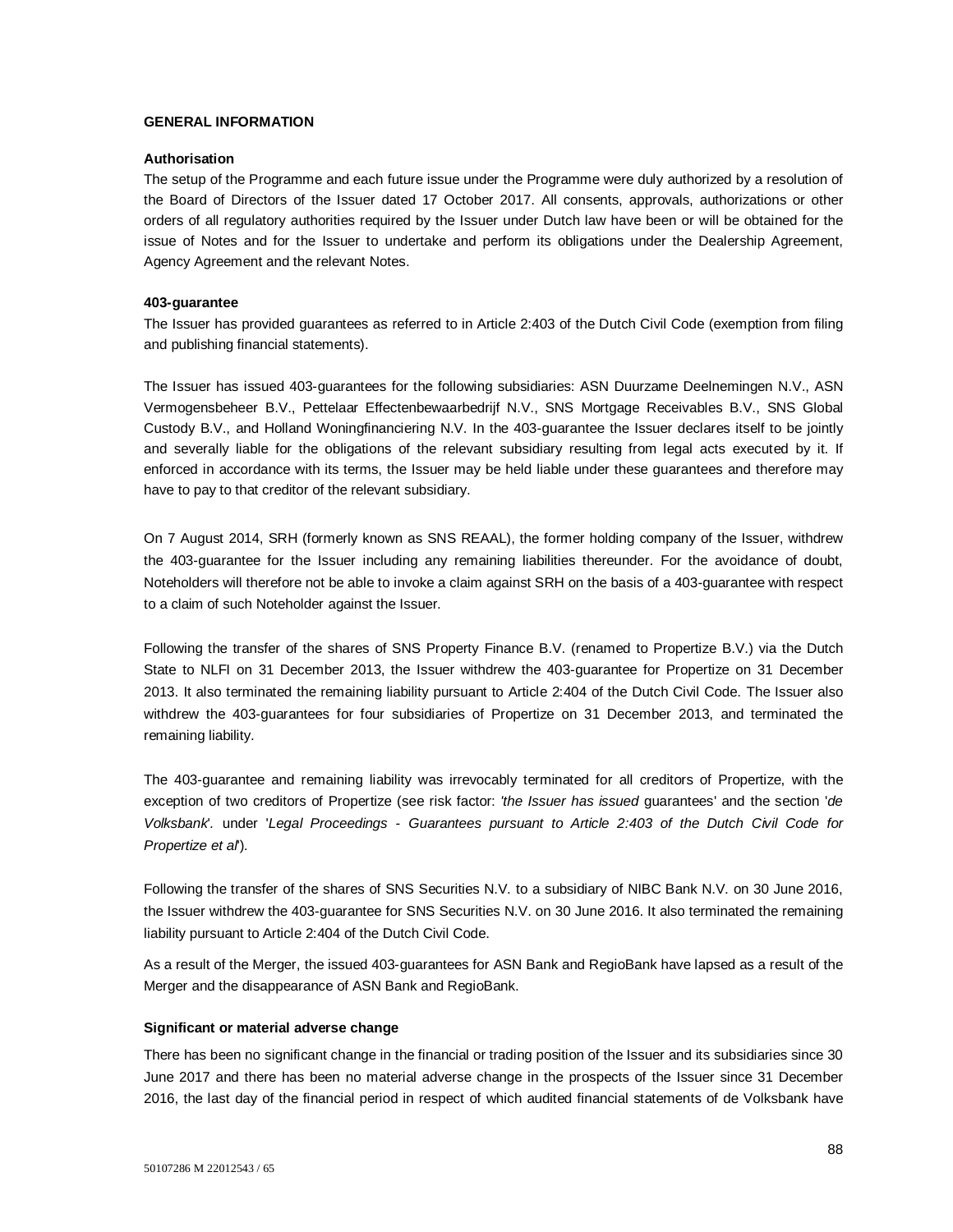**GENERAL INFORMATION**

**Authorisation**

The setup of the Programme and each future issue under the Programme were duly authorized by a resolution of the Board of Directors of the Issuer dated 17 October 2017. All consents, approvals, authorizations or other orders of all regulatory authorities required by the Issuer under Dutch law have been or will be obtained for the issue of Notes and for the Issuer to undertake and perform its obligations under the Dealership Agreement, Agency Agreement and the relevant Notes.

**403-guarantee**

The Issuer has provided guarantees as referred to in Article 2:403 of the Dutch Civil Code (exemption from filing and publishing financial statements).

The Issuer has issued 403-guarantees for the following subsidiaries: ASN Duurzame Deelnemingen N.V., ASN Vermogensbeheer B.V., Pettelaar Effectenbewaarbedrijf N.V., SNS Mortgage Receivables B.V., SNS Global Custody B.V., and Holland Woningfinanciering N.V. In the 403-guarantee the Issuer declares itself to be jointly and severally liable for the obligations of the relevant subsidiary resulting from legal acts executed by it. If enforced in accordance with its terms, the Issuer may be held liable under these guarantees and therefore may have to pay to that creditor of the relevant subsidiary.

On 7 August 2014, SRH (formerly known as SNS REAAL), the former holding company of the Issuer, withdrew the 403-guarantee for the Issuer including any remaining liabilities thereunder. For the avoidance of doubt, Noteholders will therefore not be able to invoke a claim against SRH on the basis of a 403-guarantee with respect to a claim of such Noteholder against the Issuer.

Following the transfer of the shares of SNS Property Finance B.V. (renamed to Propertize B.V.) via the Dutch State to NLFI on 31 December 2013, the Issuer withdrew the 403-guarantee for Propertize on 31 December 2013. It also terminated the remaining liability pursuant to Article 2:404 of the Dutch Civil Code. The Issuer also withdrew the 403-guarantees for four subsidiaries of Propertize on 31 December 2013, and terminated the remaining liability.

The 403-guarantee and remaining liability was irrevocably terminated for all creditors of Propertize, with the exception of two creditors of Propertize (see risk factor: *'the Issuer has issued* guarantees' and the section '*de Volksbank*'. under '*Legal Proceedings - Guarantees pursuant to Article 2:403 of the Dutch Civil Code for Propertize et al*').

Following the transfer of the shares of SNS Securities N.V. to a subsidiary of NIBC Bank N.V. on 30 June 2016, the Issuer withdrew the 403-guarantee for SNS Securities N.V. on 30 June 2016. It also terminated the remaining liability pursuant to Article 2:404 of the Dutch Civil Code.

As a result of the Merger, the issued 403-guarantees for ASN Bank and RegioBank have lapsed as a result of the Merger and the disappearance of ASN Bank and RegioBank.

**Significant or material adverse change**

There has been no significant change in the financial or trading position of the Issuer and its subsidiaries since 30 June 2017 and there has been no material adverse change in the prospects of the Issuer since 31 December 2016, the last day of the financial period in respect of which audited financial statements of de Volksbank have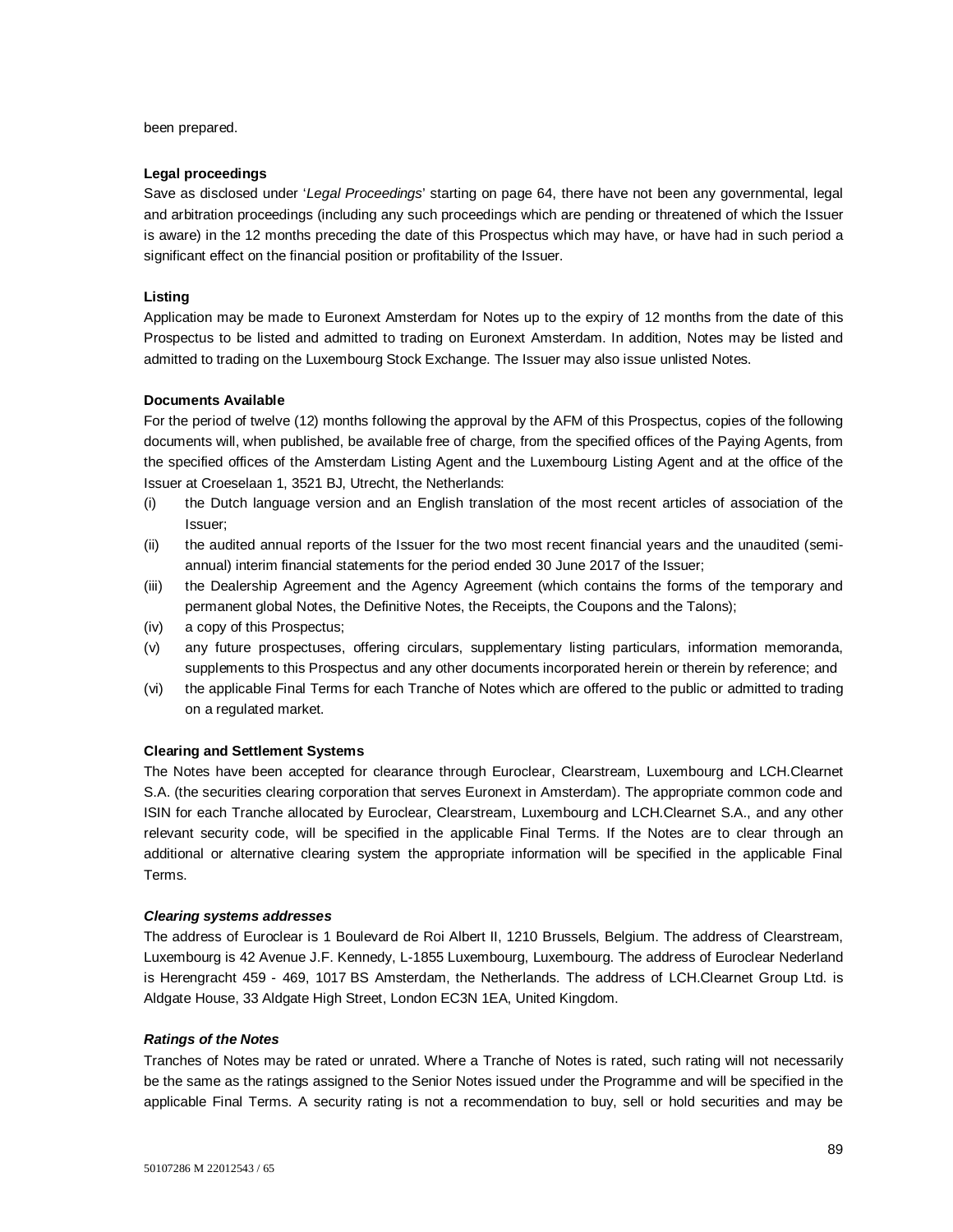been prepared.

**Legal proceedings**

Save as disclosed under '*Legal Proceedings*' starting on page 64, there have not been any governmental, legal and arbitration proceedings (including any such proceedings which are pending or threatened of which the Issuer is aware) in the 12 months preceding the date of this Prospectus which may have, or have had in such period a significant effect on the financial position or profitability of the Issuer.

**Listing**

Application may be made to Euronext Amsterdam for Notes up to the expiry of 12 months from the date of this Prospectus to be listed and admitted to trading on Euronext Amsterdam. In addition, Notes may be listed and admitted to trading on the Luxembourg Stock Exchange. The Issuer may also issue unlisted Notes.

**Documents Available**

For the period of twelve (12) months following the approval by the AFM of this Prospectus, copies of the following documents will, when published, be available free of charge, from the specified offices of the Paying Agents, from the specified offices of the Amsterdam Listing Agent and the Luxembourg Listing Agent and at the office of the Issuer at Croeselaan 1, 3521 BJ, Utrecht, the Netherlands:

(i) the Dutch language version and an English translation of the most recent articles of association of the Issuer;

(ii) the audited annual reports of the Issuer for the two most recent financial years and the unaudited (semi-annual) interim financial statements for the period ended 30 June 2017 of the Issuer;

(iii) the Dealership Agreement and the Agency Agreement (which contains the forms of the temporary and permanent global Notes, the Definitive Notes, the Receipts, the Coupons and the Talons);

(iv) a copy of this Prospectus;

(v) any future prospectuses, offering circulars, supplementary listing particulars, information memoranda, supplements to this Prospectus and any other documents incorporated herein or therein by reference; and

(vi) the applicable Final Terms for each Tranche of Notes which are offered to the public or admitted to trading on a regulated market.

**Clearing and Settlement Systems**

The Notes have been accepted for clearance through Euroclear, Clearstream, Luxembourg and LCH.Clearnet S.A. (the securities clearing corporation that serves Euronext in Amsterdam). The appropriate common code and ISIN for each Tranche allocated by Euroclear, Clearstream, Luxembourg and LCH.Clearnet S.A., and any other relevant security code, will be specified in the applicable Final Terms. If the Notes are to clear through an additional or alternative clearing system the appropriate information will be specified in the applicable Final Terms.

***Clearing systems addresses***

The address of Euroclear is 1 Boulevard de Roi Albert II, 1210 Brussels, Belgium. The address of Clearstream, Luxembourg is 42 Avenue J.F. Kennedy, L-1855 Luxembourg, Luxembourg. The address of Euroclear Nederland is Herengracht 459 - 469, 1017 BS Amsterdam, the Netherlands. The address of LCH.Clearnet Group Ltd. is Aldgate House, 33 Aldgate High Street, London EC3N 1EA, United Kingdom.

***Ratings of the Notes***

Tranches of Notes may be rated or unrated. Where a Tranche of Notes is rated, such rating will not necessarily be the same as the ratings assigned to the Senior Notes issued under the Programme and will be specified in the applicable Final Terms. A security rating is not a recommendation to buy, sell or hold securities and may be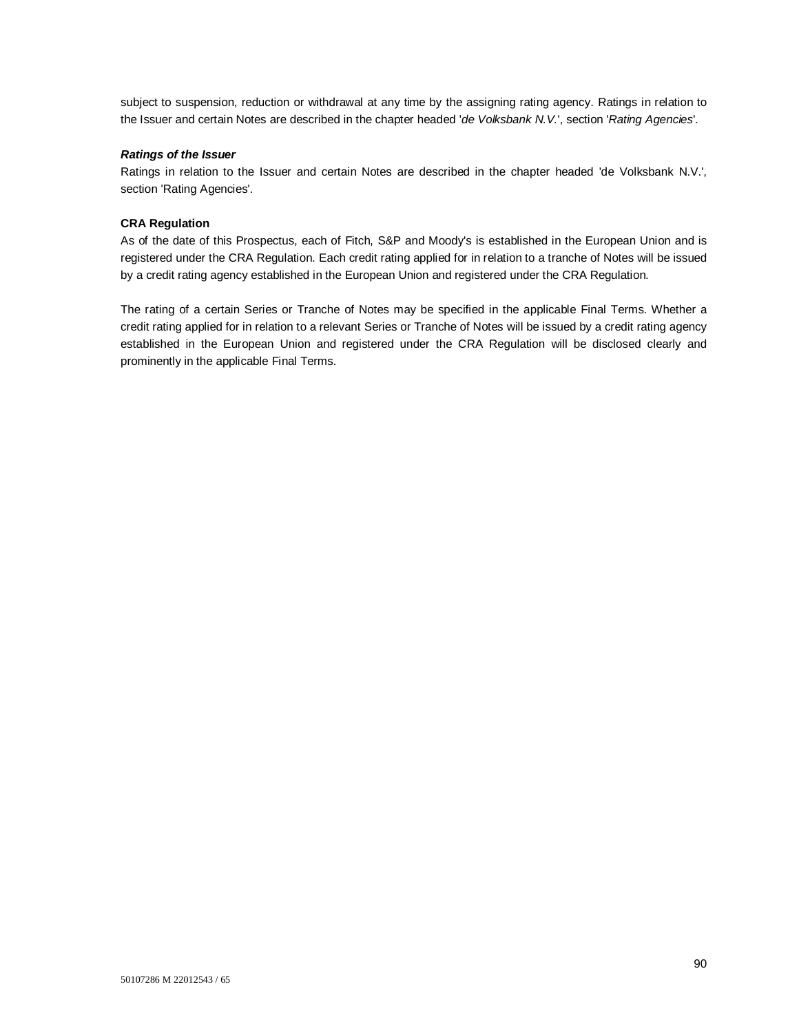subject to suspension, reduction or withdrawal at any time by the assigning rating agency. Ratings in relation to the Issuer and certain Notes are described in the chapter headed '*de Volksbank N.V.*', section '*Rating Agencies*'.

***Ratings of the Issuer***

Ratings in relation to the Issuer and certain Notes are described in the chapter headed 'de Volksbank N.V.', section 'Rating Agencies'.

**CRA Regulation**

As of the date of this Prospectus, each of Fitch, S&P and Moody's is established in the European Union and is registered under the CRA Regulation. Each credit rating applied for in relation to a tranche of Notes will be issued by a credit rating agency established in the European Union and registered under the CRA Regulation.

The rating of a certain Series or Tranche of Notes may be specified in the applicable Final Terms. Whether a credit rating applied for in relation to a relevant Series or Tranche of Notes will be issued by a credit rating agency established in the European Union and registered under the CRA Regulation will be disclosed clearly and prominently in the applicable Final Terms.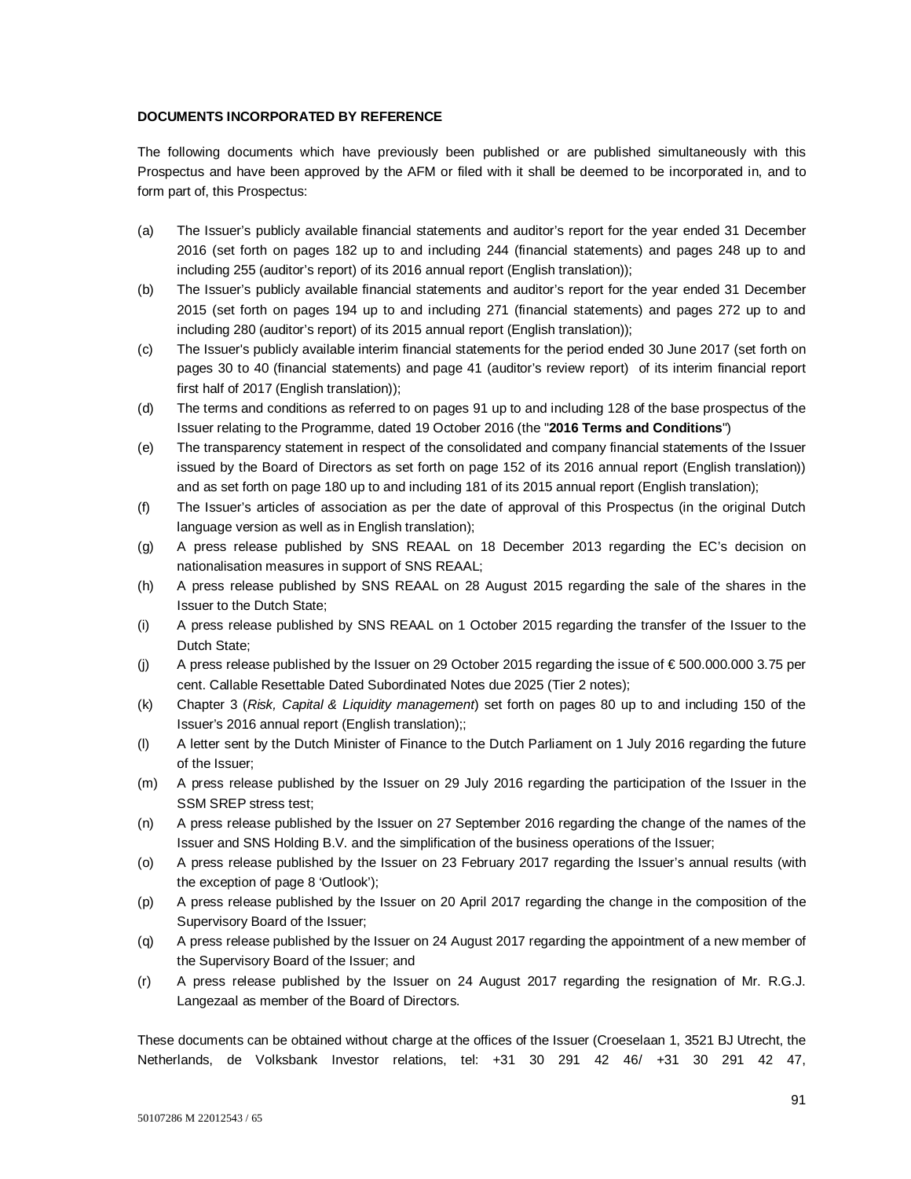**DOCUMENTS INCORPORATED BY REFERENCE**

The following documents which have previously been published or are published simultaneously with this Prospectus and have been approved by the AFM or filed with it shall be deemed to be incorporated in, and to form part of, this Prospectus:

(a) The Issuer's publicly available financial statements and auditor's report for the year ended 31 December 2016 (set forth on pages 182 up to and including 244 (financial statements) and pages 248 up to and including 255 (auditor's report) of its 2016 annual report (English translation));

(b) The Issuer's publicly available financial statements and auditor's report for the year ended 31 December 2015 (set forth on pages 194 up to and including 271 (financial statements) and pages 272 up to and including 280 (auditor's report) of its 2015 annual report (English translation));

(c) The Issuer's publicly available interim financial statements for the period ended 30 June 2017 (set forth on pages 30 to 40 (financial statements) and page 41 (auditor's review report) of its interim financial report first half of 2017 (English translation));

(d) The terms and conditions as referred to on pages 91 up to and including 128 of the base prospectus of the Issuer relating to the Programme, dated 19 October 2016 (the "**2016 Terms and Conditions**")

(e) The transparency statement in respect of the consolidated and company financial statements of the Issuer issued by the Board of Directors as set forth on page 152 of its 2016 annual report (English translation)) and as set forth on page 180 up to and including 181 of its 2015 annual report (English translation);

(f) The Issuer's articles of association as per the date of approval of this Prospectus (in the original Dutch language version as well as in English translation);

(g) A press release published by SNS REAAL on 18 December 2013 regarding the EC's decision on nationalisation measures in support of SNS REAAL;

(h) A press release published by SNS REAAL on 28 August 2015 regarding the sale of the shares in the Issuer to the Dutch State;

(i) A press release published by SNS REAAL on 1 October 2015 regarding the transfer of the Issuer to the Dutch State;

(j) A press release published by the Issuer on 29 October 2015 regarding the issue of € 500.000.000 3.75 per cent. Callable Resettable Dated Subordinated Notes due 2025 (Tier 2 notes);

(k) Chapter 3 (*Risk, Capital & Liquidity management*) set forth on pages 80 up to and including 150 of the Issuer's 2016 annual report (English translation);;

(l) A letter sent by the Dutch Minister of Finance to the Dutch Parliament on 1 July 2016 regarding the future of the Issuer;

(m) A press release published by the Issuer on 29 July 2016 regarding the participation of the Issuer in the SSM SREP stress test;

(n) A press release published by the Issuer on 27 September 2016 regarding the change of the names of the Issuer and SNS Holding B.V. and the simplification of the business operations of the Issuer;

(o) A press release published by the Issuer on 23 February 2017 regarding the Issuer's annual results (with the exception of page 8 'Outlook');

(p) A press release published by the Issuer on 20 April 2017 regarding the change in the composition of the Supervisory Board of the Issuer;

(q) A press release published by the Issuer on 24 August 2017 regarding the appointment of a new member of the Supervisory Board of the Issuer; and

(r) A press release published by the Issuer on 24 August 2017 regarding the resignation of Mr. R.G.J. Langezaal as member of the Board of Directors.

These documents can be obtained without charge at the offices of the Issuer (Croeselaan 1, 3521 BJ Utrecht, the Netherlands, de Volksbank Investor relations, tel: +31 30 291 42 46/ +31 30 291 42 47,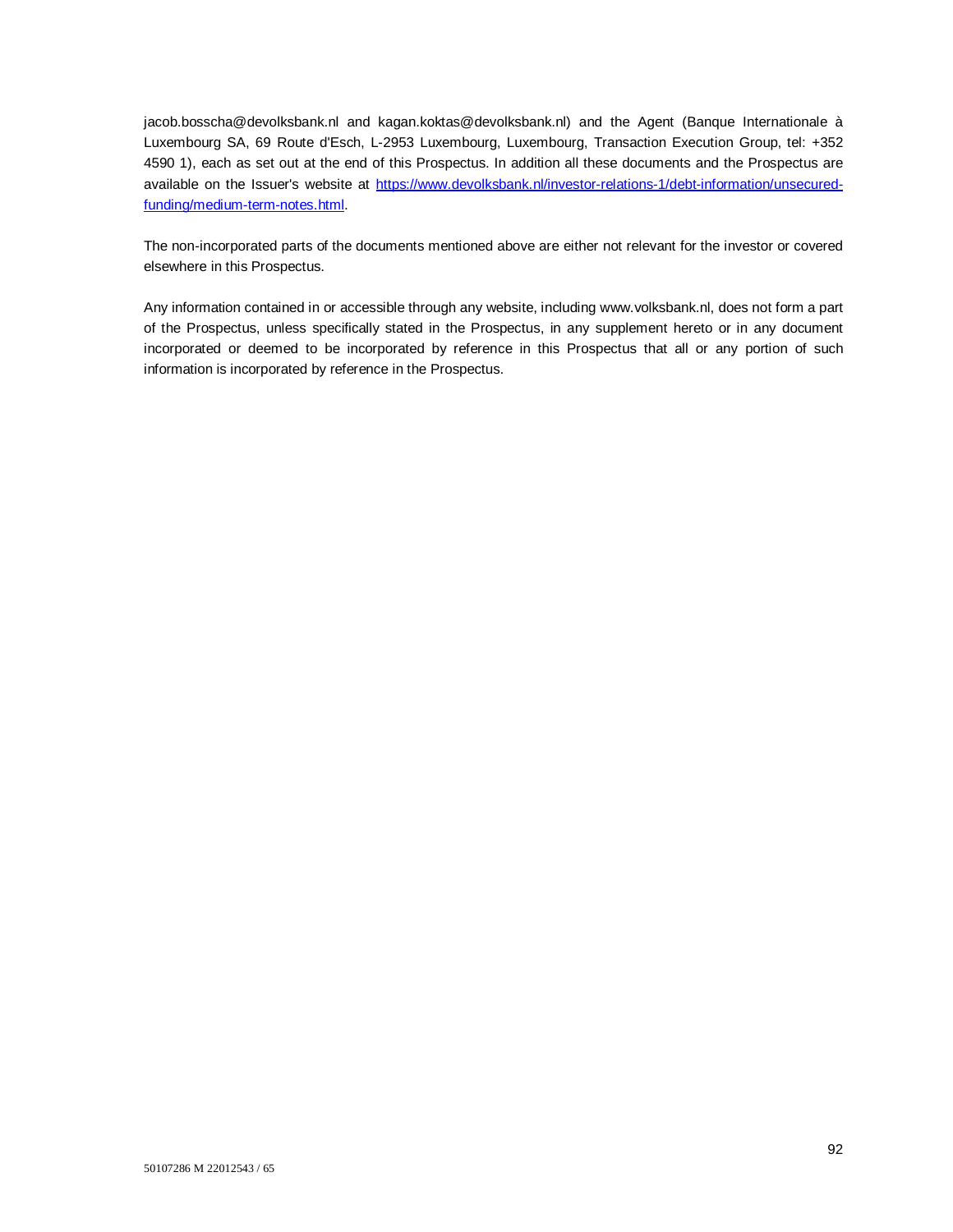jacob.bosscha@devolksbank.nl and kagan.koktas@devolksbank.nl) and the Agent (Banque Internationale à Luxembourg SA, 69 Route d'Esch, L-2953 Luxembourg, Luxembourg, Transaction Execution Group, tel: +352 4590 1), each as set out at the end of this Prospectus. In addition all these documents and the Prospectus are available on the Issuer's website at [https://www.devolksbank.nl/investor-relations-1/debt-information/unsecured-funding/medium-term-notes.html](https://www.devolksbank.nl/investor-relations-1/debt-information/unsecured-funding/medium-term-notes.html).

The non-incorporated parts of the documents mentioned above are either not relevant for the investor or covered elsewhere in this Prospectus.

Any information contained in or accessible through any website, including www.volksbank.nl, does not form a part of the Prospectus, unless specifically stated in the Prospectus, in any supplement hereto or in any document incorporated or deemed to be incorporated by reference in this Prospectus that all or any portion of such information is incorporated by reference in the Prospectus.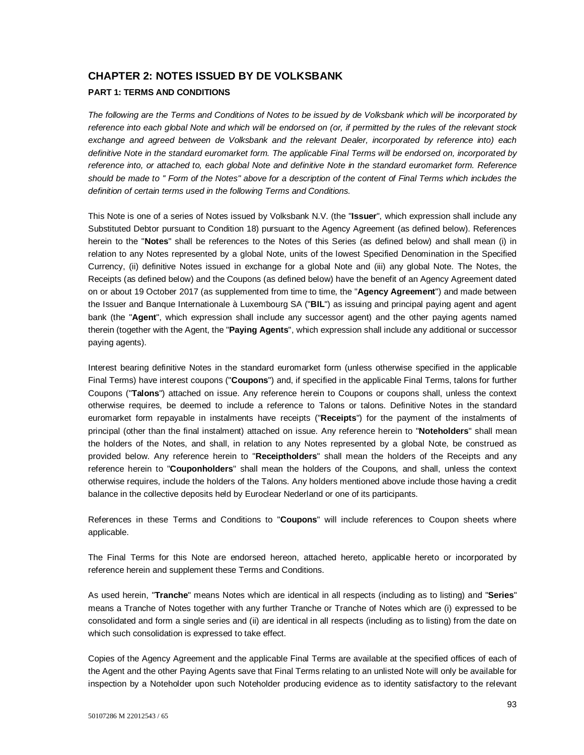## CHAPTER 2: NOTES ISSUED BY DE VOLKSBANK

### PART 1: TERMS AND CONDITIONS

*The following are the Terms and Conditions of Notes to be issued by de Volksbank which will be incorporated by reference into each global Note and which will be endorsed on (or, if permitted by the rules of the relevant stock exchange and agreed between de Volksbank and the relevant Dealer, incorporated by reference into) each definitive Note in the standard euromarket form. The applicable Final Terms will be endorsed on, incorporated by reference into, or attached to, each global Note and definitive Note in the standard euromarket form. Reference should be made to " Form of the Notes" above for a description of the content of Final Terms which includes the definition of certain terms used in the following Terms and Conditions.*

This Note is one of a series of Notes issued by Volksbank N.V. (the "**Issuer**", which expression shall include any Substituted Debtor pursuant to Condition 18) pursuant to the Agency Agreement (as defined below). References herein to the "**Notes**" shall be references to the Notes of this Series (as defined below) and shall mean (i) in relation to any Notes represented by a global Note, units of the lowest Specified Denomination in the Specified Currency, (ii) definitive Notes issued in exchange for a global Note and (iii) any global Note. The Notes, the Receipts (as defined below) and the Coupons (as defined below) have the benefit of an Agency Agreement dated on or about 19 October 2017 (as supplemented from time to time, the "**Agency Agreement**") and made between the Issuer and Banque Internationale à Luxembourg SA ("**BIL**") as issuing and principal paying agent and agent bank (the "**Agent**", which expression shall include any successor agent) and the other paying agents named therein (together with the Agent, the "**Paying Agents**", which expression shall include any additional or successor paying agents).

Interest bearing definitive Notes in the standard euromarket form (unless otherwise specified in the applicable Final Terms) have interest coupons ("**Coupons**") and, if specified in the applicable Final Terms, talons for further Coupons ("**Talons**") attached on issue. Any reference herein to Coupons or coupons shall, unless the context otherwise requires, be deemed to include a reference to Talons or talons. Definitive Notes in the standard euromarket form repayable in instalments have receipts ("**Receipts**") for the payment of the instalments of principal (other than the final instalment) attached on issue. Any reference herein to "**Noteholders**" shall mean the holders of the Notes, and shall, in relation to any Notes represented by a global Note, be construed as provided below. Any reference herein to "**Receiptholders**" shall mean the holders of the Receipts and any reference herein to "**Couponholders**" shall mean the holders of the Coupons, and shall, unless the context otherwise requires, include the holders of the Talons. Any holders mentioned above include those having a credit balance in the collective deposits held by Euroclear Nederland or one of its participants.

References in these Terms and Conditions to "**Coupons**" will include references to Coupon sheets where applicable.

The Final Terms for this Note are endorsed hereon, attached hereto, applicable hereto or incorporated by reference herein and supplement these Terms and Conditions.

As used herein, "**Tranche**" means Notes which are identical in all respects (including as to listing) and "**Series**" means a Tranche of Notes together with any further Tranche or Tranche of Notes which are (i) expressed to be consolidated and form a single series and (ii) are identical in all respects (including as to listing) from the date on which such consolidation is expressed to take effect.

Copies of the Agency Agreement and the applicable Final Terms are available at the specified offices of each of the Agent and the other Paying Agents save that Final Terms relating to an unlisted Note will only be available for inspection by a Noteholder upon such Noteholder producing evidence as to identity satisfactory to the relevant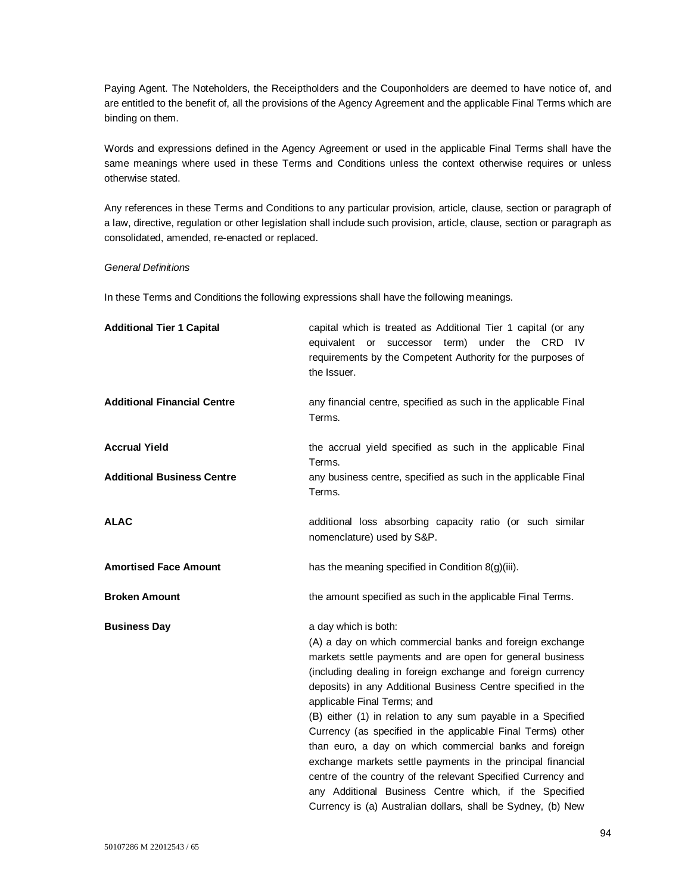Paying Agent. The Noteholders, the Receiptholders and the Couponholders are deemed to have notice of, and are entitled to the benefit of, all the provisions of the Agency Agreement and the applicable Final Terms which are binding on them.

Words and expressions defined in the Agency Agreement or used in the applicable Final Terms shall have the same meanings where used in these Terms and Conditions unless the context otherwise requires or unless otherwise stated.

Any references in these Terms and Conditions to any particular provision, article, clause, section or paragraph of a law, directive, regulation or other legislation shall include such provision, article, clause, section or paragraph as consolidated, amended, re-enacted or replaced.

*General Definitions*

In these Terms and Conditions the following expressions shall have the following meanings.

| | |
|---|---|
| **Additional Tier 1 Capital** | capital which is treated as Additional Tier 1 capital (or any equivalent or successor term) under the CRD IV requirements by the Competent Authority for the purposes of the Issuer. |
| **Additional Financial Centre** | any financial centre, specified as such in the applicable Final Terms. |
| **Accrual Yield** | the accrual yield specified as such in the applicable Final Terms. |
| **Additional Business Centre** | any business centre, specified as such in the applicable Final Terms. |
| **ALAC** | additional loss absorbing capacity ratio (or such similar nomenclature) used by S&P. |
| **Amortised Face Amount** | has the meaning specified in Condition 8(g)(iii). |
| **Broken Amount** | the amount specified as such in the applicable Final Terms. |
| **Business Day** | a day which is both:<br>(A) a day on which commercial banks and foreign exchange markets settle payments and are open for general business (including dealing in foreign exchange and foreign currency deposits) in any Additional Business Centre specified in the applicable Final Terms; and<br>(B) either (1) in relation to any sum payable in a Specified Currency (as specified in the applicable Final Terms) other than euro, a day on which commercial banks and foreign exchange markets settle payments in the principal financial centre of the country of the relevant Specified Currency and any Additional Business Centre which, if the Specified Currency is (a) Australian dollars, shall be Sydney, (b) New |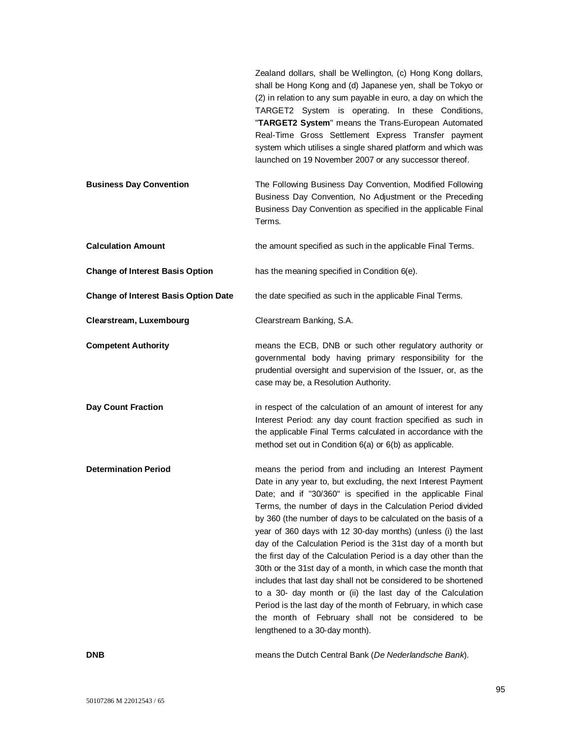| | |
|---|---|
| | Zealand dollars, shall be Wellington, (c) Hong Kong dollars, shall be Hong Kong and (d) Japanese yen, shall be Tokyo or (2) in relation to any sum payable in euro, a day on which the TARGET2 System is operating. In these Conditions, "**TARGET2 System**" means the Trans-European Automated Real-Time Gross Settlement Express Transfer payment system which utilises a single shared platform and which was launched on 19 November 2007 or any successor thereof. |
| **Business Day Convention** | The Following Business Day Convention, Modified Following Business Day Convention, No Adjustment or the Preceding Business Day Convention as specified in the applicable Final Terms. |
| **Calculation Amount** | the amount specified as such in the applicable Final Terms. |
| **Change of Interest Basis Option** | has the meaning specified in Condition 6(e). |
| **Change of Interest Basis Option Date** | the date specified as such in the applicable Final Terms. |
| **Clearstream, Luxembourg** | Clearstream Banking, S.A. |
| **Competent Authority** | means the ECB, DNB or such other regulatory authority or governmental body having primary responsibility for the prudential oversight and supervision of the Issuer, or, as the case may be, a Resolution Authority. |
| **Day Count Fraction** | in respect of the calculation of an amount of interest for any Interest Period: any day count fraction specified as such in the applicable Final Terms calculated in accordance with the method set out in Condition 6(a) or 6(b) as applicable. |
| **Determination Period** | means the period from and including an Interest Payment Date in any year to, but excluding, the next Interest Payment Date; and if "30/360" is specified in the applicable Final Terms, the number of days in the Calculation Period divided by 360 (the number of days to be calculated on the basis of a year of 360 days with 12 30-day months) (unless (i) the last day of the Calculation Period is the 31st day of a month but the first day of the Calculation Period is a day other than the 30th or the 31st day of a month, in which case the month that includes that last day shall not be considered to be shortened to a 30- day month or (ii) the last day of the Calculation Period is the last day of the month of February, in which case the month of February shall not be considered to be lengthened to a 30-day month). |
| **DNB** | means the Dutch Central Bank (*De Nederlandsche Bank*). |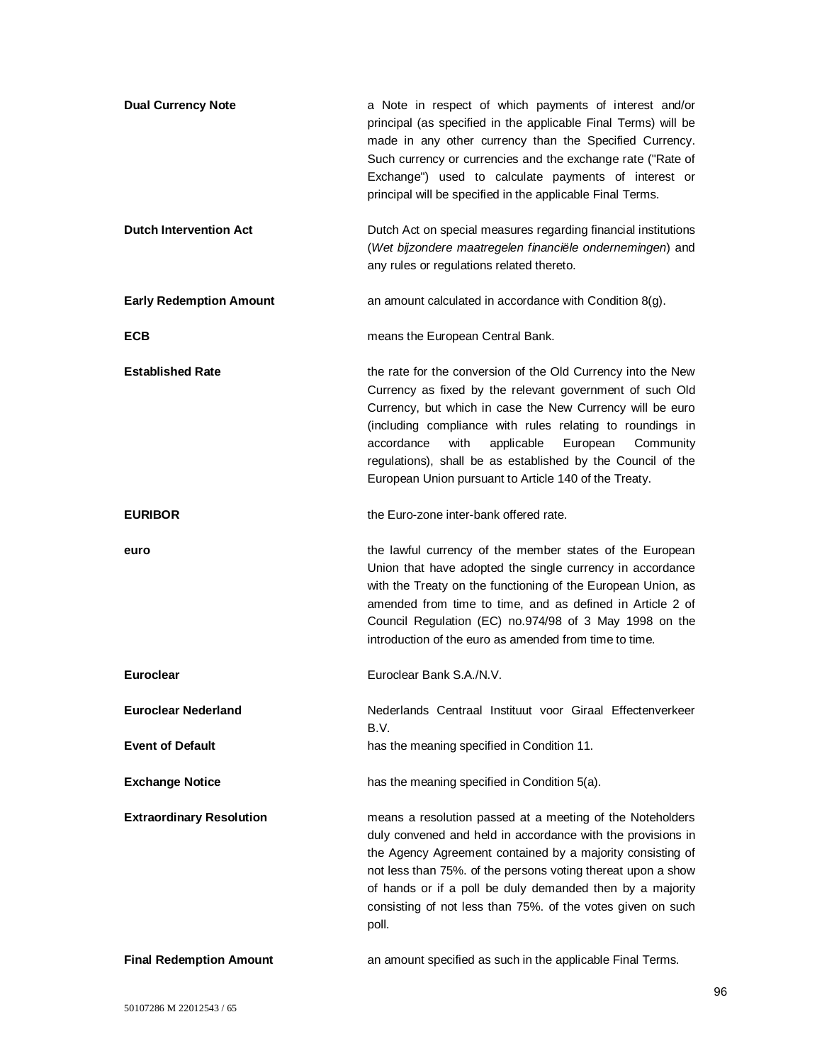| | |
|---|---|
| **Dual Currency Note** | a Note in respect of which payments of interest and/or principal (as specified in the applicable Final Terms) will be made in any other currency than the Specified Currency. Such currency or currencies and the exchange rate ("Rate of Exchange") used to calculate payments of interest or principal will be specified in the applicable Final Terms. |
| **Dutch Intervention Act** | Dutch Act on special measures regarding financial institutions (*Wet bijzondere maatregelen financiële ondernemingen*) and any rules or regulations related thereto. |
| **Early Redemption Amount** | an amount calculated in accordance with Condition 8(g). |
| **ECB** | means the European Central Bank. |
| **Established Rate** | the rate for the conversion of the Old Currency into the New Currency as fixed by the relevant government of such Old Currency, but which in case the New Currency will be euro (including compliance with rules relating to roundings in accordance with applicable European Community regulations), shall be as established by the Council of the European Union pursuant to Article 140 of the Treaty. |
| **EURIBOR** | the Euro-zone inter-bank offered rate. |
| **euro** | the lawful currency of the member states of the European Union that have adopted the single currency in accordance with the Treaty on the functioning of the European Union, as amended from time to time, and as defined in Article 2 of Council Regulation (EC) no.974/98 of 3 May 1998 on the introduction of the euro as amended from time to time. |
| **Euroclear** | Euroclear Bank S.A./N.V. |
| **Euroclear Nederland** | Nederlands Centraal Instituut voor Giraal Effectenverkeer B.V. |
| **Event of Default** | has the meaning specified in Condition 11. |
| **Exchange Notice** | has the meaning specified in Condition 5(a). |
| **Extraordinary Resolution** | means a resolution passed at a meeting of the Noteholders duly convened and held in accordance with the provisions in the Agency Agreement contained by a majority consisting of not less than 75%. of the persons voting thereat upon a show of hands or if a poll be duly demanded then by a majority consisting of not less than 75%. of the votes given on such poll. |
| **Final Redemption Amount** | an amount specified as such in the applicable Final Terms. |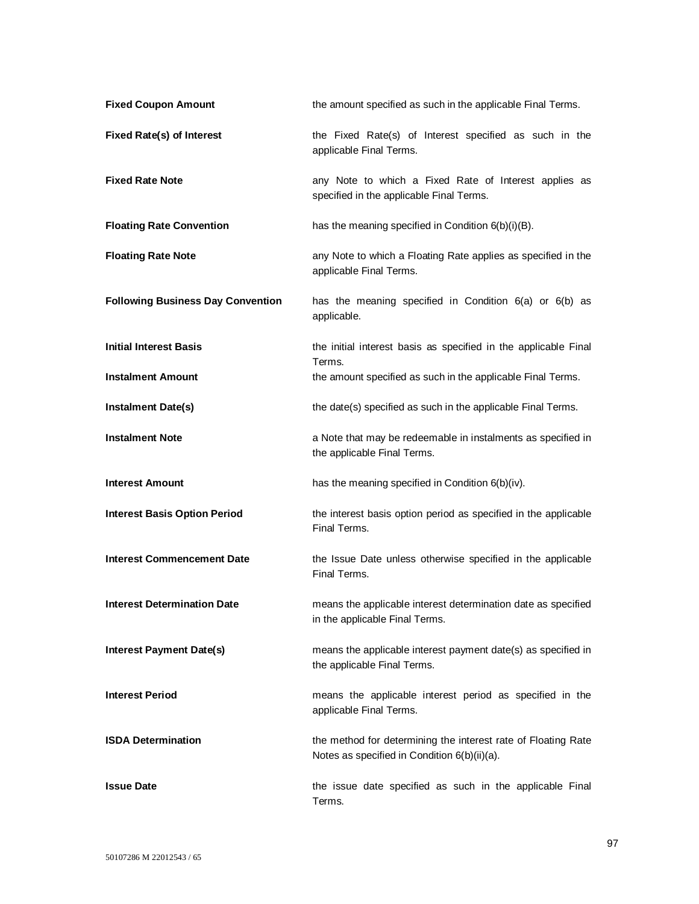| | |
|---|---|
| **Fixed Coupon Amount** | the amount specified as such in the applicable Final Terms. |
| **Fixed Rate(s) of Interest** | the Fixed Rate(s) of Interest specified as such in the applicable Final Terms. |
| **Fixed Rate Note** | any Note to which a Fixed Rate of Interest applies as specified in the applicable Final Terms. |
| **Floating Rate Convention** | has the meaning specified in Condition 6(b)(i)(B). |
| **Floating Rate Note** | any Note to which a Floating Rate applies as specified in the applicable Final Terms. |
| **Following Business Day Convention** | has the meaning specified in Condition 6(a) or 6(b) as applicable. |
| **Initial Interest Basis** | the initial interest basis as specified in the applicable Final Terms. |
| **Instalment Amount** | the amount specified as such in the applicable Final Terms. |
| **Instalment Date(s)** | the date(s) specified as such in the applicable Final Terms. |
| **Instalment Note** | a Note that may be redeemable in instalments as specified in the applicable Final Terms. |
| **Interest Amount** | has the meaning specified in Condition 6(b)(iv). |
| **Interest Basis Option Period** | the interest basis option period as specified in the applicable Final Terms. |
| **Interest Commencement Date** | the Issue Date unless otherwise specified in the applicable Final Terms. |
| **Interest Determination Date** | means the applicable interest determination date as specified in the applicable Final Terms. |
| **Interest Payment Date(s)** | means the applicable interest payment date(s) as specified in the applicable Final Terms. |
| **Interest Period** | means the applicable interest period as specified in the applicable Final Terms. |
| **ISDA Determination** | the method for determining the interest rate of Floating Rate Notes as specified in Condition 6(b)(ii)(a). |
| **Issue Date** | the issue date specified as such in the applicable Final Terms. |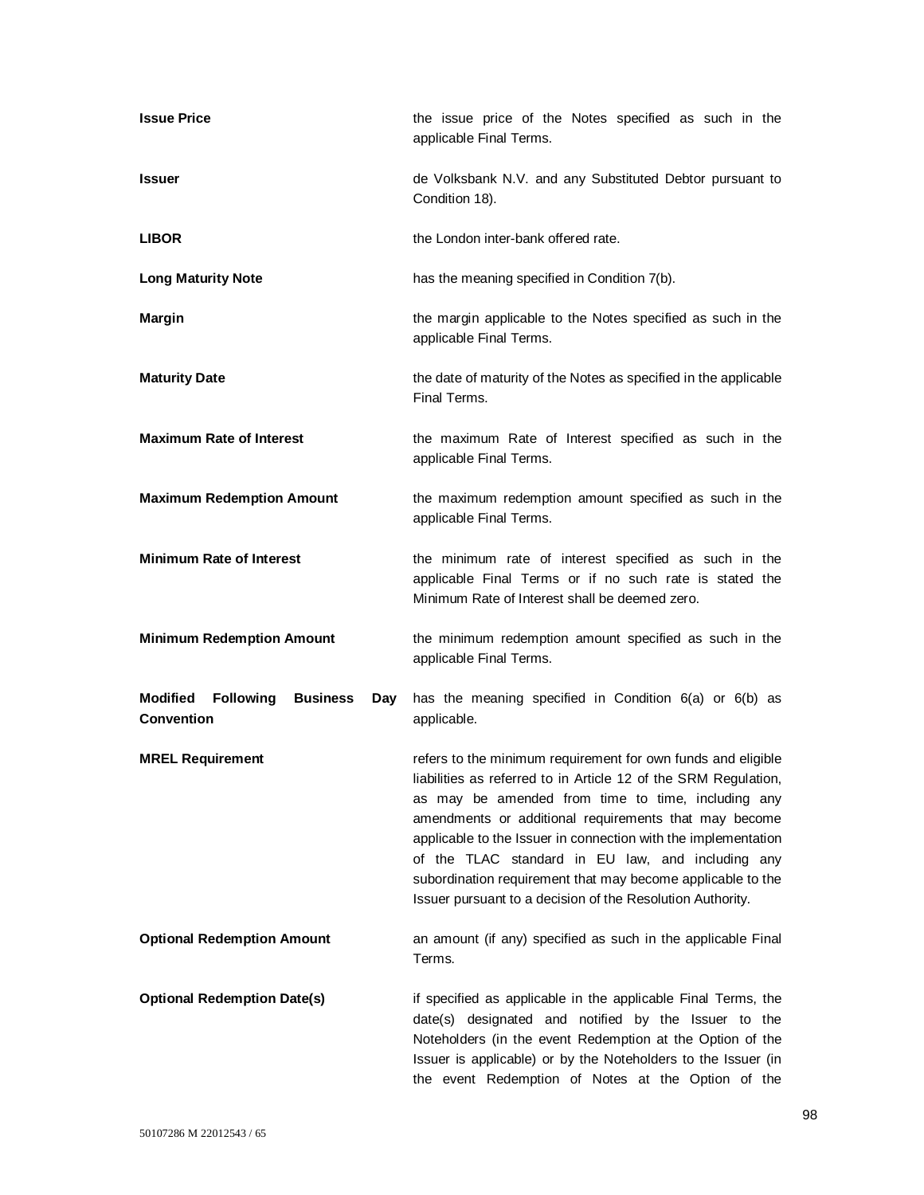| | |
|---|---|
| **Issue Price** | the issue price of the Notes specified as such in the applicable Final Terms. |
| **Issuer** | de Volksbank N.V. and any Substituted Debtor pursuant to Condition 18). |
| **LIBOR** | the London inter-bank offered rate. |
| **Long Maturity Note** | has the meaning specified in Condition 7(b). |
| **Margin** | the margin applicable to the Notes specified as such in the applicable Final Terms. |
| **Maturity Date** | the date of maturity of the Notes as specified in the applicable Final Terms. |
| **Maximum Rate of Interest** | the maximum Rate of Interest specified as such in the applicable Final Terms. |
| **Maximum Redemption Amount** | the maximum redemption amount specified as such in the applicable Final Terms. |
| **Minimum Rate of Interest** | the minimum rate of interest specified as such in the applicable Final Terms or if no such rate is stated the Minimum Rate of Interest shall be deemed zero. |
| **Minimum Redemption Amount** | the minimum redemption amount specified as such in the applicable Final Terms. |
| **Modified Following Business Day Convention** | has the meaning specified in Condition 6(a) or 6(b) as applicable. |
| **MREL Requirement** | refers to the minimum requirement for own funds and eligible liabilities as referred to in Article 12 of the SRM Regulation, as may be amended from time to time, including any amendments or additional requirements that may become applicable to the Issuer in connection with the implementation of the TLAC standard in EU law, and including any subordination requirement that may become applicable to the Issuer pursuant to a decision of the Resolution Authority. |
| **Optional Redemption Amount** | an amount (if any) specified as such in the applicable Final Terms. |
| **Optional Redemption Date(s)** | if specified as applicable in the applicable Final Terms, the date(s) designated and notified by the Issuer to the Noteholders (in the event Redemption at the Option of the Issuer is applicable) or by the Noteholders to the Issuer (in the event Redemption of Notes at the Option of the |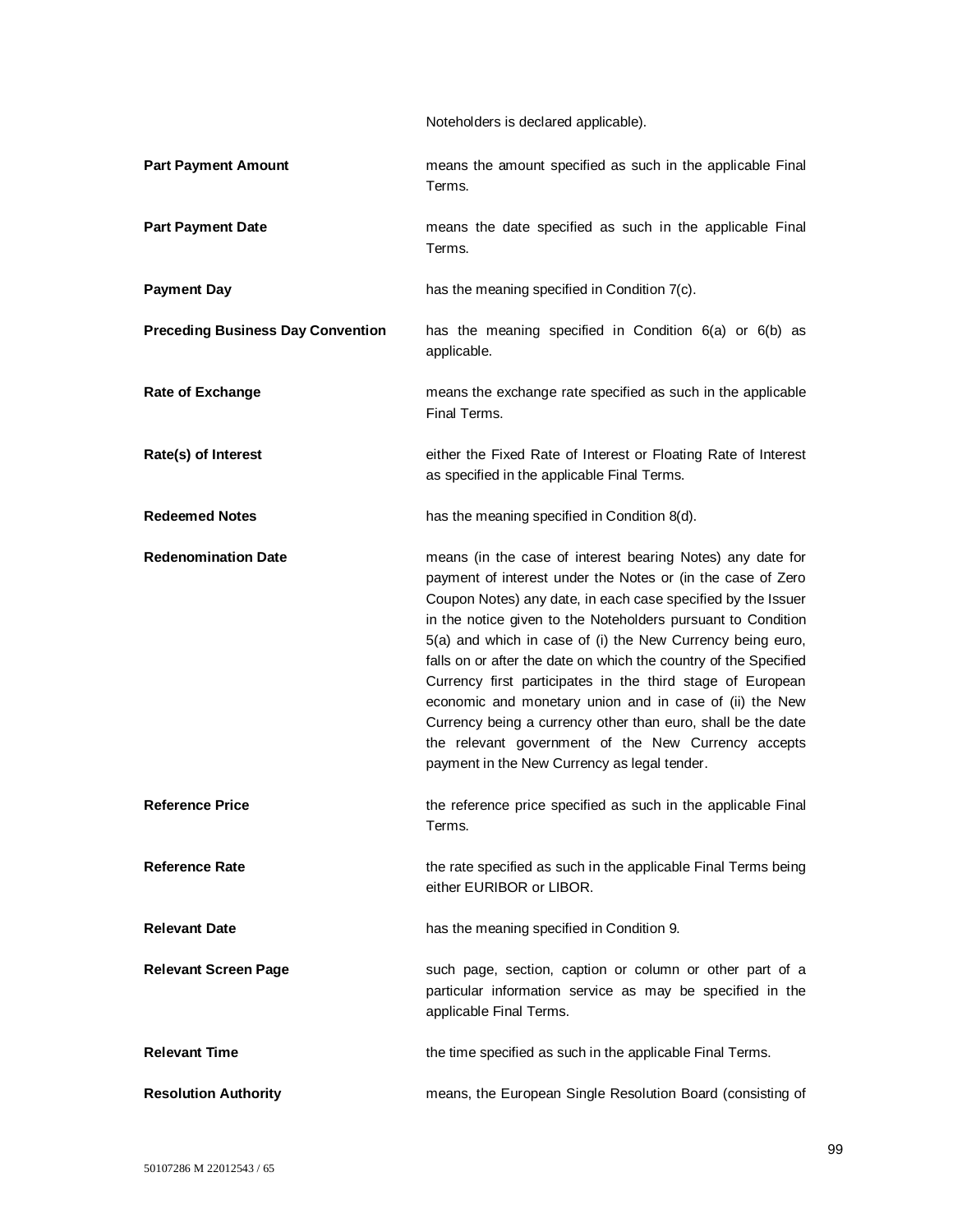Noteholders is declared applicable).

| | |
|---|---|
| **Part Payment Amount** | means the amount specified as such in the applicable Final Terms. |
| **Part Payment Date** | means the date specified as such in the applicable Final Terms. |
| **Payment Day** | has the meaning specified in Condition 7(c). |
| **Preceding Business Day Convention** | has the meaning specified in Condition 6(a) or 6(b) as applicable. |
| **Rate of Exchange** | means the exchange rate specified as such in the applicable Final Terms. |
| **Rate(s) of Interest** | either the Fixed Rate of Interest or Floating Rate of Interest as specified in the applicable Final Terms. |
| **Redeemed Notes** | has the meaning specified in Condition 8(d). |
| **Redenomination Date** | means (in the case of interest bearing Notes) any date for payment of interest under the Notes or (in the case of Zero Coupon Notes) any date, in each case specified by the Issuer in the notice given to the Noteholders pursuant to Condition 5(a) and which in case of (i) the New Currency being euro, falls on or after the date on which the country of the Specified Currency first participates in the third stage of European economic and monetary union and in case of (ii) the New Currency being a currency other than euro, shall be the date the relevant government of the New Currency accepts payment in the New Currency as legal tender. |
| **Reference Price** | the reference price specified as such in the applicable Final Terms. |
| **Reference Rate** | the rate specified as such in the applicable Final Terms being either EURIBOR or LIBOR. |
| **Relevant Date** | has the meaning specified in Condition 9. |
| **Relevant Screen Page** | such page, section, caption or column or other part of a particular information service as may be specified in the applicable Final Terms. |
| **Relevant Time** | the time specified as such in the applicable Final Terms. |
| **Resolution Authority** | means, the European Single Resolution Board (consisting of |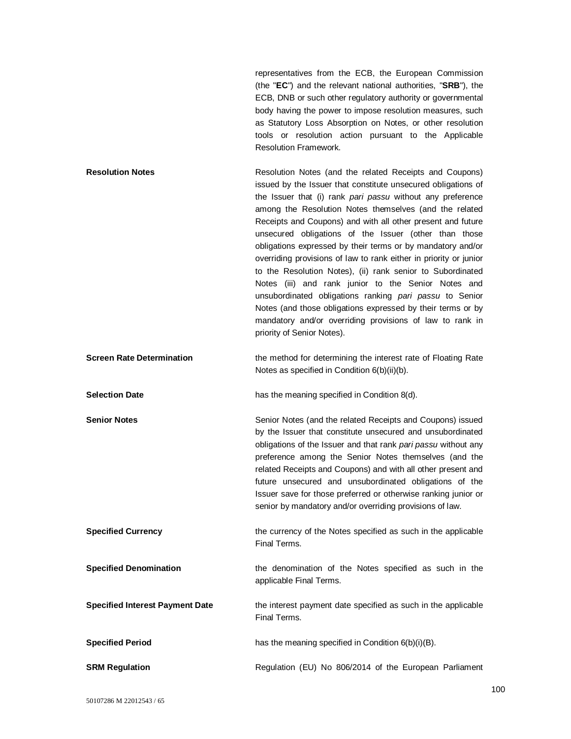| | |
|---|---|
| | representatives from the ECB, the European Commission (the "**EC**") and the relevant national authorities, "**SRB**"), the ECB, DNB or such other regulatory authority or governmental body having the power to impose resolution measures, such as Statutory Loss Absorption on Notes, or other resolution tools or resolution action pursuant to the Applicable Resolution Framework. |
| **Resolution Notes** | Resolution Notes (and the related Receipts and Coupons) issued by the Issuer that constitute unsecured obligations of the Issuer that (i) rank *pari passu* without any preference among the Resolution Notes themselves (and the related Receipts and Coupons) and with all other present and future unsecured obligations of the Issuer (other than those obligations expressed by their terms or by mandatory and/or overriding provisions of law to rank either in priority or junior to the Resolution Notes), (ii) rank senior to Subordinated Notes (iii) and rank junior to the Senior Notes and unsubordinated obligations ranking *pari passu* to Senior Notes (and those obligations expressed by their terms or by mandatory and/or overriding provisions of law to rank in priority of Senior Notes). |
| **Screen Rate Determination** | the method for determining the interest rate of Floating Rate Notes as specified in Condition 6(b)(ii)(b). |
| **Selection Date** | has the meaning specified in Condition 8(d). |
| **Senior Notes** | Senior Notes (and the related Receipts and Coupons) issued by the Issuer that constitute unsecured and unsubordinated obligations of the Issuer and that rank *pari passu* without any preference among the Senior Notes themselves (and the related Receipts and Coupons) and with all other present and future unsecured and unsubordinated obligations of the Issuer save for those preferred or otherwise ranking junior or senior by mandatory and/or overriding provisions of law. |
| **Specified Currency** | the currency of the Notes specified as such in the applicable Final Terms. |
| **Specified Denomination** | the denomination of the Notes specified as such in the applicable Final Terms. |
| **Specified Interest Payment Date** | the interest payment date specified as such in the applicable Final Terms. |
| **Specified Period** | has the meaning specified in Condition 6(b)(i)(B). |
| **SRM Regulation** | Regulation (EU) No 806/2014 of the European Parliament |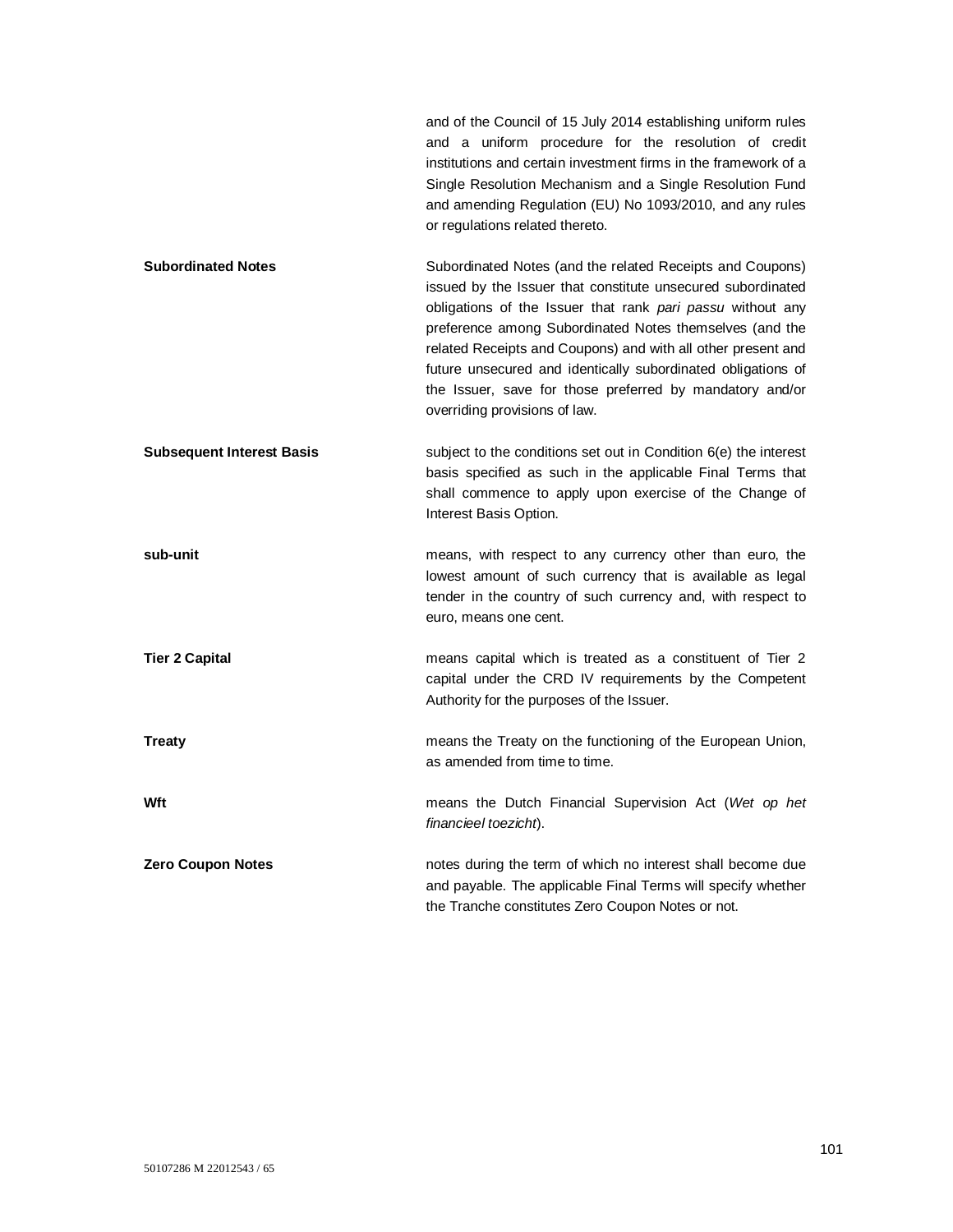and of the Council of 15 July 2014 establishing uniform rules and a uniform procedure for the resolution of credit institutions and certain investment firms in the framework of a Single Resolution Mechanism and a Single Resolution Fund and amending Regulation (EU) No 1093/2010, and any rules or regulations related thereto.

| | |
|---|---|
| **Subordinated Notes** | Subordinated Notes (and the related Receipts and Coupons) issued by the Issuer that constitute unsecured subordinated obligations of the Issuer that rank *pari passu* without any preference among Subordinated Notes themselves (and the related Receipts and Coupons) and with all other present and future unsecured and identically subordinated obligations of the Issuer, save for those preferred by mandatory and/or overriding provisions of law. |
| **Subsequent Interest Basis** | subject to the conditions set out in Condition 6(e) the interest basis specified as such in the applicable Final Terms that shall commence to apply upon exercise of the Change of Interest Basis Option. |
| **sub-unit** | means, with respect to any currency other than euro, the lowest amount of such currency that is available as legal tender in the country of such currency and, with respect to euro, means one cent. |
| **Tier 2 Capital** | means capital which is treated as a constituent of Tier 2 capital under the CRD IV requirements by the Competent Authority for the purposes of the Issuer. |
| **Treaty** | means the Treaty on the functioning of the European Union, as amended from time to time. |
| **Wft** | means the Dutch Financial Supervision Act (*Wet op het financieel toezicht*). |
| **Zero Coupon Notes** | notes during the term of which no interest shall become due and payable. The applicable Final Terms will specify whether the Tranche constitutes Zero Coupon Notes or not. |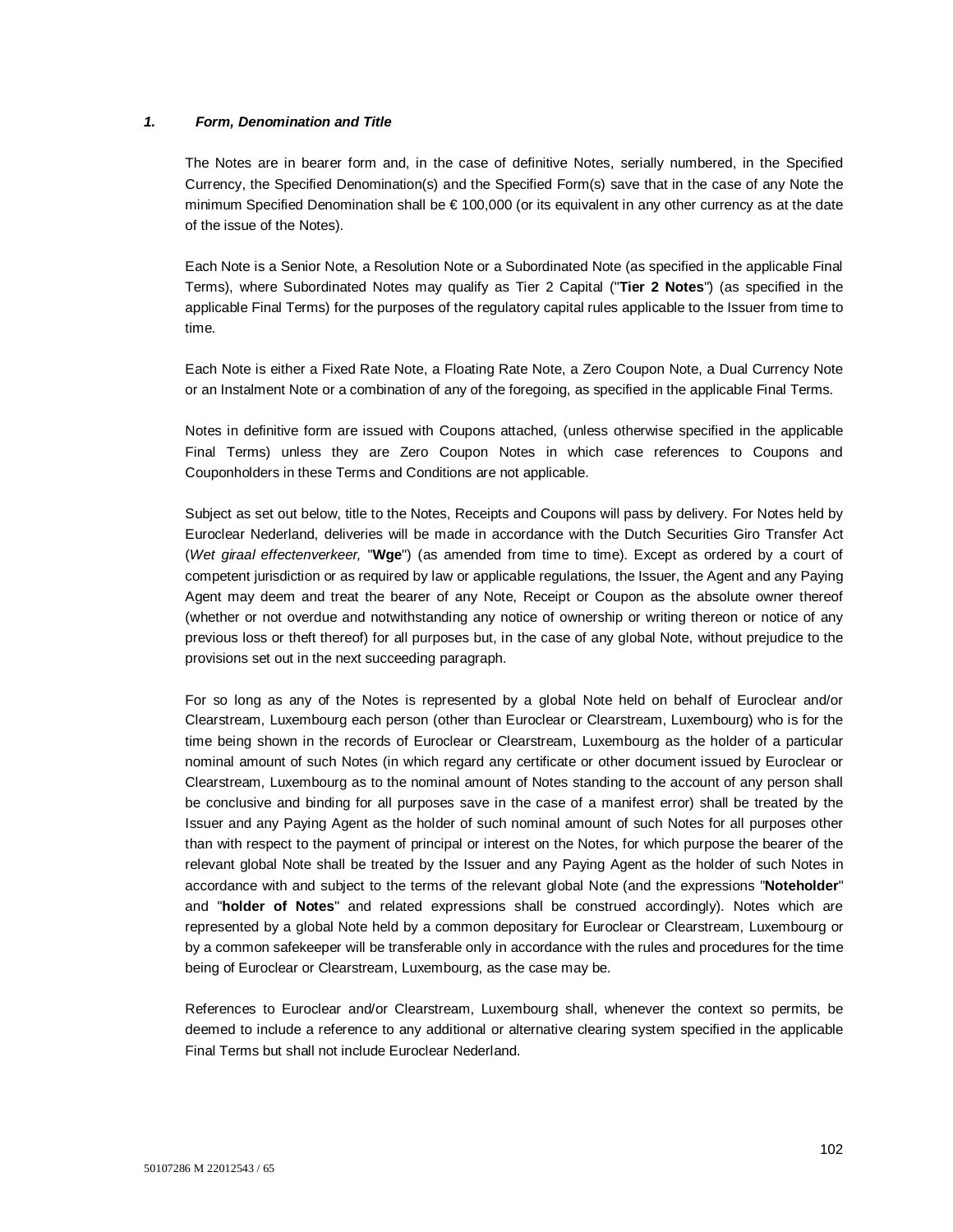### *1. Form, Denomination and Title*

The Notes are in bearer form and, in the case of definitive Notes, serially numbered, in the Specified Currency, the Specified Denomination(s) and the Specified Form(s) save that in the case of any Note the minimum Specified Denomination shall be € 100,000 (or its equivalent in any other currency as at the date of the issue of the Notes).

Each Note is a Senior Note, a Resolution Note or a Subordinated Note (as specified in the applicable Final Terms), where Subordinated Notes may qualify as Tier 2 Capital ("**Tier 2 Notes**") (as specified in the applicable Final Terms) for the purposes of the regulatory capital rules applicable to the Issuer from time to time.

Each Note is either a Fixed Rate Note, a Floating Rate Note, a Zero Coupon Note, a Dual Currency Note or an Instalment Note or a combination of any of the foregoing, as specified in the applicable Final Terms.

Notes in definitive form are issued with Coupons attached, (unless otherwise specified in the applicable Final Terms) unless they are Zero Coupon Notes in which case references to Coupons and Couponholders in these Terms and Conditions are not applicable.

Subject as set out below, title to the Notes, Receipts and Coupons will pass by delivery. For Notes held by Euroclear Nederland, deliveries will be made in accordance with the Dutch Securities Giro Transfer Act (*Wet giraal effectenverkeer,* "**Wge**") (as amended from time to time). Except as ordered by a court of competent jurisdiction or as required by law or applicable regulations, the Issuer, the Agent and any Paying Agent may deem and treat the bearer of any Note, Receipt or Coupon as the absolute owner thereof (whether or not overdue and notwithstanding any notice of ownership or writing thereon or notice of any previous loss or theft thereof) for all purposes but, in the case of any global Note, without prejudice to the provisions set out in the next succeeding paragraph.

For so long as any of the Notes is represented by a global Note held on behalf of Euroclear and/or Clearstream, Luxembourg each person (other than Euroclear or Clearstream, Luxembourg) who is for the time being shown in the records of Euroclear or Clearstream, Luxembourg as the holder of a particular nominal amount of such Notes (in which regard any certificate or other document issued by Euroclear or Clearstream, Luxembourg as to the nominal amount of Notes standing to the account of any person shall be conclusive and binding for all purposes save in the case of a manifest error) shall be treated by the Issuer and any Paying Agent as the holder of such nominal amount of such Notes for all purposes other than with respect to the payment of principal or interest on the Notes, for which purpose the bearer of the relevant global Note shall be treated by the Issuer and any Paying Agent as the holder of such Notes in accordance with and subject to the terms of the relevant global Note (and the expressions "**Noteholder**" and "**holder of Notes**" and related expressions shall be construed accordingly). Notes which are represented by a global Note held by a common depositary for Euroclear or Clearstream, Luxembourg or by a common safekeeper will be transferable only in accordance with the rules and procedures for the time being of Euroclear or Clearstream, Luxembourg, as the case may be.

References to Euroclear and/or Clearstream, Luxembourg shall, whenever the context so permits, be deemed to include a reference to any additional or alternative clearing system specified in the applicable Final Terms but shall not include Euroclear Nederland.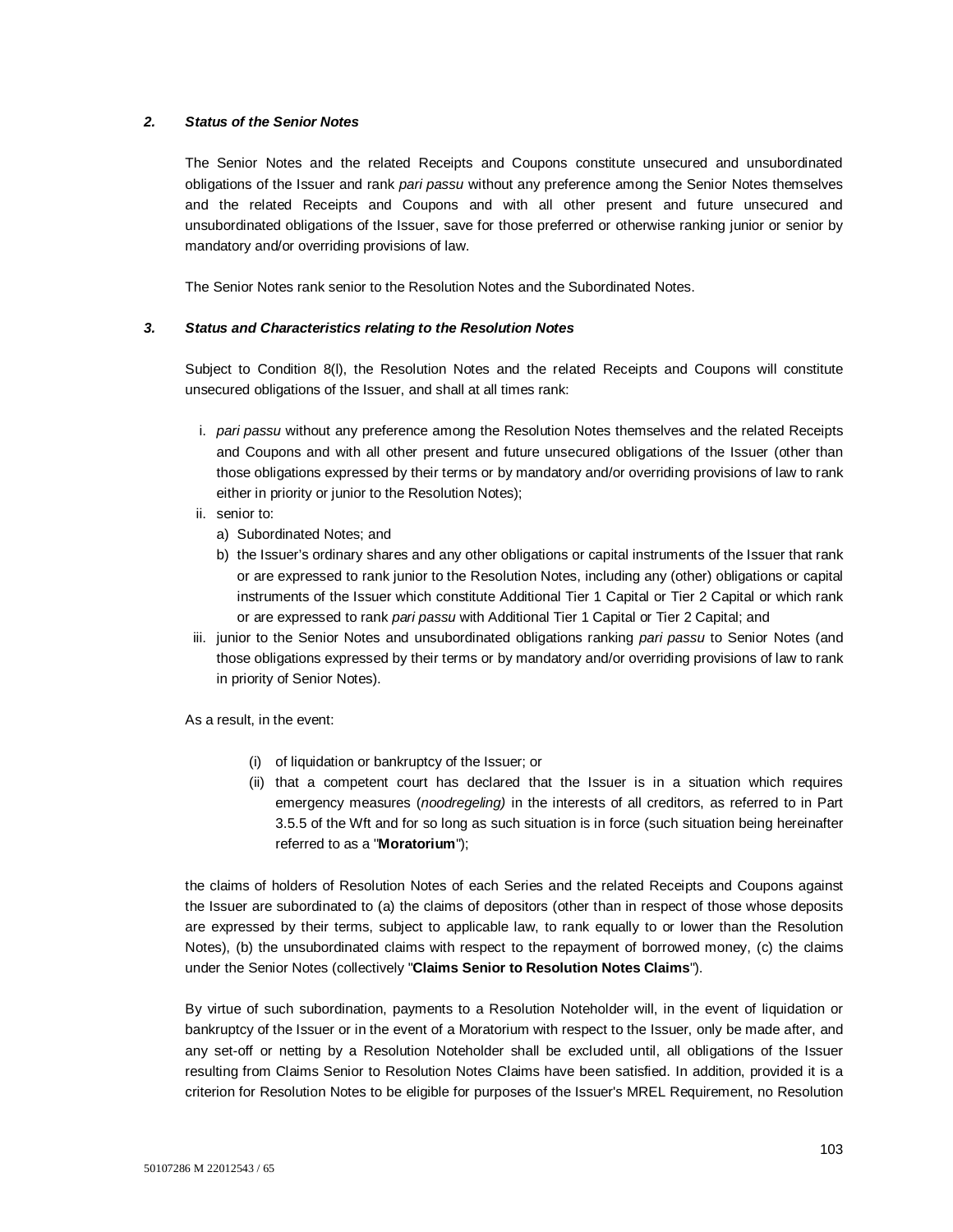### *2. Status of the Senior Notes*

The Senior Notes and the related Receipts and Coupons constitute unsecured and unsubordinated obligations of the Issuer and rank *pari passu* without any preference among the Senior Notes themselves and the related Receipts and Coupons and with all other present and future unsecured and unsubordinated obligations of the Issuer, save for those preferred or otherwise ranking junior or senior by mandatory and/or overriding provisions of law.

The Senior Notes rank senior to the Resolution Notes and the Subordinated Notes.

### *3. Status and Characteristics relating to the Resolution Notes*

Subject to Condition 8(l), the Resolution Notes and the related Receipts and Coupons will constitute unsecured obligations of the Issuer, and shall at all times rank:

i. *pari passu* without any preference among the Resolution Notes themselves and the related Receipts and Coupons and with all other present and future unsecured obligations of the Issuer (other than those obligations expressed by their terms or by mandatory and/or overriding provisions of law to rank either in priority or junior to the Resolution Notes);

ii. senior to:

   a) Subordinated Notes; and

   b) the Issuer's ordinary shares and any other obligations or capital instruments of the Issuer that rank or are expressed to rank junior to the Resolution Notes, including any (other) obligations or capital instruments of the Issuer which constitute Additional Tier 1 Capital or Tier 2 Capital or which rank or are expressed to rank *pari passu* with Additional Tier 1 Capital or Tier 2 Capital; and

iii. junior to the Senior Notes and unsubordinated obligations ranking *pari passu* to Senior Notes (and those obligations expressed by their terms or by mandatory and/or overriding provisions of law to rank in priority of Senior Notes).

As a result, in the event:

(i) of liquidation or bankruptcy of the Issuer; or

(ii) that a competent court has declared that the Issuer is in a situation which requires emergency measures (*noodregeling)* in the interests of all creditors, as referred to in Part 3.5.5 of the Wft and for so long as such situation is in force (such situation being hereinafter referred to as a "**Moratorium**");

the claims of holders of Resolution Notes of each Series and the related Receipts and Coupons against the Issuer are subordinated to (a) the claims of depositors (other than in respect of those whose deposits are expressed by their terms, subject to applicable law, to rank equally to or lower than the Resolution Notes), (b) the unsubordinated claims with respect to the repayment of borrowed money, (c) the claims under the Senior Notes (collectively "**Claims Senior to Resolution Notes Claims**").

By virtue of such subordination, payments to a Resolution Noteholder will, in the event of liquidation or bankruptcy of the Issuer or in the event of a Moratorium with respect to the Issuer, only be made after, and any set-off or netting by a Resolution Noteholder shall be excluded until, all obligations of the Issuer resulting from Claims Senior to Resolution Notes Claims have been satisfied. In addition, provided it is a criterion for Resolution Notes to be eligible for purposes of the Issuer's MREL Requirement, no Resolution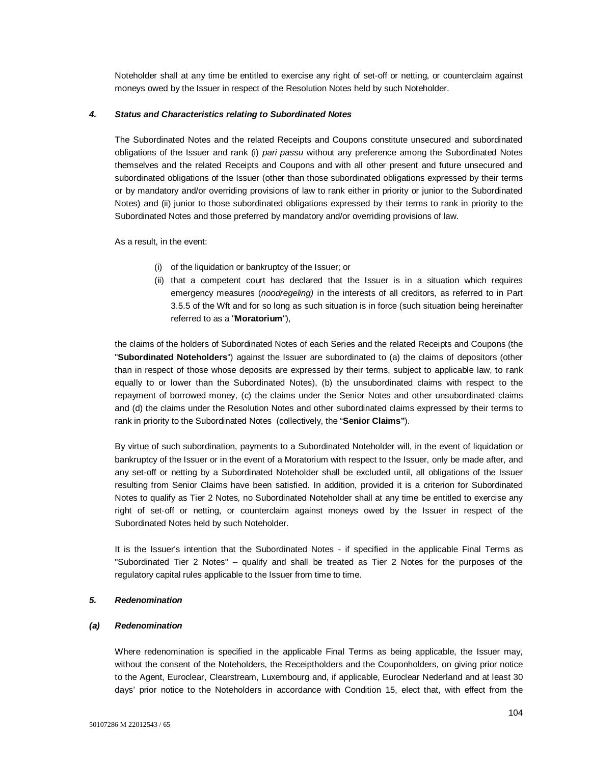Noteholder shall at any time be entitled to exercise any right of set-off or netting, or counterclaim against moneys owed by the Issuer in respect of the Resolution Notes held by such Noteholder.

### *4. Status and Characteristics relating to Subordinated Notes*

The Subordinated Notes and the related Receipts and Coupons constitute unsecured and subordinated obligations of the Issuer and rank (i) *pari passu* without any preference among the Subordinated Notes themselves and the related Receipts and Coupons and with all other present and future unsecured and subordinated obligations of the Issuer (other than those subordinated obligations expressed by their terms or by mandatory and/or overriding provisions of law to rank either in priority or junior to the Subordinated Notes) and (ii) junior to those subordinated obligations expressed by their terms to rank in priority to the Subordinated Notes and those preferred by mandatory and/or overriding provisions of law.

As a result, in the event:

(i) of the liquidation or bankruptcy of the Issuer; or

(ii) that a competent court has declared that the Issuer is in a situation which requires emergency measures (*noodregeling)* in the interests of all creditors, as referred to in Part 3.5.5 of the Wft and for so long as such situation is in force (such situation being hereinafter referred to as a "**Moratorium**"),

the claims of the holders of Subordinated Notes of each Series and the related Receipts and Coupons (the "**Subordinated Noteholders**") against the Issuer are subordinated to (a) the claims of depositors (other than in respect of those whose deposits are expressed by their terms, subject to applicable law, to rank equally to or lower than the Subordinated Notes), (b) the unsubordinated claims with respect to the repayment of borrowed money, (c) the claims under the Senior Notes and other unsubordinated claims and (d) the claims under the Resolution Notes and other subordinated claims expressed by their terms to rank in priority to the Subordinated Notes (collectively, the "**Senior Claims"**).

By virtue of such subordination, payments to a Subordinated Noteholder will, in the event of liquidation or bankruptcy of the Issuer or in the event of a Moratorium with respect to the Issuer, only be made after, and any set-off or netting by a Subordinated Noteholder shall be excluded until, all obligations of the Issuer resulting from Senior Claims have been satisfied. In addition, provided it is a criterion for Subordinated Notes to qualify as Tier 2 Notes, no Subordinated Noteholder shall at any time be entitled to exercise any right of set-off or netting, or counterclaim against moneys owed by the Issuer in respect of the Subordinated Notes held by such Noteholder.

It is the Issuer's intention that the Subordinated Notes - if specified in the applicable Final Terms as "Subordinated Tier 2 Notes" – qualify and shall be treated as Tier 2 Notes for the purposes of the regulatory capital rules applicable to the Issuer from time to time.

### *5. Redenomination*

#### *(a) Redenomination*

Where redenomination is specified in the applicable Final Terms as being applicable, the Issuer may, without the consent of the Noteholders, the Receiptholders and the Couponholders, on giving prior notice to the Agent, Euroclear, Clearstream, Luxembourg and, if applicable, Euroclear Nederland and at least 30 days' prior notice to the Noteholders in accordance with Condition 15, elect that, with effect from the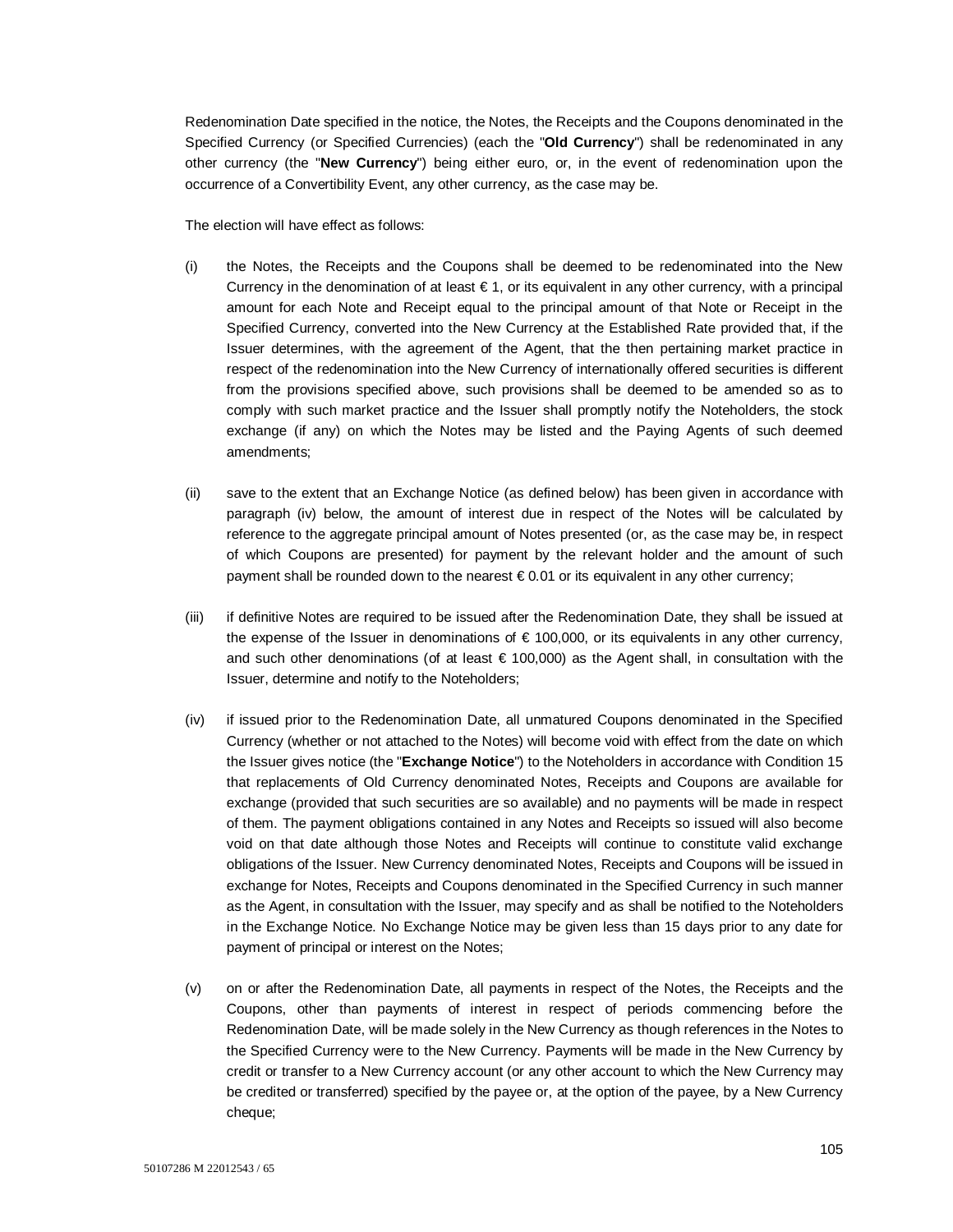Redenomination Date specified in the notice, the Notes, the Receipts and the Coupons denominated in the Specified Currency (or Specified Currencies) (each the "**Old Currency**") shall be redenominated in any other currency (the "**New Currency**") being either euro, or, in the event of redenomination upon the occurrence of a Convertibility Event, any other currency, as the case may be.

The election will have effect as follows:

(i) the Notes, the Receipts and the Coupons shall be deemed to be redenominated into the New Currency in the denomination of at least € 1, or its equivalent in any other currency, with a principal amount for each Note and Receipt equal to the principal amount of that Note or Receipt in the Specified Currency, converted into the New Currency at the Established Rate provided that, if the Issuer determines, with the agreement of the Agent, that the then pertaining market practice in respect of the redenomination into the New Currency of internationally offered securities is different from the provisions specified above, such provisions shall be deemed to be amended so as to comply with such market practice and the Issuer shall promptly notify the Noteholders, the stock exchange (if any) on which the Notes may be listed and the Paying Agents of such deemed amendments;

(ii) save to the extent that an Exchange Notice (as defined below) has been given in accordance with paragraph (iv) below, the amount of interest due in respect of the Notes will be calculated by reference to the aggregate principal amount of Notes presented (or, as the case may be, in respect of which Coupons are presented) for payment by the relevant holder and the amount of such payment shall be rounded down to the nearest € 0.01 or its equivalent in any other currency;

(iii) if definitive Notes are required to be issued after the Redenomination Date, they shall be issued at the expense of the Issuer in denominations of € 100,000, or its equivalents in any other currency, and such other denominations (of at least € 100,000) as the Agent shall, in consultation with the Issuer, determine and notify to the Noteholders;

(iv) if issued prior to the Redenomination Date, all unmatured Coupons denominated in the Specified Currency (whether or not attached to the Notes) will become void with effect from the date on which the Issuer gives notice (the "**Exchange Notice**") to the Noteholders in accordance with Condition 15 that replacements of Old Currency denominated Notes, Receipts and Coupons are available for exchange (provided that such securities are so available) and no payments will be made in respect of them. The payment obligations contained in any Notes and Receipts so issued will also become void on that date although those Notes and Receipts will continue to constitute valid exchange obligations of the Issuer. New Currency denominated Notes, Receipts and Coupons will be issued in exchange for Notes, Receipts and Coupons denominated in the Specified Currency in such manner as the Agent, in consultation with the Issuer, may specify and as shall be notified to the Noteholders in the Exchange Notice. No Exchange Notice may be given less than 15 days prior to any date for payment of principal or interest on the Notes;

(v) on or after the Redenomination Date, all payments in respect of the Notes, the Receipts and the Coupons, other than payments of interest in respect of periods commencing before the Redenomination Date, will be made solely in the New Currency as though references in the Notes to the Specified Currency were to the New Currency. Payments will be made in the New Currency by credit or transfer to a New Currency account (or any other account to which the New Currency may be credited or transferred) specified by the payee or, at the option of the payee, by a New Currency cheque;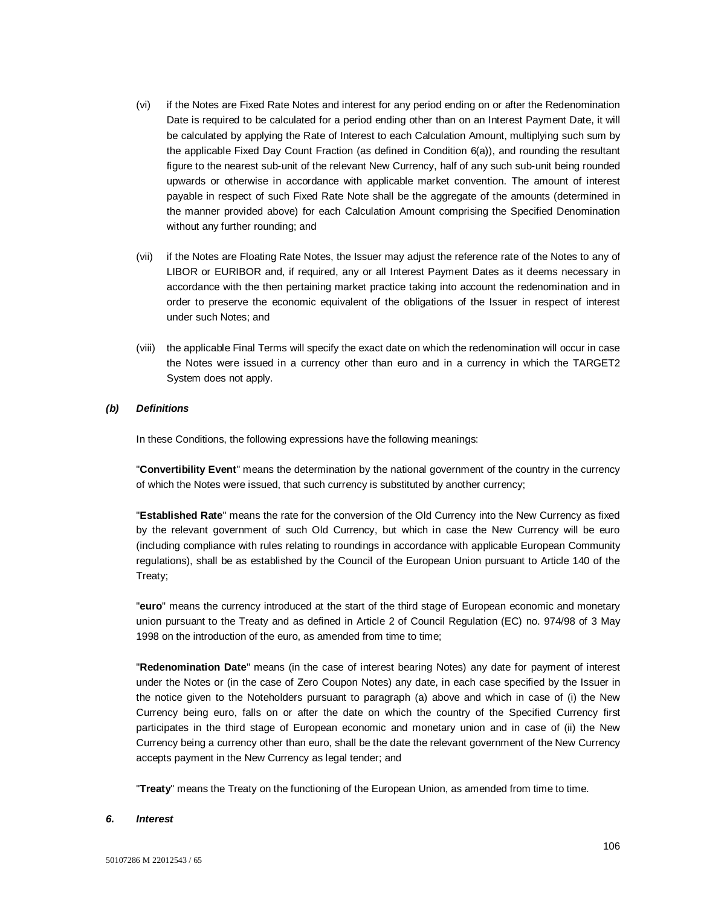(vi) if the Notes are Fixed Rate Notes and interest for any period ending on or after the Redenomination Date is required to be calculated for a period ending other than on an Interest Payment Date, it will be calculated by applying the Rate of Interest to each Calculation Amount, multiplying such sum by the applicable Fixed Day Count Fraction (as defined in Condition 6(a)), and rounding the resultant figure to the nearest sub-unit of the relevant New Currency, half of any such sub-unit being rounded upwards or otherwise in accordance with applicable market convention. The amount of interest payable in respect of such Fixed Rate Note shall be the aggregate of the amounts (determined in the manner provided above) for each Calculation Amount comprising the Specified Denomination without any further rounding; and

(vii) if the Notes are Floating Rate Notes, the Issuer may adjust the reference rate of the Notes to any of LIBOR or EURIBOR and, if required, any or all Interest Payment Dates as it deems necessary in accordance with the then pertaining market practice taking into account the redenomination and in order to preserve the economic equivalent of the obligations of the Issuer in respect of interest under such Notes; and

(viii) the applicable Final Terms will specify the exact date on which the redenomination will occur in case the Notes were issued in a currency other than euro and in a currency in which the TARGET2 System does not apply.

***(b) Definitions***

In these Conditions, the following expressions have the following meanings:

"**Convertibility Event**" means the determination by the national government of the country in the currency of which the Notes were issued, that such currency is substituted by another currency;

"**Established Rate**" means the rate for the conversion of the Old Currency into the New Currency as fixed by the relevant government of such Old Currency, but which in case the New Currency will be euro (including compliance with rules relating to roundings in accordance with applicable European Community regulations), shall be as established by the Council of the European Union pursuant to Article 140 of the Treaty;

"**euro**" means the currency introduced at the start of the third stage of European economic and monetary union pursuant to the Treaty and as defined in Article 2 of Council Regulation (EC) no. 974/98 of 3 May 1998 on the introduction of the euro, as amended from time to time;

"**Redenomination Date**" means (in the case of interest bearing Notes) any date for payment of interest under the Notes or (in the case of Zero Coupon Notes) any date, in each case specified by the Issuer in the notice given to the Noteholders pursuant to paragraph (a) above and which in case of (i) the New Currency being euro, falls on or after the date on which the country of the Specified Currency first participates in the third stage of European economic and monetary union and in case of (ii) the New Currency being a currency other than euro, shall be the date the relevant government of the New Currency accepts payment in the New Currency as legal tender; and

"**Treaty**" means the Treaty on the functioning of the European Union, as amended from time to time.

***6. Interest***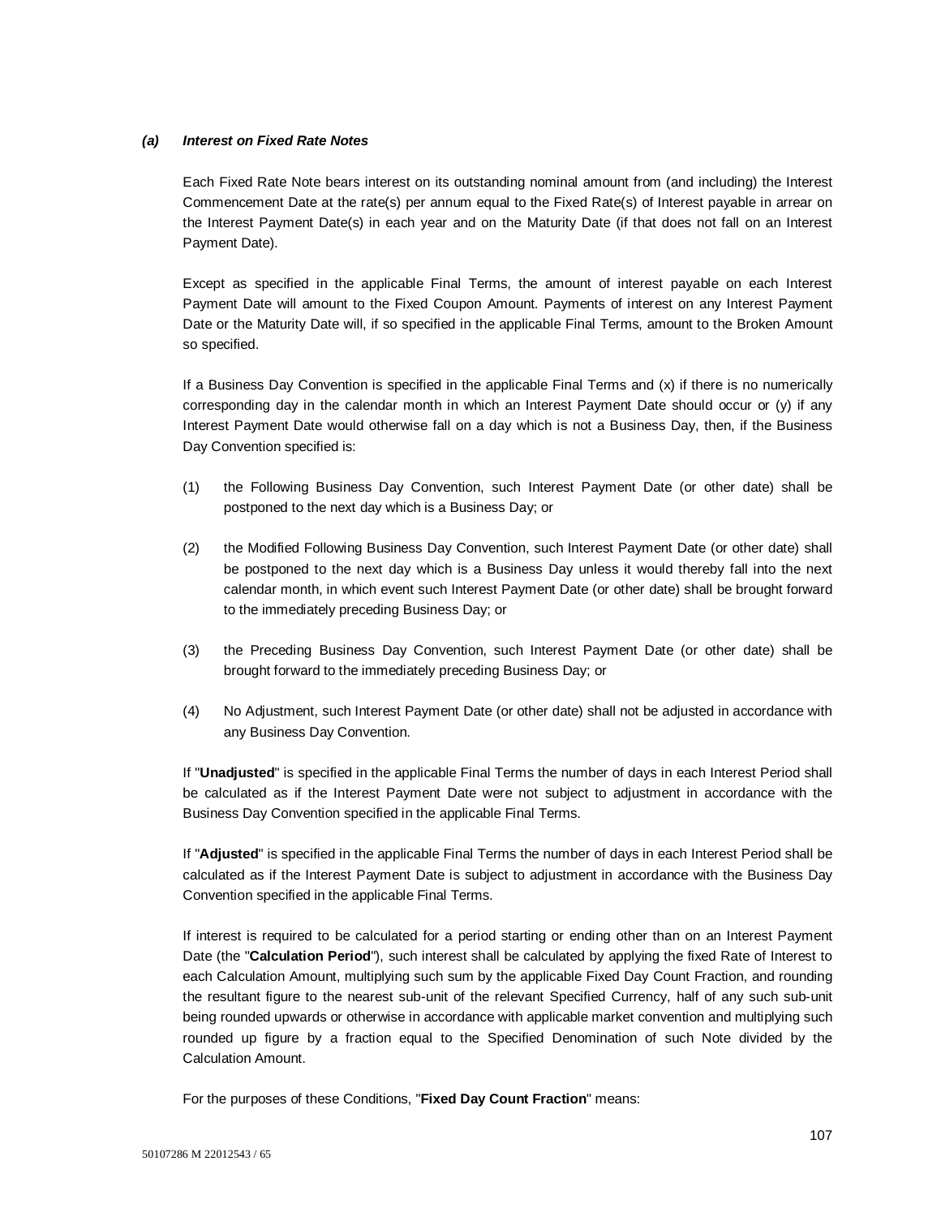***(a) Interest on Fixed Rate Notes***

Each Fixed Rate Note bears interest on its outstanding nominal amount from (and including) the Interest Commencement Date at the rate(s) per annum equal to the Fixed Rate(s) of Interest payable in arrear on the Interest Payment Date(s) in each year and on the Maturity Date (if that does not fall on an Interest Payment Date).

Except as specified in the applicable Final Terms, the amount of interest payable on each Interest Payment Date will amount to the Fixed Coupon Amount. Payments of interest on any Interest Payment Date or the Maturity Date will, if so specified in the applicable Final Terms, amount to the Broken Amount so specified.

If a Business Day Convention is specified in the applicable Final Terms and (x) if there is no numerically corresponding day in the calendar month in which an Interest Payment Date should occur or (y) if any Interest Payment Date would otherwise fall on a day which is not a Business Day, then, if the Business Day Convention specified is:

(1) the Following Business Day Convention, such Interest Payment Date (or other date) shall be postponed to the next day which is a Business Day; or

(2) the Modified Following Business Day Convention, such Interest Payment Date (or other date) shall be postponed to the next day which is a Business Day unless it would thereby fall into the next calendar month, in which event such Interest Payment Date (or other date) shall be brought forward to the immediately preceding Business Day; or

(3) the Preceding Business Day Convention, such Interest Payment Date (or other date) shall be brought forward to the immediately preceding Business Day; or

(4) No Adjustment, such Interest Payment Date (or other date) shall not be adjusted in accordance with any Business Day Convention.

If "**Unadjusted**" is specified in the applicable Final Terms the number of days in each Interest Period shall be calculated as if the Interest Payment Date were not subject to adjustment in accordance with the Business Day Convention specified in the applicable Final Terms.

If "**Adjusted**" is specified in the applicable Final Terms the number of days in each Interest Period shall be calculated as if the Interest Payment Date is subject to adjustment in accordance with the Business Day Convention specified in the applicable Final Terms.

If interest is required to be calculated for a period starting or ending other than on an Interest Payment Date (the "**Calculation Period**"), such interest shall be calculated by applying the fixed Rate of Interest to each Calculation Amount, multiplying such sum by the applicable Fixed Day Count Fraction, and rounding the resultant figure to the nearest sub-unit of the relevant Specified Currency, half of any such sub-unit being rounded upwards or otherwise in accordance with applicable market convention and multiplying such rounded up figure by a fraction equal to the Specified Denomination of such Note divided by the Calculation Amount.

For the purposes of these Conditions, "**Fixed Day Count Fraction**" means: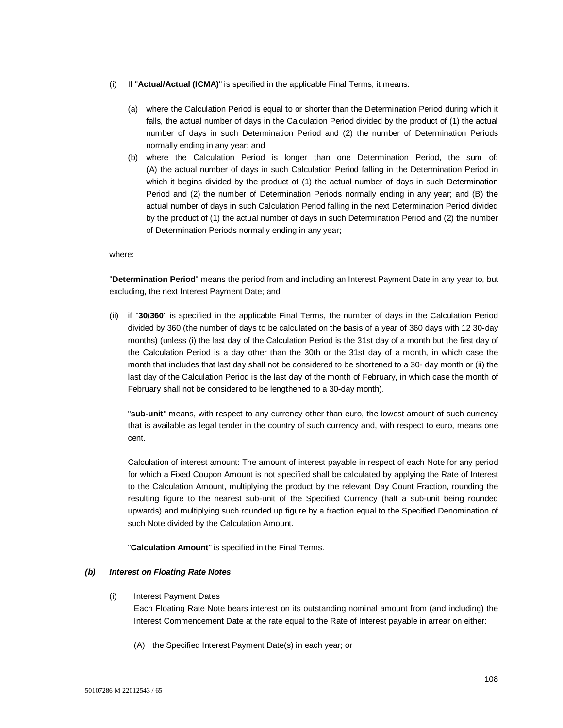(i) If "**Actual/Actual (ICMA)**" is specified in the applicable Final Terms, it means:

(a) where the Calculation Period is equal to or shorter than the Determination Period during which it falls, the actual number of days in the Calculation Period divided by the product of (1) the actual number of days in such Determination Period and (2) the number of Determination Periods normally ending in any year; and

(b) where the Calculation Period is longer than one Determination Period, the sum of: (A) the actual number of days in such Calculation Period falling in the Determination Period in which it begins divided by the product of (1) the actual number of days in such Determination Period and (2) the number of Determination Periods normally ending in any year; and (B) the actual number of days in such Calculation Period falling in the next Determination Period divided by the product of (1) the actual number of days in such Determination Period and (2) the number of Determination Periods normally ending in any year;

where:

"**Determination Period**" means the period from and including an Interest Payment Date in any year to, but excluding, the next Interest Payment Date; and

(ii) if "**30/360**" is specified in the applicable Final Terms, the number of days in the Calculation Period divided by 360 (the number of days to be calculated on the basis of a year of 360 days with 12 30-day months) (unless (i) the last day of the Calculation Period is the 31st day of a month but the first day of the Calculation Period is a day other than the 30th or the 31st day of a month, in which case the month that includes that last day shall not be considered to be shortened to a 30- day month or (ii) the last day of the Calculation Period is the last day of the month of February, in which case the month of February shall not be considered to be lengthened to a 30-day month).

"**sub-unit**" means, with respect to any currency other than euro, the lowest amount of such currency that is available as legal tender in the country of such currency and, with respect to euro, means one cent.

Calculation of interest amount: The amount of interest payable in respect of each Note for any period for which a Fixed Coupon Amount is not specified shall be calculated by applying the Rate of Interest to the Calculation Amount, multiplying the product by the relevant Day Count Fraction, rounding the resulting figure to the nearest sub-unit of the Specified Currency (half a sub-unit being rounded upwards) and multiplying such rounded up figure by a fraction equal to the Specified Denomination of such Note divided by the Calculation Amount.

"**Calculation Amount**" is specified in the Final Terms.

***(b) Interest on Floating Rate Notes***

(i) Interest Payment Dates

Each Floating Rate Note bears interest on its outstanding nominal amount from (and including) the Interest Commencement Date at the rate equal to the Rate of Interest payable in arrear on either:

(A) the Specified Interest Payment Date(s) in each year; or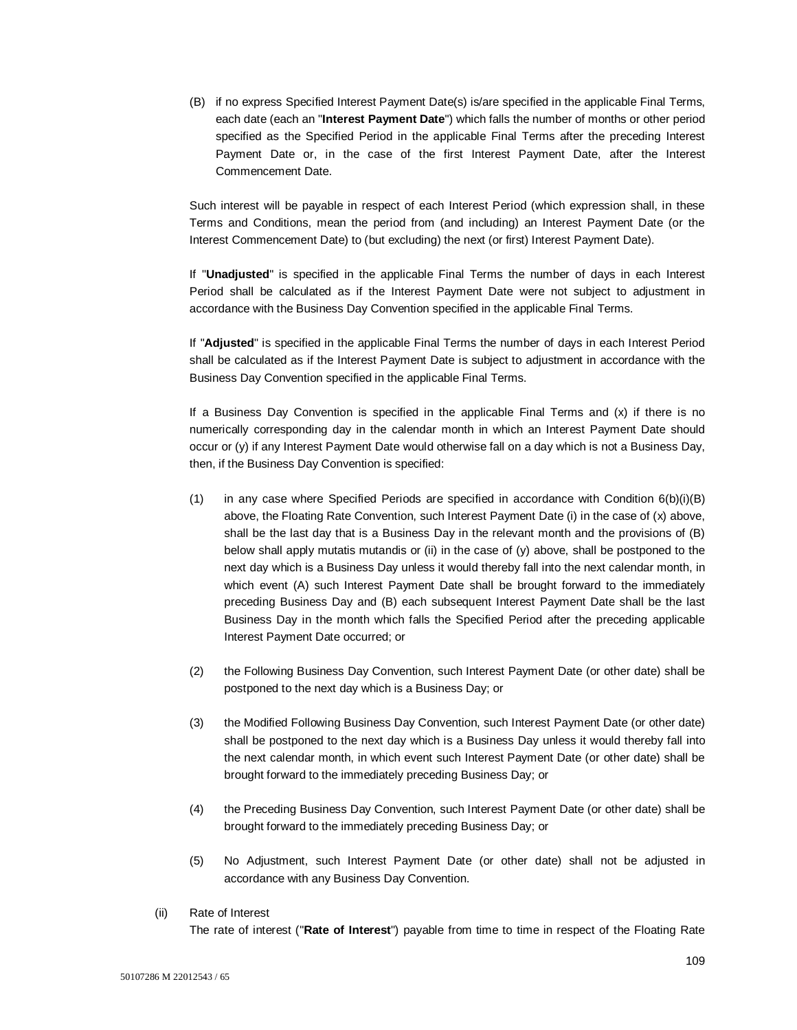(B) if no express Specified Interest Payment Date(s) is/are specified in the applicable Final Terms, each date (each an "**Interest Payment Date**") which falls the number of months or other period specified as the Specified Period in the applicable Final Terms after the preceding Interest Payment Date or, in the case of the first Interest Payment Date, after the Interest Commencement Date.

Such interest will be payable in respect of each Interest Period (which expression shall, in these Terms and Conditions, mean the period from (and including) an Interest Payment Date (or the Interest Commencement Date) to (but excluding) the next (or first) Interest Payment Date).

If "**Unadjusted**" is specified in the applicable Final Terms the number of days in each Interest Period shall be calculated as if the Interest Payment Date were not subject to adjustment in accordance with the Business Day Convention specified in the applicable Final Terms.

If "**Adjusted**" is specified in the applicable Final Terms the number of days in each Interest Period shall be calculated as if the Interest Payment Date is subject to adjustment in accordance with the Business Day Convention specified in the applicable Final Terms.

If a Business Day Convention is specified in the applicable Final Terms and (x) if there is no numerically corresponding day in the calendar month in which an Interest Payment Date should occur or (y) if any Interest Payment Date would otherwise fall on a day which is not a Business Day, then, if the Business Day Convention is specified:

(1) in any case where Specified Periods are specified in accordance with Condition 6(b)(i)(B) above, the Floating Rate Convention, such Interest Payment Date (i) in the case of (x) above, shall be the last day that is a Business Day in the relevant month and the provisions of (B) below shall apply mutatis mutandis or (ii) in the case of (y) above, shall be postponed to the next day which is a Business Day unless it would thereby fall into the next calendar month, in which event (A) such Interest Payment Date shall be brought forward to the immediately preceding Business Day and (B) each subsequent Interest Payment Date shall be the last Business Day in the month which falls the Specified Period after the preceding applicable Interest Payment Date occurred; or

(2) the Following Business Day Convention, such Interest Payment Date (or other date) shall be postponed to the next day which is a Business Day; or

(3) the Modified Following Business Day Convention, such Interest Payment Date (or other date) shall be postponed to the next day which is a Business Day unless it would thereby fall into the next calendar month, in which event such Interest Payment Date (or other date) shall be brought forward to the immediately preceding Business Day; or

(4) the Preceding Business Day Convention, such Interest Payment Date (or other date) shall be brought forward to the immediately preceding Business Day; or

(5) No Adjustment, such Interest Payment Date (or other date) shall not be adjusted in accordance with any Business Day Convention.

(ii) Rate of Interest

The rate of interest ("**Rate of Interest**") payable from time to time in respect of the Floating Rate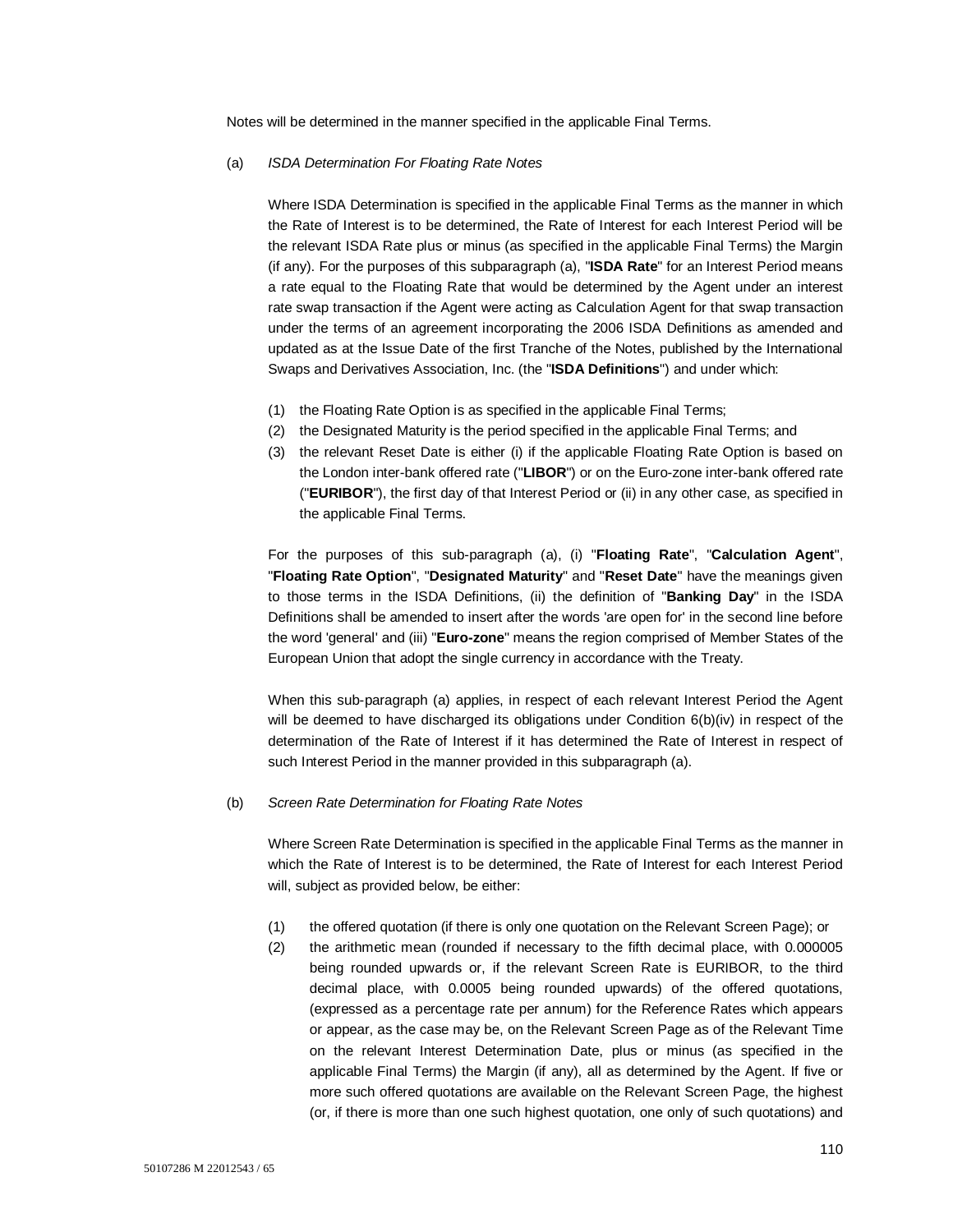Notes will be determined in the manner specified in the applicable Final Terms.

(a) *ISDA Determination For Floating Rate Notes*

Where ISDA Determination is specified in the applicable Final Terms as the manner in which the Rate of Interest is to be determined, the Rate of Interest for each Interest Period will be the relevant ISDA Rate plus or minus (as specified in the applicable Final Terms) the Margin (if any). For the purposes of this subparagraph (a), "**ISDA Rate**" for an Interest Period means a rate equal to the Floating Rate that would be determined by the Agent under an interest rate swap transaction if the Agent were acting as Calculation Agent for that swap transaction under the terms of an agreement incorporating the 2006 ISDA Definitions as amended and updated as at the Issue Date of the first Tranche of the Notes, published by the International Swaps and Derivatives Association, Inc. (the "**ISDA Definitions**") and under which:

(1) the Floating Rate Option is as specified in the applicable Final Terms;
(2) the Designated Maturity is the period specified in the applicable Final Terms; and
(3) the relevant Reset Date is either (i) if the applicable Floating Rate Option is based on the London inter-bank offered rate ("**LIBOR**") or on the Euro-zone inter-bank offered rate ("**EURIBOR**"), the first day of that Interest Period or (ii) in any other case, as specified in the applicable Final Terms.

For the purposes of this sub-paragraph (a), (i) "**Floating Rate**", "**Calculation Agent**", "**Floating Rate Option**", "**Designated Maturity**" and "**Reset Date**" have the meanings given to those terms in the ISDA Definitions, (ii) the definition of "**Banking Day**" in the ISDA Definitions shall be amended to insert after the words 'are open for' in the second line before the word 'general' and (iii) "**Euro-zone**" means the region comprised of Member States of the European Union that adopt the single currency in accordance with the Treaty.

When this sub-paragraph (a) applies, in respect of each relevant Interest Period the Agent will be deemed to have discharged its obligations under Condition 6(b)(iv) in respect of the determination of the Rate of Interest if it has determined the Rate of Interest in respect of such Interest Period in the manner provided in this subparagraph (a).

(b) *Screen Rate Determination for Floating Rate Notes*

Where Screen Rate Determination is specified in the applicable Final Terms as the manner in which the Rate of Interest is to be determined, the Rate of Interest for each Interest Period will, subject as provided below, be either:

(1) the offered quotation (if there is only one quotation on the Relevant Screen Page); or
(2) the arithmetic mean (rounded if necessary to the fifth decimal place, with 0.000005 being rounded upwards or, if the relevant Screen Rate is EURIBOR, to the third decimal place, with 0.0005 being rounded upwards) of the offered quotations, (expressed as a percentage rate per annum) for the Reference Rates which appears or appear, as the case may be, on the Relevant Screen Page as of the Relevant Time on the relevant Interest Determination Date, plus or minus (as specified in the applicable Final Terms) the Margin (if any), all as determined by the Agent. If five or more such offered quotations are available on the Relevant Screen Page, the highest (or, if there is more than one such highest quotation, one only of such quotations) and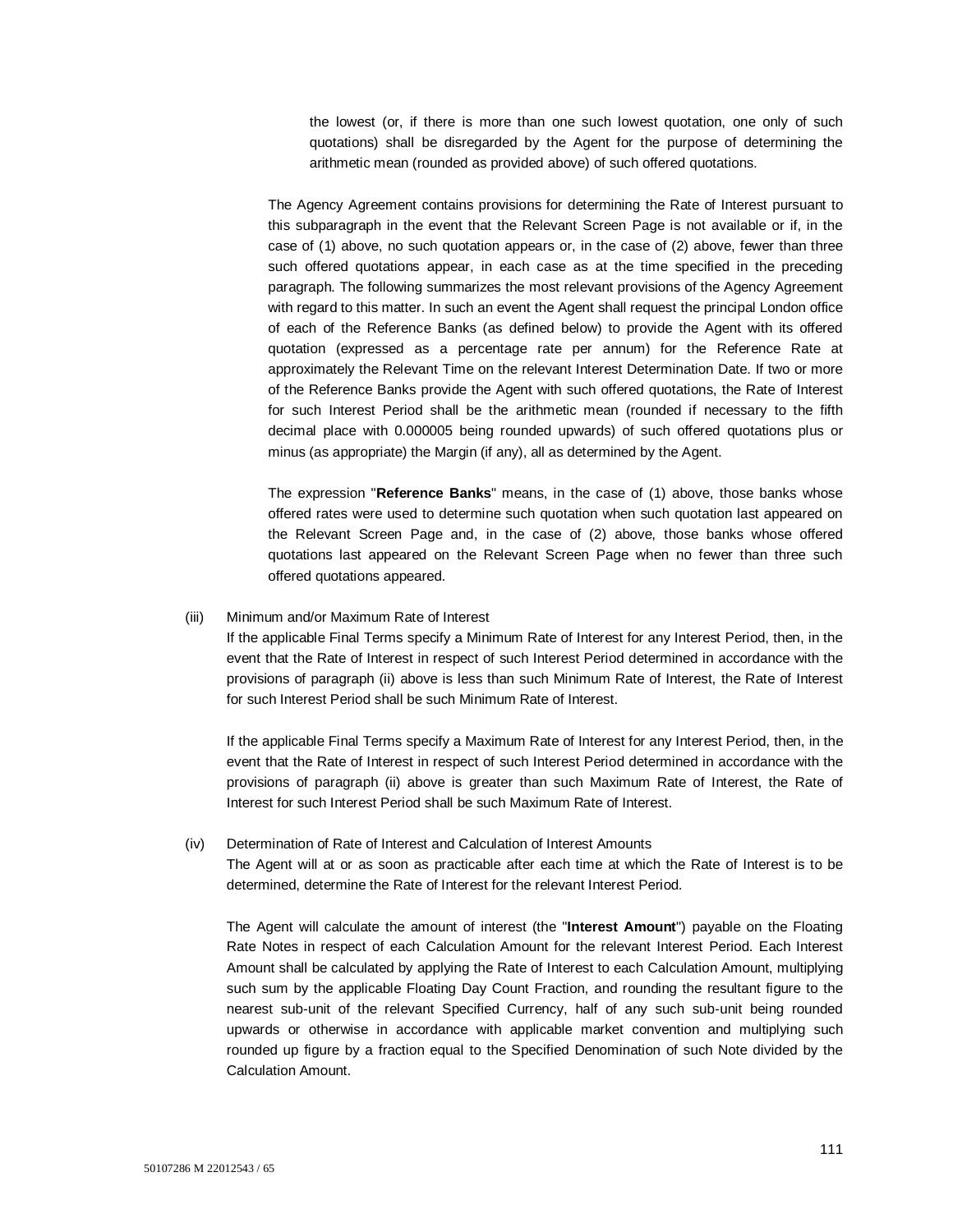the lowest (or, if there is more than one such lowest quotation, one only of such quotations) shall be disregarded by the Agent for the purpose of determining the arithmetic mean (rounded as provided above) of such offered quotations.

The Agency Agreement contains provisions for determining the Rate of Interest pursuant to this subparagraph in the event that the Relevant Screen Page is not available or if, in the case of (1) above, no such quotation appears or, in the case of (2) above, fewer than three such offered quotations appear, in each case as at the time specified in the preceding paragraph. The following summarizes the most relevant provisions of the Agency Agreement with regard to this matter. In such an event the Agent shall request the principal London office of each of the Reference Banks (as defined below) to provide the Agent with its offered quotation (expressed as a percentage rate per annum) for the Reference Rate at approximately the Relevant Time on the relevant Interest Determination Date. If two or more of the Reference Banks provide the Agent with such offered quotations, the Rate of Interest for such Interest Period shall be the arithmetic mean (rounded if necessary to the fifth decimal place with 0.000005 being rounded upwards) of such offered quotations plus or minus (as appropriate) the Margin (if any), all as determined by the Agent.

The expression "**Reference Banks**" means, in the case of (1) above, those banks whose offered rates were used to determine such quotation when such quotation last appeared on the Relevant Screen Page and, in the case of (2) above, those banks whose offered quotations last appeared on the Relevant Screen Page when no fewer than three such offered quotations appeared.

(iii) Minimum and/or Maximum Rate of Interest

If the applicable Final Terms specify a Minimum Rate of Interest for any Interest Period, then, in the event that the Rate of Interest in respect of such Interest Period determined in accordance with the provisions of paragraph (ii) above is less than such Minimum Rate of Interest, the Rate of Interest for such Interest Period shall be such Minimum Rate of Interest.

If the applicable Final Terms specify a Maximum Rate of Interest for any Interest Period, then, in the event that the Rate of Interest in respect of such Interest Period determined in accordance with the provisions of paragraph (ii) above is greater than such Maximum Rate of Interest, the Rate of Interest for such Interest Period shall be such Maximum Rate of Interest.

(iv) Determination of Rate of Interest and Calculation of Interest Amounts

The Agent will at or as soon as practicable after each time at which the Rate of Interest is to be determined, determine the Rate of Interest for the relevant Interest Period.

The Agent will calculate the amount of interest (the "**Interest Amount**") payable on the Floating Rate Notes in respect of each Calculation Amount for the relevant Interest Period. Each Interest Amount shall be calculated by applying the Rate of Interest to each Calculation Amount, multiplying such sum by the applicable Floating Day Count Fraction, and rounding the resultant figure to the nearest sub-unit of the relevant Specified Currency, half of any such sub-unit being rounded upwards or otherwise in accordance with applicable market convention and multiplying such rounded up figure by a fraction equal to the Specified Denomination of such Note divided by the Calculation Amount.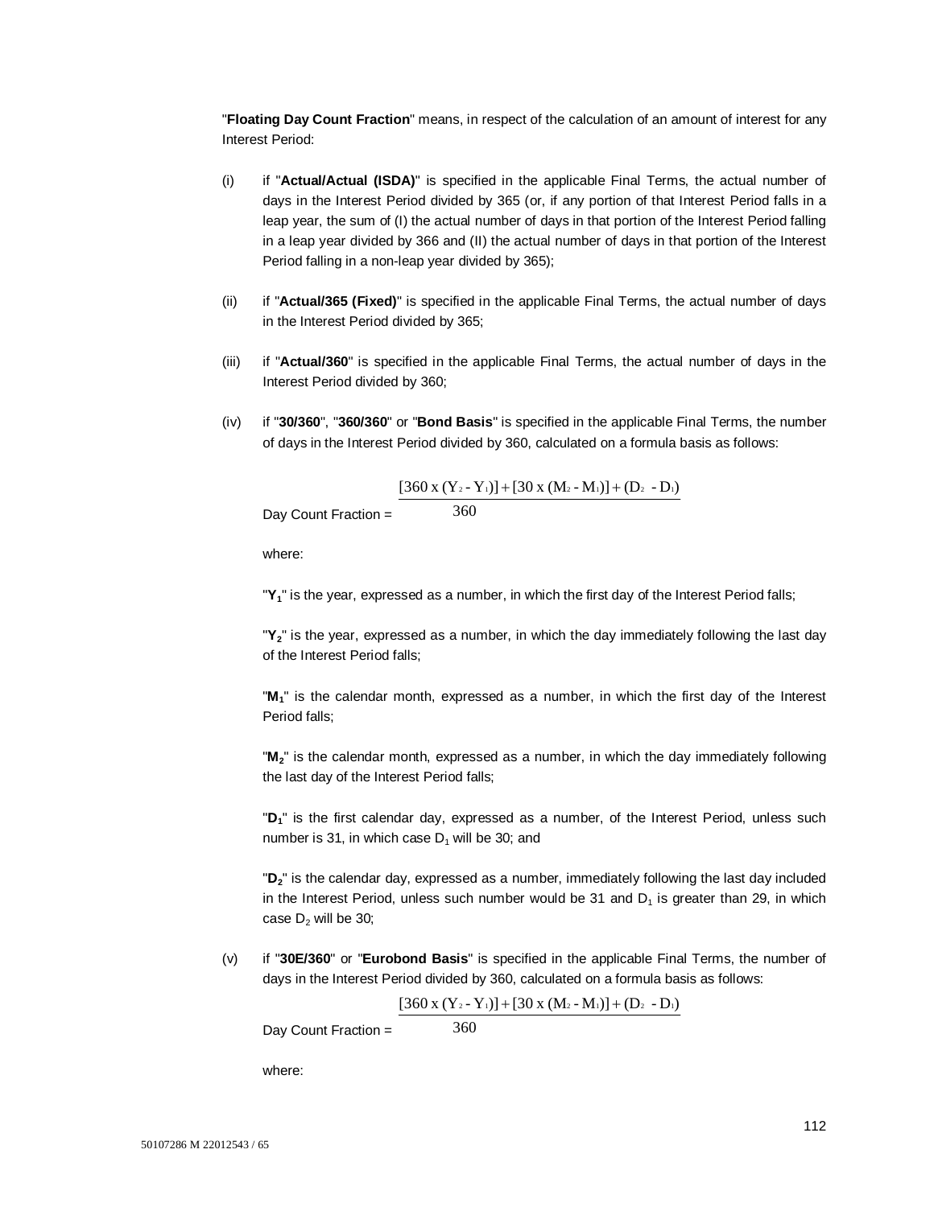"**Floating Day Count Fraction**" means, in respect of the calculation of an amount of interest for any Interest Period:

(i) if "**Actual/Actual (ISDA)**" is specified in the applicable Final Terms, the actual number of days in the Interest Period divided by 365 (or, if any portion of that Interest Period falls in a leap year, the sum of (I) the actual number of days in that portion of the Interest Period falling in a leap year divided by 366 and (II) the actual number of days in that portion of the Interest Period falling in a non-leap year divided by 365);

(ii) if "**Actual/365 (Fixed)**" is specified in the applicable Final Terms, the actual number of days in the Interest Period divided by 365;

(iii) if "**Actual/360**" is specified in the applicable Final Terms, the actual number of days in the Interest Period divided by 360;

(iv) if "**30/360**", "**360/360**" or "**Bond Basis**" is specified in the applicable Final Terms, the number of days in the Interest Period divided by 360, calculated on a formula basis as follows:

$$\text{Day Count Fraction} = \frac{[360 \text{ x } (Y_2 - Y_1)] + [30 \text{ x } (M_2 - M_1)] + (D_2 - D_1)}{360}$$

where:

"$Y_1$" is the year, expressed as a number, in which the first day of the Interest Period falls;

"$Y_2$" is the year, expressed as a number, in which the day immediately following the last day of the Interest Period falls;

"$M_1$" is the calendar month, expressed as a number, in which the first day of the Interest Period falls;

"$M_2$" is the calendar month, expressed as a number, in which the day immediately following the last day of the Interest Period falls;

"$D_1$" is the first calendar day, expressed as a number, of the Interest Period, unless such number is 31, in which case $D_1$ will be 30; and

"$D_2$" is the calendar day, expressed as a number, immediately following the last day included in the Interest Period, unless such number would be 31 and $D_1$ is greater than 29, in which case $D_2$ will be 30;

(v) if "**30E/360**" or "**Eurobond Basis**" is specified in the applicable Final Terms, the number of days in the Interest Period divided by 360, calculated on a formula basis as follows:

$$\text{Day Count Fraction} = \frac{[360 \text{ x } (Y_2 - Y_1)] + [30 \text{ x } (M_2 - M_1)] + (D_2 - D_1)}{360}$$

where: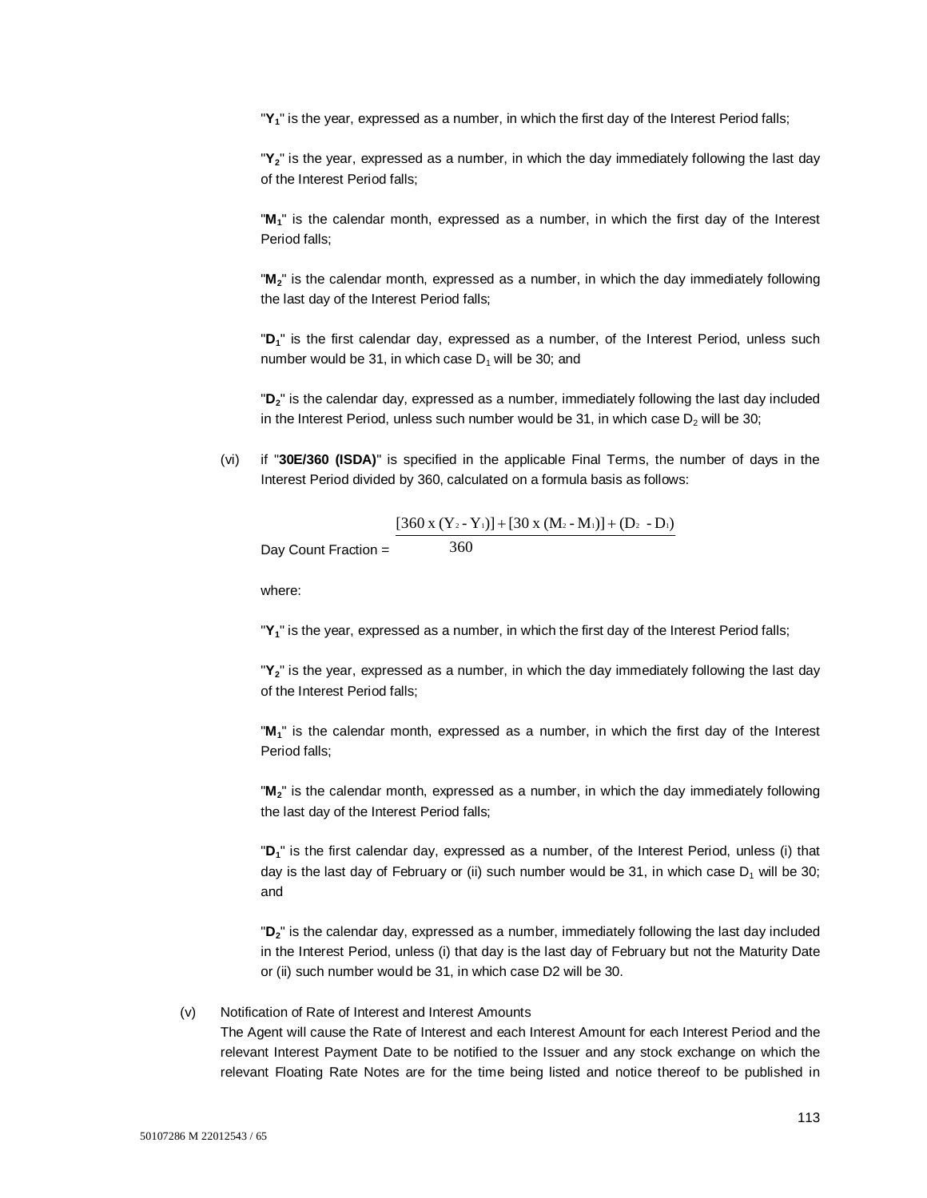"$Y_1$" is the year, expressed as a number, in which the first day of the Interest Period falls;

"$Y_2$" is the year, expressed as a number, in which the day immediately following the last day of the Interest Period falls;

"$M_1$" is the calendar month, expressed as a number, in which the first day of the Interest Period falls;

"$M_2$" is the calendar month, expressed as a number, in which the day immediately following the last day of the Interest Period falls;

"$D_1$" is the first calendar day, expressed as a number, of the Interest Period, unless such number would be 31, in which case $D_1$ will be 30; and

"$D_2$" is the calendar day, expressed as a number, immediately following the last day included in the Interest Period, unless such number would be 31, in which case $D_2$ will be 30;

(vi) if "**30E/360 (ISDA)**" is specified in the applicable Final Terms, the number of days in the Interest Period divided by 360, calculated on a formula basis as follows:

$$\text{Day Count Fraction} = \frac{[360 \times (Y_2 - Y_1)] + [30 \times (M_2 - M_1)] + (D_2 - D_1)}{360}$$

where:

"$Y_1$" is the year, expressed as a number, in which the first day of the Interest Period falls;

"$Y_2$" is the year, expressed as a number, in which the day immediately following the last day of the Interest Period falls;

"$M_1$" is the calendar month, expressed as a number, in which the first day of the Interest Period falls;

"$M_2$" is the calendar month, expressed as a number, in which the day immediately following the last day of the Interest Period falls;

"$D_1$" is the first calendar day, expressed as a number, of the Interest Period, unless (i) that day is the last day of February or (ii) such number would be 31, in which case $D_1$ will be 30; and

"$D_2$" is the calendar day, expressed as a number, immediately following the last day included in the Interest Period, unless (i) that day is the last day of February but not the Maturity Date or (ii) such number would be 31, in which case D2 will be 30.

(v) Notification of Rate of Interest and Interest Amounts

The Agent will cause the Rate of Interest and each Interest Amount for each Interest Period and the relevant Interest Payment Date to be notified to the Issuer and any stock exchange on which the relevant Floating Rate Notes are for the time being listed and notice thereof to be published in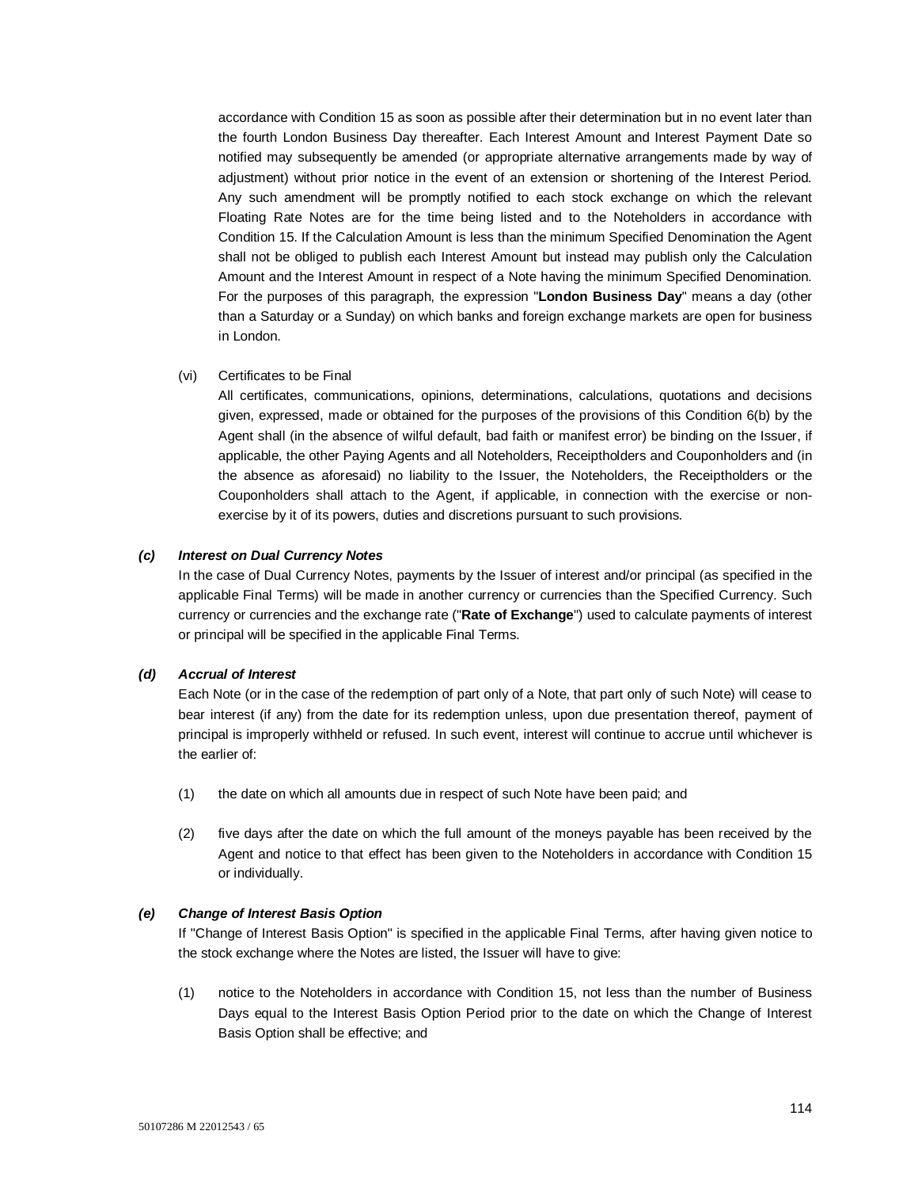accordance with Condition 15 as soon as possible after their determination but in no event later than the fourth London Business Day thereafter. Each Interest Amount and Interest Payment Date so notified may subsequently be amended (or appropriate alternative arrangements made by way of adjustment) without prior notice in the event of an extension or shortening of the Interest Period. Any such amendment will be promptly notified to each stock exchange on which the relevant Floating Rate Notes are for the time being listed and to the Noteholders in accordance with Condition 15. If the Calculation Amount is less than the minimum Specified Denomination the Agent shall not be obliged to publish each Interest Amount but instead may publish only the Calculation Amount and the Interest Amount in respect of a Note having the minimum Specified Denomination. For the purposes of this paragraph, the expression "**London Business Day**" means a day (other than a Saturday or a Sunday) on which banks and foreign exchange markets are open for business in London.

(vi) Certificates to be Final

All certificates, communications, opinions, determinations, calculations, quotations and decisions given, expressed, made or obtained for the purposes of the provisions of this Condition 6(b) by the Agent shall (in the absence of wilful default, bad faith or manifest error) be binding on the Issuer, if applicable, the other Paying Agents and all Noteholders, Receiptholders and Couponholders and (in the absence as aforesaid) no liability to the Issuer, the Noteholders, the Receiptholders or the Couponholders shall attach to the Agent, if applicable, in connection with the exercise or non-exercise by it of its powers, duties and discretions pursuant to such provisions.

***(c) Interest on Dual Currency Notes***

In the case of Dual Currency Notes, payments by the Issuer of interest and/or principal (as specified in the applicable Final Terms) will be made in another currency or currencies than the Specified Currency. Such currency or currencies and the exchange rate ("**Rate of Exchange**") used to calculate payments of interest or principal will be specified in the applicable Final Terms.

***(d) Accrual of Interest***

Each Note (or in the case of the redemption of part only of a Note, that part only of such Note) will cease to bear interest (if any) from the date for its redemption unless, upon due presentation thereof, payment of principal is improperly withheld or refused. In such event, interest will continue to accrue until whichever is the earlier of:

(1) the date on which all amounts due in respect of such Note have been paid; and

(2) five days after the date on which the full amount of the moneys payable has been received by the Agent and notice to that effect has been given to the Noteholders in accordance with Condition 15 or individually.

***(e) Change of Interest Basis Option***

If "Change of Interest Basis Option" is specified in the applicable Final Terms, after having given notice to the stock exchange where the Notes are listed, the Issuer will have to give:

(1) notice to the Noteholders in accordance with Condition 15, not less than the number of Business Days equal to the Interest Basis Option Period prior to the date on which the Change of Interest Basis Option shall be effective; and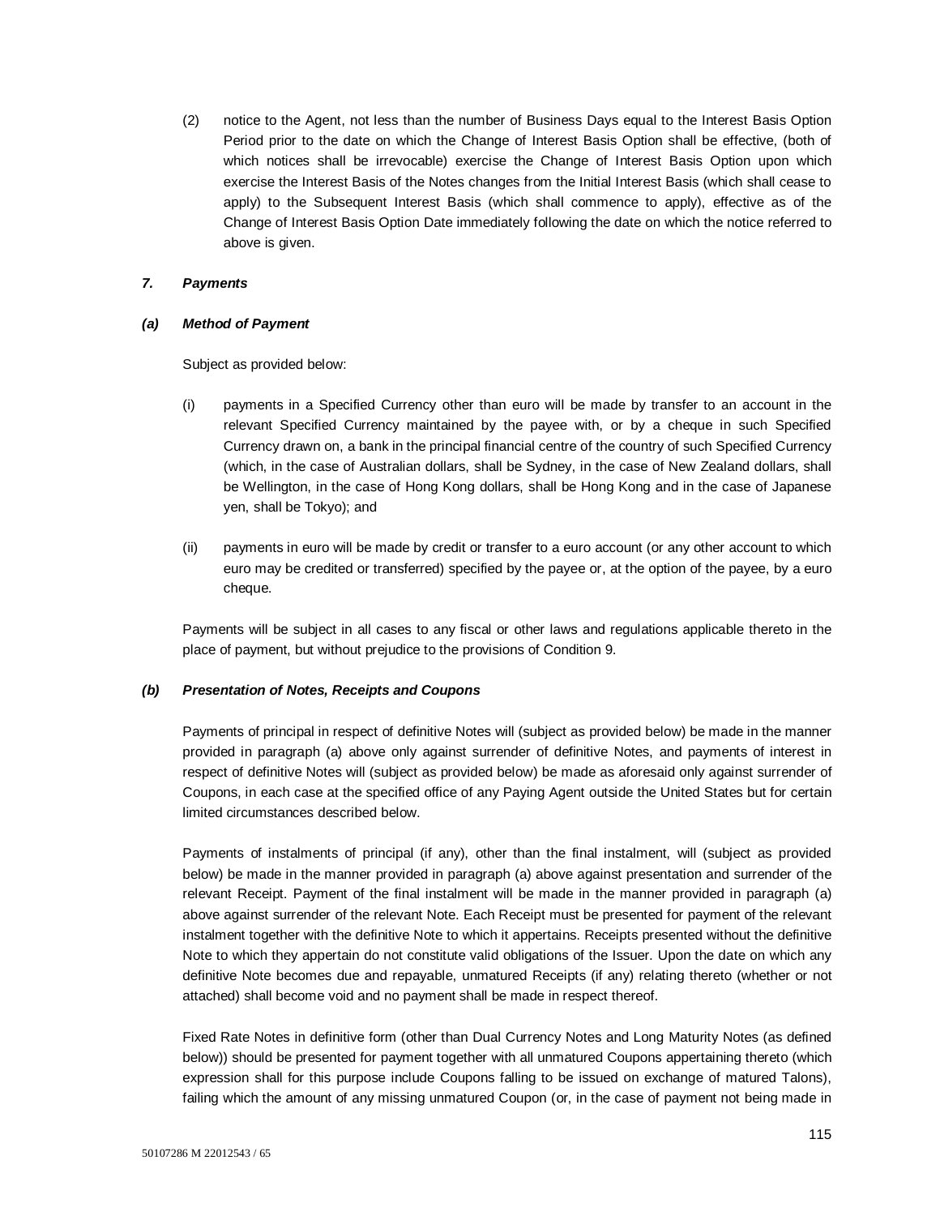(2) notice to the Agent, not less than the number of Business Days equal to the Interest Basis Option Period prior to the date on which the Change of Interest Basis Option shall be effective, (both of which notices shall be irrevocable) exercise the Change of Interest Basis Option upon which exercise the Interest Basis of the Notes changes from the Initial Interest Basis (which shall cease to apply) to the Subsequent Interest Basis (which shall commence to apply), effective as of the Change of Interest Basis Option Date immediately following the date on which the notice referred to above is given.

### *7. Payments*

#### *(a) Method of Payment*

Subject as provided below:

(i) payments in a Specified Currency other than euro will be made by transfer to an account in the relevant Specified Currency maintained by the payee with, or by a cheque in such Specified Currency drawn on, a bank in the principal financial centre of the country of such Specified Currency (which, in the case of Australian dollars, shall be Sydney, in the case of New Zealand dollars, shall be Wellington, in the case of Hong Kong dollars, shall be Hong Kong and in the case of Japanese yen, shall be Tokyo); and

(ii) payments in euro will be made by credit or transfer to a euro account (or any other account to which euro may be credited or transferred) specified by the payee or, at the option of the payee, by a euro cheque.

Payments will be subject in all cases to any fiscal or other laws and regulations applicable thereto in the place of payment, but without prejudice to the provisions of Condition 9.

#### *(b) Presentation of Notes, Receipts and Coupons*

Payments of principal in respect of definitive Notes will (subject as provided below) be made in the manner provided in paragraph (a) above only against surrender of definitive Notes, and payments of interest in respect of definitive Notes will (subject as provided below) be made as aforesaid only against surrender of Coupons, in each case at the specified office of any Paying Agent outside the United States but for certain limited circumstances described below.

Payments of instalments of principal (if any), other than the final instalment, will (subject as provided below) be made in the manner provided in paragraph (a) above against presentation and surrender of the relevant Receipt. Payment of the final instalment will be made in the manner provided in paragraph (a) above against surrender of the relevant Note. Each Receipt must be presented for payment of the relevant instalment together with the definitive Note to which it appertains. Receipts presented without the definitive Note to which they appertain do not constitute valid obligations of the Issuer. Upon the date on which any definitive Note becomes due and repayable, unmatured Receipts (if any) relating thereto (whether or not attached) shall become void and no payment shall be made in respect thereof.

Fixed Rate Notes in definitive form (other than Dual Currency Notes and Long Maturity Notes (as defined below)) should be presented for payment together with all unmatured Coupons appertaining thereto (which expression shall for this purpose include Coupons falling to be issued on exchange of matured Talons), failing which the amount of any missing unmatured Coupon (or, in the case of payment not being made in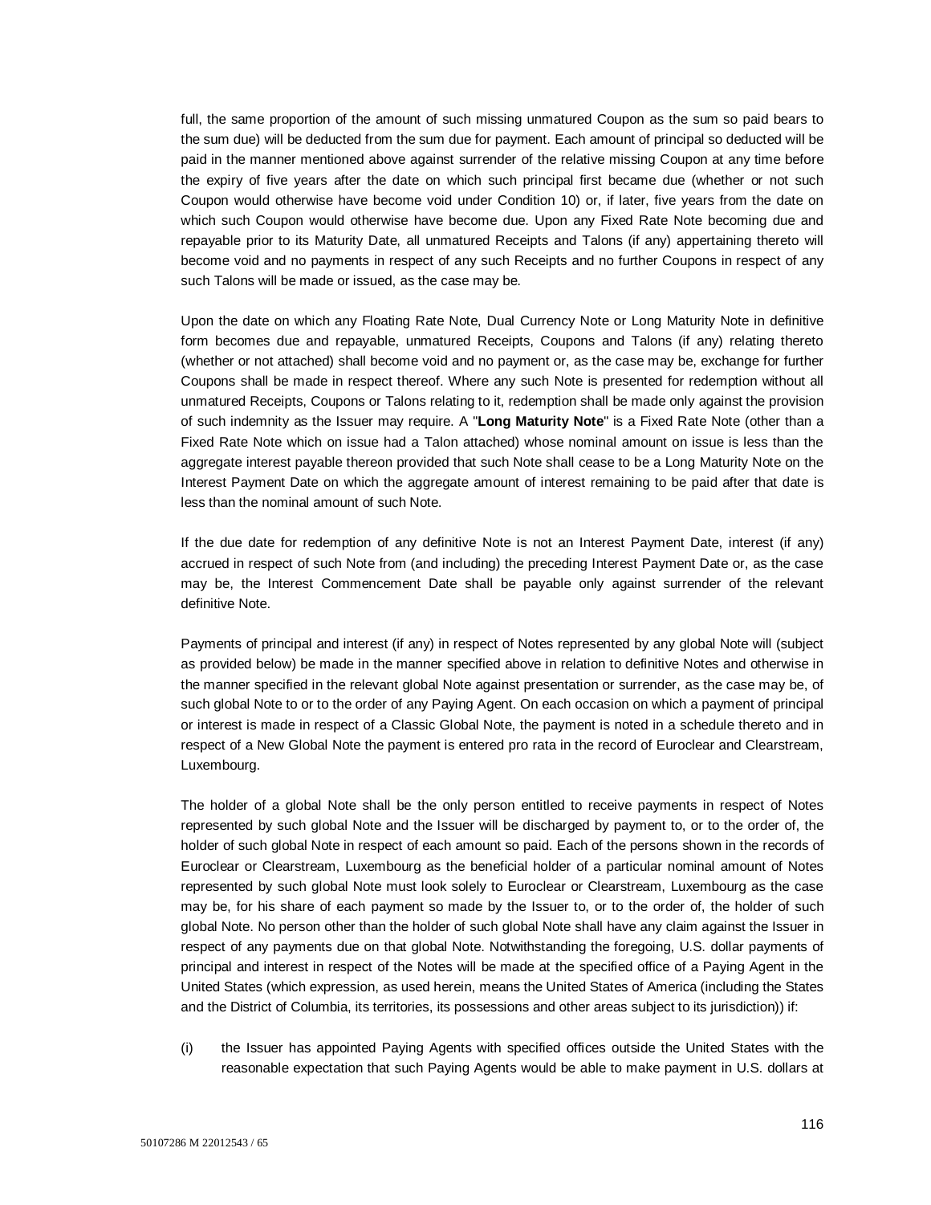full, the same proportion of the amount of such missing unmatured Coupon as the sum so paid bears to the sum due) will be deducted from the sum due for payment. Each amount of principal so deducted will be paid in the manner mentioned above against surrender of the relative missing Coupon at any time before the expiry of five years after the date on which such principal first became due (whether or not such Coupon would otherwise have become void under Condition 10) or, if later, five years from the date on which such Coupon would otherwise have become due. Upon any Fixed Rate Note becoming due and repayable prior to its Maturity Date, all unmatured Receipts and Talons (if any) appertaining thereto will become void and no payments in respect of any such Receipts and no further Coupons in respect of any such Talons will be made or issued, as the case may be.

Upon the date on which any Floating Rate Note, Dual Currency Note or Long Maturity Note in definitive form becomes due and repayable, unmatured Receipts, Coupons and Talons (if any) relating thereto (whether or not attached) shall become void and no payment or, as the case may be, exchange for further Coupons shall be made in respect thereof. Where any such Note is presented for redemption without all unmatured Receipts, Coupons or Talons relating to it, redemption shall be made only against the provision of such indemnity as the Issuer may require. A "**Long Maturity Note**" is a Fixed Rate Note (other than a Fixed Rate Note which on issue had a Talon attached) whose nominal amount on issue is less than the aggregate interest payable thereon provided that such Note shall cease to be a Long Maturity Note on the Interest Payment Date on which the aggregate amount of interest remaining to be paid after that date is less than the nominal amount of such Note.

If the due date for redemption of any definitive Note is not an Interest Payment Date, interest (if any) accrued in respect of such Note from (and including) the preceding Interest Payment Date or, as the case may be, the Interest Commencement Date shall be payable only against surrender of the relevant definitive Note.

Payments of principal and interest (if any) in respect of Notes represented by any global Note will (subject as provided below) be made in the manner specified above in relation to definitive Notes and otherwise in the manner specified in the relevant global Note against presentation or surrender, as the case may be, of such global Note to or to the order of any Paying Agent. On each occasion on which a payment of principal or interest is made in respect of a Classic Global Note, the payment is noted in a schedule thereto and in respect of a New Global Note the payment is entered pro rata in the record of Euroclear and Clearstream, Luxembourg.

The holder of a global Note shall be the only person entitled to receive payments in respect of Notes represented by such global Note and the Issuer will be discharged by payment to, or to the order of, the holder of such global Note in respect of each amount so paid. Each of the persons shown in the records of Euroclear or Clearstream, Luxembourg as the beneficial holder of a particular nominal amount of Notes represented by such global Note must look solely to Euroclear or Clearstream, Luxembourg as the case may be, for his share of each payment so made by the Issuer to, or to the order of, the holder of such global Note. No person other than the holder of such global Note shall have any claim against the Issuer in respect of any payments due on that global Note. Notwithstanding the foregoing, U.S. dollar payments of principal and interest in respect of the Notes will be made at the specified office of a Paying Agent in the United States (which expression, as used herein, means the United States of America (including the States and the District of Columbia, its territories, its possessions and other areas subject to its jurisdiction)) if:

(i) the Issuer has appointed Paying Agents with specified offices outside the United States with the reasonable expectation that such Paying Agents would be able to make payment in U.S. dollars at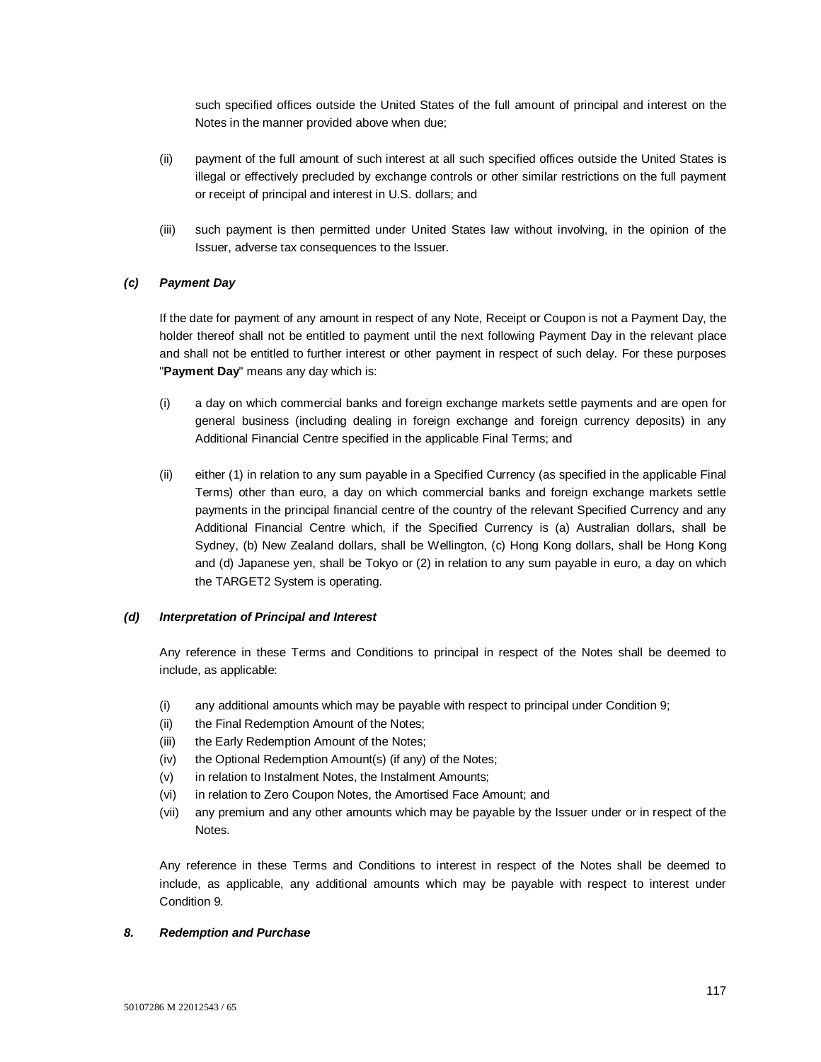such specified offices outside the United States of the full amount of principal and interest on the Notes in the manner provided above when due;

(ii) payment of the full amount of such interest at all such specified offices outside the United States is illegal or effectively precluded by exchange controls or other similar restrictions on the full payment or receipt of principal and interest in U.S. dollars; and

(iii) such payment is then permitted under United States law without involving, in the opinion of the Issuer, adverse tax consequences to the Issuer.

***(c) Payment Day***

If the date for payment of any amount in respect of any Note, Receipt or Coupon is not a Payment Day, the holder thereof shall not be entitled to payment until the next following Payment Day in the relevant place and shall not be entitled to further interest or other payment in respect of such delay. For these purposes "**Payment Day**" means any day which is:

(i) a day on which commercial banks and foreign exchange markets settle payments and are open for general business (including dealing in foreign exchange and foreign currency deposits) in any Additional Financial Centre specified in the applicable Final Terms; and

(ii) either (1) in relation to any sum payable in a Specified Currency (as specified in the applicable Final Terms) other than euro, a day on which commercial banks and foreign exchange markets settle payments in the principal financial centre of the country of the relevant Specified Currency and any Additional Financial Centre which, if the Specified Currency is (a) Australian dollars, shall be Sydney, (b) New Zealand dollars, shall be Wellington, (c) Hong Kong dollars, shall be Hong Kong and (d) Japanese yen, shall be Tokyo or (2) in relation to any sum payable in euro, a day on which the TARGET2 System is operating.

***(d) Interpretation of Principal and Interest***

Any reference in these Terms and Conditions to principal in respect of the Notes shall be deemed to include, as applicable:

(i) any additional amounts which may be payable with respect to principal under Condition 9;
(ii) the Final Redemption Amount of the Notes;
(iii) the Early Redemption Amount of the Notes;
(iv) the Optional Redemption Amount(s) (if any) of the Notes;
(v) in relation to Instalment Notes, the Instalment Amounts;
(vi) in relation to Zero Coupon Notes, the Amortised Face Amount; and
(vii) any premium and any other amounts which may be payable by the Issuer under or in respect of the Notes.

Any reference in these Terms and Conditions to interest in respect of the Notes shall be deemed to include, as applicable, any additional amounts which may be payable with respect to interest under Condition 9.

***8. Redemption and Purchase***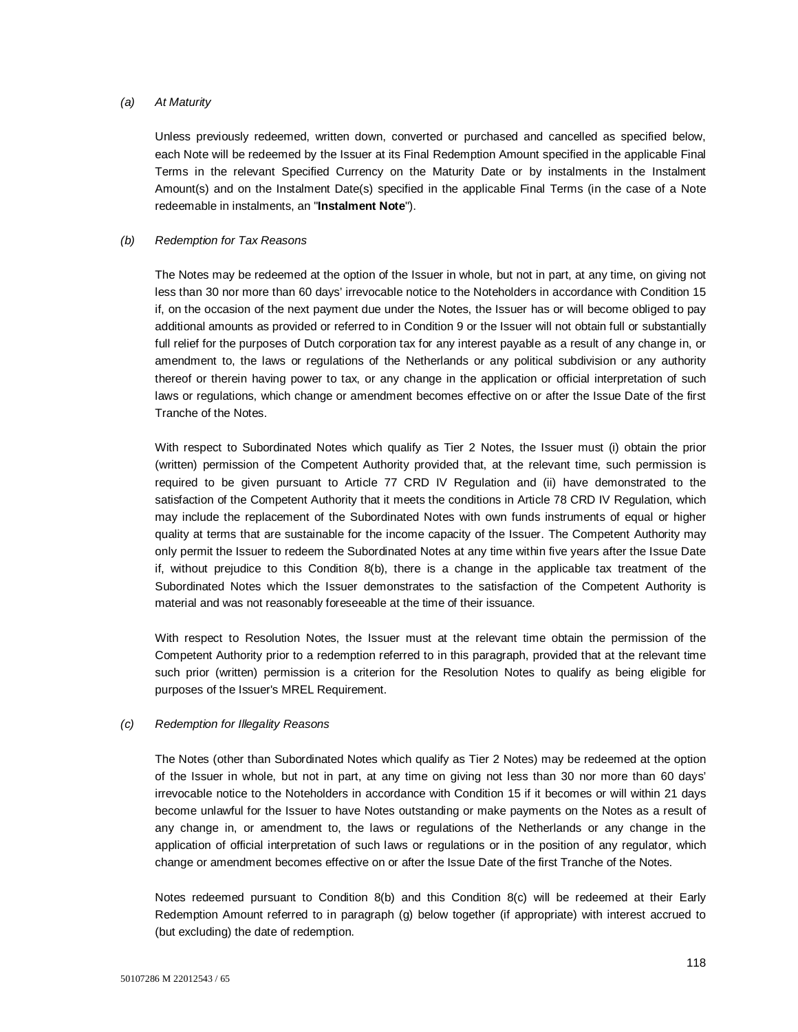*(a) At Maturity*

Unless previously redeemed, written down, converted or purchased and cancelled as specified below, each Note will be redeemed by the Issuer at its Final Redemption Amount specified in the applicable Final Terms in the relevant Specified Currency on the Maturity Date or by instalments in the Instalment Amount(s) and on the Instalment Date(s) specified in the applicable Final Terms (in the case of a Note redeemable in instalments, an "**Instalment Note**").

*(b) Redemption for Tax Reasons*

The Notes may be redeemed at the option of the Issuer in whole, but not in part, at any time, on giving not less than 30 nor more than 60 days' irrevocable notice to the Noteholders in accordance with Condition 15 if, on the occasion of the next payment due under the Notes, the Issuer has or will become obliged to pay additional amounts as provided or referred to in Condition 9 or the Issuer will not obtain full or substantially full relief for the purposes of Dutch corporation tax for any interest payable as a result of any change in, or amendment to, the laws or regulations of the Netherlands or any political subdivision or any authority thereof or therein having power to tax, or any change in the application or official interpretation of such laws or regulations, which change or amendment becomes effective on or after the Issue Date of the first Tranche of the Notes.

With respect to Subordinated Notes which qualify as Tier 2 Notes, the Issuer must (i) obtain the prior (written) permission of the Competent Authority provided that, at the relevant time, such permission is required to be given pursuant to Article 77 CRD IV Regulation and (ii) have demonstrated to the satisfaction of the Competent Authority that it meets the conditions in Article 78 CRD IV Regulation, which may include the replacement of the Subordinated Notes with own funds instruments of equal or higher quality at terms that are sustainable for the income capacity of the Issuer. The Competent Authority may only permit the Issuer to redeem the Subordinated Notes at any time within five years after the Issue Date if, without prejudice to this Condition 8(b), there is a change in the applicable tax treatment of the Subordinated Notes which the Issuer demonstrates to the satisfaction of the Competent Authority is material and was not reasonably foreseeable at the time of their issuance.

With respect to Resolution Notes, the Issuer must at the relevant time obtain the permission of the Competent Authority prior to a redemption referred to in this paragraph, provided that at the relevant time such prior (written) permission is a criterion for the Resolution Notes to qualify as being eligible for purposes of the Issuer's MREL Requirement.

*(c) Redemption for Illegality Reasons*

The Notes (other than Subordinated Notes which qualify as Tier 2 Notes) may be redeemed at the option of the Issuer in whole, but not in part, at any time on giving not less than 30 nor more than 60 days' irrevocable notice to the Noteholders in accordance with Condition 15 if it becomes or will within 21 days become unlawful for the Issuer to have Notes outstanding or make payments on the Notes as a result of any change in, or amendment to, the laws or regulations of the Netherlands or any change in the application of official interpretation of such laws or regulations or in the position of any regulator, which change or amendment becomes effective on or after the Issue Date of the first Tranche of the Notes.

Notes redeemed pursuant to Condition 8(b) and this Condition 8(c) will be redeemed at their Early Redemption Amount referred to in paragraph (g) below together (if appropriate) with interest accrued to (but excluding) the date of redemption.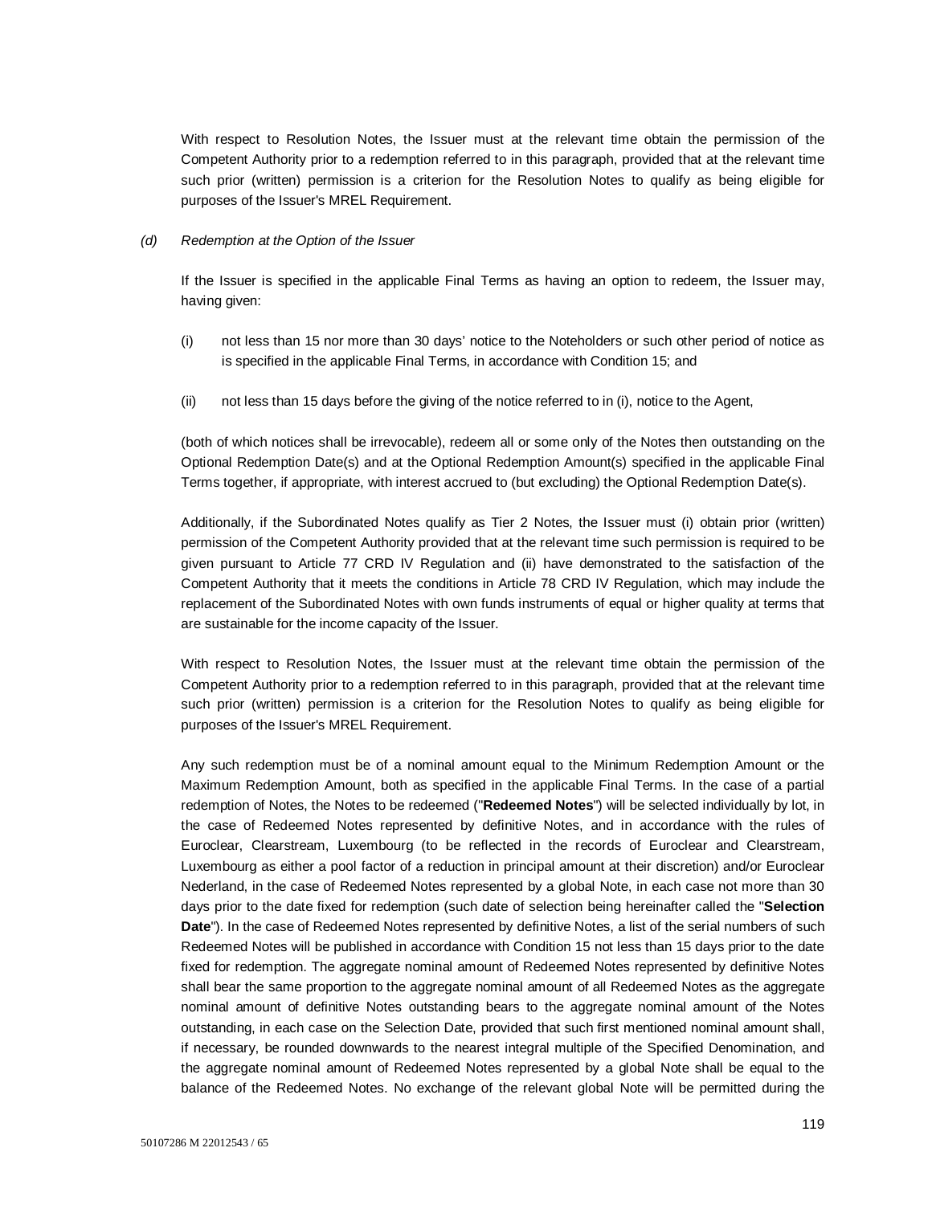With respect to Resolution Notes, the Issuer must at the relevant time obtain the permission of the Competent Authority prior to a redemption referred to in this paragraph, provided that at the relevant time such prior (written) permission is a criterion for the Resolution Notes to qualify as being eligible for purposes of the Issuer's MREL Requirement.

*(d) Redemption at the Option of the Issuer*

If the Issuer is specified in the applicable Final Terms as having an option to redeem, the Issuer may, having given:

(i) not less than 15 nor more than 30 days' notice to the Noteholders or such other period of notice as is specified in the applicable Final Terms, in accordance with Condition 15; and

(ii) not less than 15 days before the giving of the notice referred to in (i), notice to the Agent,

(both of which notices shall be irrevocable), redeem all or some only of the Notes then outstanding on the Optional Redemption Date(s) and at the Optional Redemption Amount(s) specified in the applicable Final Terms together, if appropriate, with interest accrued to (but excluding) the Optional Redemption Date(s).

Additionally, if the Subordinated Notes qualify as Tier 2 Notes, the Issuer must (i) obtain prior (written) permission of the Competent Authority provided that at the relevant time such permission is required to be given pursuant to Article 77 CRD IV Regulation and (ii) have demonstrated to the satisfaction of the Competent Authority that it meets the conditions in Article 78 CRD IV Regulation, which may include the replacement of the Subordinated Notes with own funds instruments of equal or higher quality at terms that are sustainable for the income capacity of the Issuer.

With respect to Resolution Notes, the Issuer must at the relevant time obtain the permission of the Competent Authority prior to a redemption referred to in this paragraph, provided that at the relevant time such prior (written) permission is a criterion for the Resolution Notes to qualify as being eligible for purposes of the Issuer's MREL Requirement.

Any such redemption must be of a nominal amount equal to the Minimum Redemption Amount or the Maximum Redemption Amount, both as specified in the applicable Final Terms. In the case of a partial redemption of Notes, the Notes to be redeemed ("**Redeemed Notes**") will be selected individually by lot, in the case of Redeemed Notes represented by definitive Notes, and in accordance with the rules of Euroclear, Clearstream, Luxembourg (to be reflected in the records of Euroclear and Clearstream, Luxembourg as either a pool factor of a reduction in principal amount at their discretion) and/or Euroclear Nederland, in the case of Redeemed Notes represented by a global Note, in each case not more than 30 days prior to the date fixed for redemption (such date of selection being hereinafter called the "**Selection Date**"). In the case of Redeemed Notes represented by definitive Notes, a list of the serial numbers of such Redeemed Notes will be published in accordance with Condition 15 not less than 15 days prior to the date fixed for redemption. The aggregate nominal amount of Redeemed Notes represented by definitive Notes shall bear the same proportion to the aggregate nominal amount of all Redeemed Notes as the aggregate nominal amount of definitive Notes outstanding bears to the aggregate nominal amount of the Notes outstanding, in each case on the Selection Date, provided that such first mentioned nominal amount shall, if necessary, be rounded downwards to the nearest integral multiple of the Specified Denomination, and the aggregate nominal amount of Redeemed Notes represented by a global Note shall be equal to the balance of the Redeemed Notes. No exchange of the relevant global Note will be permitted during the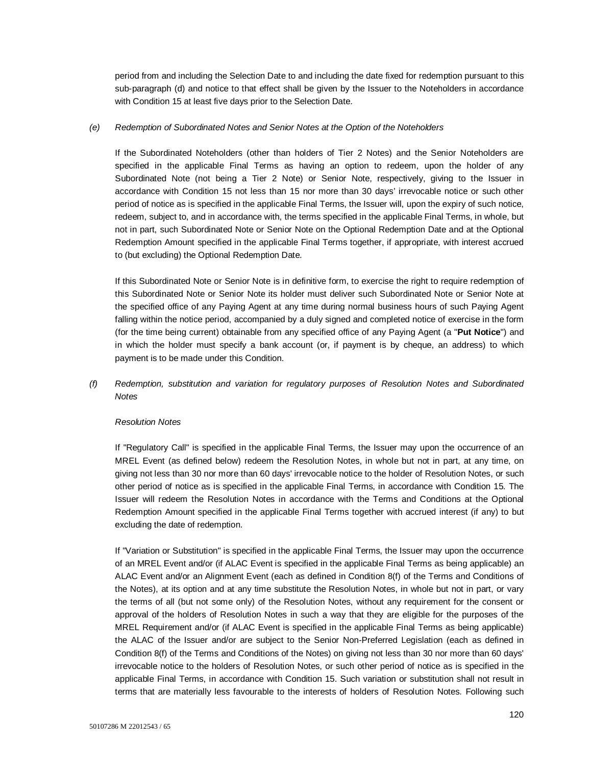period from and including the Selection Date to and including the date fixed for redemption pursuant to this sub-paragraph (d) and notice to that effect shall be given by the Issuer to the Noteholders in accordance with Condition 15 at least five days prior to the Selection Date.

*(e) Redemption of Subordinated Notes and Senior Notes at the Option of the Noteholders*

If the Subordinated Noteholders (other than holders of Tier 2 Notes) and the Senior Noteholders are specified in the applicable Final Terms as having an option to redeem, upon the holder of any Subordinated Note (not being a Tier 2 Note) or Senior Note, respectively, giving to the Issuer in accordance with Condition 15 not less than 15 nor more than 30 days' irrevocable notice or such other period of notice as is specified in the applicable Final Terms, the Issuer will, upon the expiry of such notice, redeem, subject to, and in accordance with, the terms specified in the applicable Final Terms, in whole, but not in part, such Subordinated Note or Senior Note on the Optional Redemption Date and at the Optional Redemption Amount specified in the applicable Final Terms together, if appropriate, with interest accrued to (but excluding) the Optional Redemption Date.

If this Subordinated Note or Senior Note is in definitive form, to exercise the right to require redemption of this Subordinated Note or Senior Note its holder must deliver such Subordinated Note or Senior Note at the specified office of any Paying Agent at any time during normal business hours of such Paying Agent falling within the notice period, accompanied by a duly signed and completed notice of exercise in the form (for the time being current) obtainable from any specified office of any Paying Agent (a "**Put Notice**") and in which the holder must specify a bank account (or, if payment is by cheque, an address) to which payment is to be made under this Condition.

*(f) Redemption, substitution and variation for regulatory purposes of Resolution Notes and Subordinated Notes*

*Resolution Notes*

If "Regulatory Call" is specified in the applicable Final Terms, the Issuer may upon the occurrence of an MREL Event (as defined below) redeem the Resolution Notes, in whole but not in part, at any time, on giving not less than 30 nor more than 60 days' irrevocable notice to the holder of Resolution Notes, or such other period of notice as is specified in the applicable Final Terms, in accordance with Condition 15. The Issuer will redeem the Resolution Notes in accordance with the Terms and Conditions at the Optional Redemption Amount specified in the applicable Final Terms together with accrued interest (if any) to but excluding the date of redemption.

If "Variation or Substitution" is specified in the applicable Final Terms, the Issuer may upon the occurrence of an MREL Event and/or (if ALAC Event is specified in the applicable Final Terms as being applicable) an ALAC Event and/or an Alignment Event (each as defined in Condition 8(f) of the Terms and Conditions of the Notes), at its option and at any time substitute the Resolution Notes, in whole but not in part, or vary the terms of all (but not some only) of the Resolution Notes, without any requirement for the consent or approval of the holders of Resolution Notes in such a way that they are eligible for the purposes of the MREL Requirement and/or (if ALAC Event is specified in the applicable Final Terms as being applicable) the ALAC of the Issuer and/or are subject to the Senior Non-Preferred Legislation (each as defined in Condition 8(f) of the Terms and Conditions of the Notes) on giving not less than 30 nor more than 60 days' irrevocable notice to the holders of Resolution Notes, or such other period of notice as is specified in the applicable Final Terms, in accordance with Condition 15. Such variation or substitution shall not result in terms that are materially less favourable to the interests of holders of Resolution Notes. Following such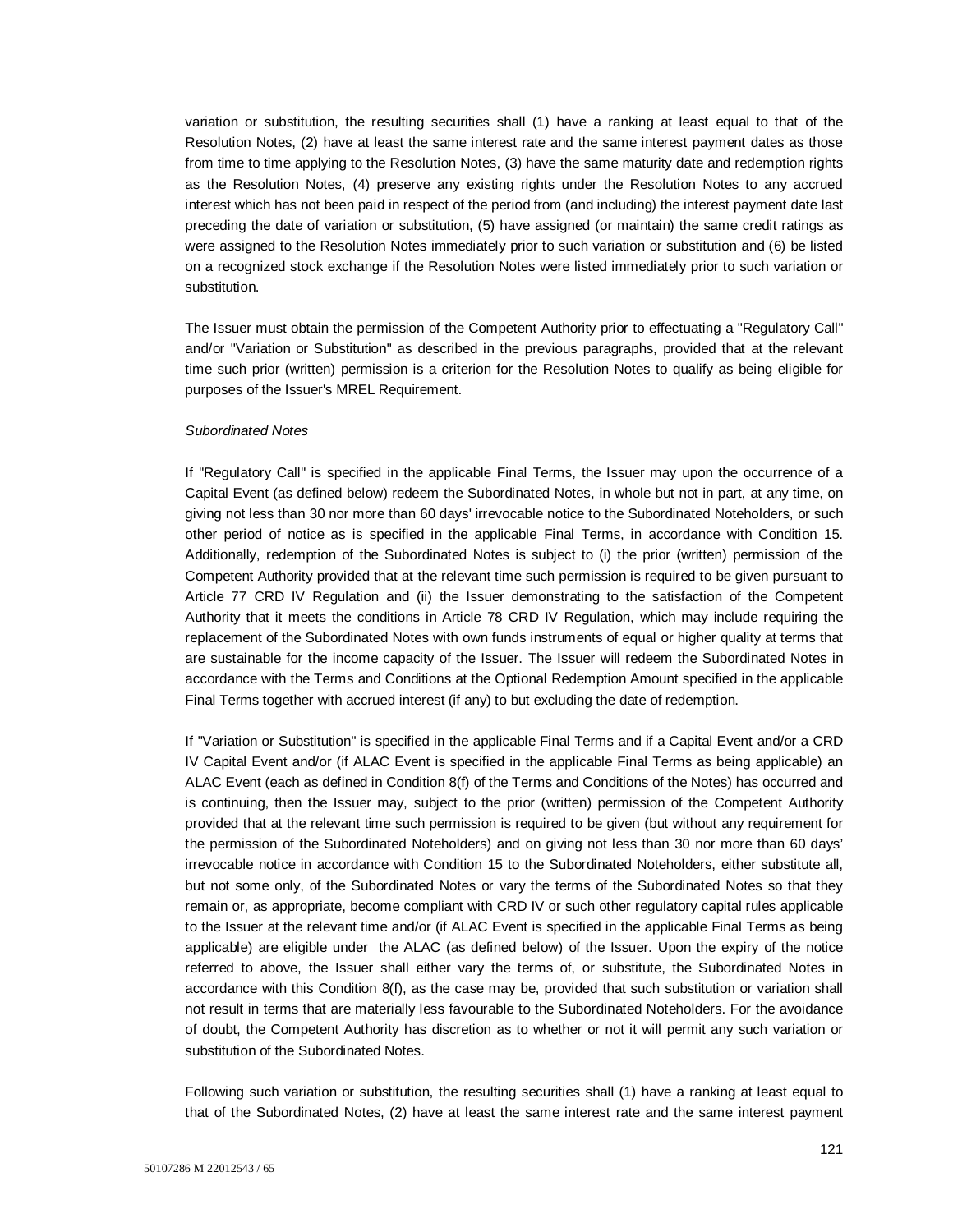variation or substitution, the resulting securities shall (1) have a ranking at least equal to that of the Resolution Notes, (2) have at least the same interest rate and the same interest payment dates as those from time to time applying to the Resolution Notes, (3) have the same maturity date and redemption rights as the Resolution Notes, (4) preserve any existing rights under the Resolution Notes to any accrued interest which has not been paid in respect of the period from (and including) the interest payment date last preceding the date of variation or substitution, (5) have assigned (or maintain) the same credit ratings as were assigned to the Resolution Notes immediately prior to such variation or substitution and (6) be listed on a recognized stock exchange if the Resolution Notes were listed immediately prior to such variation or substitution.

The Issuer must obtain the permission of the Competent Authority prior to effectuating a "Regulatory Call" and/or "Variation or Substitution" as described in the previous paragraphs, provided that at the relevant time such prior (written) permission is a criterion for the Resolution Notes to qualify as being eligible for purposes of the Issuer's MREL Requirement.

*Subordinated Notes*

If "Regulatory Call" is specified in the applicable Final Terms, the Issuer may upon the occurrence of a Capital Event (as defined below) redeem the Subordinated Notes, in whole but not in part, at any time, on giving not less than 30 nor more than 60 days' irrevocable notice to the Subordinated Noteholders, or such other period of notice as is specified in the applicable Final Terms, in accordance with Condition 15. Additionally, redemption of the Subordinated Notes is subject to (i) the prior (written) permission of the Competent Authority provided that at the relevant time such permission is required to be given pursuant to Article 77 CRD IV Regulation and (ii) the Issuer demonstrating to the satisfaction of the Competent Authority that it meets the conditions in Article 78 CRD IV Regulation, which may include requiring the replacement of the Subordinated Notes with own funds instruments of equal or higher quality at terms that are sustainable for the income capacity of the Issuer. The Issuer will redeem the Subordinated Notes in accordance with the Terms and Conditions at the Optional Redemption Amount specified in the applicable Final Terms together with accrued interest (if any) to but excluding the date of redemption.

If "Variation or Substitution" is specified in the applicable Final Terms and if a Capital Event and/or a CRD IV Capital Event and/or (if ALAC Event is specified in the applicable Final Terms as being applicable) an ALAC Event (each as defined in Condition 8(f) of the Terms and Conditions of the Notes) has occurred and is continuing, then the Issuer may, subject to the prior (written) permission of the Competent Authority provided that at the relevant time such permission is required to be given (but without any requirement for the permission of the Subordinated Noteholders) and on giving not less than 30 nor more than 60 days' irrevocable notice in accordance with Condition 15 to the Subordinated Noteholders, either substitute all, but not some only, of the Subordinated Notes or vary the terms of the Subordinated Notes so that they remain or, as appropriate, become compliant with CRD IV or such other regulatory capital rules applicable to the Issuer at the relevant time and/or (if ALAC Event is specified in the applicable Final Terms as being applicable) are eligible under the ALAC (as defined below) of the Issuer. Upon the expiry of the notice referred to above, the Issuer shall either vary the terms of, or substitute, the Subordinated Notes in accordance with this Condition 8(f), as the case may be, provided that such substitution or variation shall not result in terms that are materially less favourable to the Subordinated Noteholders. For the avoidance of doubt, the Competent Authority has discretion as to whether or not it will permit any such variation or substitution of the Subordinated Notes.

Following such variation or substitution, the resulting securities shall (1) have a ranking at least equal to that of the Subordinated Notes, (2) have at least the same interest rate and the same interest payment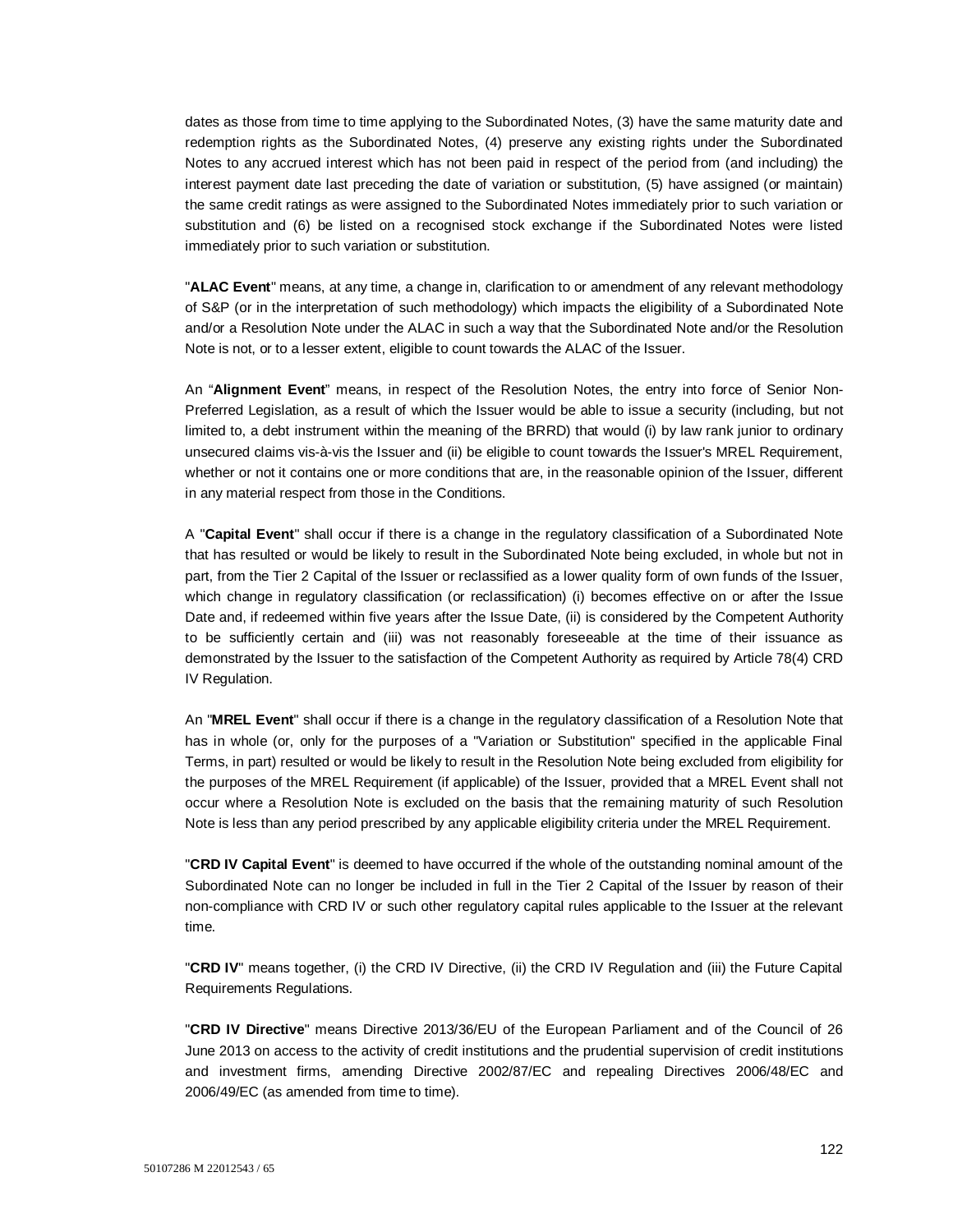dates as those from time to time applying to the Subordinated Notes, (3) have the same maturity date and redemption rights as the Subordinated Notes, (4) preserve any existing rights under the Subordinated Notes to any accrued interest which has not been paid in respect of the period from (and including) the interest payment date last preceding the date of variation or substitution, (5) have assigned (or maintain) the same credit ratings as were assigned to the Subordinated Notes immediately prior to such variation or substitution and (6) be listed on a recognised stock exchange if the Subordinated Notes were listed immediately prior to such variation or substitution.

"**ALAC Event**" means, at any time, a change in, clarification to or amendment of any relevant methodology of S&P (or in the interpretation of such methodology) which impacts the eligibility of a Subordinated Note and/or a Resolution Note under the ALAC in such a way that the Subordinated Note and/or the Resolution Note is not, or to a lesser extent, eligible to count towards the ALAC of the Issuer.

An "**Alignment Event**" means, in respect of the Resolution Notes, the entry into force of Senior Non-Preferred Legislation, as a result of which the Issuer would be able to issue a security (including, but not limited to, a debt instrument within the meaning of the BRRD) that would (i) by law rank junior to ordinary unsecured claims vis-à-vis the Issuer and (ii) be eligible to count towards the Issuer's MREL Requirement, whether or not it contains one or more conditions that are, in the reasonable opinion of the Issuer, different in any material respect from those in the Conditions.

A "**Capital Event**" shall occur if there is a change in the regulatory classification of a Subordinated Note that has resulted or would be likely to result in the Subordinated Note being excluded, in whole but not in part, from the Tier 2 Capital of the Issuer or reclassified as a lower quality form of own funds of the Issuer, which change in regulatory classification (or reclassification) (i) becomes effective on or after the Issue Date and, if redeemed within five years after the Issue Date, (ii) is considered by the Competent Authority to be sufficiently certain and (iii) was not reasonably foreseeable at the time of their issuance as demonstrated by the Issuer to the satisfaction of the Competent Authority as required by Article 78(4) CRD IV Regulation.

An "**MREL Event**" shall occur if there is a change in the regulatory classification of a Resolution Note that has in whole (or, only for the purposes of a "Variation or Substitution" specified in the applicable Final Terms, in part) resulted or would be likely to result in the Resolution Note being excluded from eligibility for the purposes of the MREL Requirement (if applicable) of the Issuer, provided that a MREL Event shall not occur where a Resolution Note is excluded on the basis that the remaining maturity of such Resolution Note is less than any period prescribed by any applicable eligibility criteria under the MREL Requirement.

"**CRD IV Capital Event**" is deemed to have occurred if the whole of the outstanding nominal amount of the Subordinated Note can no longer be included in full in the Tier 2 Capital of the Issuer by reason of their non-compliance with CRD IV or such other regulatory capital rules applicable to the Issuer at the relevant time.

"**CRD IV**" means together, (i) the CRD IV Directive, (ii) the CRD IV Regulation and (iii) the Future Capital Requirements Regulations.

"**CRD IV Directive**" means Directive 2013/36/EU of the European Parliament and of the Council of 26 June 2013 on access to the activity of credit institutions and the prudential supervision of credit institutions and investment firms, amending Directive 2002/87/EC and repealing Directives 2006/48/EC and 2006/49/EC (as amended from time to time).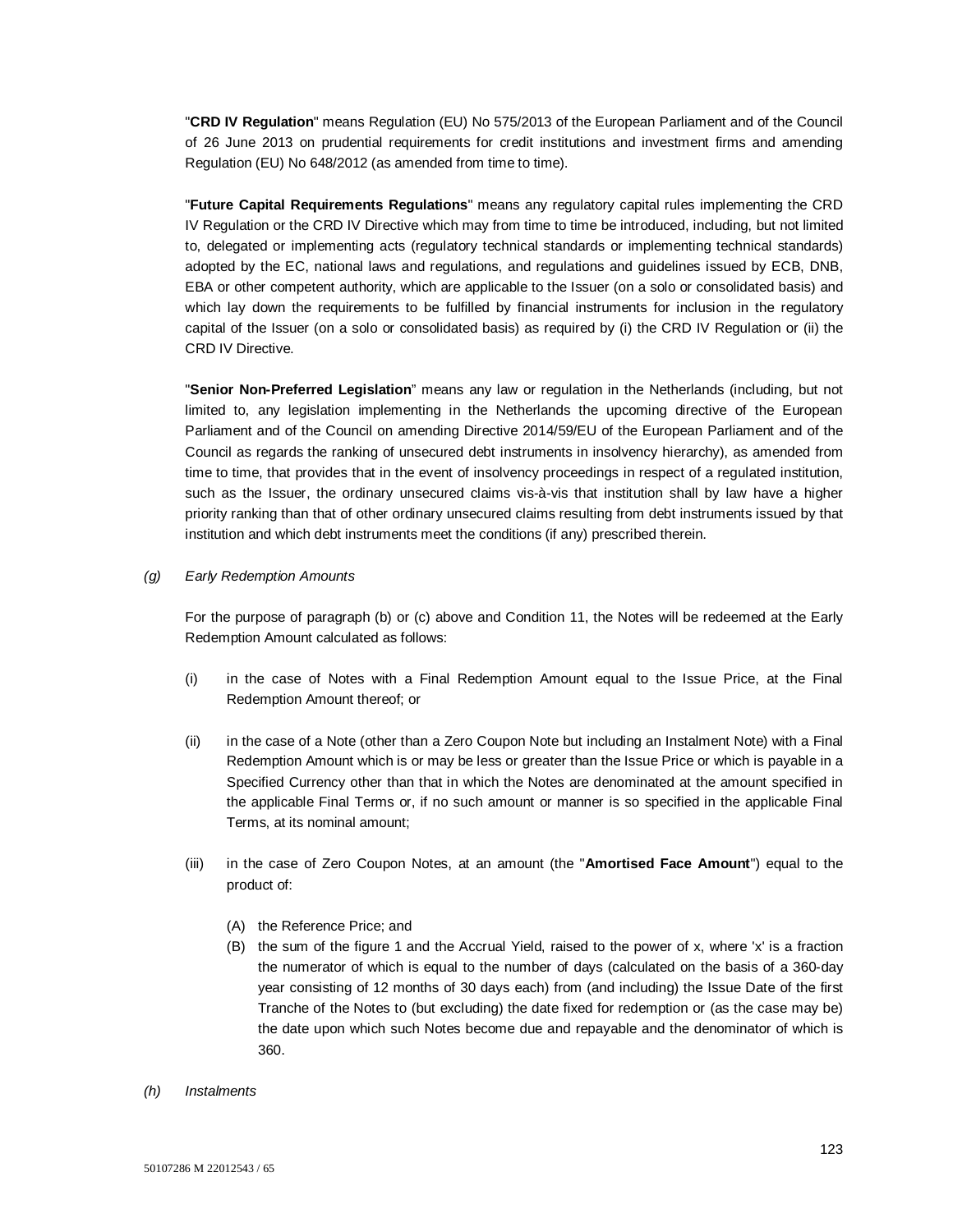"**CRD IV Regulation**" means Regulation (EU) No 575/2013 of the European Parliament and of the Council of 26 June 2013 on prudential requirements for credit institutions and investment firms and amending Regulation (EU) No 648/2012 (as amended from time to time).

"**Future Capital Requirements Regulations**" means any regulatory capital rules implementing the CRD IV Regulation or the CRD IV Directive which may from time to time be introduced, including, but not limited to, delegated or implementing acts (regulatory technical standards or implementing technical standards) adopted by the EC, national laws and regulations, and regulations and guidelines issued by ECB, DNB, EBA or other competent authority, which are applicable to the Issuer (on a solo or consolidated basis) and which lay down the requirements to be fulfilled by financial instruments for inclusion in the regulatory capital of the Issuer (on a solo or consolidated basis) as required by (i) the CRD IV Regulation or (ii) the CRD IV Directive.

"**Senior Non-Preferred Legislation**" means any law or regulation in the Netherlands (including, but not limited to, any legislation implementing in the Netherlands the upcoming directive of the European Parliament and of the Council on amending Directive 2014/59/EU of the European Parliament and of the Council as regards the ranking of unsecured debt instruments in insolvency hierarchy), as amended from time to time, that provides that in the event of insolvency proceedings in respect of a regulated institution, such as the Issuer, the ordinary unsecured claims vis-à-vis that institution shall by law have a higher priority ranking than that of other ordinary unsecured claims resulting from debt instruments issued by that institution and which debt instruments meet the conditions (if any) prescribed therein.

*(g) Early Redemption Amounts*

For the purpose of paragraph (b) or (c) above and Condition 11, the Notes will be redeemed at the Early Redemption Amount calculated as follows:

(i) in the case of Notes with a Final Redemption Amount equal to the Issue Price, at the Final Redemption Amount thereof; or

(ii) in the case of a Note (other than a Zero Coupon Note but including an Instalment Note) with a Final Redemption Amount which is or may be less or greater than the Issue Price or which is payable in a Specified Currency other than that in which the Notes are denominated at the amount specified in the applicable Final Terms or, if no such amount or manner is so specified in the applicable Final Terms, at its nominal amount;

(iii) in the case of Zero Coupon Notes, at an amount (the "**Amortised Face Amount**") equal to the product of:

(A) the Reference Price; and

(B) the sum of the figure 1 and the Accrual Yield, raised to the power of x, where 'x' is a fraction the numerator of which is equal to the number of days (calculated on the basis of a 360-day year consisting of 12 months of 30 days each) from (and including) the Issue Date of the first Tranche of the Notes to (but excluding) the date fixed for redemption or (as the case may be) the date upon which such Notes become due and repayable and the denominator of which is 360.

*(h) Instalments*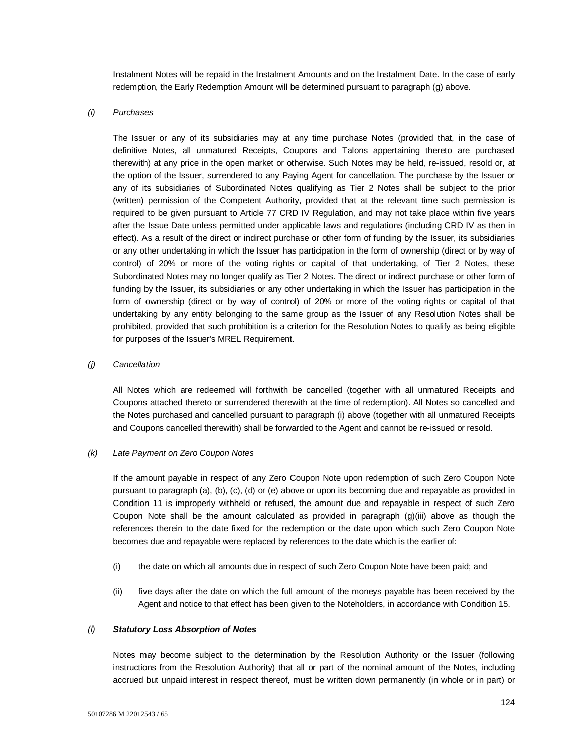Instalment Notes will be repaid in the Instalment Amounts and on the Instalment Date. In the case of early redemption, the Early Redemption Amount will be determined pursuant to paragraph (g) above.

*(i) Purchases*

The Issuer or any of its subsidiaries may at any time purchase Notes (provided that, in the case of definitive Notes, all unmatured Receipts, Coupons and Talons appertaining thereto are purchased therewith) at any price in the open market or otherwise. Such Notes may be held, re-issued, resold or, at the option of the Issuer, surrendered to any Paying Agent for cancellation. The purchase by the Issuer or any of its subsidiaries of Subordinated Notes qualifying as Tier 2 Notes shall be subject to the prior (written) permission of the Competent Authority, provided that at the relevant time such permission is required to be given pursuant to Article 77 CRD IV Regulation, and may not take place within five years after the Issue Date unless permitted under applicable laws and regulations (including CRD IV as then in effect). As a result of the direct or indirect purchase or other form of funding by the Issuer, its subsidiaries or any other undertaking in which the Issuer has participation in the form of ownership (direct or by way of control) of 20% or more of the voting rights or capital of that undertaking, of Tier 2 Notes, these Subordinated Notes may no longer qualify as Tier 2 Notes. The direct or indirect purchase or other form of funding by the Issuer, its subsidiaries or any other undertaking in which the Issuer has participation in the form of ownership (direct or by way of control) of 20% or more of the voting rights or capital of that undertaking by any entity belonging to the same group as the Issuer of any Resolution Notes shall be prohibited, provided that such prohibition is a criterion for the Resolution Notes to qualify as being eligible for purposes of the Issuer's MREL Requirement.

*(j) Cancellation*

All Notes which are redeemed will forthwith be cancelled (together with all unmatured Receipts and Coupons attached thereto or surrendered therewith at the time of redemption). All Notes so cancelled and the Notes purchased and cancelled pursuant to paragraph (i) above (together with all unmatured Receipts and Coupons cancelled therewith) shall be forwarded to the Agent and cannot be re-issued or resold.

*(k) Late Payment on Zero Coupon Notes*

If the amount payable in respect of any Zero Coupon Note upon redemption of such Zero Coupon Note pursuant to paragraph (a), (b), (c), (d) or (e) above or upon its becoming due and repayable as provided in Condition 11 is improperly withheld or refused, the amount due and repayable in respect of such Zero Coupon Note shall be the amount calculated as provided in paragraph (g)(iii) above as though the references therein to the date fixed for the redemption or the date upon which such Zero Coupon Note becomes due and repayable were replaced by references to the date which is the earlier of:

(i) the date on which all amounts due in respect of such Zero Coupon Note have been paid; and

(ii) five days after the date on which the full amount of the moneys payable has been received by the Agent and notice to that effect has been given to the Noteholders, in accordance with Condition 15.

***(l) Statutory Loss Absorption of Notes***

Notes may become subject to the determination by the Resolution Authority or the Issuer (following instructions from the Resolution Authority) that all or part of the nominal amount of the Notes, including accrued but unpaid interest in respect thereof, must be written down permanently (in whole or in part) or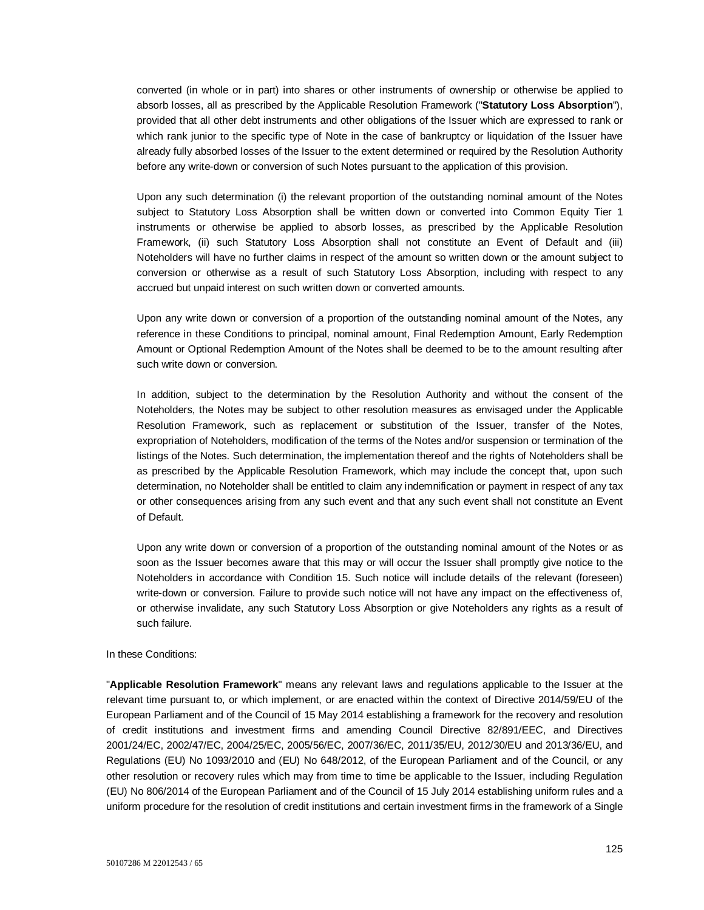converted (in whole or in part) into shares or other instruments of ownership or otherwise be applied to absorb losses, all as prescribed by the Applicable Resolution Framework ("**Statutory Loss Absorption**"), provided that all other debt instruments and other obligations of the Issuer which are expressed to rank or which rank junior to the specific type of Note in the case of bankruptcy or liquidation of the Issuer have already fully absorbed losses of the Issuer to the extent determined or required by the Resolution Authority before any write-down or conversion of such Notes pursuant to the application of this provision.

Upon any such determination (i) the relevant proportion of the outstanding nominal amount of the Notes subject to Statutory Loss Absorption shall be written down or converted into Common Equity Tier 1 instruments or otherwise be applied to absorb losses, as prescribed by the Applicable Resolution Framework, (ii) such Statutory Loss Absorption shall not constitute an Event of Default and (iii) Noteholders will have no further claims in respect of the amount so written down or the amount subject to conversion or otherwise as a result of such Statutory Loss Absorption, including with respect to any accrued but unpaid interest on such written down or converted amounts.

Upon any write down or conversion of a proportion of the outstanding nominal amount of the Notes, any reference in these Conditions to principal, nominal amount, Final Redemption Amount, Early Redemption Amount or Optional Redemption Amount of the Notes shall be deemed to be to the amount resulting after such write down or conversion.

In addition, subject to the determination by the Resolution Authority and without the consent of the Noteholders, the Notes may be subject to other resolution measures as envisaged under the Applicable Resolution Framework, such as replacement or substitution of the Issuer, transfer of the Notes, expropriation of Noteholders, modification of the terms of the Notes and/or suspension or termination of the listings of the Notes. Such determination, the implementation thereof and the rights of Noteholders shall be as prescribed by the Applicable Resolution Framework, which may include the concept that, upon such determination, no Noteholder shall be entitled to claim any indemnification or payment in respect of any tax or other consequences arising from any such event and that any such event shall not constitute an Event of Default.

Upon any write down or conversion of a proportion of the outstanding nominal amount of the Notes or as soon as the Issuer becomes aware that this may or will occur the Issuer shall promptly give notice to the Noteholders in accordance with Condition 15. Such notice will include details of the relevant (foreseen) write-down or conversion. Failure to provide such notice will not have any impact on the effectiveness of, or otherwise invalidate, any such Statutory Loss Absorption or give Noteholders any rights as a result of such failure.

In these Conditions:

"**Applicable Resolution Framework**" means any relevant laws and regulations applicable to the Issuer at the relevant time pursuant to, or which implement, or are enacted within the context of Directive 2014/59/EU of the European Parliament and of the Council of 15 May 2014 establishing a framework for the recovery and resolution of credit institutions and investment firms and amending Council Directive 82/891/EEC, and Directives 2001/24/EC, 2002/47/EC, 2004/25/EC, 2005/56/EC, 2007/36/EC, 2011/35/EU, 2012/30/EU and 2013/36/EU, and Regulations (EU) No 1093/2010 and (EU) No 648/2012, of the European Parliament and of the Council, or any other resolution or recovery rules which may from time to time be applicable to the Issuer, including Regulation (EU) No 806/2014 of the European Parliament and of the Council of 15 July 2014 establishing uniform rules and a uniform procedure for the resolution of credit institutions and certain investment firms in the framework of a Single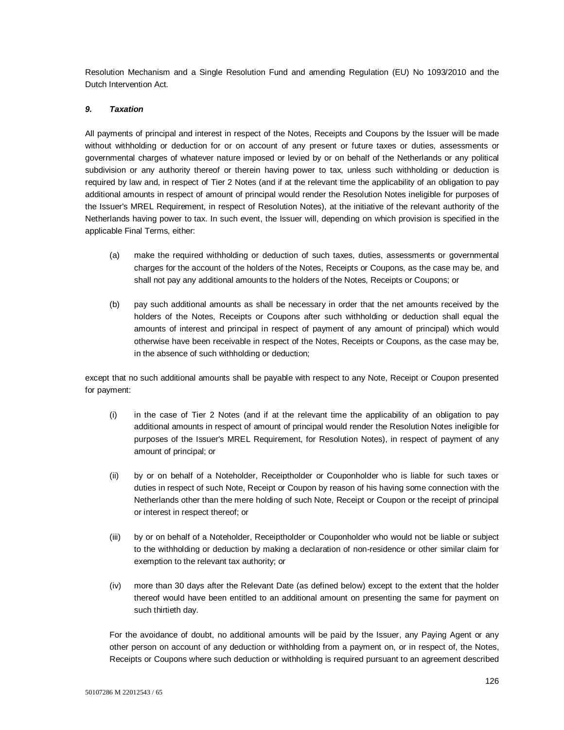Resolution Mechanism and a Single Resolution Fund and amending Regulation (EU) No 1093/2010 and the Dutch Intervention Act.

### *9. Taxation*

All payments of principal and interest in respect of the Notes, Receipts and Coupons by the Issuer will be made without withholding or deduction for or on account of any present or future taxes or duties, assessments or governmental charges of whatever nature imposed or levied by or on behalf of the Netherlands or any political subdivision or any authority thereof or therein having power to tax, unless such withholding or deduction is required by law and, in respect of Tier 2 Notes (and if at the relevant time the applicability of an obligation to pay additional amounts in respect of amount of principal would render the Resolution Notes ineligible for purposes of the Issuer's MREL Requirement, in respect of Resolution Notes), at the initiative of the relevant authority of the Netherlands having power to tax. In such event, the Issuer will, depending on which provision is specified in the applicable Final Terms, either:

(a) make the required withholding or deduction of such taxes, duties, assessments or governmental charges for the account of the holders of the Notes, Receipts or Coupons, as the case may be, and shall not pay any additional amounts to the holders of the Notes, Receipts or Coupons; or

(b) pay such additional amounts as shall be necessary in order that the net amounts received by the holders of the Notes, Receipts or Coupons after such withholding or deduction shall equal the amounts of interest and principal in respect of payment of any amount of principal) which would otherwise have been receivable in respect of the Notes, Receipts or Coupons, as the case may be, in the absence of such withholding or deduction;

except that no such additional amounts shall be payable with respect to any Note, Receipt or Coupon presented for payment:

(i) in the case of Tier 2 Notes (and if at the relevant time the applicability of an obligation to pay additional amounts in respect of amount of principal would render the Resolution Notes ineligible for purposes of the Issuer's MREL Requirement, for Resolution Notes), in respect of payment of any amount of principal; or

(ii) by or on behalf of a Noteholder, Receiptholder or Couponholder who is liable for such taxes or duties in respect of such Note, Receipt or Coupon by reason of his having some connection with the Netherlands other than the mere holding of such Note, Receipt or Coupon or the receipt of principal or interest in respect thereof; or

(iii) by or on behalf of a Noteholder, Receiptholder or Couponholder who would not be liable or subject to the withholding or deduction by making a declaration of non-residence or other similar claim for exemption to the relevant tax authority; or

(iv) more than 30 days after the Relevant Date (as defined below) except to the extent that the holder thereof would have been entitled to an additional amount on presenting the same for payment on such thirtieth day.

For the avoidance of doubt, no additional amounts will be paid by the Issuer, any Paying Agent or any other person on account of any deduction or withholding from a payment on, or in respect of, the Notes, Receipts or Coupons where such deduction or withholding is required pursuant to an agreement described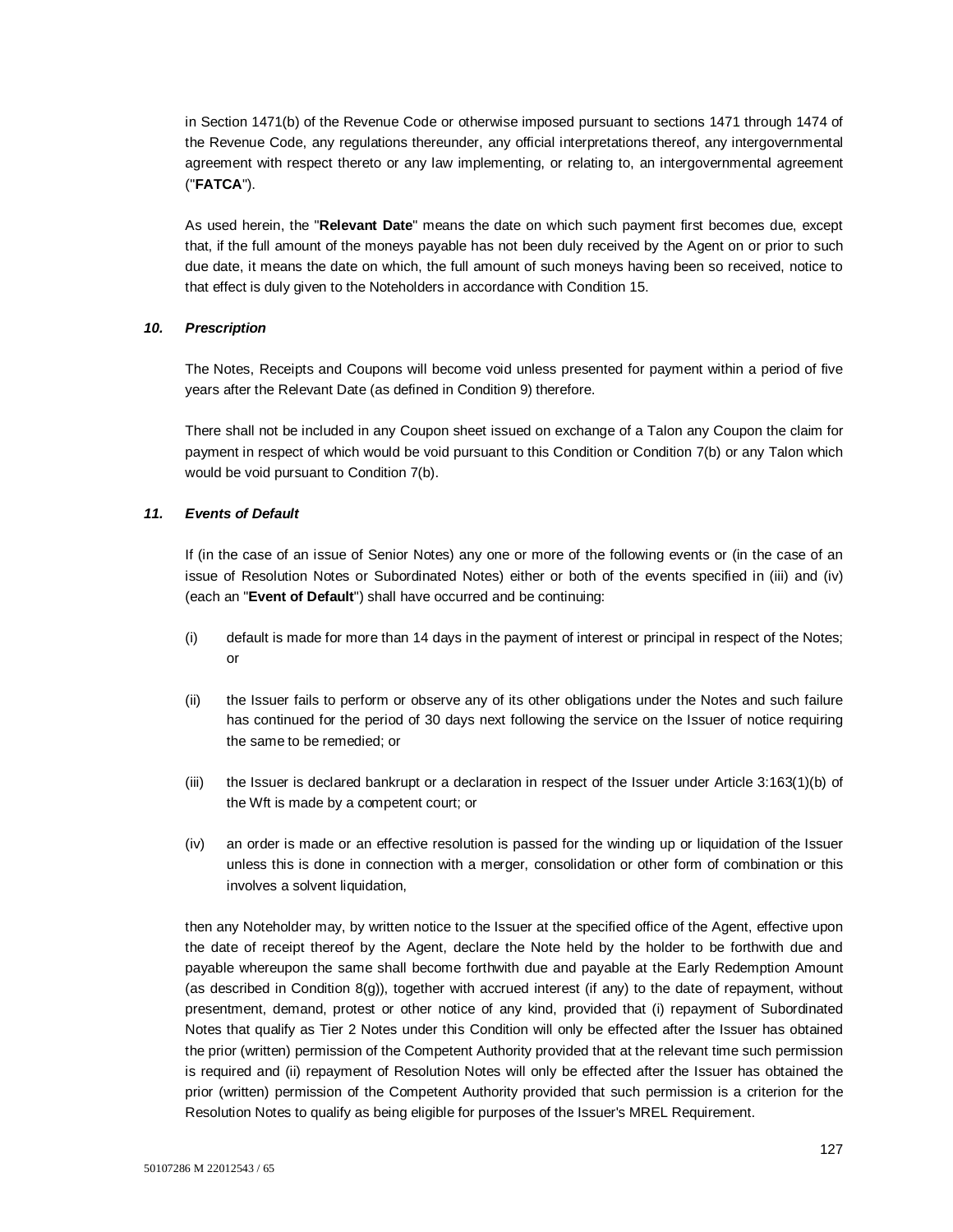in Section 1471(b) of the Revenue Code or otherwise imposed pursuant to sections 1471 through 1474 of the Revenue Code, any regulations thereunder, any official interpretations thereof, any intergovernmental agreement with respect thereto or any law implementing, or relating to, an intergovernmental agreement ("**FATCA**").

As used herein, the "**Relevant Date**" means the date on which such payment first becomes due, except that, if the full amount of the moneys payable has not been duly received by the Agent on or prior to such due date, it means the date on which, the full amount of such moneys having been so received, notice to that effect is duly given to the Noteholders in accordance with Condition 15.

### *10. Prescription*

The Notes, Receipts and Coupons will become void unless presented for payment within a period of five years after the Relevant Date (as defined in Condition 9) therefore.

There shall not be included in any Coupon sheet issued on exchange of a Talon any Coupon the claim for payment in respect of which would be void pursuant to this Condition or Condition 7(b) or any Talon which would be void pursuant to Condition 7(b).

### *11. Events of Default*

If (in the case of an issue of Senior Notes) any one or more of the following events or (in the case of an issue of Resolution Notes or Subordinated Notes) either or both of the events specified in (iii) and (iv) (each an "**Event of Default**") shall have occurred and be continuing:

(i) default is made for more than 14 days in the payment of interest or principal in respect of the Notes; or

(ii) the Issuer fails to perform or observe any of its other obligations under the Notes and such failure has continued for the period of 30 days next following the service on the Issuer of notice requiring the same to be remedied; or

(iii) the Issuer is declared bankrupt or a declaration in respect of the Issuer under Article 3:163(1)(b) of the Wft is made by a competent court; or

(iv) an order is made or an effective resolution is passed for the winding up or liquidation of the Issuer unless this is done in connection with a merger, consolidation or other form of combination or this involves a solvent liquidation,

then any Noteholder may, by written notice to the Issuer at the specified office of the Agent, effective upon the date of receipt thereof by the Agent, declare the Note held by the holder to be forthwith due and payable whereupon the same shall become forthwith due and payable at the Early Redemption Amount (as described in Condition 8(g)), together with accrued interest (if any) to the date of repayment, without presentment, demand, protest or other notice of any kind, provided that (i) repayment of Subordinated Notes that qualify as Tier 2 Notes under this Condition will only be effected after the Issuer has obtained the prior (written) permission of the Competent Authority provided that at the relevant time such permission is required and (ii) repayment of Resolution Notes will only be effected after the Issuer has obtained the prior (written) permission of the Competent Authority provided that such permission is a criterion for the Resolution Notes to qualify as being eligible for purposes of the Issuer's MREL Requirement.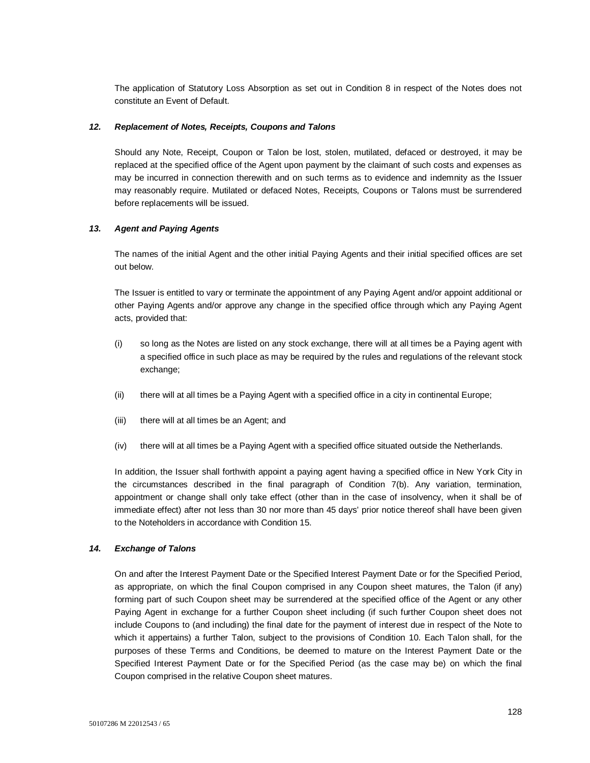The application of Statutory Loss Absorption as set out in Condition 8 in respect of the Notes does not constitute an Event of Default.

### *12. Replacement of Notes, Receipts, Coupons and Talons*

Should any Note, Receipt, Coupon or Talon be lost, stolen, mutilated, defaced or destroyed, it may be replaced at the specified office of the Agent upon payment by the claimant of such costs and expenses as may be incurred in connection therewith and on such terms as to evidence and indemnity as the Issuer may reasonably require. Mutilated or defaced Notes, Receipts, Coupons or Talons must be surrendered before replacements will be issued.

### *13. Agent and Paying Agents*

The names of the initial Agent and the other initial Paying Agents and their initial specified offices are set out below.

The Issuer is entitled to vary or terminate the appointment of any Paying Agent and/or appoint additional or other Paying Agents and/or approve any change in the specified office through which any Paying Agent acts, provided that:

(i) so long as the Notes are listed on any stock exchange, there will at all times be a Paying agent with a specified office in such place as may be required by the rules and regulations of the relevant stock exchange;

(ii) there will at all times be a Paying Agent with a specified office in a city in continental Europe;

(iii) there will at all times be an Agent; and

(iv) there will at all times be a Paying Agent with a specified office situated outside the Netherlands.

In addition, the Issuer shall forthwith appoint a paying agent having a specified office in New York City in the circumstances described in the final paragraph of Condition 7(b). Any variation, termination, appointment or change shall only take effect (other than in the case of insolvency, when it shall be of immediate effect) after not less than 30 nor more than 45 days' prior notice thereof shall have been given to the Noteholders in accordance with Condition 15.

### *14. Exchange of Talons*

On and after the Interest Payment Date or the Specified Interest Payment Date or for the Specified Period, as appropriate, on which the final Coupon comprised in any Coupon sheet matures, the Talon (if any) forming part of such Coupon sheet may be surrendered at the specified office of the Agent or any other Paying Agent in exchange for a further Coupon sheet including (if such further Coupon sheet does not include Coupons to (and including) the final date for the payment of interest due in respect of the Note to which it appertains) a further Talon, subject to the provisions of Condition 10. Each Talon shall, for the purposes of these Terms and Conditions, be deemed to mature on the Interest Payment Date or the Specified Interest Payment Date or for the Specified Period (as the case may be) on which the final Coupon comprised in the relative Coupon sheet matures.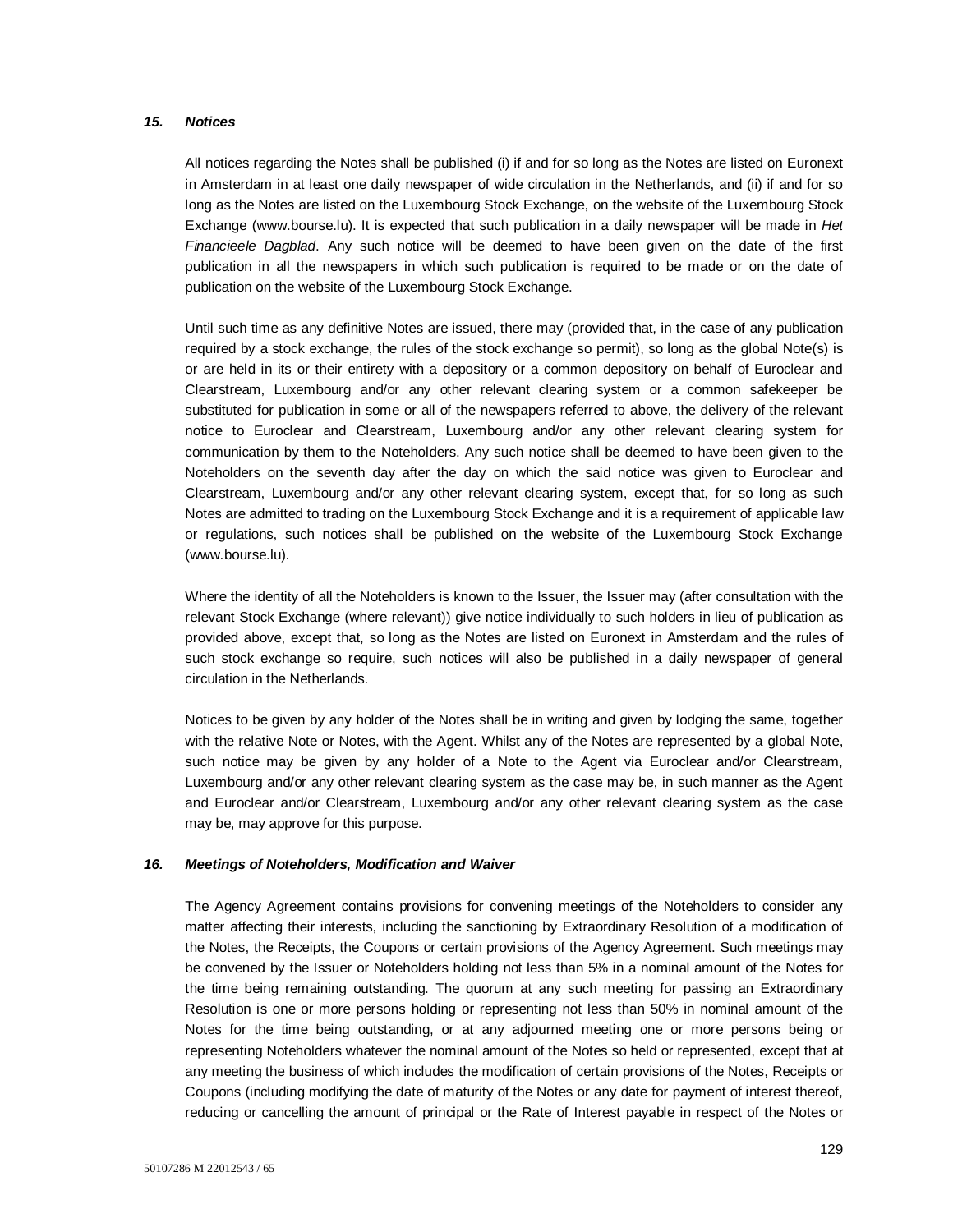### *15. Notices*

All notices regarding the Notes shall be published (i) if and for so long as the Notes are listed on Euronext in Amsterdam in at least one daily newspaper of wide circulation in the Netherlands, and (ii) if and for so long as the Notes are listed on the Luxembourg Stock Exchange, on the website of the Luxembourg Stock Exchange (www.bourse.lu). It is expected that such publication in a daily newspaper will be made in *Het Financieele Dagblad*. Any such notice will be deemed to have been given on the date of the first publication in all the newspapers in which such publication is required to be made or on the date of publication on the website of the Luxembourg Stock Exchange.

Until such time as any definitive Notes are issued, there may (provided that, in the case of any publication required by a stock exchange, the rules of the stock exchange so permit), so long as the global Note(s) is or are held in its or their entirety with a depository or a common depository on behalf of Euroclear and Clearstream, Luxembourg and/or any other relevant clearing system or a common safekeeper be substituted for publication in some or all of the newspapers referred to above, the delivery of the relevant notice to Euroclear and Clearstream, Luxembourg and/or any other relevant clearing system for communication by them to the Noteholders. Any such notice shall be deemed to have been given to the Noteholders on the seventh day after the day on which the said notice was given to Euroclear and Clearstream, Luxembourg and/or any other relevant clearing system, except that, for so long as such Notes are admitted to trading on the Luxembourg Stock Exchange and it is a requirement of applicable law or regulations, such notices shall be published on the website of the Luxembourg Stock Exchange (www.bourse.lu).

Where the identity of all the Noteholders is known to the Issuer, the Issuer may (after consultation with the relevant Stock Exchange (where relevant)) give notice individually to such holders in lieu of publication as provided above, except that, so long as the Notes are listed on Euronext in Amsterdam and the rules of such stock exchange so require, such notices will also be published in a daily newspaper of general circulation in the Netherlands.

Notices to be given by any holder of the Notes shall be in writing and given by lodging the same, together with the relative Note or Notes, with the Agent. Whilst any of the Notes are represented by a global Note, such notice may be given by any holder of a Note to the Agent via Euroclear and/or Clearstream, Luxembourg and/or any other relevant clearing system as the case may be, in such manner as the Agent and Euroclear and/or Clearstream, Luxembourg and/or any other relevant clearing system as the case may be, may approve for this purpose.

### *16. Meetings of Noteholders, Modification and Waiver*

The Agency Agreement contains provisions for convening meetings of the Noteholders to consider any matter affecting their interests, including the sanctioning by Extraordinary Resolution of a modification of the Notes, the Receipts, the Coupons or certain provisions of the Agency Agreement. Such meetings may be convened by the Issuer or Noteholders holding not less than 5% in a nominal amount of the Notes for the time being remaining outstanding. The quorum at any such meeting for passing an Extraordinary Resolution is one or more persons holding or representing not less than 50% in nominal amount of the Notes for the time being outstanding, or at any adjourned meeting one or more persons being or representing Noteholders whatever the nominal amount of the Notes so held or represented, except that at any meeting the business of which includes the modification of certain provisions of the Notes, Receipts or Coupons (including modifying the date of maturity of the Notes or any date for payment of interest thereof, reducing or cancelling the amount of principal or the Rate of Interest payable in respect of the Notes or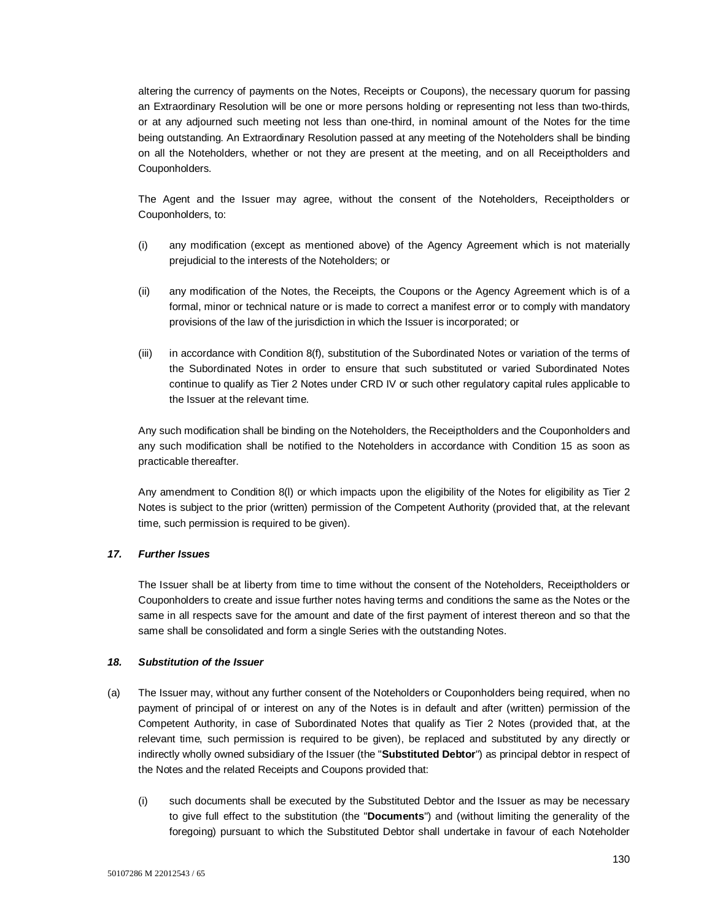altering the currency of payments on the Notes, Receipts or Coupons), the necessary quorum for passing an Extraordinary Resolution will be one or more persons holding or representing not less than two-thirds, or at any adjourned such meeting not less than one-third, in nominal amount of the Notes for the time being outstanding. An Extraordinary Resolution passed at any meeting of the Noteholders shall be binding on all the Noteholders, whether or not they are present at the meeting, and on all Receiptholders and Couponholders.

The Agent and the Issuer may agree, without the consent of the Noteholders, Receiptholders or Couponholders, to:

(i) any modification (except as mentioned above) of the Agency Agreement which is not materially prejudicial to the interests of the Noteholders; or

(ii) any modification of the Notes, the Receipts, the Coupons or the Agency Agreement which is of a formal, minor or technical nature or is made to correct a manifest error or to comply with mandatory provisions of the law of the jurisdiction in which the Issuer is incorporated; or

(iii) in accordance with Condition 8(f), substitution of the Subordinated Notes or variation of the terms of the Subordinated Notes in order to ensure that such substituted or varied Subordinated Notes continue to qualify as Tier 2 Notes under CRD IV or such other regulatory capital rules applicable to the Issuer at the relevant time.

Any such modification shall be binding on the Noteholders, the Receiptholders and the Couponholders and any such modification shall be notified to the Noteholders in accordance with Condition 15 as soon as practicable thereafter.

Any amendment to Condition 8(l) or which impacts upon the eligibility of the Notes for eligibility as Tier 2 Notes is subject to the prior (written) permission of the Competent Authority (provided that, at the relevant time, such permission is required to be given).

### *17. Further Issues*

The Issuer shall be at liberty from time to time without the consent of the Noteholders, Receiptholders or Couponholders to create and issue further notes having terms and conditions the same as the Notes or the same in all respects save for the amount and date of the first payment of interest thereon and so that the same shall be consolidated and form a single Series with the outstanding Notes.

### *18. Substitution of the Issuer*

(a) The Issuer may, without any further consent of the Noteholders or Couponholders being required, when no payment of principal of or interest on any of the Notes is in default and after (written) permission of the Competent Authority, in case of Subordinated Notes that qualify as Tier 2 Notes (provided that, at the relevant time, such permission is required to be given), be replaced and substituted by any directly or indirectly wholly owned subsidiary of the Issuer (the "**Substituted Debtor**") as principal debtor in respect of the Notes and the related Receipts and Coupons provided that:

(i) such documents shall be executed by the Substituted Debtor and the Issuer as may be necessary to give full effect to the substitution (the "**Documents**") and (without limiting the generality of the foregoing) pursuant to which the Substituted Debtor shall undertake in favour of each Noteholder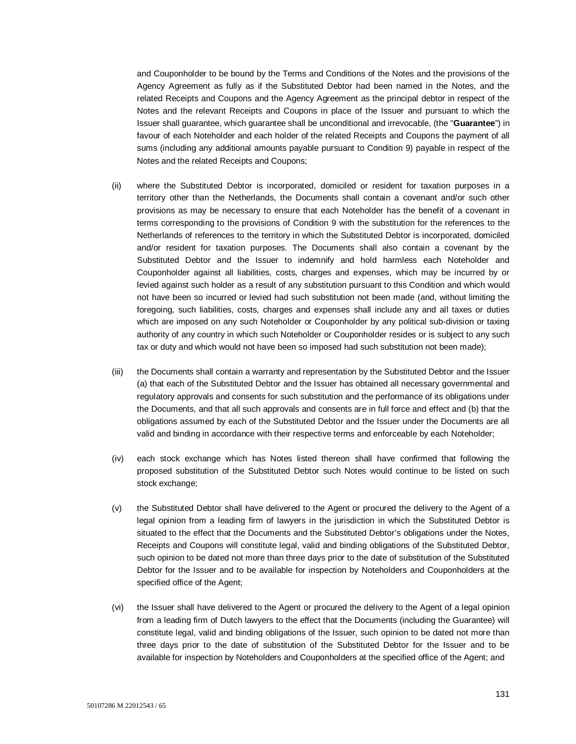and Couponholder to be bound by the Terms and Conditions of the Notes and the provisions of the Agency Agreement as fully as if the Substituted Debtor had been named in the Notes, and the related Receipts and Coupons and the Agency Agreement as the principal debtor in respect of the Notes and the relevant Receipts and Coupons in place of the Issuer and pursuant to which the Issuer shall guarantee, which guarantee shall be unconditional and irrevocable, (the "**Guarantee**") in favour of each Noteholder and each holder of the related Receipts and Coupons the payment of all sums (including any additional amounts payable pursuant to Condition 9) payable in respect of the Notes and the related Receipts and Coupons;

(ii) where the Substituted Debtor is incorporated, domiciled or resident for taxation purposes in a territory other than the Netherlands, the Documents shall contain a covenant and/or such other provisions as may be necessary to ensure that each Noteholder has the benefit of a covenant in terms corresponding to the provisions of Condition 9 with the substitution for the references to the Netherlands of references to the territory in which the Substituted Debtor is incorporated, domiciled and/or resident for taxation purposes. The Documents shall also contain a covenant by the Substituted Debtor and the Issuer to indemnify and hold harmless each Noteholder and Couponholder against all liabilities, costs, charges and expenses, which may be incurred by or levied against such holder as a result of any substitution pursuant to this Condition and which would not have been so incurred or levied had such substitution not been made (and, without limiting the foregoing, such liabilities, costs, charges and expenses shall include any and all taxes or duties which are imposed on any such Noteholder or Couponholder by any political sub-division or taxing authority of any country in which such Noteholder or Couponholder resides or is subject to any such tax or duty and which would not have been so imposed had such substitution not been made);

(iii) the Documents shall contain a warranty and representation by the Substituted Debtor and the Issuer (a) that each of the Substituted Debtor and the Issuer has obtained all necessary governmental and regulatory approvals and consents for such substitution and the performance of its obligations under the Documents, and that all such approvals and consents are in full force and effect and (b) that the obligations assumed by each of the Substituted Debtor and the Issuer under the Documents are all valid and binding in accordance with their respective terms and enforceable by each Noteholder;

(iv) each stock exchange which has Notes listed thereon shall have confirmed that following the proposed substitution of the Substituted Debtor such Notes would continue to be listed on such stock exchange;

(v) the Substituted Debtor shall have delivered to the Agent or procured the delivery to the Agent of a legal opinion from a leading firm of lawyers in the jurisdiction in which the Substituted Debtor is situated to the effect that the Documents and the Substituted Debtor's obligations under the Notes, Receipts and Coupons will constitute legal, valid and binding obligations of the Substituted Debtor, such opinion to be dated not more than three days prior to the date of substitution of the Substituted Debtor for the Issuer and to be available for inspection by Noteholders and Couponholders at the specified office of the Agent;

(vi) the Issuer shall have delivered to the Agent or procured the delivery to the Agent of a legal opinion from a leading firm of Dutch lawyers to the effect that the Documents (including the Guarantee) will constitute legal, valid and binding obligations of the Issuer, such opinion to be dated not more than three days prior to the date of substitution of the Substituted Debtor for the Issuer and to be available for inspection by Noteholders and Couponholders at the specified office of the Agent; and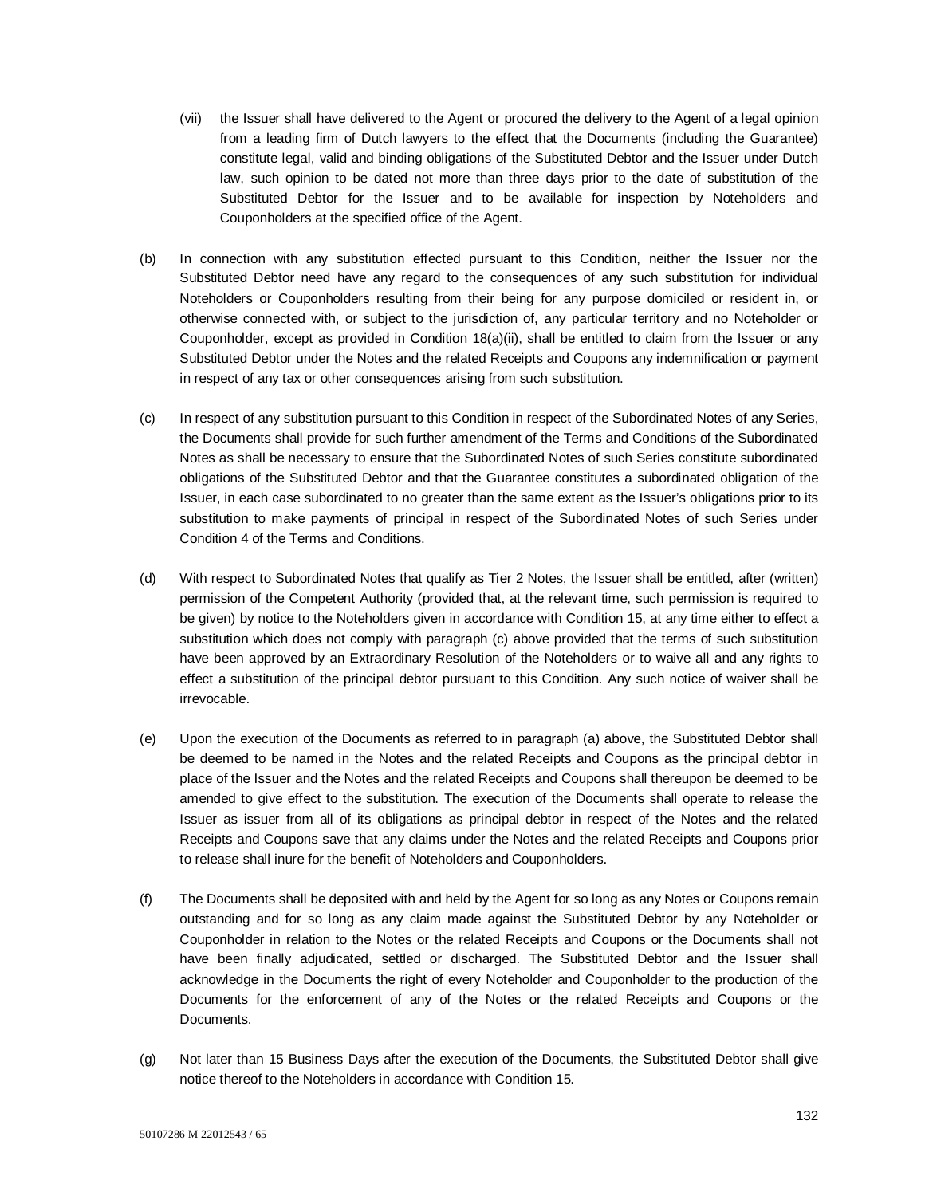(vii) the Issuer shall have delivered to the Agent or procured the delivery to the Agent of a legal opinion from a leading firm of Dutch lawyers to the effect that the Documents (including the Guarantee) constitute legal, valid and binding obligations of the Substituted Debtor and the Issuer under Dutch law, such opinion to be dated not more than three days prior to the date of substitution of the Substituted Debtor for the Issuer and to be available for inspection by Noteholders and Couponholders at the specified office of the Agent.

(b) In connection with any substitution effected pursuant to this Condition, neither the Issuer nor the Substituted Debtor need have any regard to the consequences of any such substitution for individual Noteholders or Couponholders resulting from their being for any purpose domiciled or resident in, or otherwise connected with, or subject to the jurisdiction of, any particular territory and no Noteholder or Couponholder, except as provided in Condition 18(a)(ii), shall be entitled to claim from the Issuer or any Substituted Debtor under the Notes and the related Receipts and Coupons any indemnification or payment in respect of any tax or other consequences arising from such substitution.

(c) In respect of any substitution pursuant to this Condition in respect of the Subordinated Notes of any Series, the Documents shall provide for such further amendment of the Terms and Conditions of the Subordinated Notes as shall be necessary to ensure that the Subordinated Notes of such Series constitute subordinated obligations of the Substituted Debtor and that the Guarantee constitutes a subordinated obligation of the Issuer, in each case subordinated to no greater than the same extent as the Issuer's obligations prior to its substitution to make payments of principal in respect of the Subordinated Notes of such Series under Condition 4 of the Terms and Conditions.

(d) With respect to Subordinated Notes that qualify as Tier 2 Notes, the Issuer shall be entitled, after (written) permission of the Competent Authority (provided that, at the relevant time, such permission is required to be given) by notice to the Noteholders given in accordance with Condition 15, at any time either to effect a substitution which does not comply with paragraph (c) above provided that the terms of such substitution have been approved by an Extraordinary Resolution of the Noteholders or to waive all and any rights to effect a substitution of the principal debtor pursuant to this Condition. Any such notice of waiver shall be irrevocable.

(e) Upon the execution of the Documents as referred to in paragraph (a) above, the Substituted Debtor shall be deemed to be named in the Notes and the related Receipts and Coupons as the principal debtor in place of the Issuer and the Notes and the related Receipts and Coupons shall thereupon be deemed to be amended to give effect to the substitution. The execution of the Documents shall operate to release the Issuer as issuer from all of its obligations as principal debtor in respect of the Notes and the related Receipts and Coupons save that any claims under the Notes and the related Receipts and Coupons prior to release shall inure for the benefit of Noteholders and Couponholders.

(f) The Documents shall be deposited with and held by the Agent for so long as any Notes or Coupons remain outstanding and for so long as any claim made against the Substituted Debtor by any Noteholder or Couponholder in relation to the Notes or the related Receipts and Coupons or the Documents shall not have been finally adjudicated, settled or discharged. The Substituted Debtor and the Issuer shall acknowledge in the Documents the right of every Noteholder and Couponholder to the production of the Documents for the enforcement of any of the Notes or the related Receipts and Coupons or the Documents.

(g) Not later than 15 Business Days after the execution of the Documents, the Substituted Debtor shall give notice thereof to the Noteholders in accordance with Condition 15.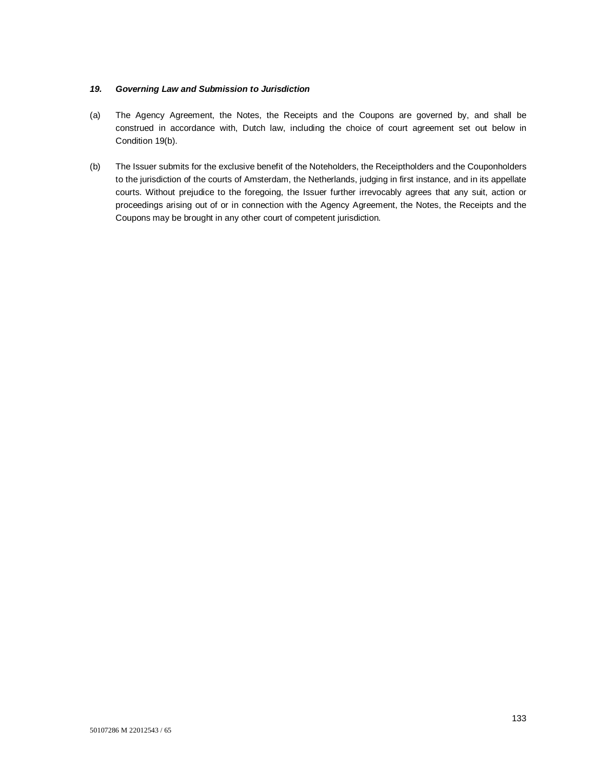### ***19. Governing Law and Submission to Jurisdiction***

(a) The Agency Agreement, the Notes, the Receipts and the Coupons are governed by, and shall be construed in accordance with, Dutch law, including the choice of court agreement set out below in Condition 19(b).

(b) The Issuer submits for the exclusive benefit of the Noteholders, the Receiptholders and the Couponholders to the jurisdiction of the courts of Amsterdam, the Netherlands, judging in first instance, and in its appellate courts. Without prejudice to the foregoing, the Issuer further irrevocably agrees that any suit, action or proceedings arising out of or in connection with the Agency Agreement, the Notes, the Receipts and the Coupons may be brought in any other court of competent jurisdiction.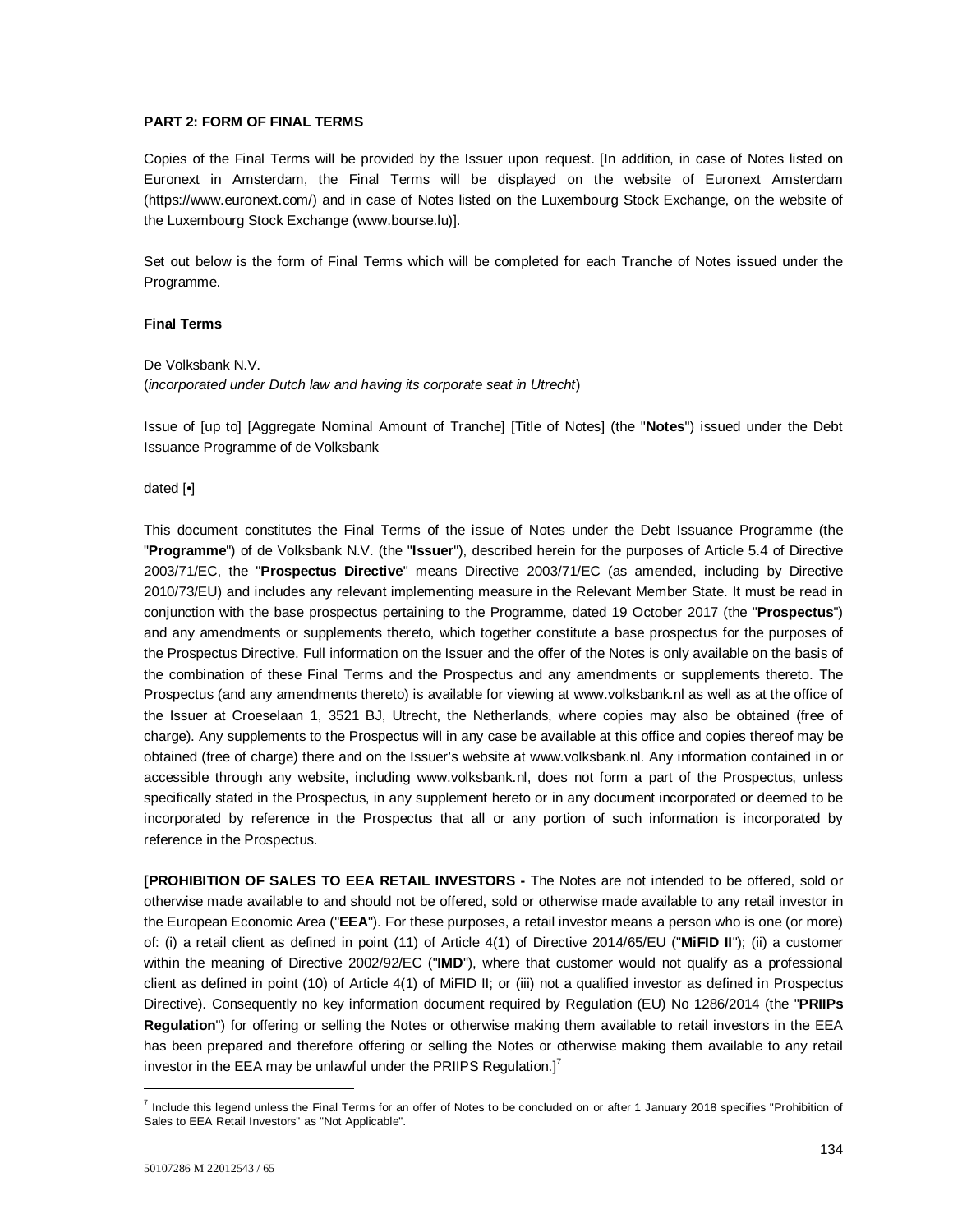**PART 2: FORM OF FINAL TERMS**

Copies of the Final Terms will be provided by the Issuer upon request. [In addition, in case of Notes listed on Euronext in Amsterdam, the Final Terms will be displayed on the website of Euronext Amsterdam (https://www.euronext.com/) and in case of Notes listed on the Luxembourg Stock Exchange, on the website of the Luxembourg Stock Exchange (www.bourse.lu)].

Set out below is the form of Final Terms which will be completed for each Tranche of Notes issued under the Programme.

**Final Terms**

De Volksbank N.V.
(*incorporated under Dutch law and having its corporate seat in Utrecht*)

Issue of [up to] [Aggregate Nominal Amount of Tranche] [Title of Notes] (the "**Notes**") issued under the Debt Issuance Programme of de Volksbank

dated [•]

This document constitutes the Final Terms of the issue of Notes under the Debt Issuance Programme (the "**Programme**") of de Volksbank N.V. (the "**Issuer**"), described herein for the purposes of Article 5.4 of Directive 2003/71/EC, the "**Prospectus Directive**" means Directive 2003/71/EC (as amended, including by Directive 2010/73/EU) and includes any relevant implementing measure in the Relevant Member State. It must be read in conjunction with the base prospectus pertaining to the Programme, dated 19 October 2017 (the "**Prospectus**") and any amendments or supplements thereto, which together constitute a base prospectus for the purposes of the Prospectus Directive. Full information on the Issuer and the offer of the Notes is only available on the basis of the combination of these Final Terms and the Prospectus and any amendments or supplements thereto. The Prospectus (and any amendments thereto) is available for viewing at www.volksbank.nl as well as at the office of the Issuer at Croeselaan 1, 3521 BJ, Utrecht, the Netherlands, where copies may also be obtained (free of charge). Any supplements to the Prospectus will in any case be available at this office and copies thereof may be obtained (free of charge) there and on the Issuer's website at www.volksbank.nl. Any information contained in or accessible through any website, including www.volksbank.nl, does not form a part of the Prospectus, unless specifically stated in the Prospectus, in any supplement hereto or in any document incorporated or deemed to be incorporated by reference in the Prospectus that all or any portion of such information is incorporated by reference in the Prospectus.

**[PROHIBITION OF SALES TO EEA RETAIL INVESTORS -** The Notes are not intended to be offered, sold or otherwise made available to and should not be offered, sold or otherwise made available to any retail investor in the European Economic Area ("**EEA**"). For these purposes, a retail investor means a person who is one (or more) of: (i) a retail client as defined in point (11) of Article 4(1) of Directive 2014/65/EU ("**MiFID II**"); (ii) a customer within the meaning of Directive 2002/92/EC ("**IMD**"), where that customer would not qualify as a professional client as defined in point (10) of Article 4(1) of MiFID II; or (iii) not a qualified investor as defined in Prospectus Directive). Consequently no key information document required by Regulation (EU) No 1286/2014 (the "**PRIIPs Regulation**") for offering or selling the Notes or otherwise making them available to retail investors in the EEA has been prepared and therefore offering or selling the Notes or otherwise making them available to any retail investor in the EEA may be unlawful under the PRIIPS Regulation.][7]

[7] Include this legend unless the Final Terms for an offer of Notes to be concluded on or after 1 January 2018 specifies "Prohibition of Sales to EEA Retail Investors" as "Not Applicable".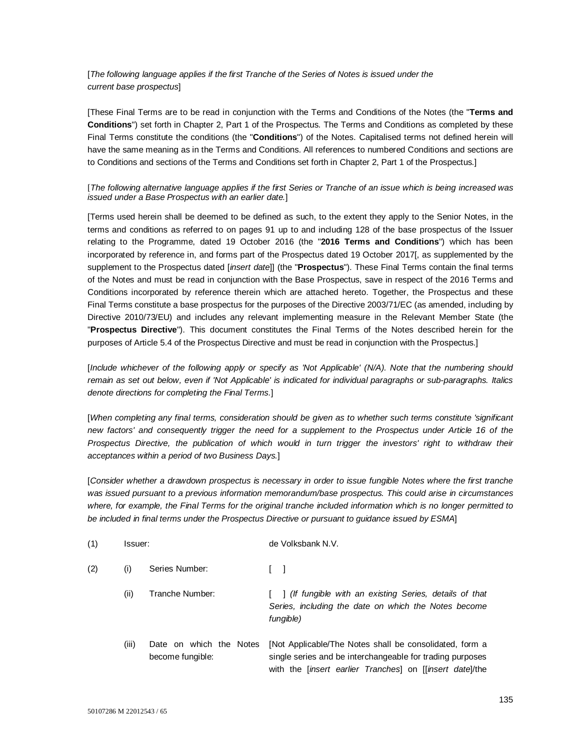[*The following language applies if the first Tranche of the Series of Notes is issued under the current base prospectus*]

[These Final Terms are to be read in conjunction with the Terms and Conditions of the Notes (the "**Terms and Conditions**") set forth in Chapter 2, Part 1 of the Prospectus. The Terms and Conditions as completed by these Final Terms constitute the conditions (the "**Conditions**") of the Notes. Capitalised terms not defined herein will have the same meaning as in the Terms and Conditions. All references to numbered Conditions and sections are to Conditions and sections of the Terms and Conditions set forth in Chapter 2, Part 1 of the Prospectus.]

[*The following alternative language applies if the first Series or Tranche of an issue which is being increased was issued under a Base Prospectus with an earlier date.*]

[Terms used herein shall be deemed to be defined as such, to the extent they apply to the Senior Notes, in the terms and conditions as referred to on pages 91 up to and including 128 of the base prospectus of the Issuer relating to the Programme, dated 19 October 2016 (the "**2016 Terms and Conditions**") which has been incorporated by reference in, and forms part of the Prospectus dated 19 October 2017[, as supplemented by the supplement to the Prospectus dated [*insert date*]] (the "**Prospectus**"). These Final Terms contain the final terms of the Notes and must be read in conjunction with the Base Prospectus, save in respect of the 2016 Terms and Conditions incorporated by reference therein which are attached hereto. Together, the Prospectus and these Final Terms constitute a base prospectus for the purposes of the Directive 2003/71/EC (as amended, including by Directive 2010/73/EU) and includes any relevant implementing measure in the Relevant Member State (the "**Prospectus Directive**"). This document constitutes the Final Terms of the Notes described herein for the purposes of Article 5.4 of the Prospectus Directive and must be read in conjunction with the Prospectus.]

[*Include whichever of the following apply or specify as 'Not Applicable' (N/A). Note that the numbering should remain as set out below, even if 'Not Applicable' is indicated for individual paragraphs or sub-paragraphs. Italics denote directions for completing the Final Terms.*]

[*When completing any final terms, consideration should be given as to whether such terms constitute 'significant new factors' and consequently trigger the need for a supplement to the Prospectus under Article 16 of the Prospectus Directive, the publication of which would in turn trigger the investors' right to withdraw their acceptances within a period of two Business Days.*]

[*Consider whether a drawdown prospectus is necessary in order to issue fungible Notes where the first tranche was issued pursuant to a previous information memorandum/base prospectus. This could arise in circumstances where, for example, the Final Terms for the original tranche included information which is no longer permitted to be included in final terms under the Prospectus Directive or pursuant to guidance issued by ESMA*]

| | | | |
|---|---|---|---|
| (1) | Issuer: | | de Volksbank N.V. |
| (2) | (i) | Series Number: | [ ] |
| | (ii) | Tranche Number: | [ ] *(If fungible with an existing Series, details of that Series, including the date on which the Notes become fungible)* |
| | (iii) | Date on which the Notes become fungible: | [Not Applicable/The Notes shall be consolidated, form a single series and be interchangeable for trading purposes with the [*insert earlier Tranches*] on [[*insert date*]/the |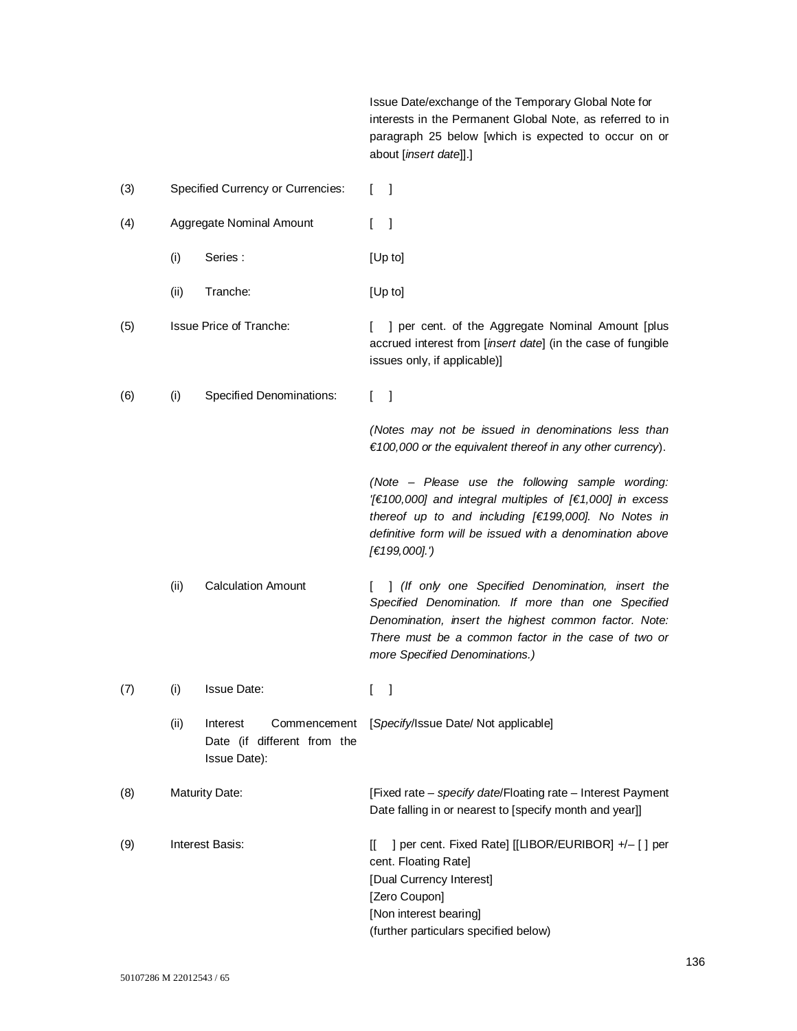Issue Date/exchange of the Temporary Global Note for interests in the Permanent Global Note, as referred to in paragraph 25 below [which is expected to occur on or about [*insert date*]].]

| | | | |
|---|---|---|---|
| (3) | Specified Currency or Currencies: | | [ ] |
| (4) | Aggregate Nominal Amount | | [ ] |
| | (i) | Series : | [Up to] |
| | (ii) | Tranche: | [Up to] |
| (5) | Issue Price of Tranche: | | [ ] per cent. of the Aggregate Nominal Amount [plus accrued interest from [*insert date*] (in the case of fungible issues only, if applicable)] |
| (6) | (i) | Specified Denominations: | [ ]<br><br>*(Notes may not be issued in denominations less than €100,000 or the equivalent thereof in any other currency*).<br><br>*(Note – Please use the following sample wording: '[€100,000] and integral multiples of [€1,000] in excess thereof up to and including [€199,000]. No Notes in definitive form will be issued with a denomination above [€199,000].')* |
| | (ii) | Calculation Amount | [ ] *(If only one Specified Denomination, insert the Specified Denomination. If more than one Specified Denomination, insert the highest common factor. Note: There must be a common factor in the case of two or more Specified Denominations.)* |
| (7) | (i) | Issue Date: | [ ] |
| | (ii) | Interest Commencement Date (if different from the Issue Date): | [*Specify*/Issue Date/ Not applicable] |
| (8) | Maturity Date: | | [Fixed rate – *specify date*/Floating rate – Interest Payment Date falling in or nearest to [specify month and year]] |
| (9) | Interest Basis: | | [[ ] per cent. Fixed Rate] [[LIBOR/EURIBOR] +/– [ ] per cent. Floating Rate]<br>[Dual Currency Interest]<br>[Zero Coupon]<br>[Non interest bearing]<br>(further particulars specified below) |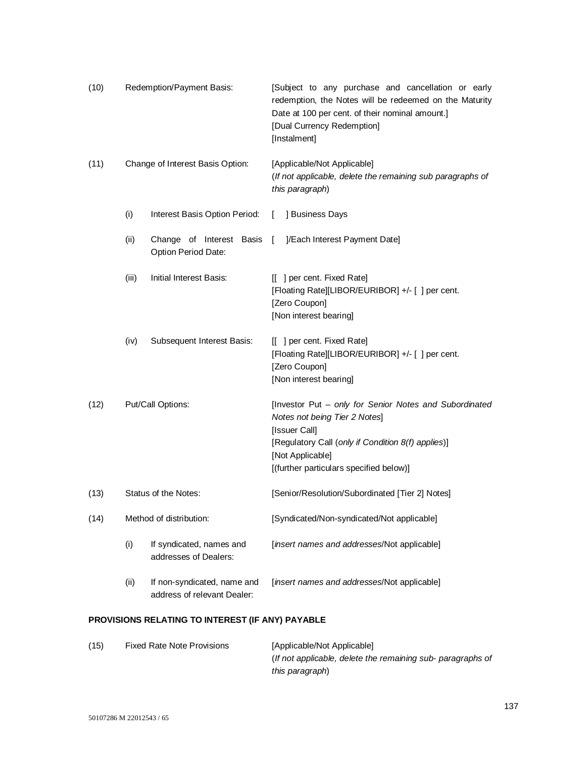| | | |
|---|---|---|
| (10) | Redemption/Payment Basis: | [Subject to any purchase and cancellation or early redemption, the Notes will be redeemed on the Maturity Date at 100 per cent. of their nominal amount.]<br>[Dual Currency Redemption]<br>[Instalment] |
| (11) | Change of Interest Basis Option: | [Applicable/Not Applicable]<br>(*If not applicable, delete the remaining sub paragraphs of this paragraph*) |
| | (i) Interest Basis Option Period: | [ ] Business Days |
| | (ii) Change of Interest Basis Option Period Date: | [ ]/Each Interest Payment Date] |
| | (iii) Initial Interest Basis: | [[ ] per cent. Fixed Rate]<br>[Floating Rate][LIBOR/EURIBOR] +/- [ ] per cent.<br>[Zero Coupon]<br>[Non interest bearing] |
| | (iv) Subsequent Interest Basis: | [[ ] per cent. Fixed Rate]<br>[Floating Rate][LIBOR/EURIBOR] +/- [ ] per cent.<br>[Zero Coupon]<br>[Non interest bearing] |
| (12) | Put/Call Options: | [Investor Put – *only for Senior Notes and Subordinated Notes not being Tier 2 Notes*]<br>[Issuer Call]<br>[Regulatory Call (*only if Condition 8(f) applies*)]<br>[Not Applicable]<br>[(further particulars specified below)] |
| (13) | Status of the Notes: | [Senior/Resolution/Subordinated [Tier 2] Notes] |
| (14) | Method of distribution: | [Syndicated/Non-syndicated/Not applicable] |
| | (i) If syndicated, names and addresses of Dealers: | [*insert names and addresses*/Not applicable] |
| | (ii) If non-syndicated, name and address of relevant Dealer: | [*insert names and addresses*/Not applicable] |

**PROVISIONS RELATING TO INTEREST (IF ANY) PAYABLE**

| | | |
|---|---|---|
| (15) | Fixed Rate Note Provisions | [Applicable/Not Applicable]<br>(*If not applicable, delete the remaining sub- paragraphs of this paragraph*) |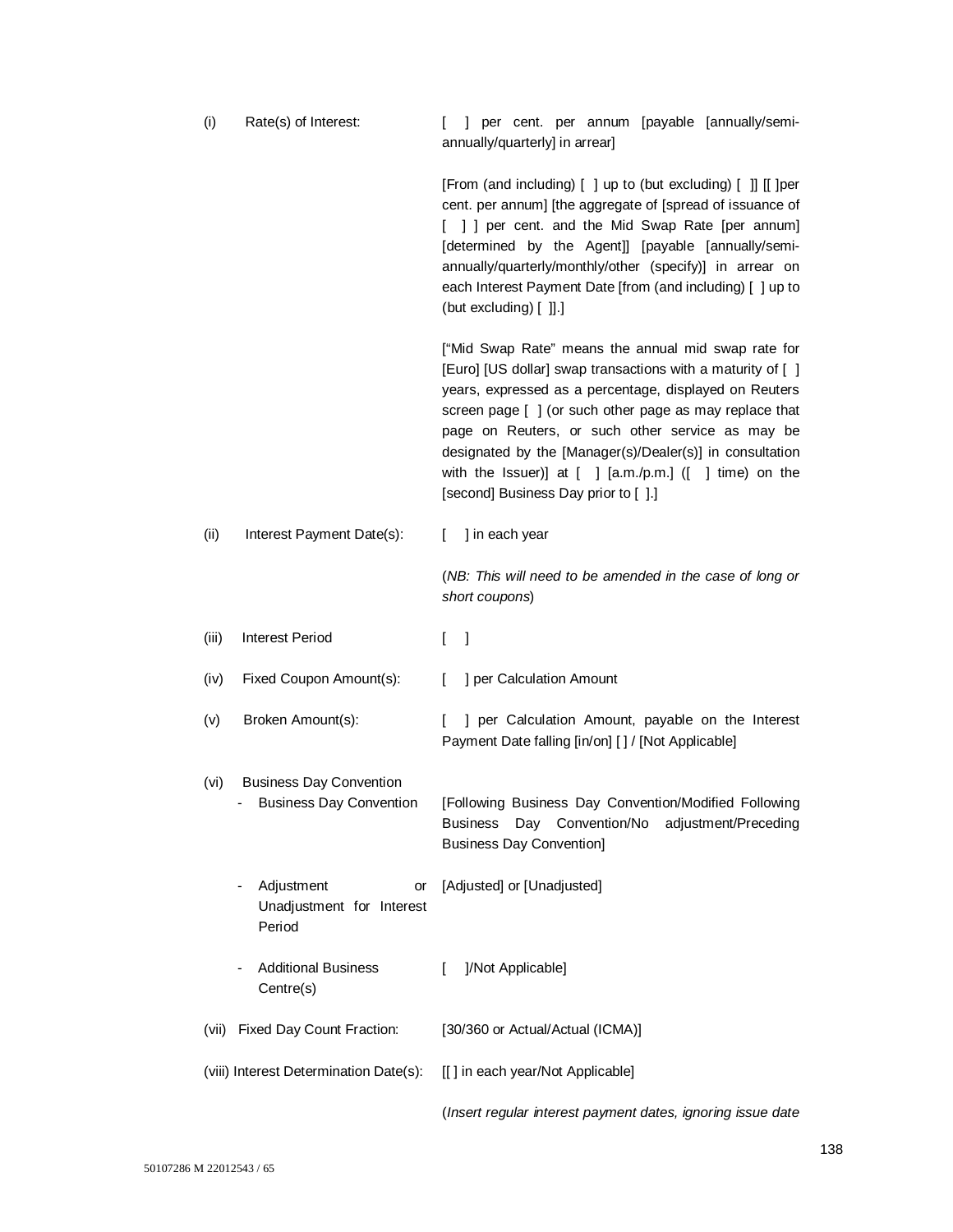| | |
|---|---|
| (i) Rate(s) of Interest: | [ ] per cent. per annum [payable [annually/semi-annually/quarterly] in arrear]<br><br>[From (and including) [ ] up to (but excluding) [ ]] [[ ]per cent. per annum] [the aggregate of [spread of issuance of [ ] ] per cent. and the Mid Swap Rate [per annum] [determined by the Agent]] [payable [annually/semi-annually/quarterly/monthly/other (specify)] in arrear on each Interest Payment Date [from (and including) [ ] up to (but excluding) [ ]].]<br><br>["Mid Swap Rate" means the annual mid swap rate for [Euro] [US dollar] swap transactions with a maturity of [ ] years, expressed as a percentage, displayed on Reuters screen page [ ] (or such other page as may replace that page on Reuters, or such other service as may be designated by the [Manager(s)/Dealer(s)] in consultation with the Issuer)] at [ ] [a.m./p.m.] ([ ] time) on the [second] Business Day prior to [ ].] |
| (ii) Interest Payment Date(s): | [ ] in each year<br><br>(*NB: This will need to be amended in the case of long or short coupons*) |
| (iii) Interest Period | [ ] |
| (iv) Fixed Coupon Amount(s): | [ ] per Calculation Amount |
| (v) Broken Amount(s): | [ ] per Calculation Amount, payable on the Interest Payment Date falling [in/on] [ ] / [Not Applicable] |
| (vi) Business Day Convention | |
| - Business Day Convention | [Following Business Day Convention/Modified Following Business Day Convention/No adjustment/Preceding Business Day Convention] |
| - Adjustment or Unadjustment for Interest Period | [Adjusted] or [Unadjusted] |
| - Additional Business Centre(s) | [ ]/Not Applicable] |
| (vii) Fixed Day Count Fraction: | [30/360 or Actual/Actual (ICMA)] |
| (viii) Interest Determination Date(s): | [[ ] in each year/Not Applicable]<br><br>(*Insert regular interest payment dates, ignoring issue date* |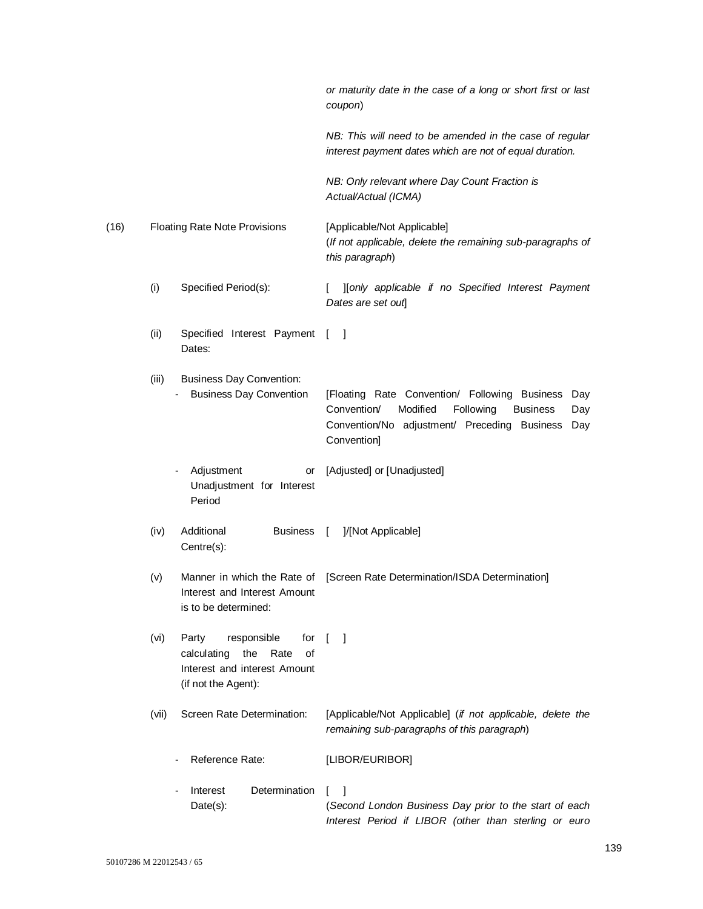| | | | |
|---|---|---|---|
| | | | *or maturity date in the case of a long or short first or last coupon*) |
| | | | *NB: This will need to be amended in the case of regular interest payment dates which are not of equal duration.* |
| | | | *NB: Only relevant where Day Count Fraction is Actual/Actual (ICMA)* |
| (16) | Floating Rate Note Provisions | | [Applicable/Not Applicable] (*If not applicable, delete the remaining sub-paragraphs of this paragraph*) |
| | (i) | Specified Period(s): | [ ][*only applicable if no Specified Interest Payment Dates are set out*] |
| | (ii) | Specified Interest Payment Dates: | [ ] |
| | (iii) | Business Day Convention: | |
| | | - Business Day Convention | [Floating Rate Convention/ Following Business Day Convention/ Modified Following Business Day Convention/No adjustment/ Preceding Business Day Convention] |
| | | - Adjustment or Unadjustment for Interest Period | [Adjusted] or [Unadjusted] |
| | (iv) | Additional Business Centre(s): | [ ]/[Not Applicable] |
| | (v) | Manner in which the Rate of Interest and Interest Amount is to be determined: | [Screen Rate Determination/ISDA Determination] |
| | (vi) | Party responsible for calculating the Rate of Interest and interest Amount (if not the Agent): | [ ] |
| | (vii) | Screen Rate Determination: | [Applicable/Not Applicable] (*if not applicable, delete the remaining sub-paragraphs of this paragraph*) |
| | | - Reference Rate: | [LIBOR/EURIBOR] |
| | | - Interest Determination Date(s): | [ ] (*Second London Business Day prior to the start of each Interest Period if LIBOR (other than sterling or euro* |

50107286 M 22012543 / 65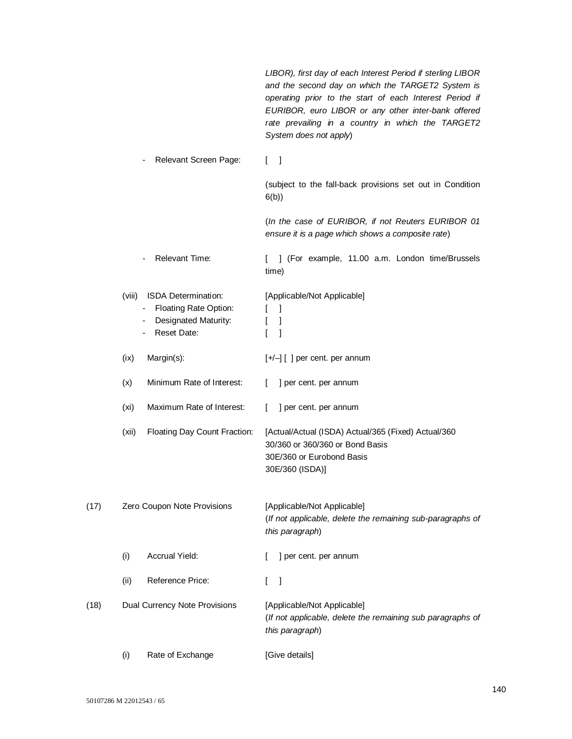*LIBOR), first day of each Interest Period if sterling LIBOR and the second day on which the TARGET2 System is operating prior to the start of each Interest Period if EURIBOR, euro LIBOR or any other inter-bank offered rate prevailing in a country in which the TARGET2 System does not apply*)

| | | |
|---|---|---|
| | - Relevant Screen Page: | [ ]<br><br>(subject to the fall-back provisions set out in Condition 6(b))<br><br>(*In the case of EURIBOR, if not Reuters EURIBOR 01 ensure it is a page which shows a composite rate*) |
| | - Relevant Time: | [ ] (For example, 11.00 a.m. London time/Brussels time) |
| (viii) | ISDA Determination: | [Applicable/Not Applicable] |
| | - Floating Rate Option: | [ ] |
| | - Designated Maturity: | [ ] |
| | - Reset Date: | [ ] |
| (ix) | Margin(s): | [+/–] [ ] per cent. per annum |
| (x) | Minimum Rate of Interest: | [ ] per cent. per annum |
| (xi) | Maximum Rate of Interest: | [ ] per cent. per annum |
| (xii) | Floating Day Count Fraction: | [Actual/Actual (ISDA) Actual/365 (Fixed) Actual/360<br>30/360 or 360/360 or Bond Basis<br>30E/360 or Eurobond Basis<br>30E/360 (ISDA)] |

| | | |
|---|---|---|
| (17) | Zero Coupon Note Provisions | [Applicable/Not Applicable]<br>(*If not applicable, delete the remaining sub-paragraphs of this paragraph*) |
| | (i) Accrual Yield: | [ ] per cent. per annum |
| | (ii) Reference Price: | [ ] |
| (18) | Dual Currency Note Provisions | [Applicable/Not Applicable]<br>(*If not applicable, delete the remaining sub paragraphs of this paragraph*) |
| | (i) Rate of Exchange | [Give details] |

50107286 M 22012543 / 65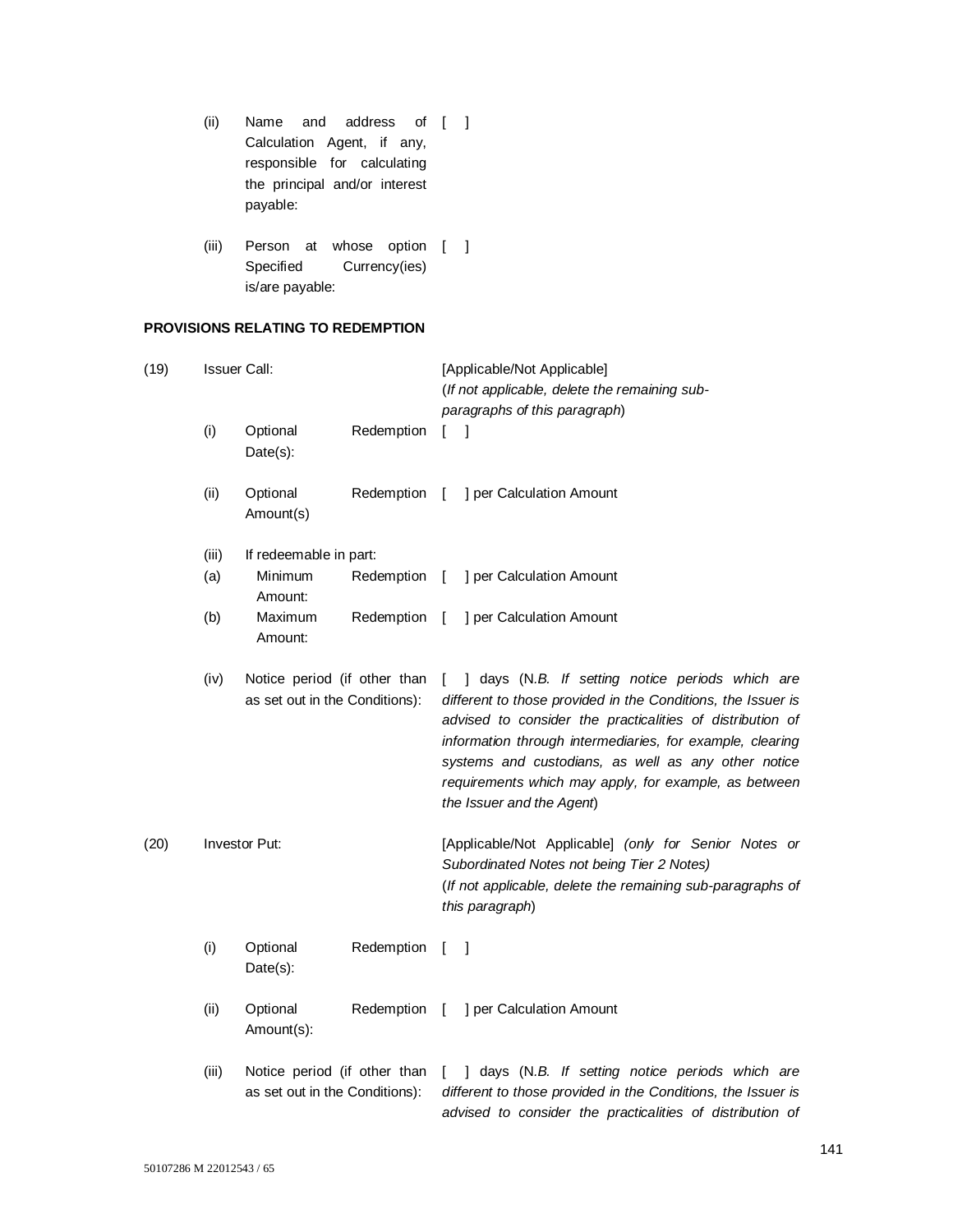| | | | |
|---|---|---|---|
| | (ii) | Name and address of Calculation Agent, if any, responsible for calculating the principal and/or interest payable: | [ ] |
| | (iii) | Person at whose option Specified Currency(ies) is/are payable: | [ ] |

**PROVISIONS RELATING TO REDEMPTION**

| | | | |
|---|---|---|---|
| (19) | Issuer Call: | | [Applicable/Not Applicable] (*If not applicable, delete the remaining sub-paragraphs of this paragraph*) |
| | (i) | Optional Redemption Date(s): | [ ] |
| | (ii) | Optional Redemption Amount(s) | [ ] per Calculation Amount |
| | (iii) | If redeemable in part: | |
| | (a) | Minimum Redemption Amount: | [ ] per Calculation Amount |
| | (b) | Maximum Redemption Amount: | [ ] per Calculation Amount |
| | (iv) | Notice period (if other than as set out in the Conditions): | [ ] days (N.*B. If setting notice periods which are different to those provided in the Conditions, the Issuer is advised to consider the practicalities of distribution of information through intermediaries, for example, clearing systems and custodians, as well as any other notice requirements which may apply, for example, as between the Issuer and the Agent*) |
| (20) | Investor Put: | | [Applicable/Not Applicable] *(only for Senior Notes or Subordinated Notes not being Tier 2 Notes)* (*If not applicable, delete the remaining sub-paragraphs of this paragraph*) |
| | (i) | Optional Redemption Date(s): | [ ] |
| | (ii) | Optional Redemption Amount(s): | [ ] per Calculation Amount |
| | (iii) | Notice period (if other than as set out in the Conditions): | [ ] days (N.*B. If setting notice periods which are different to those provided in the Conditions, the Issuer is advised to consider the practicalities of distribution of* |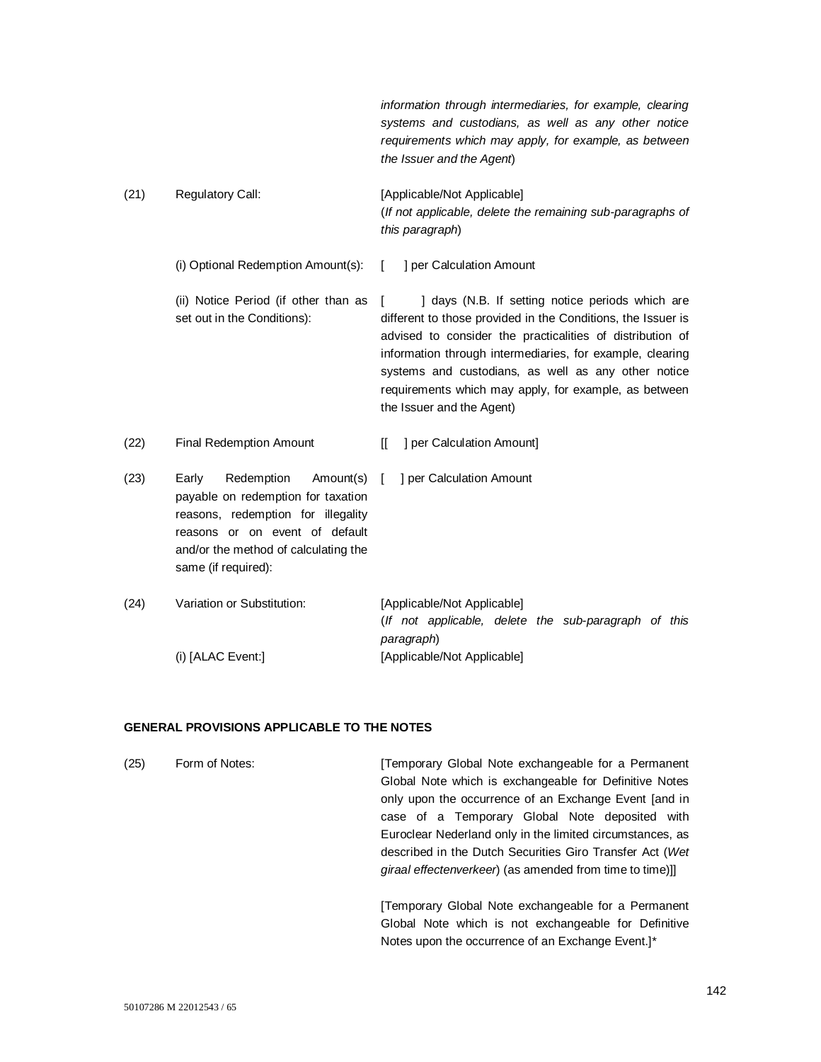| | | |
|---|---|---|
| | | *information through intermediaries, for example, clearing systems and custodians, as well as any other notice requirements which may apply, for example, as between the Issuer and the Agent*) |
| (21) | Regulatory Call: | [Applicable/Not Applicable]<br>(*If not applicable, delete the remaining sub-paragraphs of this paragraph*) |
| | (i) Optional Redemption Amount(s): | [ ] per Calculation Amount |
| | (ii) Notice Period (if other than as set out in the Conditions): | [ ] days (N.B. If setting notice periods which are different to those provided in the Conditions, the Issuer is advised to consider the practicalities of distribution of information through intermediaries, for example, clearing systems and custodians, as well as any other notice requirements which may apply, for example, as between the Issuer and the Agent) |
| (22) | Final Redemption Amount | [[ ] per Calculation Amount] |
| (23) | Early Redemption Amount(s) payable on redemption for taxation reasons, redemption for illegality reasons or on event of default and/or the method of calculating the same (if required): | [ ] per Calculation Amount |
| (24) | Variation or Substitution: | [Applicable/Not Applicable]<br>(*If not applicable, delete the sub-paragraph of this paragraph*) |
| | (i) [ALAC Event:] | [Applicable/Not Applicable] |

**GENERAL PROVISIONS APPLICABLE TO THE NOTES**

| | | |
|---|---|---|
| (25) | Form of Notes: | [Temporary Global Note exchangeable for a Permanent Global Note which is exchangeable for Definitive Notes only upon the occurrence of an Exchange Event [and in case of a Temporary Global Note deposited with Euroclear Nederland only in the limited circumstances, as described in the Dutch Securities Giro Transfer Act (*Wet giraal effectenverkeer*) (as amended from time to time)]]<br><br>[Temporary Global Note exchangeable for a Permanent Global Note which is not exchangeable for Definitive Notes upon the occurrence of an Exchange Event.]* |

50107286 M 22012543 / 65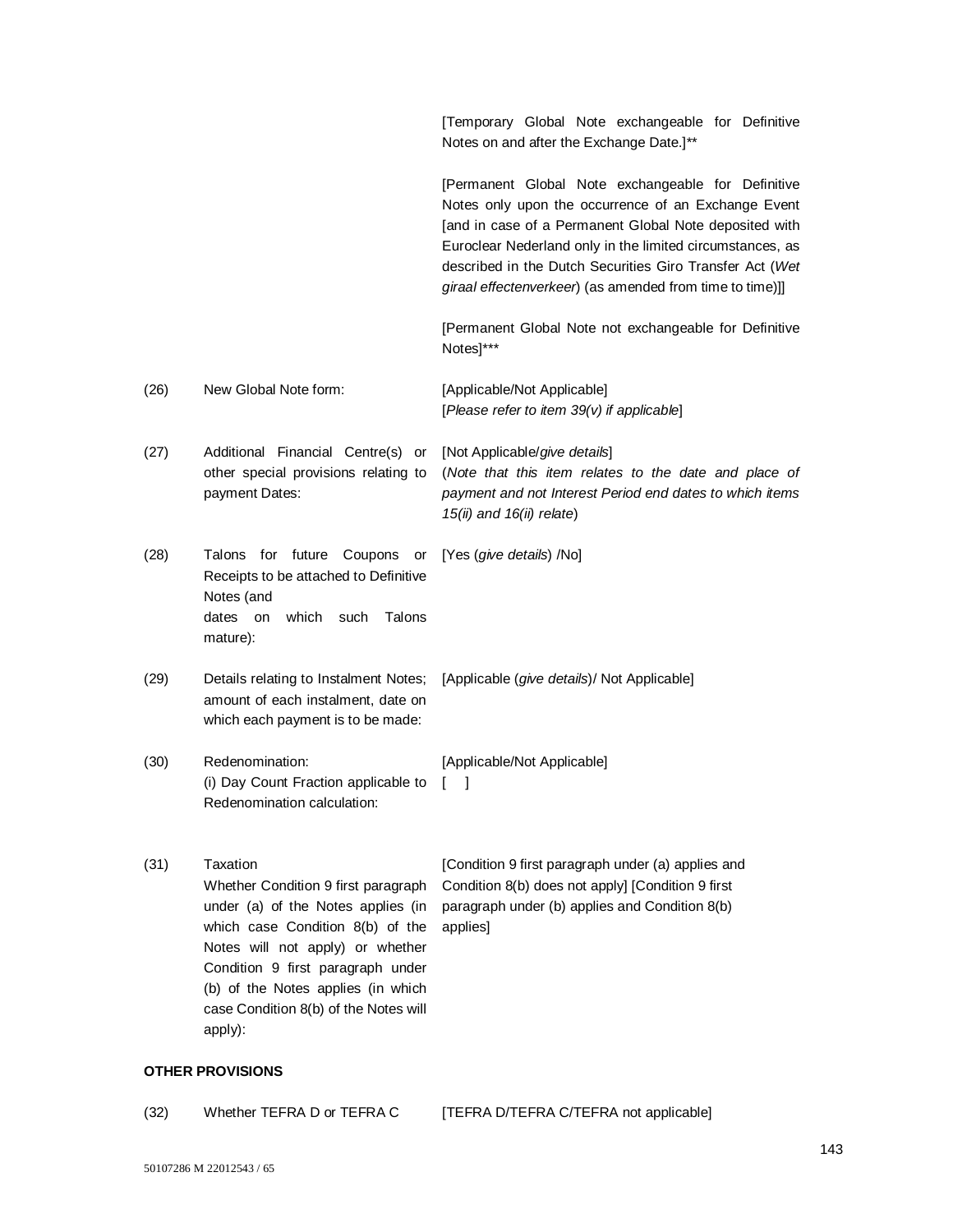| | | |
|---|---|---|
| | | [Temporary Global Note exchangeable for Definitive Notes on and after the Exchange Date.]** |
| | | [Permanent Global Note exchangeable for Definitive Notes only upon the occurrence of an Exchange Event [and in case of a Permanent Global Note deposited with Euroclear Nederland only in the limited circumstances, as described in the Dutch Securities Giro Transfer Act (*Wet giraal effectenverkeer*) (as amended from time to time)]] |
| | | [Permanent Global Note not exchangeable for Definitive Notes]*** |
| (26) | New Global Note form: | [Applicable/Not Applicable]<br>[*Please refer to item 39(v) if applicable*] |
| (27) | Additional Financial Centre(s) or other special provisions relating to payment Dates: | [Not Applicable/*give details*]<br>(*Note that this item relates to the date and place of payment and not Interest Period end dates to which items 15(ii) and 16(ii) relate*) |
| (28) | Talons for future Coupons or Receipts to be attached to Definitive Notes (and dates on which such Talons mature): | [Yes (*give details*) /No] |
| (29) | Details relating to Instalment Notes; amount of each instalment, date on which each payment is to be made: | [Applicable (*give details*)/ Not Applicable] |
| (30) | Redenomination:<br>(i) Day Count Fraction applicable to Redenomination calculation: | [Applicable/Not Applicable]<br>[ ] |
| (31) | Taxation<br>Whether Condition 9 first paragraph under (a) of the Notes applies (in which case Condition 8(b) of the Notes will not apply) or whether Condition 9 first paragraph under (b) of the Notes applies (in which case Condition 8(b) of the Notes will apply): | [Condition 9 first paragraph under (a) applies and Condition 8(b) does not apply] [Condition 9 first paragraph under (b) applies and Condition 8(b) applies] |

**OTHER PROVISIONS**

| | | |
|---|---|---|
| (32) | Whether TEFRA D or TEFRA C | [TEFRA D/TEFRA C/TEFRA not applicable] |

50107286 M 22012543 / 65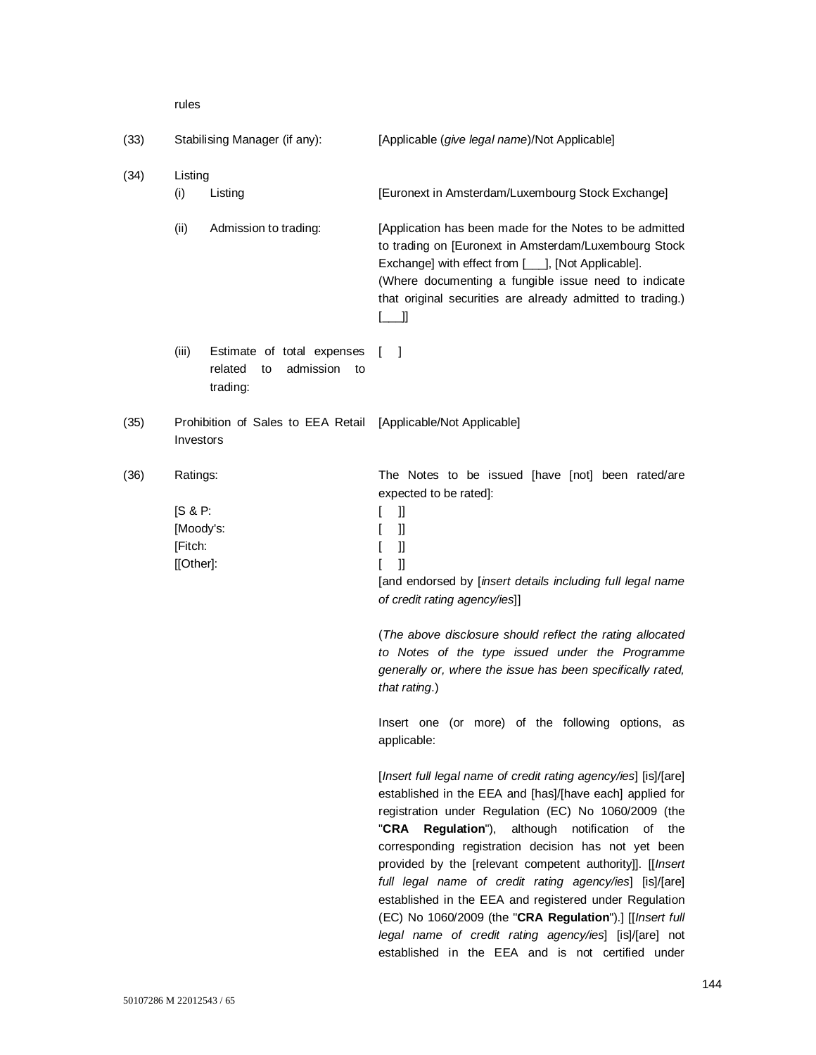rules

| | | |
|---|---|---|
| (33) | Stabilising Manager (if any): | [Applicable (*give legal name*)/Not Applicable] |
| (34) | Listing | |
| | (i) Listing | [Euronext in Amsterdam/Luxembourg Stock Exchange] |
| | (ii) Admission to trading: | [Application has been made for the Notes to be admitted to trading on [Euronext in Amsterdam/Luxembourg Stock Exchange] with effect from [\_\_\_], [Not Applicable]. (Where documenting a fungible issue need to indicate that original securities are already admitted to trading.) [\_\_\_]] |
| | (iii) Estimate of total expenses related to admission to trading: | [ ] |
| (35) | Prohibition of Sales to EEA Retail Investors | [Applicable/Not Applicable] |
| (36) | Ratings: | The Notes to be issued [have [not] been rated/are expected to be rated]: |
| | [S & P: | [ ]] |
| | [Moody's: | [ ]] |
| | [Fitch: | [ ]] |
| | [[Other]: | [ ]] |
| | | [and endorsed by [*insert details including full legal name of credit rating agency/ies*]] |
| | | (*The above disclosure should reflect the rating allocated to Notes of the type issued under the Programme generally or, where the issue has been specifically rated, that rating*.) |
| | | Insert one (or more) of the following options, as applicable: |
| | | [*Insert full legal name of credit rating agency/ies*] [is]/[are] established in the EEA and [has]/[have each] applied for registration under Regulation (EC) No 1060/2009 (the "**CRA Regulation**"), although notification of the corresponding registration decision has not yet been provided by the [relevant competent authority]]. [[*Insert full legal name of credit rating agency/ies*] [is]/[are] established in the EEA and registered under Regulation (EC) No 1060/2009 (the "**CRA Regulation**").] [[*Insert full legal name of credit rating agency/ies*] [is]/[are] not established in the EEA and is not certified under |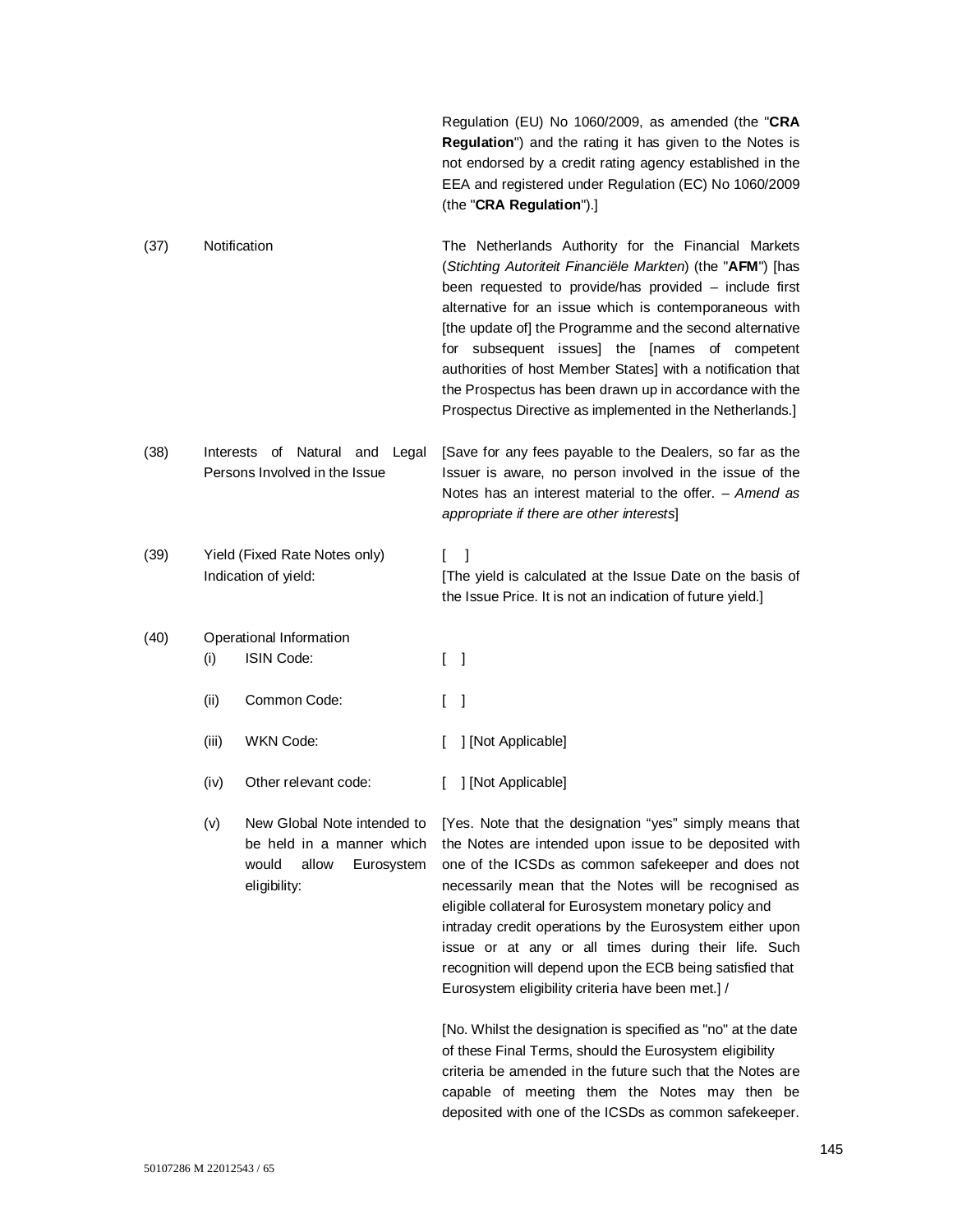| | | |
|---|---|---|
| | | Regulation (EU) No 1060/2009, as amended (the "**CRA Regulation**") and the rating it has given to the Notes is not endorsed by a credit rating agency established in the EEA and registered under Regulation (EC) No 1060/2009 (the "**CRA Regulation**").] |
| (37) | Notification | The Netherlands Authority for the Financial Markets (*Stichting Autoriteit Financiële Markten*) (the "**AFM**") [has been requested to provide/has provided – include first alternative for an issue which is contemporaneous with [the update of] the Programme and the second alternative for subsequent issues] the [names of competent authorities of host Member States] with a notification that the Prospectus has been drawn up in accordance with the Prospectus Directive as implemented in the Netherlands.] |
| (38) | Interests of Natural and Legal Persons Involved in the Issue | [Save for any fees payable to the Dealers, so far as the Issuer is aware, no person involved in the issue of the Notes has an interest material to the offer. – *Amend as appropriate if there are other interests*] |
| (39) | Yield (Fixed Rate Notes only)<br>Indication of yield: | [ ]<br>[The yield is calculated at the Issue Date on the basis of the Issue Price. It is not an indication of future yield.] |
| (40) | Operational Information | |
| | (i) ISIN Code: | [ ] |
| | (ii) Common Code: | [ ] |
| | (iii) WKN Code: | [ ] [Not Applicable] |
| | (iv) Other relevant code: | [ ] [Not Applicable] |
| | (v) New Global Note intended to be held in a manner which would allow Eurosystem eligibility: | [Yes. Note that the designation "yes" simply means that the Notes are intended upon issue to be deposited with one of the ICSDs as common safekeeper and does not necessarily mean that the Notes will be recognised as eligible collateral for Eurosystem monetary policy and intraday credit operations by the Eurosystem either upon issue or at any or all times during their life. Such recognition will depend upon the ECB being satisfied that Eurosystem eligibility criteria have been met.] /<br><br>[No. Whilst the designation is specified as "no" at the date of these Final Terms, should the Eurosystem eligibility criteria be amended in the future such that the Notes are capable of meeting them the Notes may then be deposited with one of the ICSDs as common safekeeper. |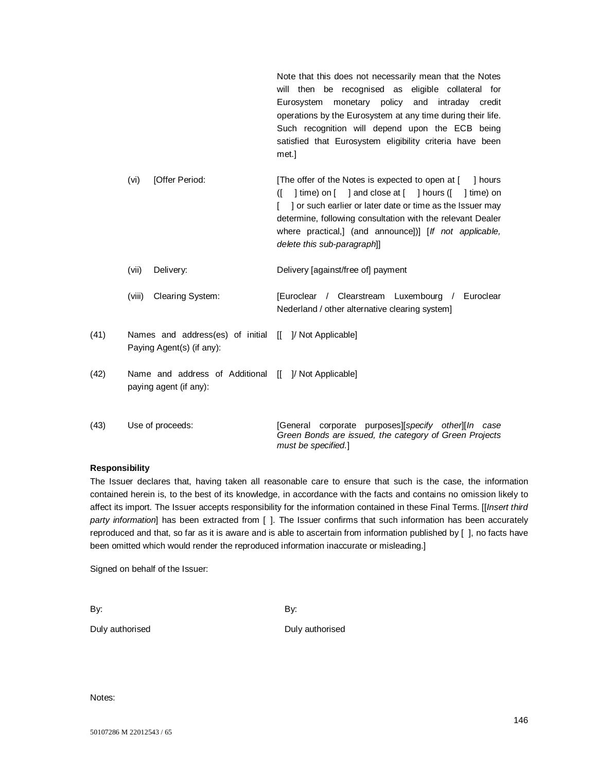| | | |
|---|---|---|
| | | Note that this does not necessarily mean that the Notes will then be recognised as eligible collateral for Eurosystem monetary policy and intraday credit operations by the Eurosystem at any time during their life. Such recognition will depend upon the ECB being satisfied that Eurosystem eligibility criteria have been met.] |
| | (vi) [Offer Period: | [The offer of the Notes is expected to open at [ ] hours ([ ] time) on [ ] and close at [ ] hours ([ ] time) on [ ] or such earlier or later date or time as the Issuer may determine, following consultation with the relevant Dealer where practical,] (and announce])] [*If not applicable, delete this sub-paragraph*]] |
| | (vii) Delivery: | Delivery [against/free of] payment |
| | (viii) Clearing System: | [Euroclear / Clearstream Luxembourg / Euroclear Nederland / other alternative clearing system] |
| (41) | Names and address(es) of initial Paying Agent(s) (if any): | [[ ]/ Not Applicable] |
| (42) | Name and address of Additional paying agent (if any): | [[ ]/ Not Applicable] |
| (43) | Use of proceeds: | [General corporate purposes][*specify other*][*In case Green Bonds are issued, the category of Green Projects must be specified.*] |

**Responsibility**

The Issuer declares that, having taken all reasonable care to ensure that such is the case, the information contained herein is, to the best of its knowledge, in accordance with the facts and contains no omission likely to affect its import. The Issuer accepts responsibility for the information contained in these Final Terms. [[*Insert third party information*] has been extracted from [ ]. The Issuer confirms that such information has been accurately reproduced and that, so far as it is aware and is able to ascertain from information published by [ ], no facts have been omitted which would render the reproduced information inaccurate or misleading.]

Signed on behalf of the Issuer:

| | |
|---|---|
| By: | By: |
| Duly authorised | Duly authorised |

Notes:

50107286 M 22012543 / 65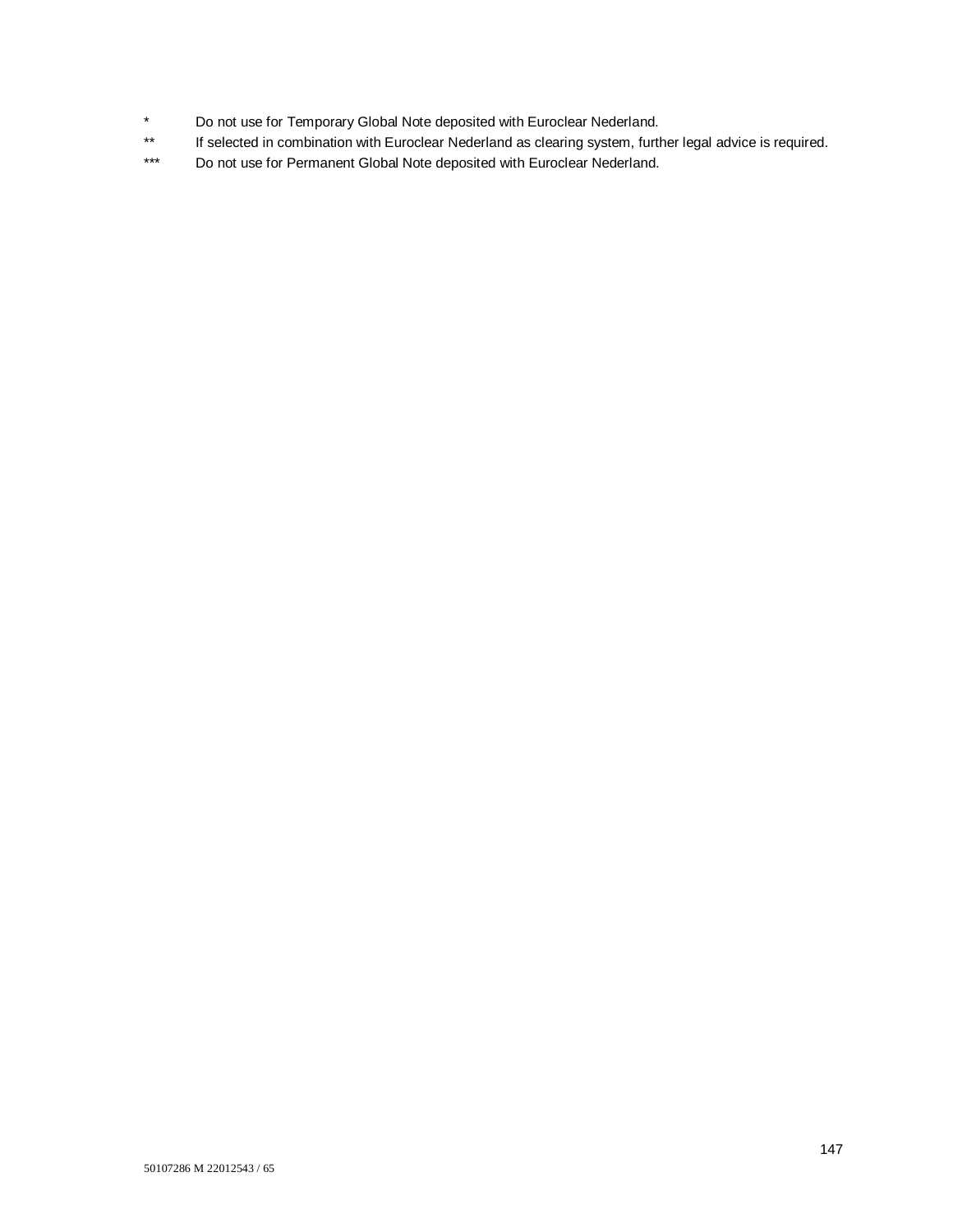*	Do not use for Temporary Global Note deposited with Euroclear Nederland.

**	If selected in combination with Euroclear Nederland as clearing system, further legal advice is required.

***	Do not use for Permanent Global Note deposited with Euroclear Nederland.

50107286 M 22012543 / 65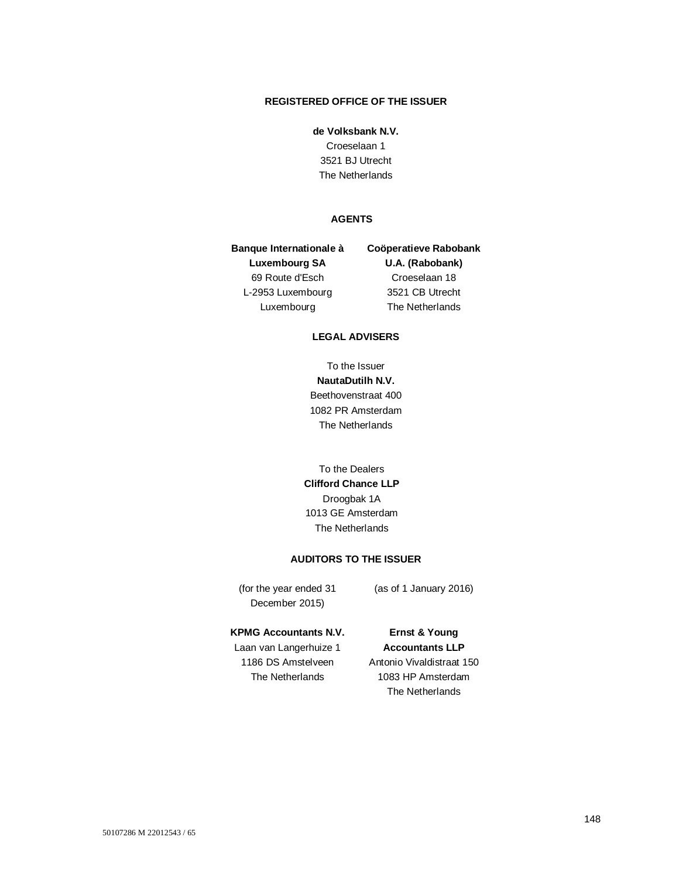## REGISTERED OFFICE OF THE ISSUER

**de Volksbank N.V.**
Croeselaan 1
3521 BJ Utrecht
The Netherlands

## AGENTS

**Banque Internationale à Luxembourg SA**
69 Route d'Esch
L-2953 Luxembourg
Luxembourg

**Coöperatieve Rabobank U.A. (Rabobank)**
Croeselaan 18
3521 CB Utrecht
The Netherlands

## LEGAL ADVISERS

To the Issuer
**NautaDutilh N.V.**
Beethovenstraat 400
1082 PR Amsterdam
The Netherlands

To the Dealers
**Clifford Chance LLP**
Droogbak 1A
1013 GE Amsterdam
The Netherlands

## AUDITORS TO THE ISSUER

(for the year ended 31 December 2015)

**KPMG Accountants N.V.**
Laan van Langerhuize 1
1186 DS Amstelveen
The Netherlands

(as of 1 January 2016)

**Ernst & Young Accountants LLP**
Antonio Vivaldistraat 150
1083 HP Amsterdam
The Netherlands

50107286 M 22012543 / 65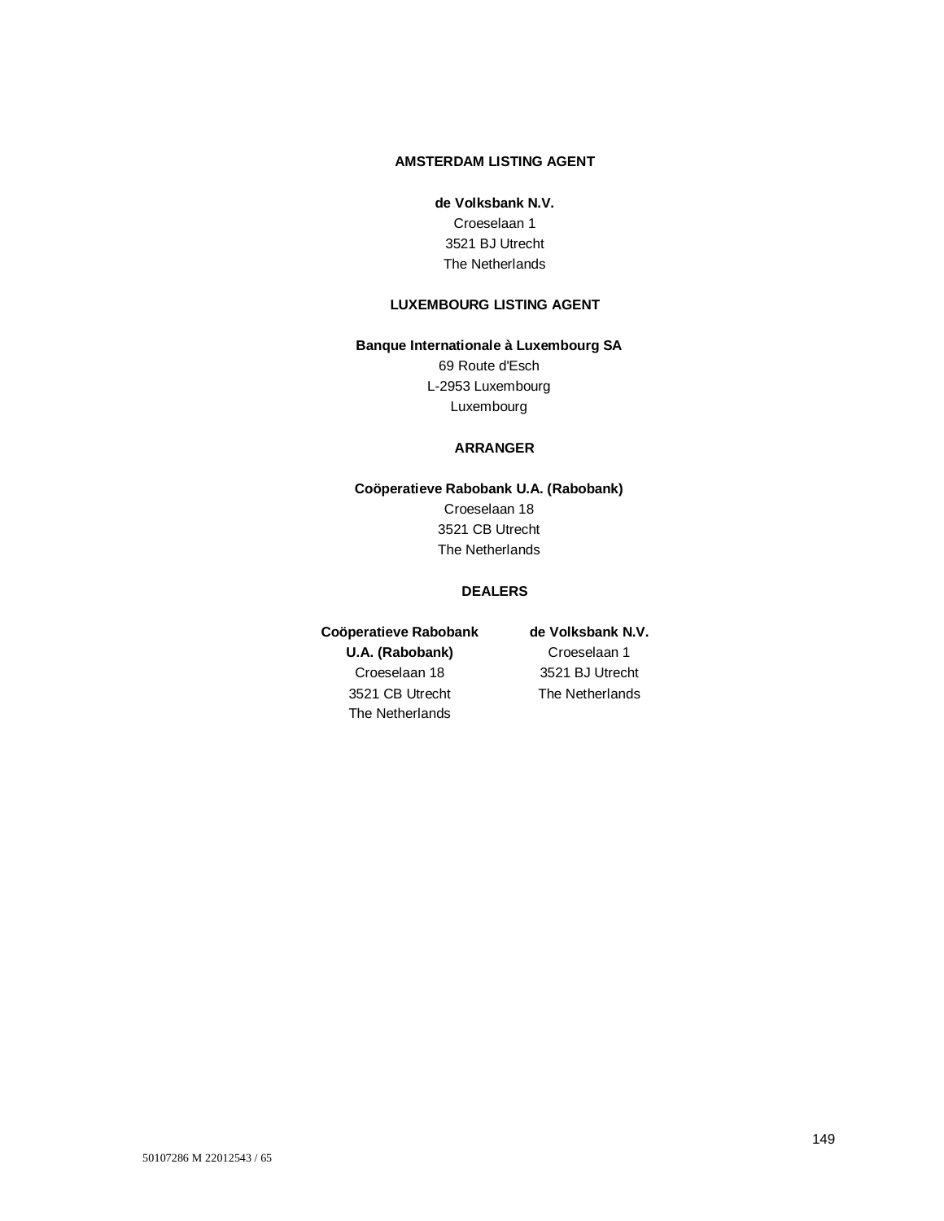**AMSTERDAM LISTING AGENT**

**de Volksbank N.V.**
Croeselaan 1
3521 BJ Utrecht
The Netherlands

**LUXEMBOURG LISTING AGENT**

**Banque Internationale à Luxembourg SA**
69 Route d'Esch
L-2953 Luxembourg
Luxembourg

**ARRANGER**

**Coöperatieve Rabobank U.A. (Rabobank)**
Croeselaan 18
3521 CB Utrecht
The Netherlands

**DEALERS**

**Coöperatieve Rabobank U.A. (Rabobank)**
Croeselaan 18
3521 CB Utrecht
The Netherlands

**de Volksbank N.V.**
Croeselaan 1
3521 BJ Utrecht
The Netherlands

50107286 M 22012543 / 65